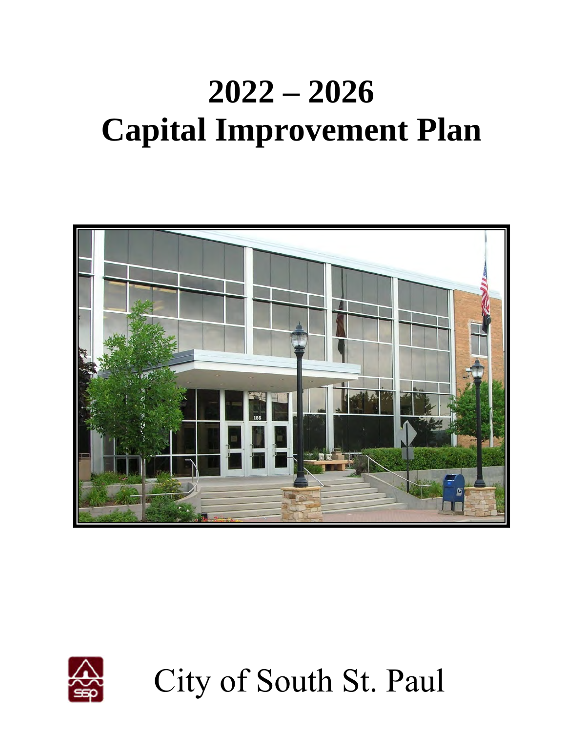# 2022 – 2026
# Capital Improvement Plan

City of South St. Paul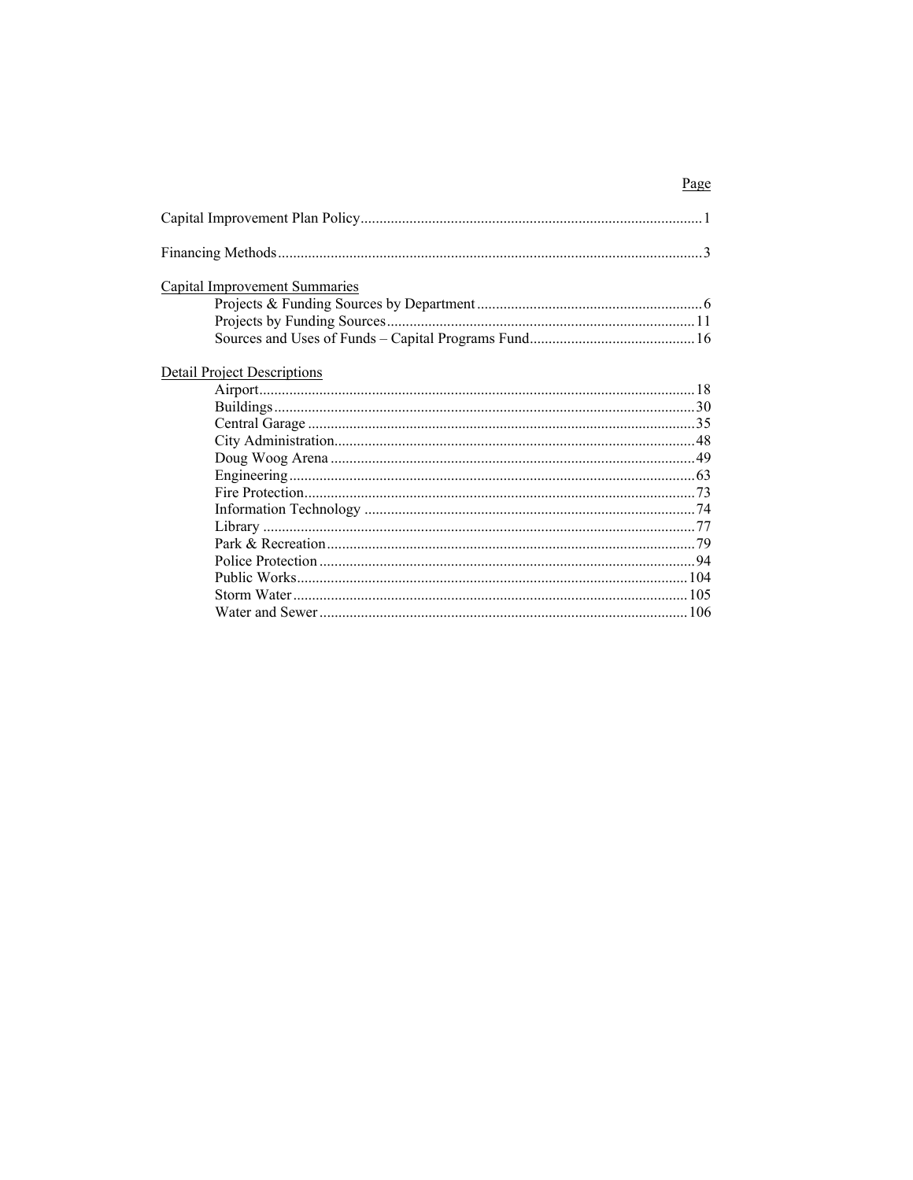| | Page |
|---|---|
| Capital Improvement Plan Policy | 1 |
| Financing Methods | 3 |
| Capital Improvement Summaries | |
| Projects & Funding Sources by Department | 6 |
| Projects by Funding Sources | 11 |
| Sources and Uses of Funds – Capital Programs Fund | 16 |
| Detail Project Descriptions | |
| Airport | 18 |
| Buildings | 30 |
| Central Garage | 35 |
| City Administration | 48 |
| Doug Woog Arena | 49 |
| Engineering | 63 |
| Fire Protection | 73 |
| Information Technology | 74 |
| Library | 77 |
| Park & Recreation | 79 |
| Police Protection | 94 |
| Public Works | 104 |
| Storm Water | 105 |
| Water and Sewer | 106 |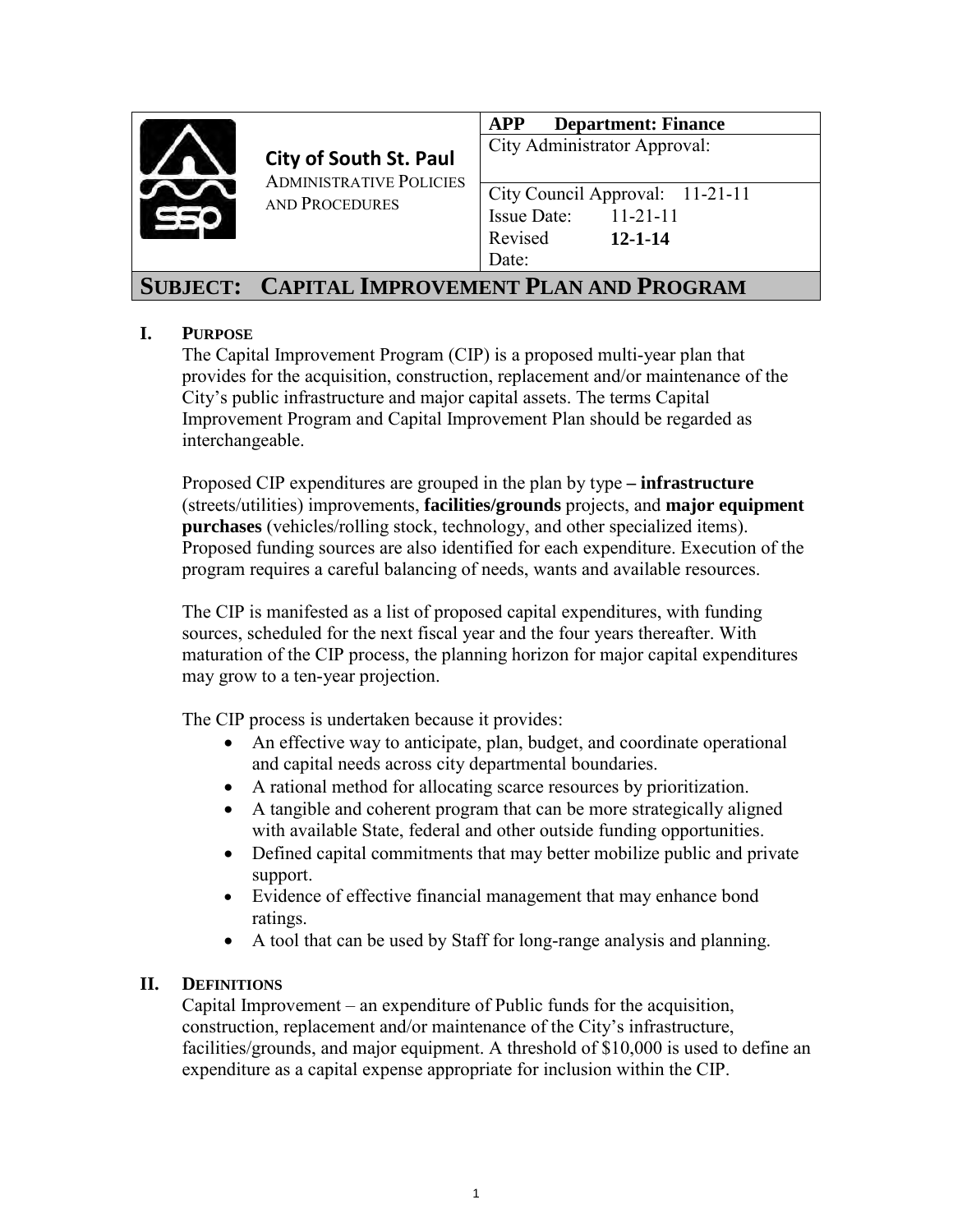| City of South St. Paul<br>ADMINISTRATIVE POLICIES AND PROCEDURES | **APP Department: Finance** |
|---|---|
| | City Administrator Approval: |
| | City Council Approval: 11-21-11<br>Issue Date: 11-21-11<br>Revised Date: **12-1-14** |

# SUBJECT: CAPITAL IMPROVEMENT PLAN AND PROGRAM

## I. PURPOSE

The Capital Improvement Program (CIP) is a proposed multi-year plan that provides for the acquisition, construction, replacement and/or maintenance of the City's public infrastructure and major capital assets. The terms Capital Improvement Program and Capital Improvement Plan should be regarded as interchangeable.

Proposed CIP expenditures are grouped in the plan by type **– infrastructure** (streets/utilities) improvements, **facilities/grounds** projects, and **major equipment purchases** (vehicles/rolling stock, technology, and other specialized items). Proposed funding sources are also identified for each expenditure. Execution of the program requires a careful balancing of needs, wants and available resources.

The CIP is manifested as a list of proposed capital expenditures, with funding sources, scheduled for the next fiscal year and the four years thereafter. With maturation of the CIP process, the planning horizon for major capital expenditures may grow to a ten-year projection.

The CIP process is undertaken because it provides:

- An effective way to anticipate, plan, budget, and coordinate operational and capital needs across city departmental boundaries.
- A rational method for allocating scarce resources by prioritization.
- A tangible and coherent program that can be more strategically aligned with available State, federal and other outside funding opportunities.
- Defined capital commitments that may better mobilize public and private support.
- Evidence of effective financial management that may enhance bond ratings.
- A tool that can be used by Staff for long-range analysis and planning.

## II. DEFINITIONS

Capital Improvement – an expenditure of Public funds for the acquisition, construction, replacement and/or maintenance of the City's infrastructure, facilities/grounds, and major equipment. A threshold of $10,000 is used to define an expenditure as a capital expense appropriate for inclusion within the CIP.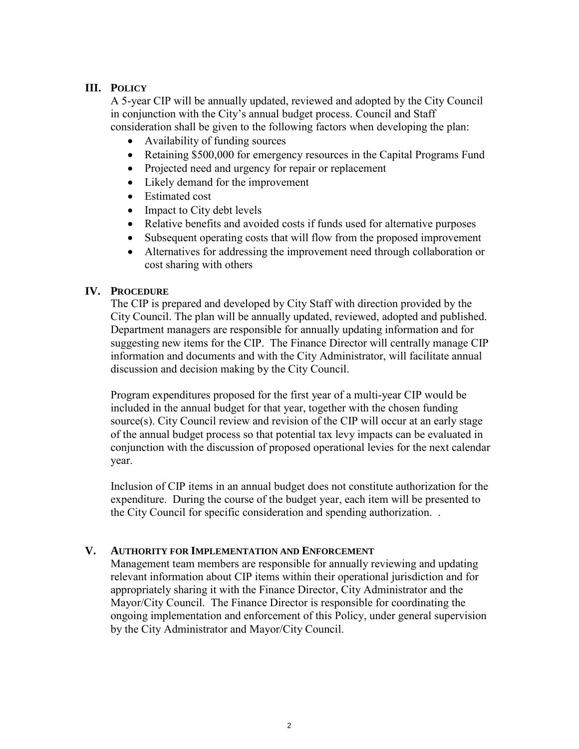## III. POLICY

A 5-year CIP will be annually updated, reviewed and adopted by the City Council in conjunction with the City's annual budget process. Council and Staff consideration shall be given to the following factors when developing the plan:

- Availability of funding sources
- Retaining $500,000 for emergency resources in the Capital Programs Fund
- Projected need and urgency for repair or replacement
- Likely demand for the improvement
- Estimated cost
- Impact to City debt levels
- Relative benefits and avoided costs if funds used for alternative purposes
- Subsequent operating costs that will flow from the proposed improvement
- Alternatives for addressing the improvement need through collaboration or cost sharing with others

## IV. PROCEDURE

The CIP is prepared and developed by City Staff with direction provided by the City Council. The plan will be annually updated, reviewed, adopted and published. Department managers are responsible for annually updating information and for suggesting new items for the CIP. The Finance Director will centrally manage CIP information and documents and with the City Administrator, will facilitate annual discussion and decision making by the City Council.

Program expenditures proposed for the first year of a multi-year CIP would be included in the annual budget for that year, together with the chosen funding source(s). City Council review and revision of the CIP will occur at an early stage of the annual budget process so that potential tax levy impacts can be evaluated in conjunction with the discussion of proposed operational levies for the next calendar year.

Inclusion of CIP items in an annual budget does not constitute authorization for the expenditure. During the course of the budget year, each item will be presented to the City Council for specific consideration and spending authorization. .

## V. AUTHORITY FOR IMPLEMENTATION AND ENFORCEMENT

Management team members are responsible for annually reviewing and updating relevant information about CIP items within their operational jurisdiction and for appropriately sharing it with the Finance Director, City Administrator and the Mayor/City Council. The Finance Director is responsible for coordinating the ongoing implementation and enforcement of this Policy, under general supervision by the City Administrator and Mayor/City Council.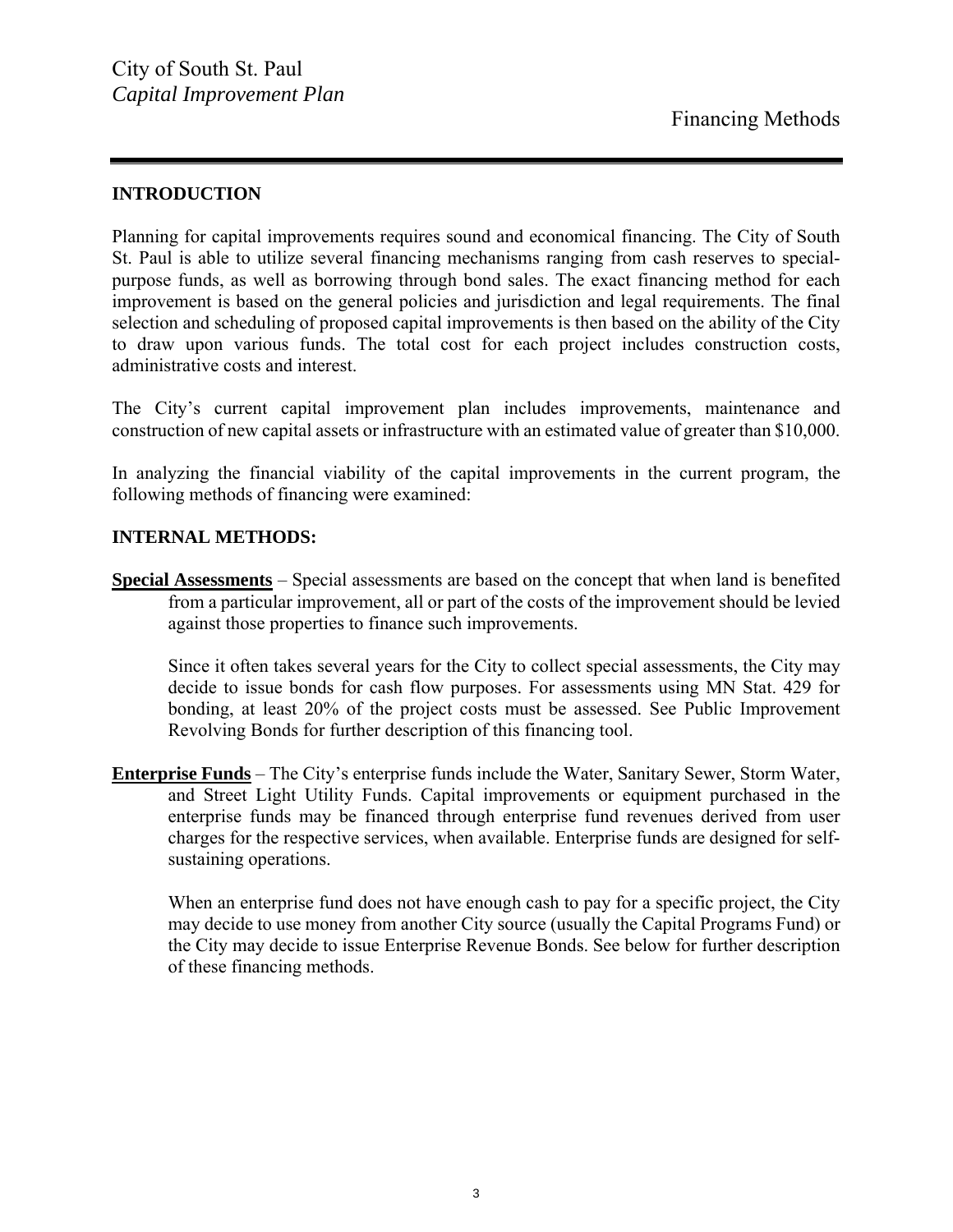# City of South St. Paul
*Capital Improvement Plan*

Financing Methods

## INTRODUCTION

Planning for capital improvements requires sound and economical financing. The City of South St. Paul is able to utilize several financing mechanisms ranging from cash reserves to special-purpose funds, as well as borrowing through bond sales. The exact financing method for each improvement is based on the general policies and jurisdiction and legal requirements. The final selection and scheduling of proposed capital improvements is then based on the ability of the City to draw upon various funds. The total cost for each project includes construction costs, administrative costs and interest.

The City's current capital improvement plan includes improvements, maintenance and construction of new capital assets or infrastructure with an estimated value of greater than $10,000.

In analyzing the financial viability of the capital improvements in the current program, the following methods of financing were examined:

## INTERNAL METHODS:

**Special Assessments** – Special assessments are based on the concept that when land is benefited from a particular improvement, all or part of the costs of the improvement should be levied against those properties to finance such improvements.

Since it often takes several years for the City to collect special assessments, the City may decide to issue bonds for cash flow purposes. For assessments using MN Stat. 429 for bonding, at least 20% of the project costs must be assessed. See Public Improvement Revolving Bonds for further description of this financing tool.

**Enterprise Funds** – The City's enterprise funds include the Water, Sanitary Sewer, Storm Water, and Street Light Utility Funds. Capital improvements or equipment purchased in the enterprise funds may be financed through enterprise fund revenues derived from user charges for the respective services, when available. Enterprise funds are designed for self-sustaining operations.

When an enterprise fund does not have enough cash to pay for a specific project, the City may decide to use money from another City source (usually the Capital Programs Fund) or the City may decide to issue Enterprise Revenue Bonds. See below for further description of these financing methods.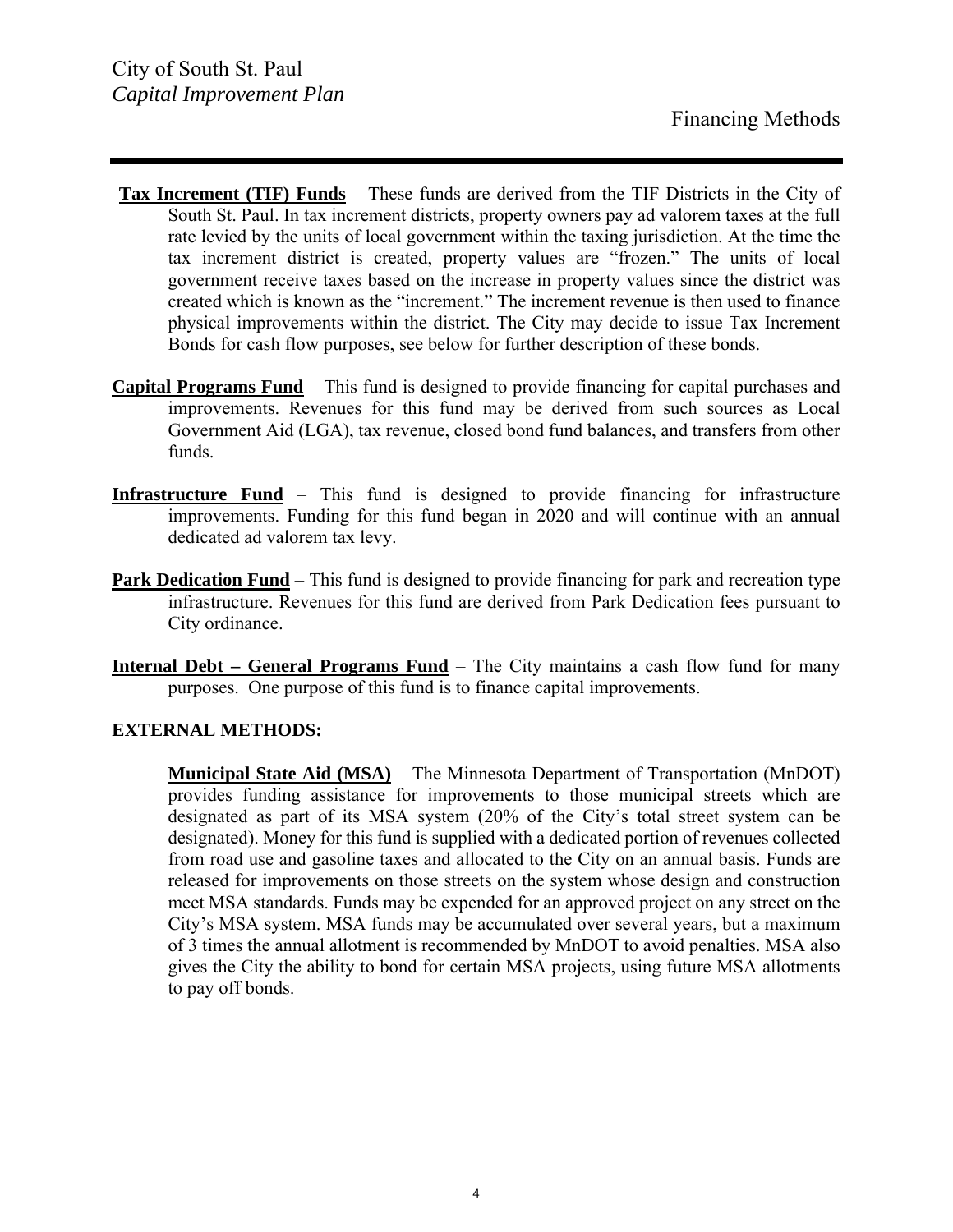**Tax Increment (TIF) Funds** – These funds are derived from the TIF Districts in the City of South St. Paul. In tax increment districts, property owners pay ad valorem taxes at the full rate levied by the units of local government within the taxing jurisdiction. At the time the tax increment district is created, property values are "frozen." The units of local government receive taxes based on the increase in property values since the district was created which is known as the "increment." The increment revenue is then used to finance physical improvements within the district. The City may decide to issue Tax Increment Bonds for cash flow purposes, see below for further description of these bonds.

**Capital Programs Fund** – This fund is designed to provide financing for capital purchases and improvements. Revenues for this fund may be derived from such sources as Local Government Aid (LGA), tax revenue, closed bond fund balances, and transfers from other funds.

**Infrastructure Fund** – This fund is designed to provide financing for infrastructure improvements. Funding for this fund began in 2020 and will continue with an annual dedicated ad valorem tax levy.

**Park Dedication Fund** – This fund is designed to provide financing for park and recreation type infrastructure. Revenues for this fund are derived from Park Dedication fees pursuant to City ordinance.

**Internal Debt – General Programs Fund** – The City maintains a cash flow fund for many purposes. One purpose of this fund is to finance capital improvements.

**EXTERNAL METHODS:**

**Municipal State Aid (MSA)** – The Minnesota Department of Transportation (MnDOT) provides funding assistance for improvements to those municipal streets which are designated as part of its MSA system (20% of the City's total street system can be designated). Money for this fund is supplied with a dedicated portion of revenues collected from road use and gasoline taxes and allocated to the City on an annual basis. Funds are released for improvements on those streets on the system whose design and construction meet MSA standards. Funds may be expended for an approved project on any street on the City's MSA system. MSA funds may be accumulated over several years, but a maximum of 3 times the annual allotment is recommended by MnDOT to avoid penalties. MSA also gives the City the ability to bond for certain MSA projects, using future MSA allotments to pay off bonds.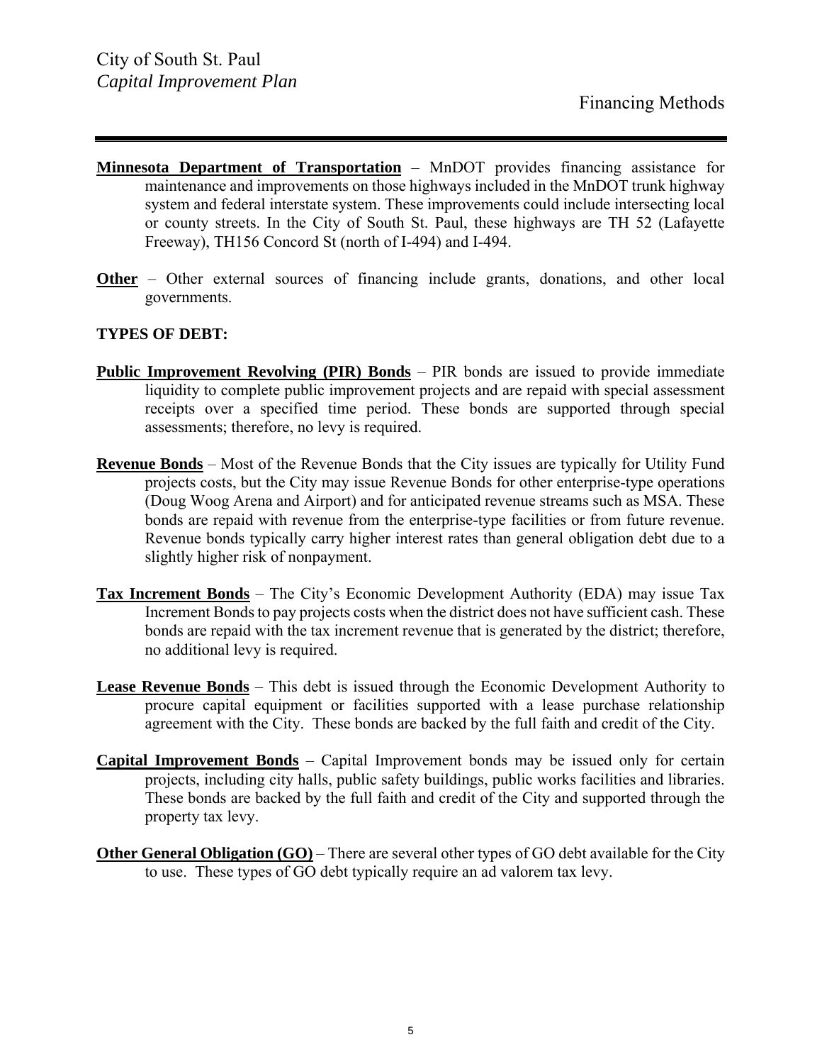**Minnesota Department of Transportation** – MnDOT provides financing assistance for maintenance and improvements on those highways included in the MnDOT trunk highway system and federal interstate system. These improvements could include intersecting local or county streets. In the City of South St. Paul, these highways are TH 52 (Lafayette Freeway), TH156 Concord St (north of I-494) and I-494.

**Other** – Other external sources of financing include grants, donations, and other local governments.

**TYPES OF DEBT:**

**Public Improvement Revolving (PIR) Bonds** – PIR bonds are issued to provide immediate liquidity to complete public improvement projects and are repaid with special assessment receipts over a specified time period. These bonds are supported through special assessments; therefore, no levy is required.

**Revenue Bonds** – Most of the Revenue Bonds that the City issues are typically for Utility Fund projects costs, but the City may issue Revenue Bonds for other enterprise-type operations (Doug Woog Arena and Airport) and for anticipated revenue streams such as MSA. These bonds are repaid with revenue from the enterprise-type facilities or from future revenue. Revenue bonds typically carry higher interest rates than general obligation debt due to a slightly higher risk of nonpayment.

**Tax Increment Bonds** – The City's Economic Development Authority (EDA) may issue Tax Increment Bonds to pay projects costs when the district does not have sufficient cash. These bonds are repaid with the tax increment revenue that is generated by the district; therefore, no additional levy is required.

**Lease Revenue Bonds** – This debt is issued through the Economic Development Authority to procure capital equipment or facilities supported with a lease purchase relationship agreement with the City. These bonds are backed by the full faith and credit of the City.

**Capital Improvement Bonds** – Capital Improvement bonds may be issued only for certain projects, including city halls, public safety buildings, public works facilities and libraries. These bonds are backed by the full faith and credit of the City and supported through the property tax levy.

**Other General Obligation (GO)** – There are several other types of GO debt available for the City to use. These types of GO debt typically require an ad valorem tax levy.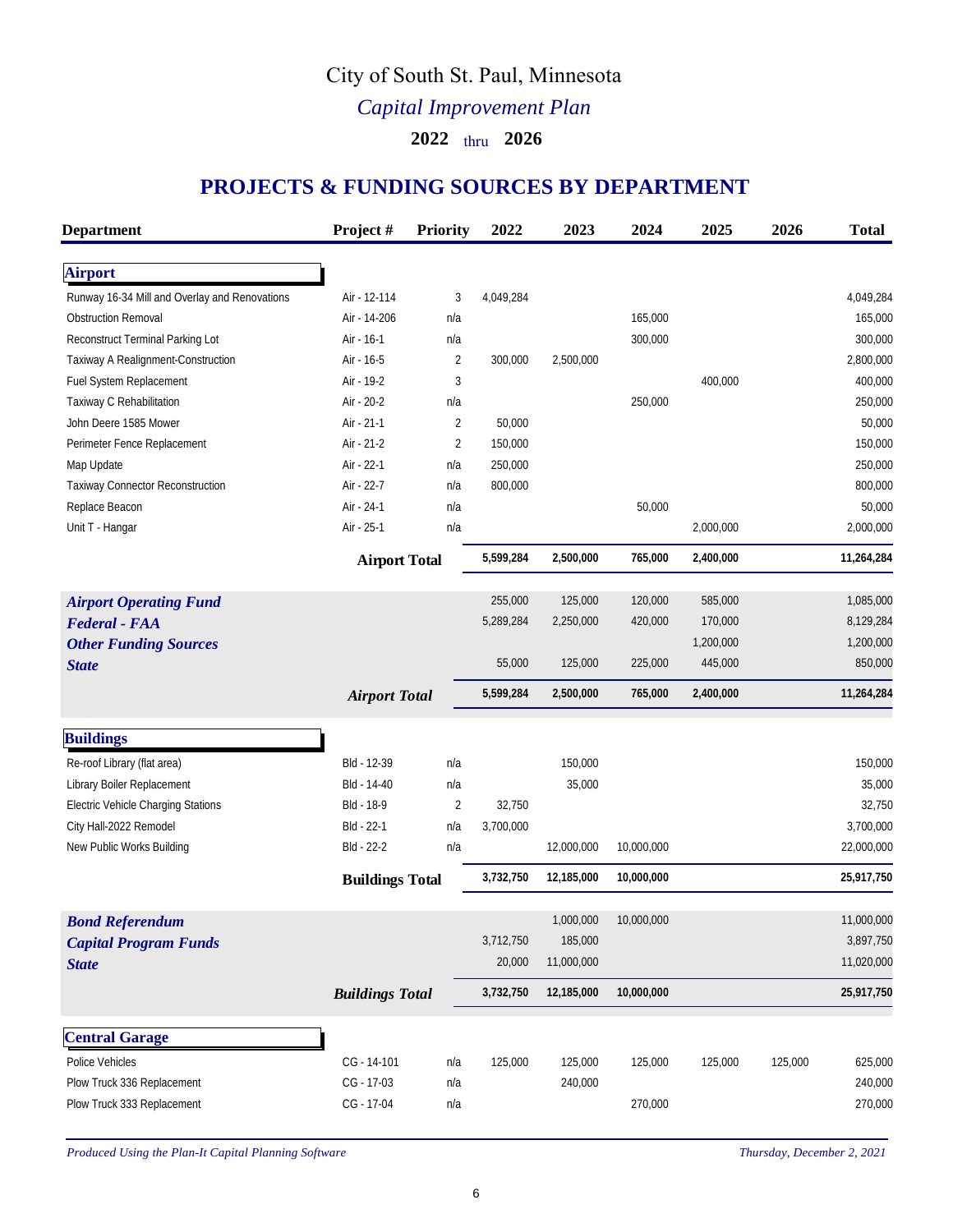# City of South St. Paul, Minnesota

## *Capital Improvement Plan*

### 2022 thru 2026

## PROJECTS & FUNDING SOURCES BY DEPARTMENT

| Department | Project # | Priority | 2022 | 2023 | 2024 | 2025 | 2026 | Total |
|---|---|---|---|---|---|---|---|---|
| **Airport** | | | | | | | | |
| Runway 16-34 Mill and Overlay and Renovations | Air - 12-114 | 3 | 4,049,284 | | | | | 4,049,284 |
| Obstruction Removal | Air - 14-206 | n/a | | | 165,000 | | | 165,000 |
| Reconstruct Terminal Parking Lot | Air - 16-1 | n/a | | | 300,000 | | | 300,000 |
| Taxiway A Realignment-Construction | Air - 16-5 | 2 | 300,000 | 2,500,000 | | | | 2,800,000 |
| Fuel System Replacement | Air - 19-2 | 3 | | | | 400,000 | | 400,000 |
| Taxiway C Rehabilitation | Air - 20-2 | n/a | | | 250,000 | | | 250,000 |
| John Deere 1585 Mower | Air - 21-1 | 2 | 50,000 | | | | | 50,000 |
| Perimeter Fence Replacement | Air - 21-2 | 2 | 150,000 | | | | | 150,000 |
| Map Update | Air - 22-1 | n/a | 250,000 | | | | | 250,000 |
| Taxiway Connector Reconstruction | Air - 22-7 | n/a | 800,000 | | | | | 800,000 |
| Replace Beacon | Air - 24-1 | n/a | | | 50,000 | | | 50,000 |
| Unit T - Hangar | Air - 25-1 | n/a | | | | 2,000,000 | | 2,000,000 |
| **Airport Total** | | | **5,599,284** | **2,500,000** | **765,000** | **2,400,000** | | **11,264,284** |
| ***Airport Operating Fund*** | | | 255,000 | 125,000 | 120,000 | 585,000 | | 1,085,000 |
| ***Federal - FAA*** | | | 5,289,284 | 2,250,000 | 420,000 | 170,000 | | 8,129,284 |
| ***Other Funding Sources*** | | | | | | 1,200,000 | | 1,200,000 |
| ***State*** | | | 55,000 | 125,000 | 225,000 | 445,000 | | 850,000 |
| ***Airport Total*** | | | **5,599,284** | **2,500,000** | **765,000** | **2,400,000** | | **11,264,284** |
| **Buildings** | | | | | | | | |
| Re-roof Library (flat area) | Bld - 12-39 | n/a | | 150,000 | | | | 150,000 |
| Library Boiler Replacement | Bld - 14-40 | n/a | | 35,000 | | | | 35,000 |
| Electric Vehicle Charging Stations | Bld - 18-9 | 2 | 32,750 | | | | | 32,750 |
| City Hall-2022 Remodel | Bld - 22-1 | n/a | 3,700,000 | | | | | 3,700,000 |
| New Public Works Building | Bld - 22-2 | n/a | | 12,000,000 | 10,000,000 | | | 22,000,000 |
| **Buildings Total** | | | **3,732,750** | **12,185,000** | **10,000,000** | | | **25,917,750** |
| ***Bond Referendum*** | | | | 1,000,000 | 10,000,000 | | | 11,000,000 |
| ***Capital Program Funds*** | | | 3,712,750 | 185,000 | | | | 3,897,750 |
| ***State*** | | | 20,000 | 11,000,000 | | | | 11,020,000 |
| ***Buildings Total*** | | | **3,732,750** | **12,185,000** | **10,000,000** | | | **25,917,750** |
| **Central Garage** | | | | | | | | |
| Police Vehicles | CG - 14-101 | n/a | 125,000 | 125,000 | 125,000 | 125,000 | 125,000 | 625,000 |
| Plow Truck 336 Replacement | CG - 17-03 | n/a | | 240,000 | | | | 240,000 |
| Plow Truck 333 Replacement | CG - 17-04 | n/a | | | 270,000 | | | 270,000 |

*Produced Using the Plan-It Capital Planning Software* — *Thursday, December 2, 2021*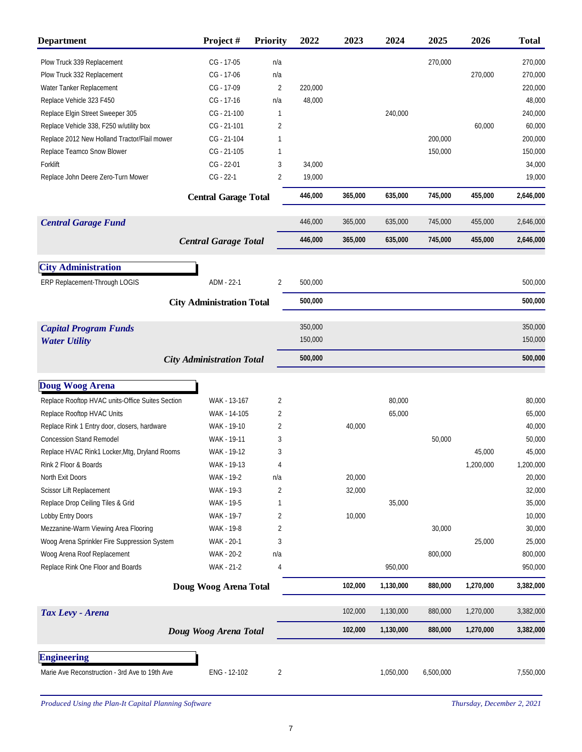| Department | Project # | Priority | 2022 | 2023 | 2024 | 2025 | 2026 | Total |
|---|---|---|---|---|---|---|---|---|
| Plow Truck 339 Replacement | CG - 17-05 | n/a | | | | 270,000 | | 270,000 |
| Plow Truck 332 Replacement | CG - 17-06 | n/a | | | | | 270,000 | 270,000 |
| Water Tanker Replacement | CG - 17-09 | 2 | 220,000 | | | | | 220,000 |
| Replace Vehicle 323 F450 | CG - 17-16 | n/a | 48,000 | | | | | 48,000 |
| Replace Elgin Street Sweeper 305 | CG - 21-100 | 1 | | | 240,000 | | | 240,000 |
| Replace Vehicle 338, F250 w/utility box | CG - 21-101 | 2 | | | | | 60,000 | 60,000 |
| Replace 2012 New Holland Tractor/Flail mower | CG - 21-104 | 1 | | | | 200,000 | | 200,000 |
| Replace Teamco Snow Blower | CG - 21-105 | 1 | | | | 150,000 | | 150,000 |
| Forklift | CG - 22-01 | 3 | 34,000 | | | | | 34,000 |
| Replace John Deere Zero-Turn Mower | CG - 22-1 | 2 | 19,000 | | | | | 19,000 |
| **Central Garage Total** | | | **446,000** | **365,000** | **635,000** | **745,000** | **455,000** | **2,646,000** |
| ***Central Garage Fund*** | | | 446,000 | 365,000 | 635,000 | 745,000 | 455,000 | 2,646,000 |
| ***Central Garage Total*** | | | **446,000** | **365,000** | **635,000** | **745,000** | **455,000** | **2,646,000** |
| **City Administration** | | | | | | | | |
| ERP Replacement-Through LOGIS | ADM - 22-1 | 2 | 500,000 | | | | | 500,000 |
| **City Administration Total** | | | **500,000** | | | | | **500,000** |
| ***Capital Program Funds*** | | | 350,000 | | | | | 350,000 |
| ***Water Utility*** | | | 150,000 | | | | | 150,000 |
| ***City Administration Total*** | | | **500,000** | | | | | **500,000** |
| **Doug Woog Arena** | | | | | | | | |
| Replace Rooftop HVAC units-Office Suites Section | WAK - 13-167 | 2 | | | 80,000 | | | 80,000 |
| Replace Rooftop HVAC Units | WAK - 14-105 | 2 | | | 65,000 | | | 65,000 |
| Replace Rink 1 Entry door, closers, hardware | WAK - 19-10 | 2 | | 40,000 | | | | 40,000 |
| Concession Stand Remodel | WAK - 19-11 | 3 | | | | 50,000 | | 50,000 |
| Replace HVAC Rink1 Locker,Mtg, Dryland Rooms | WAK - 19-12 | 3 | | | | | 45,000 | 45,000 |
| Rink 2 Floor & Boards | WAK - 19-13 | 4 | | | | | 1,200,000 | 1,200,000 |
| North Exit Doors | WAK - 19-2 | n/a | | 20,000 | | | | 20,000 |
| Scissor Lift Replacement | WAK - 19-3 | 2 | | 32,000 | | | | 32,000 |
| Replace Drop Ceiling Tiles & Grid | WAK - 19-5 | 1 | | | 35,000 | | | 35,000 |
| Lobby Entry Doors | WAK - 19-7 | 2 | | 10,000 | | | | 10,000 |
| Mezzanine-Warm Viewing Area Flooring | WAK - 19-8 | 2 | | | | 30,000 | | 30,000 |
| Woog Arena Sprinkler Fire Suppression System | WAK - 20-1 | 3 | | | | | 25,000 | 25,000 |
| Woog Arena Roof Replacement | WAK - 20-2 | n/a | | | | 800,000 | | 800,000 |
| Replace Rink One Floor and Boards | WAK - 21-2 | 4 | | | 950,000 | | | 950,000 |
| **Doug Woog Arena Total** | | | | **102,000** | **1,130,000** | **880,000** | **1,270,000** | **3,382,000** |
| ***Tax Levy - Arena*** | | | | 102,000 | 1,130,000 | 880,000 | 1,270,000 | 3,382,000 |
| ***Doug Woog Arena Total*** | | | | **102,000** | **1,130,000** | **880,000** | **1,270,000** | **3,382,000** |
| **Engineering** | | | | | | | | |
| Marie Ave Reconstruction - 3rd Ave to 19th Ave | ENG - 12-102 | 2 | | | 1,050,000 | 6,500,000 | | 7,550,000 |

*Produced Using the Plan-It Capital Planning Software* *Thursday, December 2, 2021*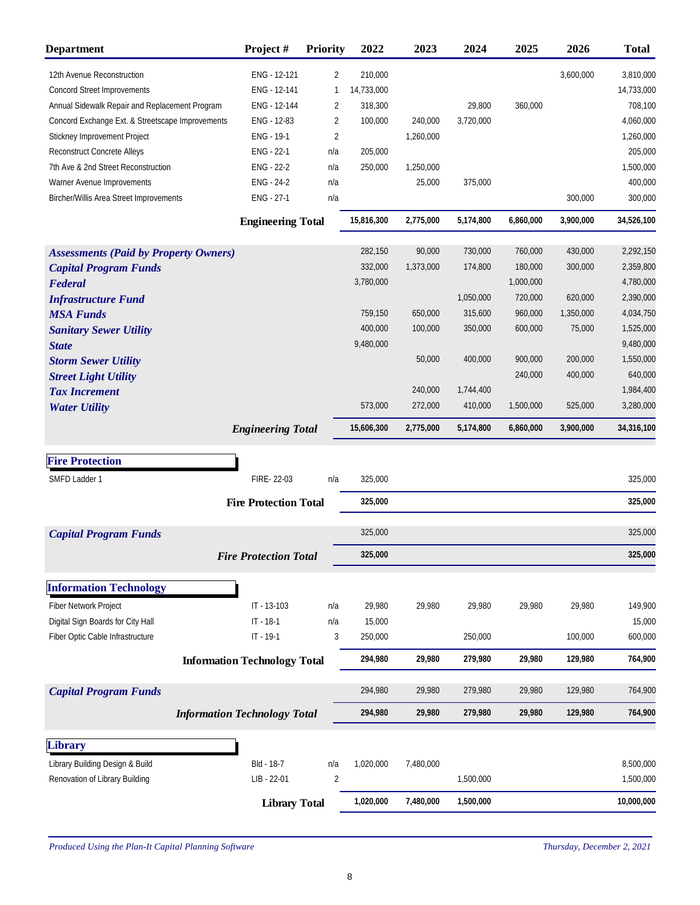| Department | Project # | Priority | 2022 | 2023 | 2024 | 2025 | 2026 | Total |
|---|---|---|---|---|---|---|---|---|
| 12th Avenue Reconstruction | ENG - 12-121 | 2 | 210,000 | | | | 3,600,000 | 3,810,000 |
| Concord Street Improvements | ENG - 12-141 | 1 | 14,733,000 | | | | | 14,733,000 |
| Annual Sidewalk Repair and Replacement Program | ENG - 12-144 | 2 | 318,300 | | 29,800 | 360,000 | | 708,100 |
| Concord Exchange Ext. & Streetscape Improvements | ENG - 12-83 | 2 | 100,000 | 240,000 | 3,720,000 | | | 4,060,000 |
| Stickney Improvement Project | ENG - 19-1 | 2 | | 1,260,000 | | | | 1,260,000 |
| Reconstruct Concrete Alleys | ENG - 22-1 | n/a | 205,000 | | | | | 205,000 |
| 7th Ave & 2nd Street Reconstruction | ENG - 22-2 | n/a | 250,000 | 1,250,000 | | | | 1,500,000 |
| Warner Avenue Improvements | ENG - 24-2 | n/a | | 25,000 | 375,000 | | | 400,000 |
| Bircher/Willis Area Street Improvements | ENG - 27-1 | n/a | | | | | 300,000 | 300,000 |
| **Engineering Total** | | | **15,816,300** | **2,775,000** | **5,174,800** | **6,860,000** | **3,900,000** | **34,526,100** |

| Funding Source | 2022 | 2023 | 2024 | 2025 | 2026 | Total |
|---|---|---|---|---|---|---|
| *Assessments (Paid by Property Owners)* | 282,150 | 90,000 | 730,000 | 760,000 | 430,000 | 2,292,150 |
| *Capital Program Funds* | 332,000 | 1,373,000 | 174,800 | 180,000 | 300,000 | 2,359,800 |
| *Federal* | 3,780,000 | | | 1,000,000 | | 4,780,000 |
| *Infrastructure Fund* | | | 1,050,000 | 720,000 | 620,000 | 2,390,000 |
| *MSA Funds* | 759,150 | 650,000 | 315,600 | 960,000 | 1,350,000 | 4,034,750 |
| *Sanitary Sewer Utility* | 400,000 | 100,000 | 350,000 | 600,000 | 75,000 | 1,525,000 |
| *State* | 9,480,000 | | | | | 9,480,000 |
| *Storm Sewer Utility* | | 50,000 | 400,000 | 900,000 | 200,000 | 1,550,000 |
| *Street Light Utility* | | | | 240,000 | 400,000 | 640,000 |
| *Tax Increment* | | 240,000 | 1,744,400 | | | 1,984,400 |
| *Water Utility* | 573,000 | 272,000 | 410,000 | 1,500,000 | 525,000 | 3,280,000 |
| ***Engineering Total*** | **15,606,300** | **2,775,000** | **5,174,800** | **6,860,000** | **3,900,000** | **34,316,100** |

## Fire Protection

| Department | Project # | Priority | 2022 | 2023 | 2024 | 2025 | 2026 | Total |
|---|---|---|---|---|---|---|---|---|
| SMFD Ladder 1 | FIRE- 22-03 | n/a | 325,000 | | | | | 325,000 |
| **Fire Protection Total** | | | **325,000** | | | | | **325,000** |

| Funding Source | 2022 | 2023 | 2024 | 2025 | 2026 | Total |
|---|---|---|---|---|---|---|
| *Capital Program Funds* | 325,000 | | | | | 325,000 |
| ***Fire Protection Total*** | **325,000** | | | | | **325,000** |

## Information Technology

| Department | Project # | Priority | 2022 | 2023 | 2024 | 2025 | 2026 | Total |
|---|---|---|---|---|---|---|---|---|
| Fiber Network Project | IT - 13-103 | n/a | 29,980 | 29,980 | 29,980 | 29,980 | 29,980 | 149,900 |
| Digital Sign Boards for City Hall | IT - 18-1 | n/a | 15,000 | | | | | 15,000 |
| Fiber Optic Cable Infrastructure | IT - 19-1 | 3 | 250,000 | | 250,000 | | 100,000 | 600,000 |
| **Information Technology Total** | | | **294,980** | **29,980** | **279,980** | **29,980** | **129,980** | **764,900** |

| Funding Source | 2022 | 2023 | 2024 | 2025 | 2026 | Total |
|---|---|---|---|---|---|---|
| *Capital Program Funds* | 294,980 | 29,980 | 279,980 | 29,980 | 129,980 | 764,900 |
| ***Information Technology Total*** | **294,980** | **29,980** | **279,980** | **29,980** | **129,980** | **764,900** |

## Library

| Department | Project # | Priority | 2022 | 2023 | 2024 | 2025 | 2026 | Total |
|---|---|---|---|---|---|---|---|---|
| Library Building Design & Build | Bld - 18-7 | n/a | 1,020,000 | 7,480,000 | | | | 8,500,000 |
| Renovation of Library Building | LIB - 22-01 | 2 | | | 1,500,000 | | | 1,500,000 |
| **Library Total** | | | **1,020,000** | **7,480,000** | **1,500,000** | | | **10,000,000** |

*Produced Using the Plan-It Capital Planning Software* — *Thursday, December 2, 2021*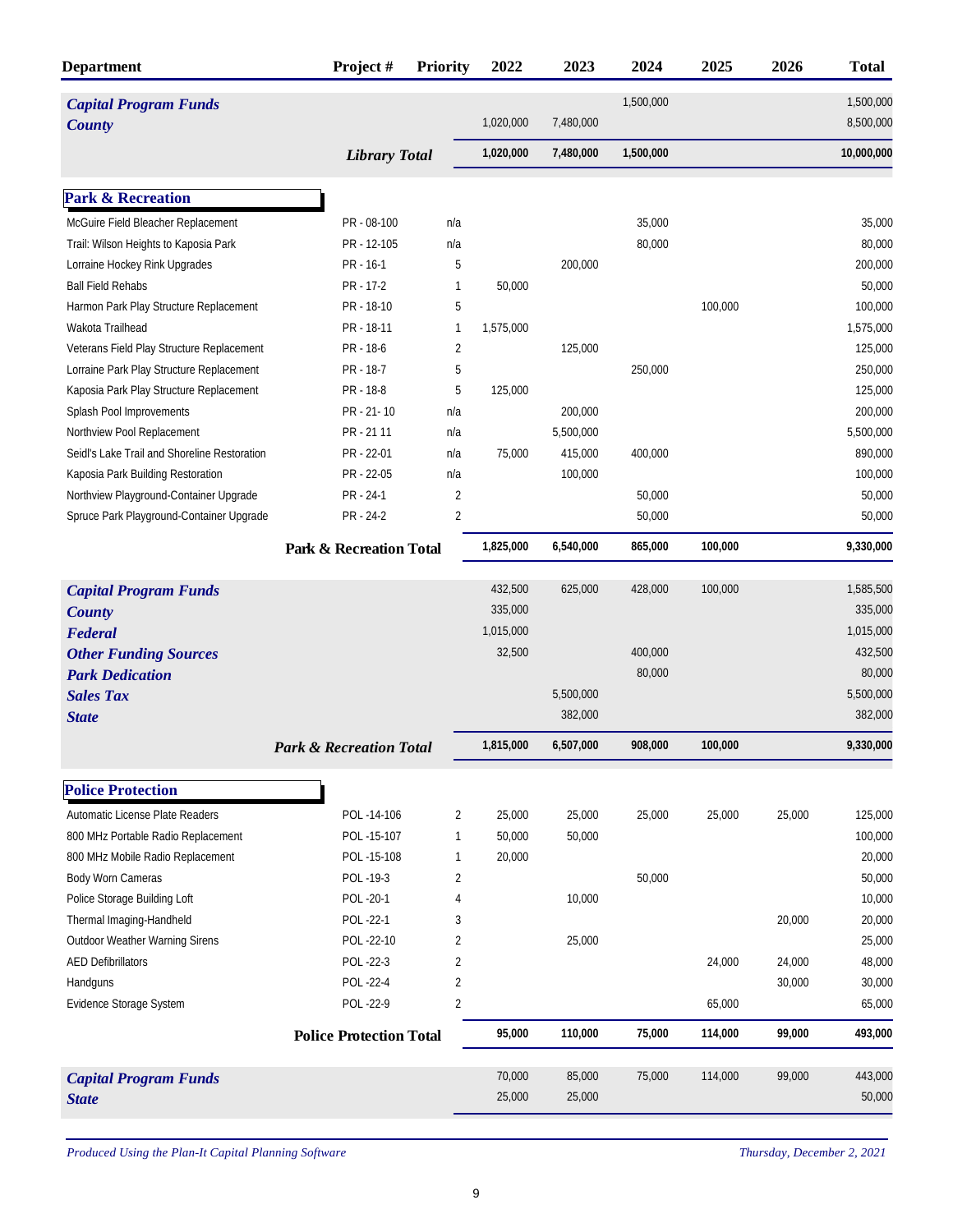| Department | Project # | Priority | 2022 | 2023 | 2024 | 2025 | 2026 | Total |
|---|---|---|---|---|---|---|---|---|
| ***Capital Program Funds*** | | | | | 1,500,000 | | | 1,500,000 |
| ***County*** | | | 1,020,000 | 7,480,000 | | | | 8,500,000 |
| | ***Library Total*** | | **1,020,000** | **7,480,000** | **1,500,000** | | | **10,000,000** |

## Park & Recreation

| Department | Project # | Priority | 2022 | 2023 | 2024 | 2025 | 2026 | Total |
|---|---|---|---|---|---|---|---|---|
| McGuire Field Bleacher Replacement | PR - 08-100 | n/a | | | 35,000 | | | 35,000 |
| Trail: Wilson Heights to Kaposia Park | PR - 12-105 | n/a | | | 80,000 | | | 80,000 |
| Lorraine Hockey Rink Upgrades | PR - 16-1 | 5 | | 200,000 | | | | 200,000 |
| Ball Field Rehabs | PR - 17-2 | 1 | 50,000 | | | | | 50,000 |
| Harmon Park Play Structure Replacement | PR - 18-10 | 5 | | | | 100,000 | | 100,000 |
| Wakota Trailhead | PR - 18-11 | 1 | 1,575,000 | | | | | 1,575,000 |
| Veterans Field Play Structure Replacement | PR - 18-6 | 2 | | 125,000 | | | | 125,000 |
| Lorraine Park Play Structure Replacement | PR - 18-7 | 5 | | | 250,000 | | | 250,000 |
| Kaposia Park Play Structure Replacement | PR - 18-8 | 5 | 125,000 | | | | | 125,000 |
| Splash Pool Improvements | PR - 21- 10 | n/a | | 200,000 | | | | 200,000 |
| Northview Pool Replacement | PR - 21 11 | n/a | | 5,500,000 | | | | 5,500,000 |
| Seidl's Lake Trail and Shoreline Restoration | PR - 22-01 | n/a | 75,000 | 415,000 | 400,000 | | | 890,000 |
| Kaposia Park Building Restoration | PR - 22-05 | n/a | | 100,000 | | | | 100,000 |
| Northview Playground-Container Upgrade | PR - 24-1 | 2 | | | 50,000 | | | 50,000 |
| Spruce Park Playground-Container Upgrade | PR - 24-2 | 2 | | | 50,000 | | | 50,000 |
| | **Park & Recreation Total** | | **1,825,000** | **6,540,000** | **865,000** | **100,000** | | **9,330,000** |
| ***Capital Program Funds*** | | | 432,500 | 625,000 | 428,000 | 100,000 | | 1,585,500 |
| ***County*** | | | 335,000 | | | | | 335,000 |
| ***Federal*** | | | 1,015,000 | | | | | 1,015,000 |
| ***Other Funding Sources*** | | | 32,500 | | 400,000 | | | 432,500 |
| ***Park Dedication*** | | | | | 80,000 | | | 80,000 |
| ***Sales Tax*** | | | | 5,500,000 | | | | 5,500,000 |
| ***State*** | | | | 382,000 | | | | 382,000 |
| | ***Park & Recreation Total*** | | **1,815,000** | **6,507,000** | **908,000** | **100,000** | | **9,330,000** |

## Police Protection

| Department | Project # | Priority | 2022 | 2023 | 2024 | 2025 | 2026 | Total |
|---|---|---|---|---|---|---|---|---|
| Automatic License Plate Readers | POL -14-106 | 2 | 25,000 | 25,000 | 25,000 | 25,000 | 25,000 | 125,000 |
| 800 MHz Portable Radio Replacement | POL -15-107 | 1 | 50,000 | 50,000 | | | | 100,000 |
| 800 MHz Mobile Radio Replacement | POL -15-108 | 1 | 20,000 | | | | | 20,000 |
| Body Worn Cameras | POL -19-3 | 2 | | | 50,000 | | | 50,000 |
| Police Storage Building Loft | POL -20-1 | 4 | | 10,000 | | | | 10,000 |
| Thermal Imaging-Handheld | POL -22-1 | 3 | | | | | 20,000 | 20,000 |
| Outdoor Weather Warning Sirens | POL -22-10 | 2 | | 25,000 | | | | 25,000 |
| AED Defibrillators | POL -22-3 | 2 | | | | 24,000 | 24,000 | 48,000 |
| Handguns | POL -22-4 | 2 | | | | | 30,000 | 30,000 |
| Evidence Storage System | POL -22-9 | 2 | | | | 65,000 | | 65,000 |
| | **Police Protection Total** | | **95,000** | **110,000** | **75,000** | **114,000** | **99,000** | **493,000** |
| ***Capital Program Funds*** | | | 70,000 | 85,000 | 75,000 | 114,000 | 99,000 | 443,000 |
| ***State*** | | | 25,000 | 25,000 | | | | 50,000 |

*Produced Using the Plan-It Capital Planning Software* — *Thursday, December 2, 2021*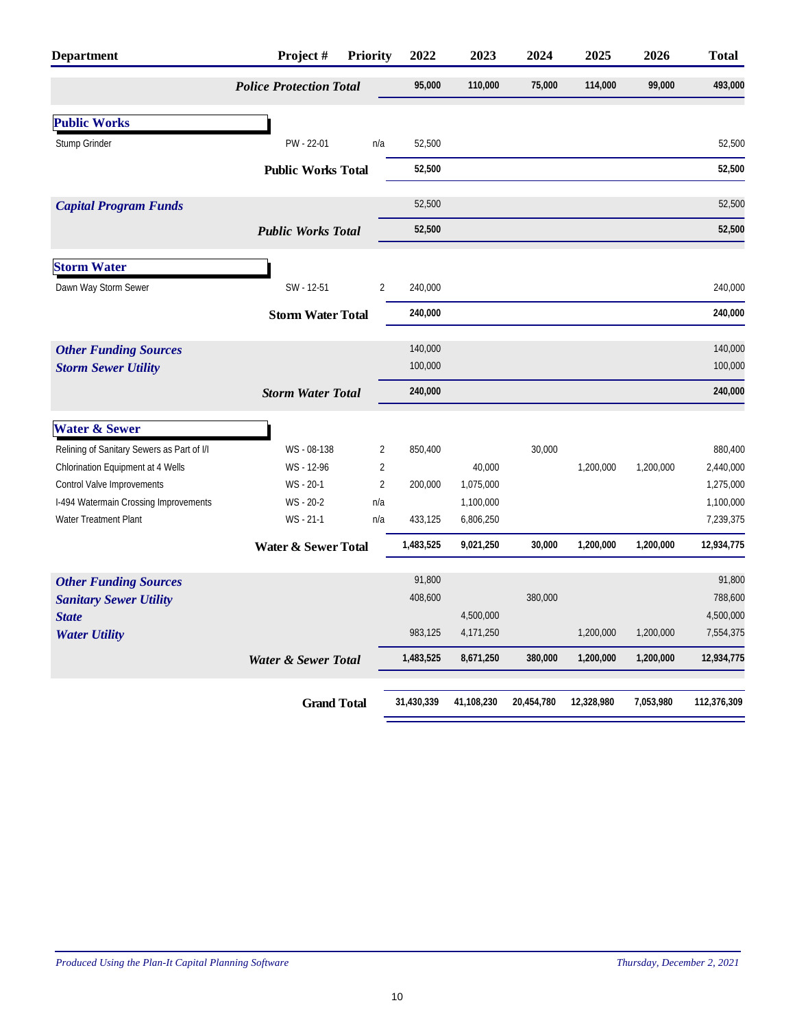| Department | Project # | Priority | 2022 | 2023 | 2024 | 2025 | 2026 | Total |
|---|---|---|---|---|---|---|---|---|
| | ***Police Protection Total*** | | **95,000** | **110,000** | **75,000** | **114,000** | **99,000** | **493,000** |
| **Public Works** | | | | | | | | |
| Stump Grinder | PW - 22-01 | n/a | 52,500 | | | | | 52,500 |
| | **Public Works Total** | | **52,500** | | | | | **52,500** |
| ***Capital Program Funds*** | | | 52,500 | | | | | 52,500 |
| | ***Public Works Total*** | | **52,500** | | | | | **52,500** |
| **Storm Water** | | | | | | | | |
| Dawn Way Storm Sewer | SW - 12-51 | 2 | 240,000 | | | | | 240,000 |
| | **Storm Water Total** | | **240,000** | | | | | **240,000** |
| ***Other Funding Sources*** | | | 140,000 | | | | | 140,000 |
| ***Storm Sewer Utility*** | | | 100,000 | | | | | 100,000 |
| | ***Storm Water Total*** | | **240,000** | | | | | **240,000** |
| **Water & Sewer** | | | | | | | | |
| Relining of Sanitary Sewers as Part of I/I | WS - 08-138 | 2 | 850,400 | | 30,000 | | | 880,400 |
| Chlorination Equipment at 4 Wells | WS - 12-96 | 2 | | 40,000 | | 1,200,000 | 1,200,000 | 2,440,000 |
| Control Valve Improvements | WS - 20-1 | 2 | 200,000 | 1,075,000 | | | | 1,275,000 |
| I-494 Watermain Crossing Improvements | WS - 20-2 | n/a | | 1,100,000 | | | | 1,100,000 |
| Water Treatment Plant | WS - 21-1 | n/a | 433,125 | 6,806,250 | | | | 7,239,375 |
| | **Water & Sewer Total** | | **1,483,525** | **9,021,250** | **30,000** | **1,200,000** | **1,200,000** | **12,934,775** |
| ***Other Funding Sources*** | | | 91,800 | | | | | 91,800 |
| ***Sanitary Sewer Utility*** | | | 408,600 | | 380,000 | | | 788,600 |
| ***State*** | | | | 4,500,000 | | | | 4,500,000 |
| ***Water Utility*** | | | 983,125 | 4,171,250 | | 1,200,000 | 1,200,000 | 7,554,375 |
| | ***Water & Sewer Total*** | | **1,483,525** | **8,671,250** | **380,000** | **1,200,000** | **1,200,000** | **12,934,775** |
| | **Grand Total** | | **31,430,339** | **41,108,230** | **20,454,780** | **12,328,980** | **7,053,980** | **112,376,309** |

*Produced Using the Plan-It Capital Planning Software* *Thursday, December 2, 2021*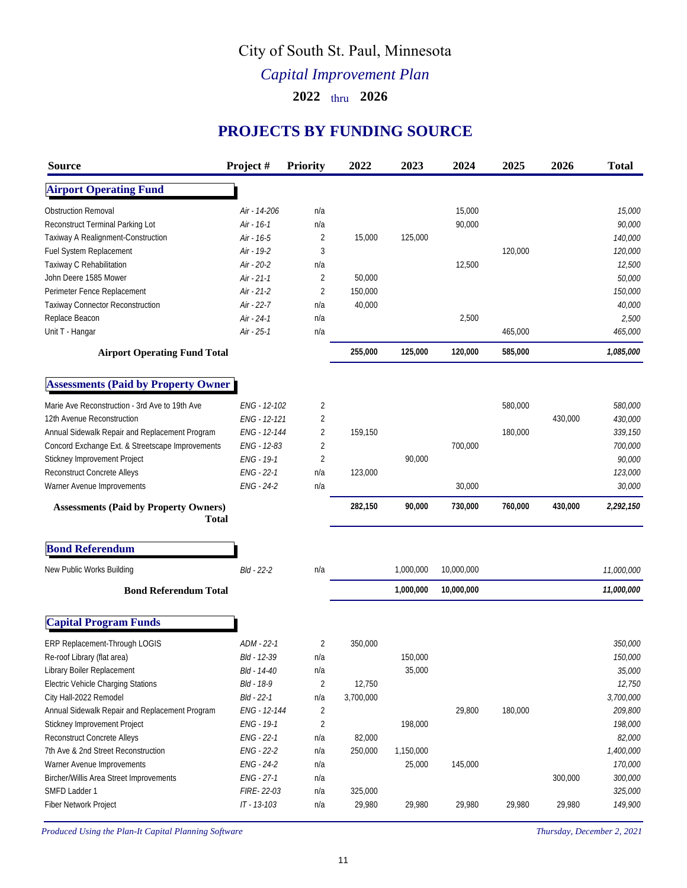# City of South St. Paul, Minnesota

## *Capital Improvement Plan*

### 2022 thru 2026

## PROJECTS BY FUNDING SOURCE

| Source | Project # | Priority | 2022 | 2023 | 2024 | 2025 | 2026 | Total |
|---|---|---|---|---|---|---|---|---|
| **Airport Operating Fund** | | | | | | | | |
| Obstruction Removal | *Air - 14-206* | n/a | | | 15,000 | | | *15,000* |
| Reconstruct Terminal Parking Lot | *Air - 16-1* | n/a | | | 90,000 | | | *90,000* |
| Taxiway A Realignment-Construction | *Air - 16-5* | 2 | 15,000 | 125,000 | | | | *140,000* |
| Fuel System Replacement | *Air - 19-2* | 3 | | | | 120,000 | | *120,000* |
| Taxiway C Rehabilitation | *Air - 20-2* | n/a | | | 12,500 | | | *12,500* |
| John Deere 1585 Mower | *Air - 21-1* | 2 | 50,000 | | | | | *50,000* |
| Perimeter Fence Replacement | *Air - 21-2* | 2 | 150,000 | | | | | *150,000* |
| Taxiway Connector Reconstruction | *Air - 22-7* | n/a | 40,000 | | | | | *40,000* |
| Replace Beacon | *Air - 24-1* | n/a | | | 2,500 | | | *2,500* |
| Unit T - Hangar | *Air - 25-1* | n/a | | | | 465,000 | | *465,000* |
| **Airport Operating Fund Total** | | | **255,000** | **125,000** | **120,000** | **585,000** | | ***1,085,000*** |
| **Assessments (Paid by Property Owner** | | | | | | | | |
| Marie Ave Reconstruction - 3rd Ave to 19th Ave | *ENG - 12-102* | 2 | | | | 580,000 | | *580,000* |
| 12th Avenue Reconstruction | *ENG - 12-121* | 2 | | | | | 430,000 | *430,000* |
| Annual Sidewalk Repair and Replacement Program | *ENG - 12-144* | 2 | 159,150 | | | 180,000 | | *339,150* |
| Concord Exchange Ext. & Streetscape Improvements | *ENG - 12-83* | 2 | | | 700,000 | | | *700,000* |
| Stickney Improvement Project | *ENG - 19-1* | 2 | | 90,000 | | | | *90,000* |
| Reconstruct Concrete Alleys | *ENG - 22-1* | n/a | 123,000 | | | | | *123,000* |
| Warner Avenue Improvements | *ENG - 24-2* | n/a | | | 30,000 | | | *30,000* |
| **Assessments (Paid by Property Owners) Total** | | | **282,150** | **90,000** | **730,000** | **760,000** | **430,000** | ***2,292,150*** |
| **Bond Referendum** | | | | | | | | |
| New Public Works Building | *Bld - 22-2* | n/a | | 1,000,000 | 10,000,000 | | | *11,000,000* |
| **Bond Referendum Total** | | | | **1,000,000** | **10,000,000** | | | ***11,000,000*** |
| **Capital Program Funds** | | | | | | | | |
| ERP Replacement-Through LOGIS | *ADM - 22-1* | 2 | 350,000 | | | | | *350,000* |
| Re-roof Library (flat area) | *Bld - 12-39* | n/a | | 150,000 | | | | *150,000* |
| Library Boiler Replacement | *Bld - 14-40* | n/a | | 35,000 | | | | *35,000* |
| Electric Vehicle Charging Stations | *Bld - 18-9* | 2 | 12,750 | | | | | *12,750* |
| City Hall-2022 Remodel | *Bld - 22-1* | n/a | 3,700,000 | | | | | *3,700,000* |
| Annual Sidewalk Repair and Replacement Program | *ENG - 12-144* | 2 | | | 29,800 | 180,000 | | *209,800* |
| Stickney Improvement Project | *ENG - 19-1* | 2 | | 198,000 | | | | *198,000* |
| Reconstruct Concrete Alleys | *ENG - 22-1* | n/a | 82,000 | | | | | *82,000* |
| 7th Ave & 2nd Street Reconstruction | *ENG - 22-2* | n/a | 250,000 | 1,150,000 | | | | *1,400,000* |
| Warner Avenue Improvements | *ENG - 24-2* | n/a | | 25,000 | 145,000 | | | *170,000* |
| Bircher/Willis Area Street Improvements | *ENG - 27-1* | n/a | | | | | 300,000 | *300,000* |
| SMFD Ladder 1 | *FIRE- 22-03* | n/a | 325,000 | | | | | *325,000* |
| Fiber Network Project | *IT - 13-103* | n/a | 29,980 | 29,980 | 29,980 | 29,980 | 29,980 | *149,900* |

*Produced Using the Plan-It Capital Planning Software* *Thursday, December 2, 2021*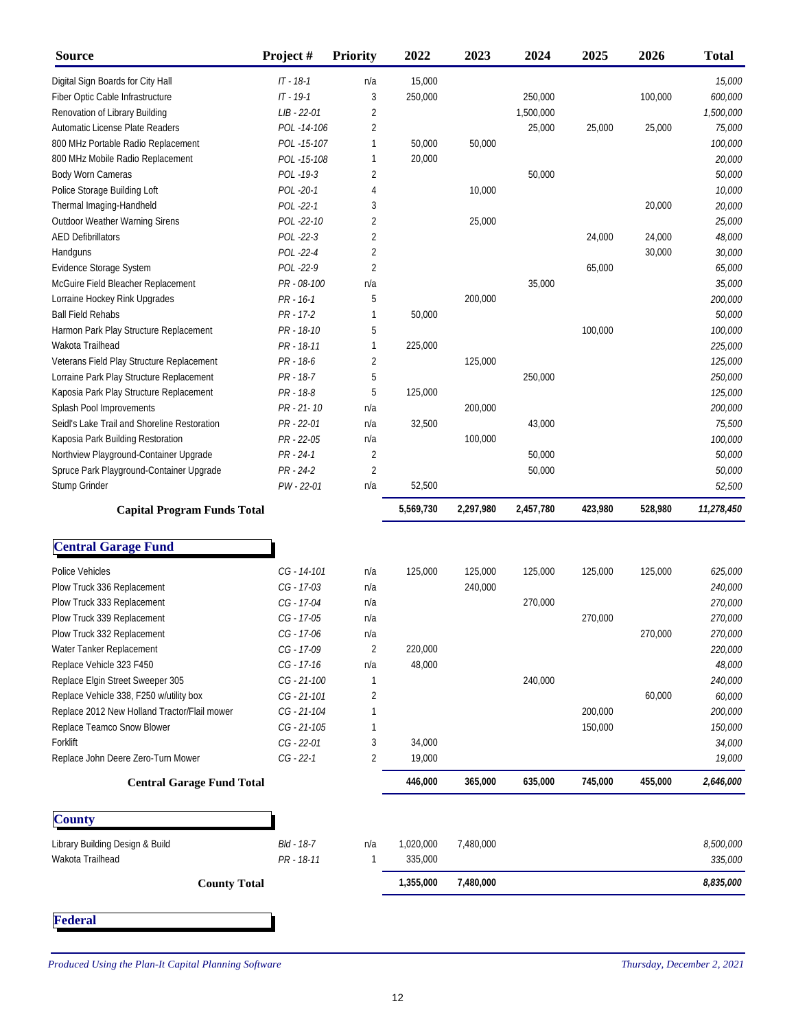| Source | Project # | Priority | 2022 | 2023 | 2024 | 2025 | 2026 | Total |
|---|---|---|---|---|---|---|---|---|
| Digital Sign Boards for City Hall | IT - 18-1 | n/a | 15,000 | | | | | 15,000 |
| Fiber Optic Cable Infrastructure | IT - 19-1 | 3 | 250,000 | | 250,000 | | 100,000 | 600,000 |
| Renovation of Library Building | LIB - 22-01 | 2 | | | 1,500,000 | | | 1,500,000 |
| Automatic License Plate Readers | POL -14-106 | 2 | | | 25,000 | 25,000 | 25,000 | 75,000 |
| 800 MHz Portable Radio Replacement | POL -15-107 | 1 | 50,000 | 50,000 | | | | 100,000 |
| 800 MHz Mobile Radio Replacement | POL -15-108 | 1 | 20,000 | | | | | 20,000 |
| Body Worn Cameras | POL -19-3 | 2 | | | 50,000 | | | 50,000 |
| Police Storage Building Loft | POL -20-1 | 4 | | 10,000 | | | | 10,000 |
| Thermal Imaging-Handheld | POL -22-1 | 3 | | | | | 20,000 | 20,000 |
| Outdoor Weather Warning Sirens | POL -22-10 | 2 | | 25,000 | | | | 25,000 |
| AED Defibrillators | POL -22-3 | 2 | | | | 24,000 | 24,000 | 48,000 |
| Handguns | POL -22-4 | 2 | | | | | 30,000 | 30,000 |
| Evidence Storage System | POL -22-9 | 2 | | | | 65,000 | | 65,000 |
| McGuire Field Bleacher Replacement | PR - 08-100 | n/a | | | 35,000 | | | 35,000 |
| Lorraine Hockey Rink Upgrades | PR - 16-1 | 5 | | 200,000 | | | | 200,000 |
| Ball Field Rehabs | PR - 17-2 | 1 | 50,000 | | | | | 50,000 |
| Harmon Park Play Structure Replacement | PR - 18-10 | 5 | | | | 100,000 | | 100,000 |
| Wakota Trailhead | PR - 18-11 | 1 | 225,000 | | | | | 225,000 |
| Veterans Field Play Structure Replacement | PR - 18-6 | 2 | | 125,000 | | | | 125,000 |
| Lorraine Park Play Structure Replacement | PR - 18-7 | 5 | | | 250,000 | | | 250,000 |
| Kaposia Park Play Structure Replacement | PR - 18-8 | 5 | 125,000 | | | | | 125,000 |
| Splash Pool Improvements | PR - 21- 10 | n/a | | 200,000 | | | | 200,000 |
| Seidl's Lake Trail and Shoreline Restoration | PR - 22-01 | n/a | 32,500 | | 43,000 | | | 75,500 |
| Kaposia Park Building Restoration | PR - 22-05 | n/a | | 100,000 | | | | 100,000 |
| Northview Playground-Container Upgrade | PR - 24-1 | 2 | | | 50,000 | | | 50,000 |
| Spruce Park Playground-Container Upgrade | PR - 24-2 | 2 | | | 50,000 | | | 50,000 |
| Stump Grinder | PW - 22-01 | n/a | 52,500 | | | | | 52,500 |
| **Capital Program Funds Total** | | | **5,569,730** | **2,297,980** | **2,457,780** | **423,980** | **528,980** | **11,278,450** |

## Central Garage Fund

| Source | Project # | Priority | 2022 | 2023 | 2024 | 2025 | 2026 | Total |
|---|---|---|---|---|---|---|---|---|
| Police Vehicles | CG - 14-101 | n/a | 125,000 | 125,000 | 125,000 | 125,000 | 125,000 | 625,000 |
| Plow Truck 336 Replacement | CG - 17-03 | n/a | | 240,000 | | | | 240,000 |
| Plow Truck 333 Replacement | CG - 17-04 | n/a | | | 270,000 | | | 270,000 |
| Plow Truck 339 Replacement | CG - 17-05 | n/a | | | | 270,000 | | 270,000 |
| Plow Truck 332 Replacement | CG - 17-06 | n/a | | | | | 270,000 | 270,000 |
| Water Tanker Replacement | CG - 17-09 | 2 | 220,000 | | | | | 220,000 |
| Replace Vehicle 323 F450 | CG - 17-16 | n/a | 48,000 | | | | | 48,000 |
| Replace Elgin Street Sweeper 305 | CG - 21-100 | 1 | | | 240,000 | | | 240,000 |
| Replace Vehicle 338, F250 w/utility box | CG - 21-101 | 2 | | | | | 60,000 | 60,000 |
| Replace 2012 New Holland Tractor/Flail mower | CG - 21-104 | 1 | | | | 200,000 | | 200,000 |
| Replace Teamco Snow Blower | CG - 21-105 | 1 | | | | 150,000 | | 150,000 |
| Forklift | CG - 22-01 | 3 | 34,000 | | | | | 34,000 |
| Replace John Deere Zero-Turn Mower | CG - 22-1 | 2 | 19,000 | | | | | 19,000 |
| **Central Garage Fund Total** | | | **446,000** | **365,000** | **635,000** | **745,000** | **455,000** | **2,646,000** |

## County

| Source | Project # | Priority | 2022 | 2023 | 2024 | 2025 | 2026 | Total |
|---|---|---|---|---|---|---|---|---|
| Library Building Design & Build | Bld - 18-7 | n/a | 1,020,000 | 7,480,000 | | | | 8,500,000 |
| Wakota Trailhead | PR - 18-11 | 1 | 335,000 | | | | | 335,000 |
| **County Total** | | | **1,355,000** | **7,480,000** | | | | **8,835,000** |

## Federal

*Produced Using the Plan-It Capital Planning Software* *Thursday, December 2, 2021*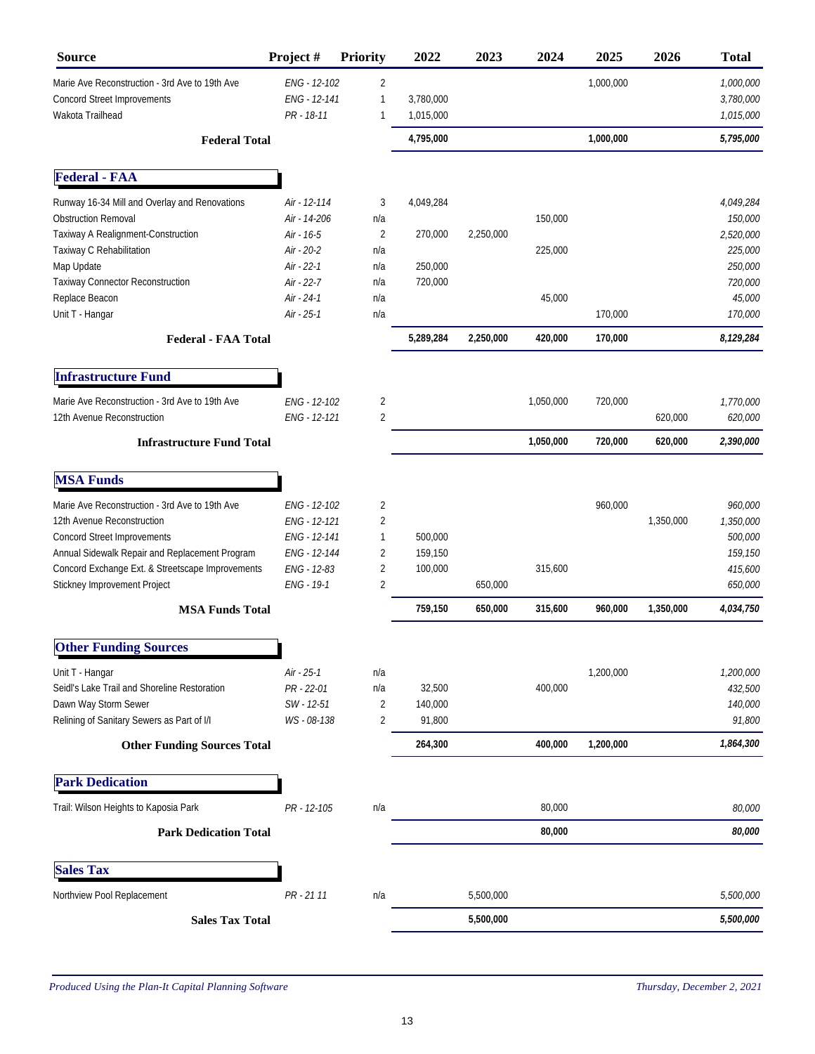| Source | Project # | Priority | 2022 | 2023 | 2024 | 2025 | 2026 | Total |
|---|---|---|---|---|---|---|---|---|
| Marie Ave Reconstruction - 3rd Ave to 19th Ave | ENG - 12-102 | 2 | | | | 1,000,000 | | 1,000,000 |
| Concord Street Improvements | ENG - 12-141 | 1 | 3,780,000 | | | | | 3,780,000 |
| Wakota Trailhead | PR - 18-11 | 1 | 1,015,000 | | | | | 1,015,000 |
| **Federal Total** | | | **4,795,000** | | | **1,000,000** | | **5,795,000** |

## Federal - FAA

| Source | Project # | Priority | 2022 | 2023 | 2024 | 2025 | 2026 | Total |
|---|---|---|---|---|---|---|---|---|
| Runway 16-34 Mill and Overlay and Renovations | Air - 12-114 | 3 | 4,049,284 | | | | | 4,049,284 |
| Obstruction Removal | Air - 14-206 | n/a | | | 150,000 | | | 150,000 |
| Taxiway A Realignment-Construction | Air - 16-5 | 2 | 270,000 | 2,250,000 | | | | 2,520,000 |
| Taxiway C Rehabilitation | Air - 20-2 | n/a | | | 225,000 | | | 225,000 |
| Map Update | Air - 22-1 | n/a | 250,000 | | | | | 250,000 |
| Taxiway Connector Reconstruction | Air - 22-7 | n/a | 720,000 | | | | | 720,000 |
| Replace Beacon | Air - 24-1 | n/a | | | 45,000 | | | 45,000 |
| Unit T - Hangar | Air - 25-1 | n/a | | | | 170,000 | | 170,000 |
| **Federal - FAA Total** | | | **5,289,284** | **2,250,000** | **420,000** | **170,000** | | **8,129,284** |

## Infrastructure Fund

| Source | Project # | Priority | 2022 | 2023 | 2024 | 2025 | 2026 | Total |
|---|---|---|---|---|---|---|---|---|
| Marie Ave Reconstruction - 3rd Ave to 19th Ave | ENG - 12-102 | 2 | | | 1,050,000 | 720,000 | | 1,770,000 |
| 12th Avenue Reconstruction | ENG - 12-121 | 2 | | | | | 620,000 | 620,000 |
| **Infrastructure Fund Total** | | | | | **1,050,000** | **720,000** | **620,000** | **2,390,000** |

## MSA Funds

| Source | Project # | Priority | 2022 | 2023 | 2024 | 2025 | 2026 | Total |
|---|---|---|---|---|---|---|---|---|
| Marie Ave Reconstruction - 3rd Ave to 19th Ave | ENG - 12-102 | 2 | | | | 960,000 | | 960,000 |
| 12th Avenue Reconstruction | ENG - 12-121 | 2 | | | | | 1,350,000 | 1,350,000 |
| Concord Street Improvements | ENG - 12-141 | 1 | 500,000 | | | | | 500,000 |
| Annual Sidewalk Repair and Replacement Program | ENG - 12-144 | 2 | 159,150 | | | | | 159,150 |
| Concord Exchange Ext. & Streetscape Improvements | ENG - 12-83 | 2 | 100,000 | | 315,600 | | | 415,600 |
| Stickney Improvement Project | ENG - 19-1 | 2 | | 650,000 | | | | 650,000 |
| **MSA Funds Total** | | | **759,150** | **650,000** | **315,600** | **960,000** | **1,350,000** | **4,034,750** |

## Other Funding Sources

| Source | Project # | Priority | 2022 | 2023 | 2024 | 2025 | 2026 | Total |
|---|---|---|---|---|---|---|---|---|
| Unit T - Hangar | Air - 25-1 | n/a | | | | 1,200,000 | | 1,200,000 |
| Seidl's Lake Trail and Shoreline Restoration | PR - 22-01 | n/a | 32,500 | | 400,000 | | | 432,500 |
| Dawn Way Storm Sewer | SW - 12-51 | 2 | 140,000 | | | | | 140,000 |
| Relining of Sanitary Sewers as Part of I/I | WS - 08-138 | 2 | 91,800 | | | | | 91,800 |
| **Other Funding Sources Total** | | | **264,300** | | **400,000** | **1,200,000** | | **1,864,300** |

## Park Dedication

| Source | Project # | Priority | 2022 | 2023 | 2024 | 2025 | 2026 | Total |
|---|---|---|---|---|---|---|---|---|
| Trail: Wilson Heights to Kaposia Park | PR - 12-105 | n/a | | | 80,000 | | | 80,000 |
| **Park Dedication Total** | | | | | **80,000** | | | **80,000** |

## Sales Tax

| Source | Project # | Priority | 2022 | 2023 | 2024 | 2025 | 2026 | Total |
|---|---|---|---|---|---|---|---|---|
| Northview Pool Replacement | PR - 21 11 | n/a | | 5,500,000 | | | | 5,500,000 |
| **Sales Tax Total** | | | | **5,500,000** | | | | **5,500,000** |

*Produced Using the Plan-It Capital Planning Software* *Thursday, December 2, 2021*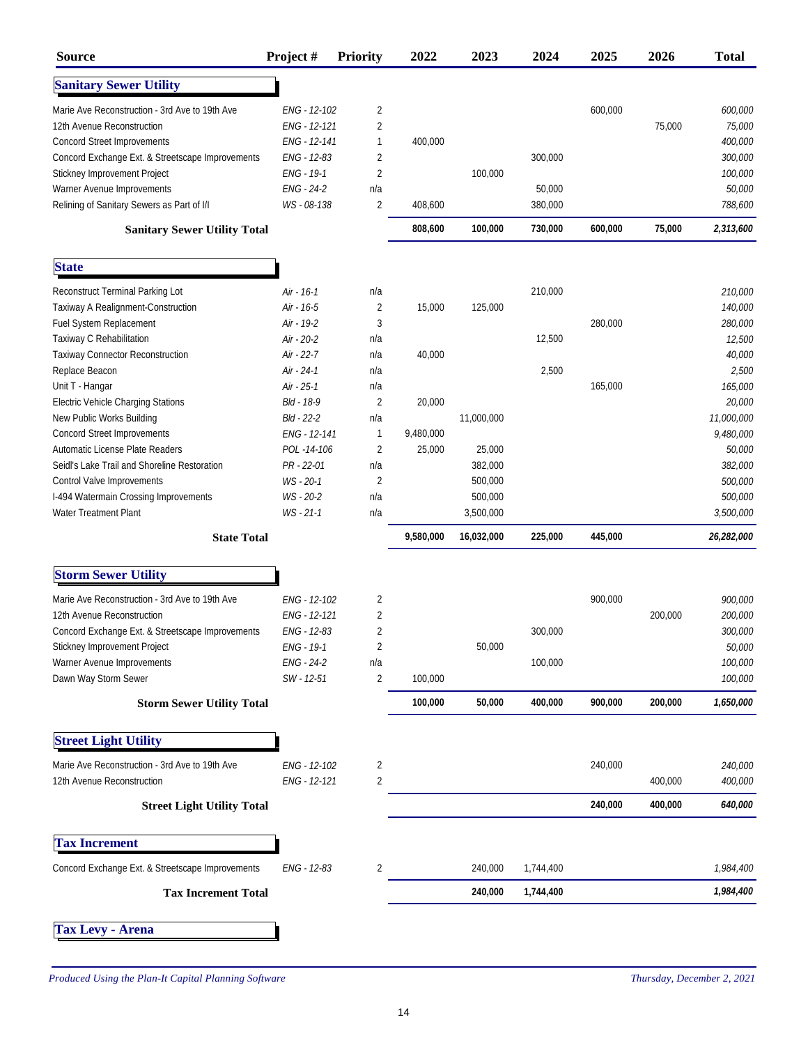| Source | Project # | Priority | 2022 | 2023 | 2024 | 2025 | 2026 | Total |
|---|---|---|---|---|---|---|---|---|
| **Sanitary Sewer Utility** | | | | | | | | |
| Marie Ave Reconstruction - 3rd Ave to 19th Ave | ENG - 12-102 | 2 | | | | 600,000 | | *600,000* |
| 12th Avenue Reconstruction | ENG - 12-121 | 2 | | | | | 75,000 | *75,000* |
| Concord Street Improvements | ENG - 12-141 | 1 | 400,000 | | | | | *400,000* |
| Concord Exchange Ext. & Streetscape Improvements | ENG - 12-83 | 2 | | | 300,000 | | | *300,000* |
| Stickney Improvement Project | ENG - 19-1 | 2 | | 100,000 | | | | *100,000* |
| Warner Avenue Improvements | ENG - 24-2 | n/a | | | 50,000 | | | *50,000* |
| Relining of Sanitary Sewers as Part of I/I | WS - 08-138 | 2 | 408,600 | | 380,000 | | | *788,600* |
| **Sanitary Sewer Utility Total** | | | **808,600** | **100,000** | **730,000** | **600,000** | **75,000** | ***2,313,600*** |
| **State** | | | | | | | | |
| Reconstruct Terminal Parking Lot | Air - 16-1 | n/a | | | 210,000 | | | *210,000* |
| Taxiway A Realignment-Construction | Air - 16-5 | 2 | 15,000 | 125,000 | | | | *140,000* |
| Fuel System Replacement | Air - 19-2 | 3 | | | | 280,000 | | *280,000* |
| Taxiway C Rehabilitation | Air - 20-2 | n/a | | | 12,500 | | | *12,500* |
| Taxiway Connector Reconstruction | Air - 22-7 | n/a | 40,000 | | | | | *40,000* |
| Replace Beacon | Air - 24-1 | n/a | | | 2,500 | | | *2,500* |
| Unit T - Hangar | Air - 25-1 | n/a | | | | 165,000 | | *165,000* |
| Electric Vehicle Charging Stations | Bld - 18-9 | 2 | 20,000 | | | | | *20,000* |
| New Public Works Building | Bld - 22-2 | n/a | | 11,000,000 | | | | *11,000,000* |
| Concord Street Improvements | ENG - 12-141 | 1 | 9,480,000 | | | | | *9,480,000* |
| Automatic License Plate Readers | POL -14-106 | 2 | 25,000 | 25,000 | | | | *50,000* |
| Seidl's Lake Trail and Shoreline Restoration | PR - 22-01 | n/a | | 382,000 | | | | *382,000* |
| Control Valve Improvements | WS - 20-1 | 2 | | 500,000 | | | | *500,000* |
| I-494 Watermain Crossing Improvements | WS - 20-2 | n/a | | 500,000 | | | | *500,000* |
| Water Treatment Plant | WS - 21-1 | n/a | | 3,500,000 | | | | *3,500,000* |
| **State Total** | | | **9,580,000** | **16,032,000** | **225,000** | **445,000** | | ***26,282,000*** |
| **Storm Sewer Utility** | | | | | | | | |
| Marie Ave Reconstruction - 3rd Ave to 19th Ave | ENG - 12-102 | 2 | | | | 900,000 | | *900,000* |
| 12th Avenue Reconstruction | ENG - 12-121 | 2 | | | | | 200,000 | *200,000* |
| Concord Exchange Ext. & Streetscape Improvements | ENG - 12-83 | 2 | | | 300,000 | | | *300,000* |
| Stickney Improvement Project | ENG - 19-1 | 2 | | 50,000 | | | | *50,000* |
| Warner Avenue Improvements | ENG - 24-2 | n/a | | | 100,000 | | | *100,000* |
| Dawn Way Storm Sewer | SW - 12-51 | 2 | 100,000 | | | | | *100,000* |
| **Storm Sewer Utility Total** | | | **100,000** | **50,000** | **400,000** | **900,000** | **200,000** | ***1,650,000*** |
| **Street Light Utility** | | | | | | | | |
| Marie Ave Reconstruction - 3rd Ave to 19th Ave | ENG - 12-102 | 2 | | | | 240,000 | | *240,000* |
| 12th Avenue Reconstruction | ENG - 12-121 | 2 | | | | | 400,000 | *400,000* |
| **Street Light Utility Total** | | | | | | **240,000** | **400,000** | ***640,000*** |
| **Tax Increment** | | | | | | | | |
| Concord Exchange Ext. & Streetscape Improvements | ENG - 12-83 | 2 | | 240,000 | 1,744,400 | | | *1,984,400* |
| **Tax Increment Total** | | | | **240,000** | **1,744,400** | | | ***1,984,400*** |
| **Tax Levy - Arena** | | | | | | | | |

*Produced Using the Plan-It Capital Planning Software* *Thursday, December 2, 2021*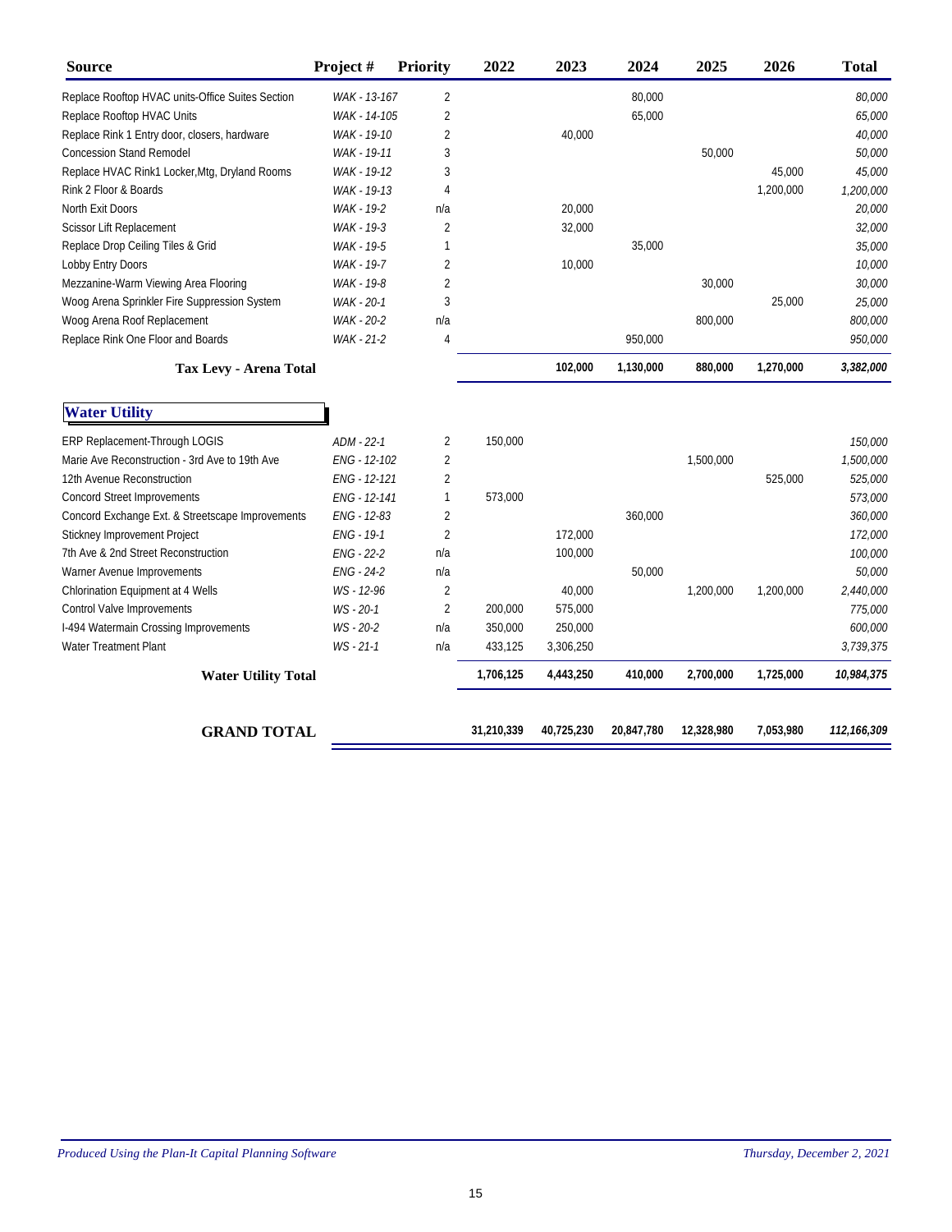| Source | Project # | Priority | 2022 | 2023 | 2024 | 2025 | 2026 | Total |
|---|---|---|---|---|---|---|---|---|
| Replace Rooftop HVAC units-Office Suites Section | WAK - 13-167 | 2 | | | 80,000 | | | 80,000 |
| Replace Rooftop HVAC Units | WAK - 14-105 | 2 | | | 65,000 | | | 65,000 |
| Replace Rink 1 Entry door, closers, hardware | WAK - 19-10 | 2 | | 40,000 | | | | 40,000 |
| Concession Stand Remodel | WAK - 19-11 | 3 | | | | 50,000 | | 50,000 |
| Replace HVAC Rink1 Locker,Mtg, Dryland Rooms | WAK - 19-12 | 3 | | | | | 45,000 | 45,000 |
| Rink 2 Floor & Boards | WAK - 19-13 | 4 | | | | | 1,200,000 | 1,200,000 |
| North Exit Doors | WAK - 19-2 | n/a | | 20,000 | | | | 20,000 |
| Scissor Lift Replacement | WAK - 19-3 | 2 | | 32,000 | | | | 32,000 |
| Replace Drop Ceiling Tiles & Grid | WAK - 19-5 | 1 | | | 35,000 | | | 35,000 |
| Lobby Entry Doors | WAK - 19-7 | 2 | | 10,000 | | | | 10,000 |
| Mezzanine-Warm Viewing Area Flooring | WAK - 19-8 | 2 | | | | 30,000 | | 30,000 |
| Woog Arena Sprinkler Fire Suppression System | WAK - 20-1 | 3 | | | | | 25,000 | 25,000 |
| Woog Arena Roof Replacement | WAK - 20-2 | n/a | | | | 800,000 | | 800,000 |
| Replace Rink One Floor and Boards | WAK - 21-2 | 4 | | | 950,000 | | | 950,000 |
| **Tax Levy - Arena Total** | | | | **102,000** | **1,130,000** | **880,000** | **1,270,000** | **3,382,000** |

## Water Utility

| Source | Project # | Priority | 2022 | 2023 | 2024 | 2025 | 2026 | Total |
|---|---|---|---|---|---|---|---|---|
| ERP Replacement-Through LOGIS | ADM - 22-1 | 2 | 150,000 | | | | | 150,000 |
| Marie Ave Reconstruction - 3rd Ave to 19th Ave | ENG - 12-102 | 2 | | | | 1,500,000 | | 1,500,000 |
| 12th Avenue Reconstruction | ENG - 12-121 | 2 | | | | | 525,000 | 525,000 |
| Concord Street Improvements | ENG - 12-141 | 1 | 573,000 | | | | | 573,000 |
| Concord Exchange Ext. & Streetscape Improvements | ENG - 12-83 | 2 | | | 360,000 | | | 360,000 |
| Stickney Improvement Project | ENG - 19-1 | 2 | | 172,000 | | | | 172,000 |
| 7th Ave & 2nd Street Reconstruction | ENG - 22-2 | n/a | | 100,000 | | | | 100,000 |
| Warner Avenue Improvements | ENG - 24-2 | n/a | | | 50,000 | | | 50,000 |
| Chlorination Equipment at 4 Wells | WS - 12-96 | 2 | | 40,000 | | 1,200,000 | 1,200,000 | 2,440,000 |
| Control Valve Improvements | WS - 20-1 | 2 | 200,000 | 575,000 | | | | 775,000 |
| I-494 Watermain Crossing Improvements | WS - 20-2 | n/a | 350,000 | 250,000 | | | | 600,000 |
| Water Treatment Plant | WS - 21-1 | n/a | 433,125 | 3,306,250 | | | | 3,739,375 |
| **Water Utility Total** | | | **1,706,125** | **4,443,250** | **410,000** | **2,700,000** | **1,725,000** | **10,984,375** |
| **GRAND TOTAL** | | | **31,210,339** | **40,725,230** | **20,847,780** | **12,328,980** | **7,053,980** | **112,166,309** |

*Produced Using the Plan-It Capital Planning Software* — *Thursday, December 2, 2021*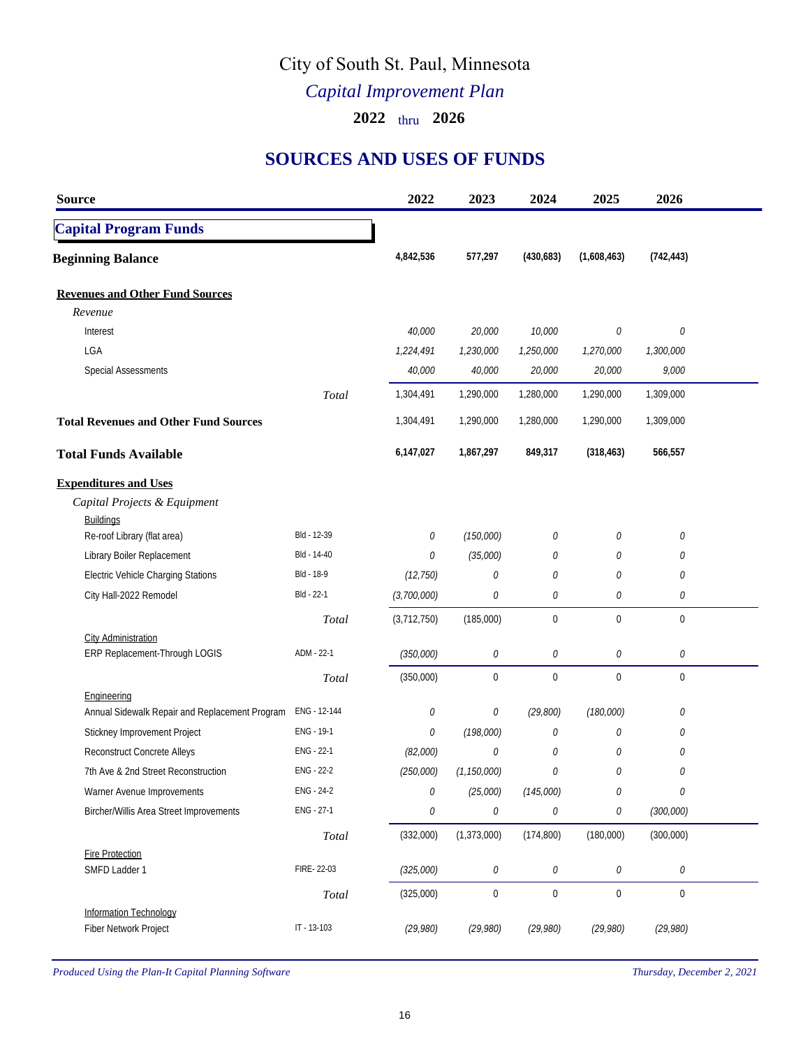# City of South St. Paul, Minnesota

## *Capital Improvement Plan*

### 2022 thru 2026

## SOURCES AND USES OF FUNDS

| Source | | 2022 | 2023 | 2024 | 2025 | 2026 |
|---|---|---|---|---|---|---|
| **Capital Program Funds** | | | | | | |
| **Beginning Balance** | | **4,842,536** | **577,297** | **(430,683)** | **(1,608,463)** | **(742,443)** |
| **Revenues and Other Fund Sources** | | | | | | |
| *Revenue* | | | | | | |
| Interest | | *40,000* | *20,000* | *10,000* | *0* | *0* |
| LGA | | *1,224,491* | *1,230,000* | *1,250,000* | *1,270,000* | *1,300,000* |
| Special Assessments | | *40,000* | *40,000* | *20,000* | *20,000* | *9,000* |
| | *Total* | 1,304,491 | 1,290,000 | 1,280,000 | 1,290,000 | 1,309,000 |
| **Total Revenues and Other Fund Sources** | | 1,304,491 | 1,290,000 | 1,280,000 | 1,290,000 | 1,309,000 |
| **Total Funds Available** | | **6,147,027** | **1,867,297** | **849,317** | **(318,463)** | **566,557** |
| **Expenditures and Uses** | | | | | | |
| *Capital Projects & Equipment* | | | | | | |
| Buildings | | | | | | |
| Re-roof Library (flat area) | Bld - 12-39 | *0* | *(150,000)* | *0* | *0* | *0* |
| Library Boiler Replacement | Bld - 14-40 | *0* | *(35,000)* | *0* | *0* | *0* |
| Electric Vehicle Charging Stations | Bld - 18-9 | *(12,750)* | *0* | *0* | *0* | *0* |
| City Hall-2022 Remodel | Bld - 22-1 | *(3,700,000)* | *0* | *0* | *0* | *0* |
| | *Total* | (3,712,750) | (185,000) | 0 | 0 | 0 |
| City Administration | | | | | | |
| ERP Replacement-Through LOGIS | ADM - 22-1 | *(350,000)* | *0* | *0* | *0* | *0* |
| | *Total* | (350,000) | 0 | 0 | 0 | 0 |
| Engineering | | | | | | |
| Annual Sidewalk Repair and Replacement Program | ENG - 12-144 | *0* | *0* | *(29,800)* | *(180,000)* | *0* |
| Stickney Improvement Project | ENG - 19-1 | *0* | *(198,000)* | *0* | *0* | *0* |
| Reconstruct Concrete Alleys | ENG - 22-1 | *(82,000)* | *0* | *0* | *0* | *0* |
| 7th Ave & 2nd Street Reconstruction | ENG - 22-2 | *(250,000)* | *(1,150,000)* | *0* | *0* | *0* |
| Warner Avenue Improvements | ENG - 24-2 | *0* | *(25,000)* | *(145,000)* | *0* | *0* |
| Bircher/Willis Area Street Improvements | ENG - 27-1 | *0* | *0* | *0* | *0* | *(300,000)* |
| | *Total* | (332,000) | (1,373,000) | (174,800) | (180,000) | (300,000) |
| Fire Protection | | | | | | |
| SMFD Ladder 1 | FIRE- 22-03 | *(325,000)* | *0* | *0* | *0* | *0* |
| | *Total* | (325,000) | 0 | 0 | 0 | 0 |
| Information Technology | | | | | | |
| Fiber Network Project | IT - 13-103 | *(29,980)* | *(29,980)* | *(29,980)* | *(29,980)* | *(29,980)* |

*Produced Using the Plan-It Capital Planning Software* | *Thursday, December 2, 2021*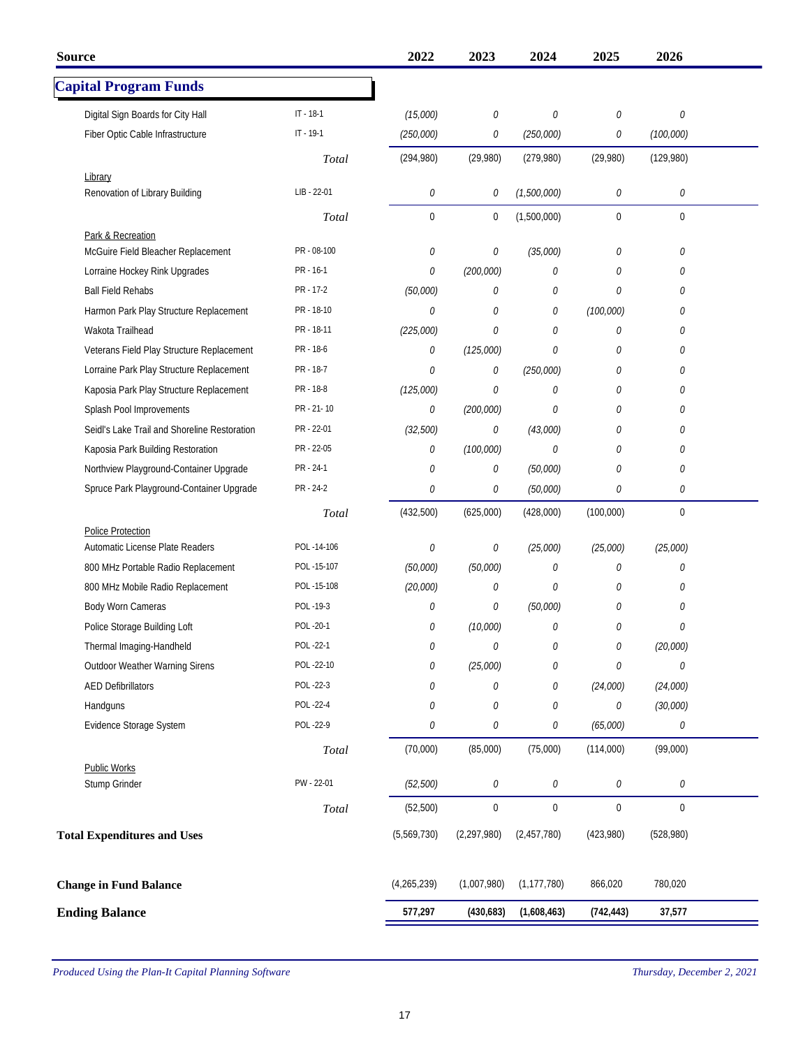| Source | | 2022 | 2023 | 2024 | 2025 | 2026 |
|---|---|---|---|---|---|---|
| **Capital Program Funds** | | | | | | |
| Digital Sign Boards for City Hall | IT - 18-1 | *(15,000)* | *0* | *0* | *0* | *0* |
| Fiber Optic Cable Infrastructure | IT - 19-1 | *(250,000)* | *0* | *(250,000)* | *0* | *(100,000)* |
| | *Total* | (294,980) | (29,980) | (279,980) | (29,980) | (129,980) |
| Library | | | | | | |
| Renovation of Library Building | LIB - 22-01 | *0* | *0* | *(1,500,000)* | *0* | *0* |
| | *Total* | 0 | 0 | (1,500,000) | 0 | 0 |
| Park & Recreation | | | | | | |
| McGuire Field Bleacher Replacement | PR - 08-100 | *0* | *0* | *(35,000)* | *0* | *0* |
| Lorraine Hockey Rink Upgrades | PR - 16-1 | *0* | *(200,000)* | *0* | *0* | *0* |
| Ball Field Rehabs | PR - 17-2 | *(50,000)* | *0* | *0* | *0* | *0* |
| Harmon Park Play Structure Replacement | PR - 18-10 | *0* | *0* | *0* | *(100,000)* | *0* |
| Wakota Trailhead | PR - 18-11 | *(225,000)* | *0* | *0* | *0* | *0* |
| Veterans Field Play Structure Replacement | PR - 18-6 | *0* | *(125,000)* | *0* | *0* | *0* |
| Lorraine Park Play Structure Replacement | PR - 18-7 | *0* | *0* | *(250,000)* | *0* | *0* |
| Kaposia Park Play Structure Replacement | PR - 18-8 | *(125,000)* | *0* | *0* | *0* | *0* |
| Splash Pool Improvements | PR - 21- 10 | *0* | *(200,000)* | *0* | *0* | *0* |
| Seidl's Lake Trail and Shoreline Restoration | PR - 22-01 | *(32,500)* | *0* | *(43,000)* | *0* | *0* |
| Kaposia Park Building Restoration | PR - 22-05 | *0* | *(100,000)* | *0* | *0* | *0* |
| Northview Playground-Container Upgrade | PR - 24-1 | *0* | *0* | *(50,000)* | *0* | *0* |
| Spruce Park Playground-Container Upgrade | PR - 24-2 | *0* | *0* | *(50,000)* | *0* | *0* |
| | *Total* | (432,500) | (625,000) | (428,000) | (100,000) | 0 |
| Police Protection | | | | | | |
| Automatic License Plate Readers | POL -14-106 | *0* | *0* | *(25,000)* | *(25,000)* | *(25,000)* |
| 800 MHz Portable Radio Replacement | POL -15-107 | *(50,000)* | *(50,000)* | *0* | *0* | *0* |
| 800 MHz Mobile Radio Replacement | POL -15-108 | *(20,000)* | *0* | *0* | *0* | *0* |
| Body Worn Cameras | POL -19-3 | *0* | *0* | *(50,000)* | *0* | *0* |
| Police Storage Building Loft | POL -20-1 | *0* | *(10,000)* | *0* | *0* | *0* |
| Thermal Imaging-Handheld | POL -22-1 | *0* | *0* | *0* | *0* | *(20,000)* |
| Outdoor Weather Warning Sirens | POL -22-10 | *0* | *(25,000)* | *0* | *0* | *0* |
| AED Defibrillators | POL -22-3 | *0* | *0* | *0* | *(24,000)* | *(24,000)* |
| Handguns | POL -22-4 | *0* | *0* | *0* | *0* | *(30,000)* |
| Evidence Storage System | POL -22-9 | *0* | *0* | *0* | *(65,000)* | *0* |
| | *Total* | (70,000) | (85,000) | (75,000) | (114,000) | (99,000) |
| Public Works | | | | | | |
| Stump Grinder | PW - 22-01 | *(52,500)* | *0* | *0* | *0* | *0* |
| | *Total* | (52,500) | 0 | 0 | 0 | 0 |
| **Total Expenditures and Uses** | | (5,569,730) | (2,297,980) | (2,457,780) | (423,980) | (528,980) |
| **Change in Fund Balance** | | (4,265,239) | (1,007,980) | (1,177,780) | 866,020 | 780,020 |
| **Ending Balance** | | **577,297** | **(430,683)** | **(1,608,463)** | **(742,443)** | **37,577** |

*Produced Using the Plan-It Capital Planning Software* *Thursday, December 2, 2021*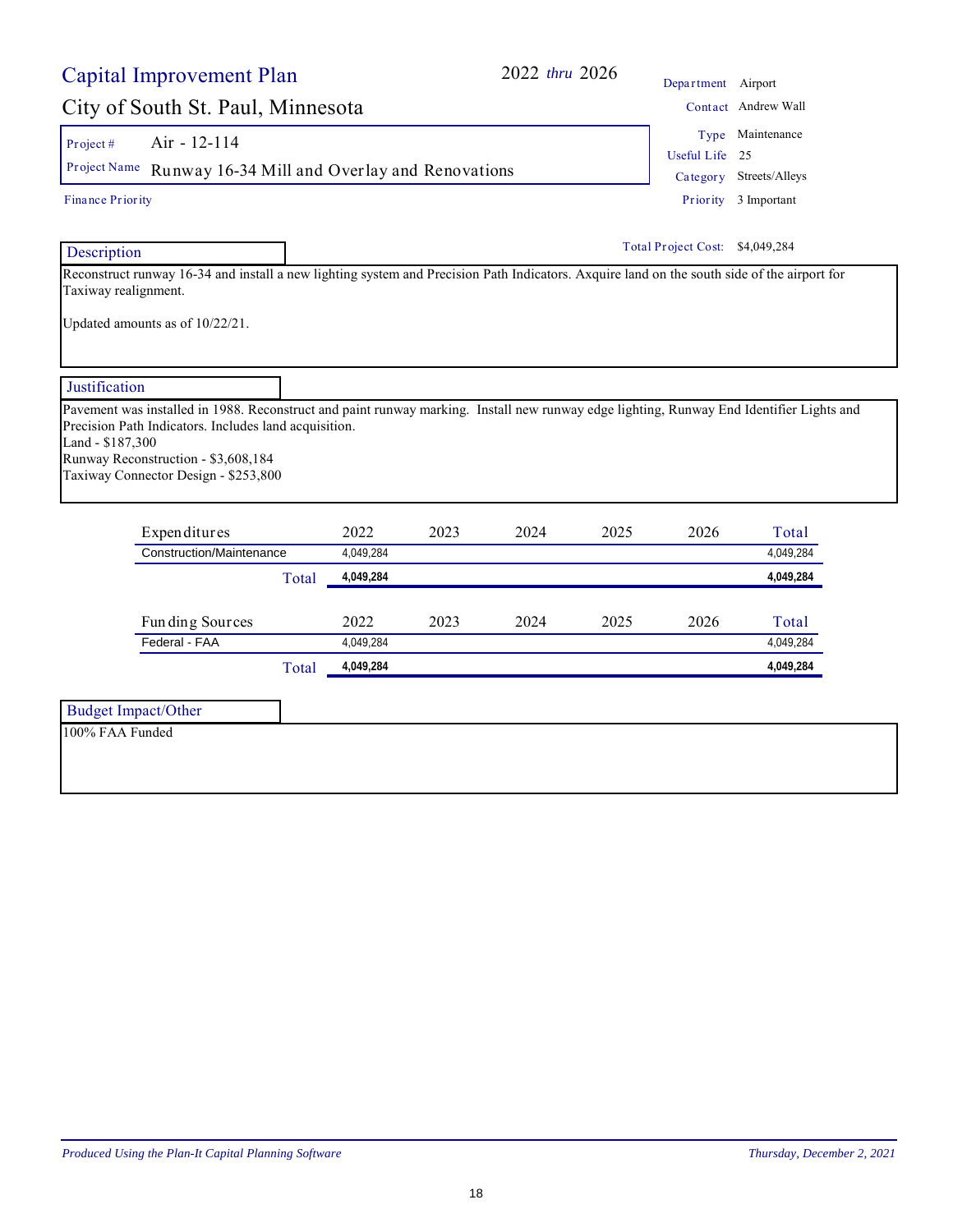# Capital Improvement Plan

## City of South St. Paul, Minnesota

2022 *thru* 2026

| | |
|---|---|
| Department | Airport |
| Contact | Andrew Wall |
| Type | Maintenance |
| Useful Life | 25 |
| Category | Streets/Alleys |
| Priority | 3 Important |

**Project #** Air - 12-114

**Project Name** Runway 16-34 Mill and Overlay and Renovations

Finance Priority

Total Project Cost: $4,049,284

### Description

Reconstruct runway 16-34 and install a new lighting system and Precision Path Indicators. Axquire land on the south side of the airport for Taxiway realignment.

Updated amounts as of 10/22/21.

### Justification

Pavement was installed in 1988. Reconstruct and paint runway marking. Install new runway edge lighting, Runway End Identifier Lights and Precision Path Indicators. Includes land acquisition.
Land - $187,300
Runway Reconstruction - $3,608,184
Taxiway Connector Design - $253,800

| Expenditures | 2022 | 2023 | 2024 | 2025 | 2026 | Total |
|---|---|---|---|---|---|---|
| Construction/Maintenance | 4,049,284 | | | | | 4,049,284 |
| **Total** | **4,049,284** | | | | | **4,049,284** |

| Funding Sources | 2022 | 2023 | 2024 | 2025 | 2026 | Total |
|---|---|---|---|---|---|---|
| Federal - FAA | 4,049,284 | | | | | 4,049,284 |
| **Total** | **4,049,284** | | | | | **4,049,284** |

### Budget Impact/Other

100% FAA Funded

*Produced Using the Plan-It Capital Planning Software* *Thursday, December 2, 2021*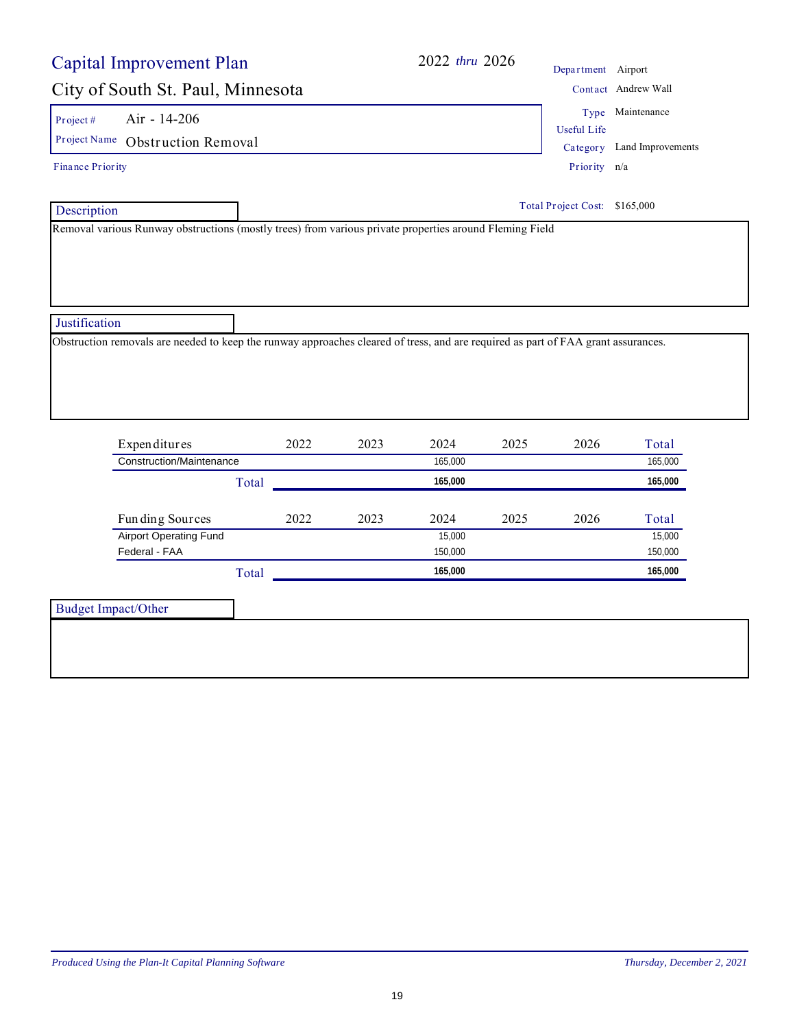# Capital Improvement Plan

2022 *thru* 2026

## City of South St. Paul, Minnesota

| | |
|---|---|
| Department | Airport |
| Contact | Andrew Wall |
| Type | Maintenance |
| Useful Life | |
| Category | Land Improvements |
| Priority | n/a |

Project # Air - 14-206

Project Name Obstruction Removal

Finance Priority

Total Project Cost: $165,000

### Description

Removal various Runway obstructions (mostly trees) from various private properties around Fleming Field

### Justification

Obstruction removals are needed to keep the runway approaches cleared of tress, and are required as part of FAA grant assurances.

| Expenditures | 2022 | 2023 | 2024 | 2025 | 2026 | Total |
|---|---|---|---|---|---|---|
| Construction/Maintenance | | | 165,000 | | | 165,000 |
| **Total** | | | **165,000** | | | **165,000** |

| Funding Sources | 2022 | 2023 | 2024 | 2025 | 2026 | Total |
|---|---|---|---|---|---|---|
| Airport Operating Fund | | | 15,000 | | | 15,000 |
| Federal - FAA | | | 150,000 | | | 150,000 |
| **Total** | | | **165,000** | | | **165,000** |

### Budget Impact/Other

*Produced Using the Plan-It Capital Planning Software* | *Thursday, December 2, 2021*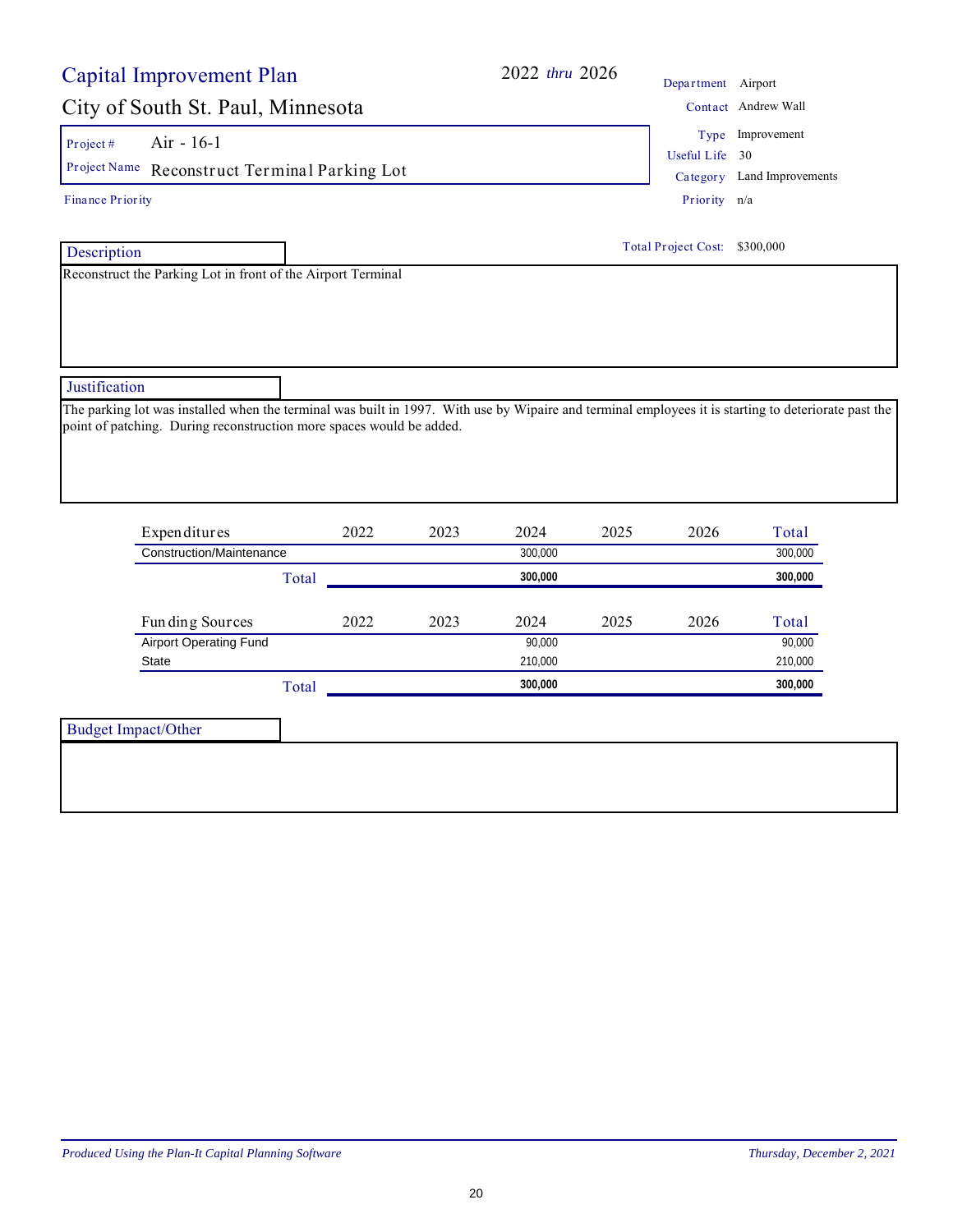# Capital Improvement Plan

**2022 *thru* 2026**

## City of South St. Paul, Minnesota

| | |
|---|---|
| Department | Airport |
| Contact | Andrew Wall |
| Type | Improvement |
| Useful Life | 30 |
| Category | Land Improvements |
| Priority | n/a |

**Project #** Air - 16-1

**Project Name** Reconstruct Terminal Parking Lot

**Finance Priority**

**Total Project Cost:** $300,000

### Description

Reconstruct the Parking Lot in front of the Airport Terminal

### Justification

The parking lot was installed when the terminal was built in 1997. With use by Wipaire and terminal employees it is starting to deteriorate past the point of patching. During reconstruction more spaces would be added.

| Expenditures | 2022 | 2023 | 2024 | 2025 | 2026 | Total |
|---|---|---|---|---|---|---|
| Construction/Maintenance | | | 300,000 | | | 300,000 |
| **Total** | | | **300,000** | | | **300,000** |

| Funding Sources | 2022 | 2023 | 2024 | 2025 | 2026 | Total |
|---|---|---|---|---|---|---|
| Airport Operating Fund | | | 90,000 | | | 90,000 |
| State | | | 210,000 | | | 210,000 |
| **Total** | | | **300,000** | | | **300,000** |

### Budget Impact/Other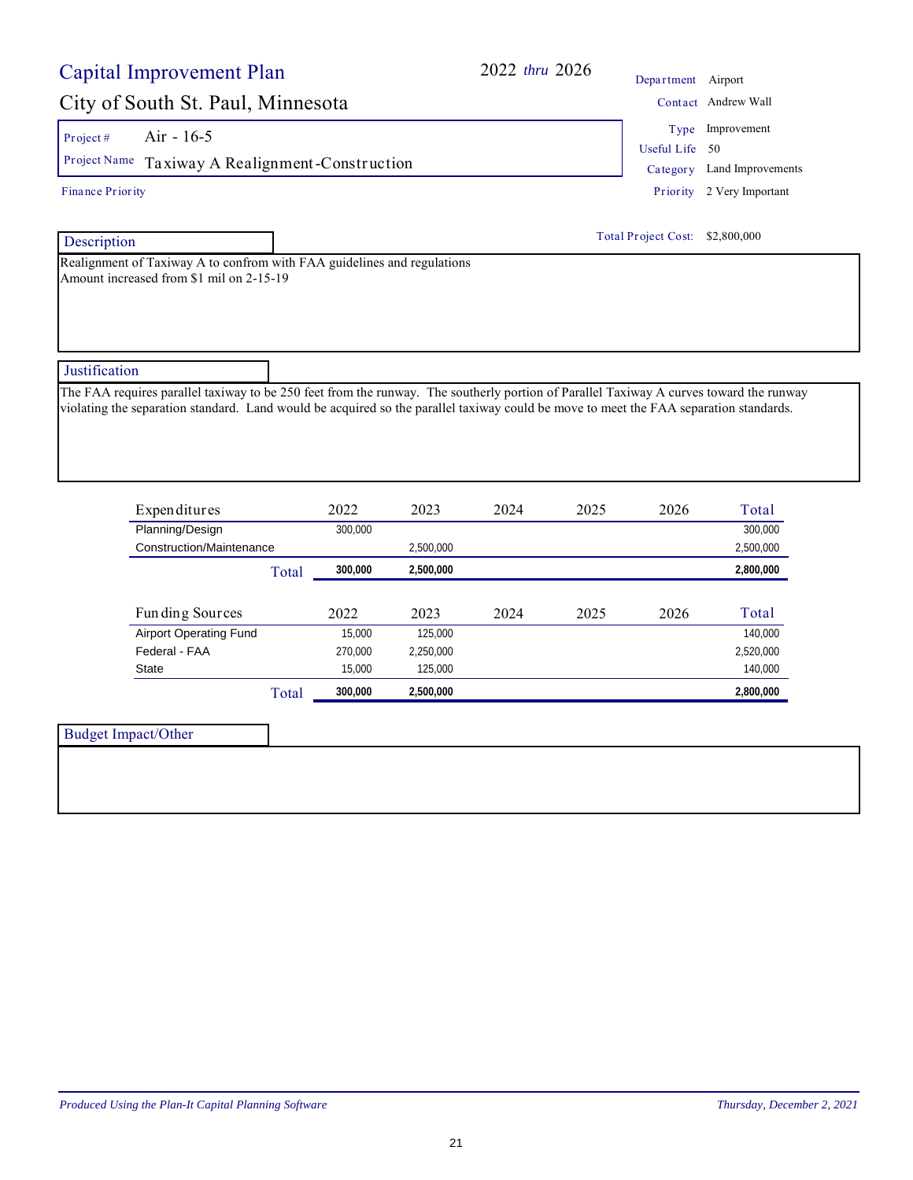# Capital Improvement Plan

2022 *thru* 2026

## City of South St. Paul, Minnesota

| | |
|---|---|
| Department | Airport |
| Contact | Andrew Wall |
| Type | Improvement |
| Useful Life | 50 |
| Category | Land Improvements |
| Priority | 2 Very Important |

**Project #** Air - 16-5

**Project Name** Taxiway A Realignment-Construction

Finance Priority

**Total Project Cost:** $2,800,000

### Description

Realignment of Taxiway A to confrom with FAA guidelines and regulations
Amount increased from $1 mil on 2-15-19

### Justification

The FAA requires parallel taxiway to be 250 feet from the runway. The southerly portion of Parallel Taxiway A curves toward the runway violating the separation standard. Land would be acquired so the parallel taxiway could be move to meet the FAA separation standards.

| Expenditures | 2022 | 2023 | 2024 | 2025 | 2026 | Total |
|---|---|---|---|---|---|---|
| Planning/Design | 300,000 | | | | | 300,000 |
| Construction/Maintenance | | 2,500,000 | | | | 2,500,000 |
| **Total** | **300,000** | **2,500,000** | | | | **2,800,000** |

| Funding Sources | 2022 | 2023 | 2024 | 2025 | 2026 | Total |
|---|---|---|---|---|---|---|
| Airport Operating Fund | 15,000 | 125,000 | | | | 140,000 |
| Federal - FAA | 270,000 | 2,250,000 | | | | 2,520,000 |
| State | 15,000 | 125,000 | | | | 140,000 |
| **Total** | **300,000** | **2,500,000** | | | | **2,800,000** |

### Budget Impact/Other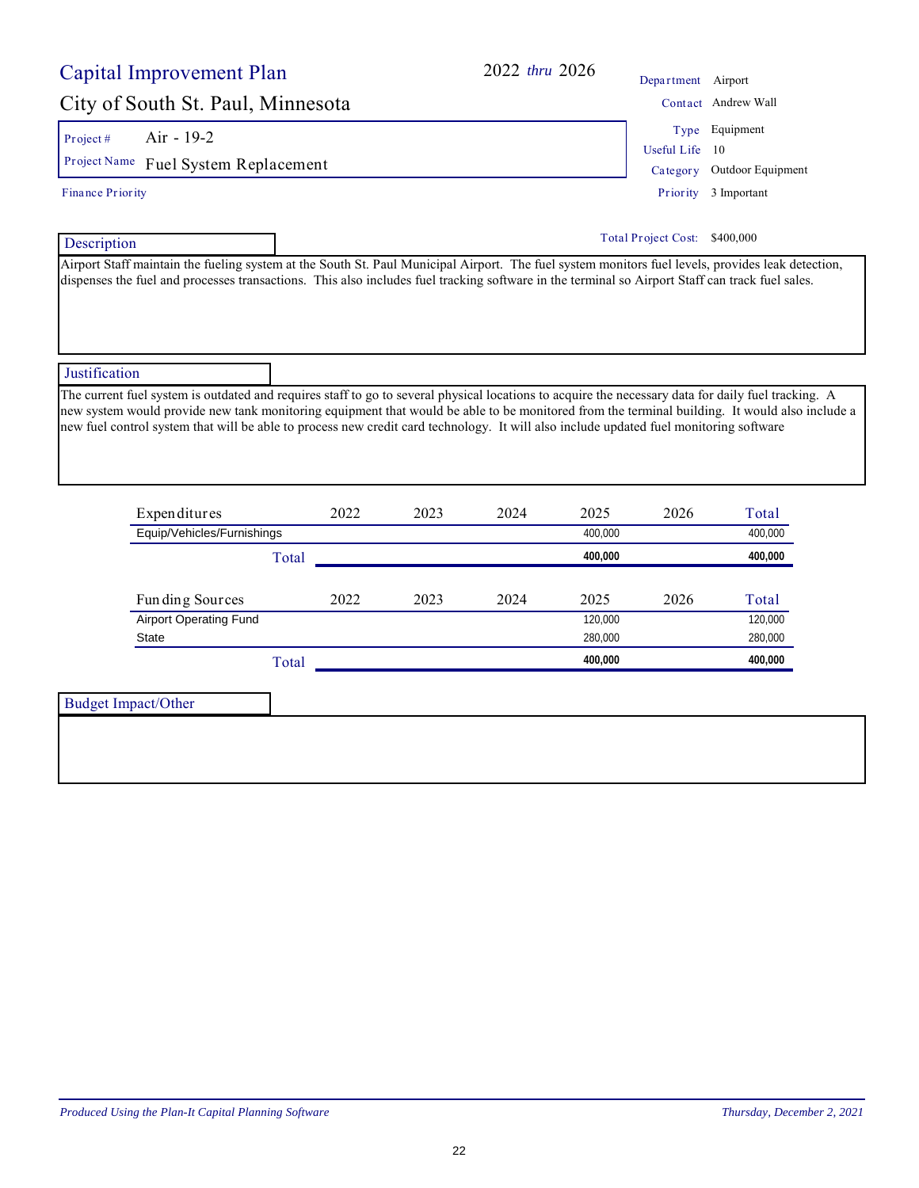# Capital Improvement Plan

## City of South St. Paul, Minnesota

2022 *thru* 2026

| | |
|---|---|
| Department | Airport |
| Contact | Andrew Wall |
| Type | Equipment |
| Useful Life | 10 |
| Category | Outdoor Equipment |
| Priority | 3 Important |

**Project #** Air - 19-2

**Project Name** Fuel System Replacement

**Finance Priority**

**Total Project Cost:** $400,000

### Description

Airport Staff maintain the fueling system at the South St. Paul Municipal Airport. The fuel system monitors fuel levels, provides leak detection, dispenses the fuel and processes transactions. This also includes fuel tracking software in the terminal so Airport Staff can track fuel sales.

### Justification

The current fuel system is outdated and requires staff to go to several physical locations to acquire the necessary data for daily fuel tracking. A new system would provide new tank monitoring equipment that would be able to be monitored from the terminal building. It would also include a new fuel control system that will be able to process new credit card technology. It will also include updated fuel monitoring software

| Expenditures | 2022 | 2023 | 2024 | 2025 | 2026 | Total |
|---|---|---|---|---|---|---|
| Equip/Vehicles/Furnishings | | | | 400,000 | | 400,000 |
| **Total** | | | | **400,000** | | **400,000** |

| Funding Sources | 2022 | 2023 | 2024 | 2025 | 2026 | Total |
|---|---|---|---|---|---|---|
| Airport Operating Fund | | | | 120,000 | | 120,000 |
| State | | | | 280,000 | | 280,000 |
| **Total** | | | | **400,000** | | **400,000** |

### Budget Impact/Other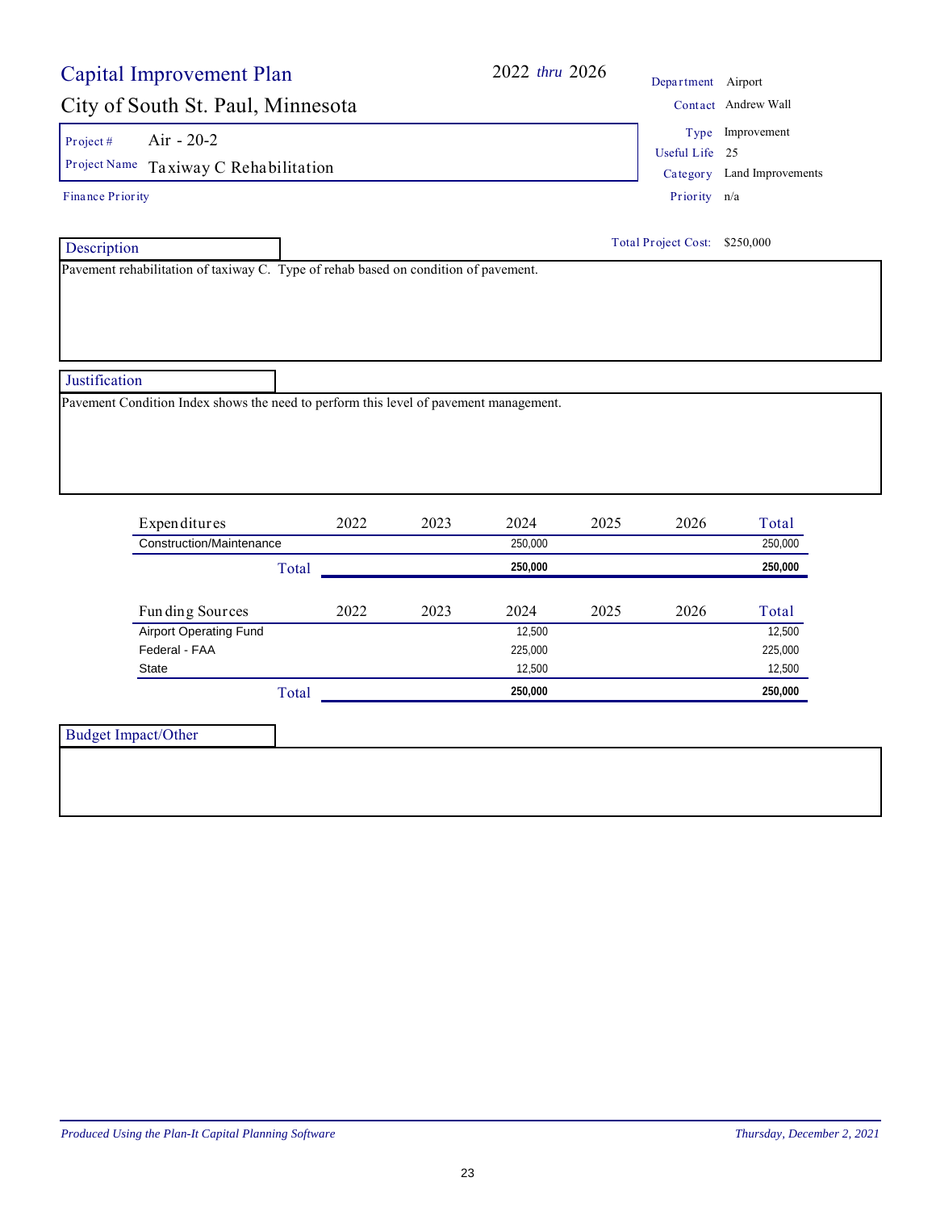# Capital Improvement Plan

## City of South St. Paul, Minnesota

2022 *thru* 2026

| | |
|---|---|
| Department | Airport |
| Contact | Andrew Wall |
| Type | Improvement |
| Useful Life | 25 |
| Category | Land Improvements |
| Priority | n/a |

**Project #** Air - 20-2

**Project Name** Taxiway C Rehabilitation

Finance Priority

Total Project Cost: $250,000

### Description

Pavement rehabilitation of taxiway C. Type of rehab based on condition of pavement.

### Justification

Pavement Condition Index shows the need to perform this level of pavement management.

| Expenditures | 2022 | 2023 | 2024 | 2025 | 2026 | Total |
|---|---|---|---|---|---|---|
| Construction/Maintenance | | | 250,000 | | | 250,000 |
| **Total** | | | **250,000** | | | **250,000** |

| Funding Sources | 2022 | 2023 | 2024 | 2025 | 2026 | Total |
|---|---|---|---|---|---|---|
| Airport Operating Fund | | | 12,500 | | | 12,500 |
| Federal - FAA | | | 225,000 | | | 225,000 |
| State | | | 12,500 | | | 12,500 |
| **Total** | | | **250,000** | | | **250,000** |

### Budget Impact/Other

*Produced Using the Plan-It Capital Planning Software*

*Thursday, December 2, 2021*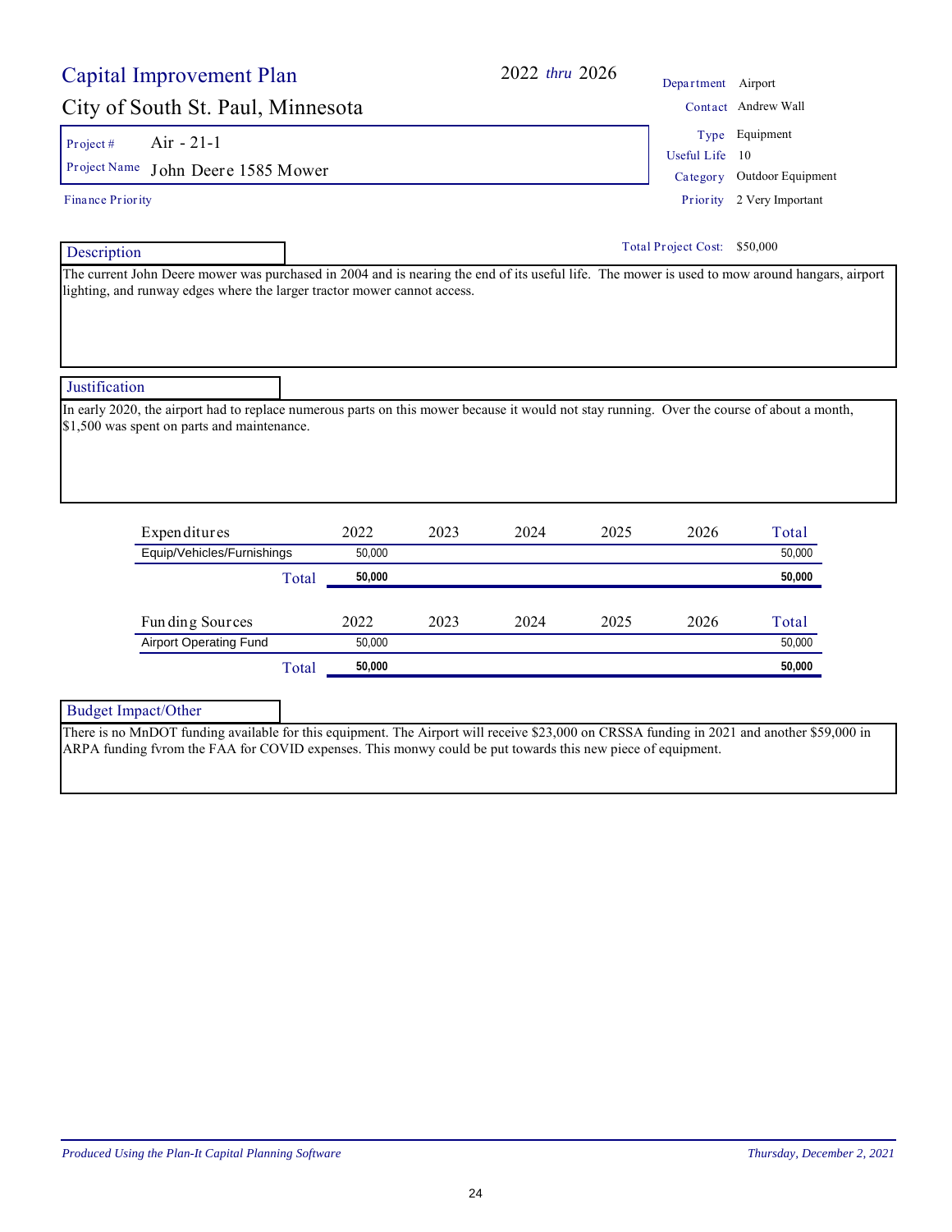# Capital Improvement Plan

## City of South St. Paul, Minnesota

2022 *thru* 2026

| | |
|---|---|
| Department | Airport |
| Contact | Andrew Wall |
| Type | Equipment |
| Useful Life | 10 |
| Category | Outdoor Equipment |
| Priority | 2 Very Important |

Project # Air - 21-1

Project Name John Deere 1585 Mower

Finance Priority

Total Project Cost: $50,000

### Description

The current John Deere mower was purchased in 2004 and is nearing the end of its useful life. The mower is used to mow around hangars, airport lighting, and runway edges where the larger tractor mower cannot access.

### Justification

In early 2020, the airport had to replace numerous parts on this mower because it would not stay running. Over the course of about a month, $1,500 was spent on parts and maintenance.

| Expenditures | 2022 | 2023 | 2024 | 2025 | 2026 | Total |
|---|---|---|---|---|---|---|
| Equip/Vehicles/Furnishings | 50,000 | | | | | 50,000 |
| **Total** | **50,000** | | | | | **50,000** |

| Funding Sources | 2022 | 2023 | 2024 | 2025 | 2026 | Total |
|---|---|---|---|---|---|---|
| Airport Operating Fund | 50,000 | | | | | 50,000 |
| **Total** | **50,000** | | | | | **50,000** |

### Budget Impact/Other

There is no MnDOT funding available for this equipment. The Airport will receive $23,000 on CRSSA funding in 2021 and another $59,000 in ARPA funding fvrom the FAA for COVID expenses. This monwy could be put towards this new piece of equipment.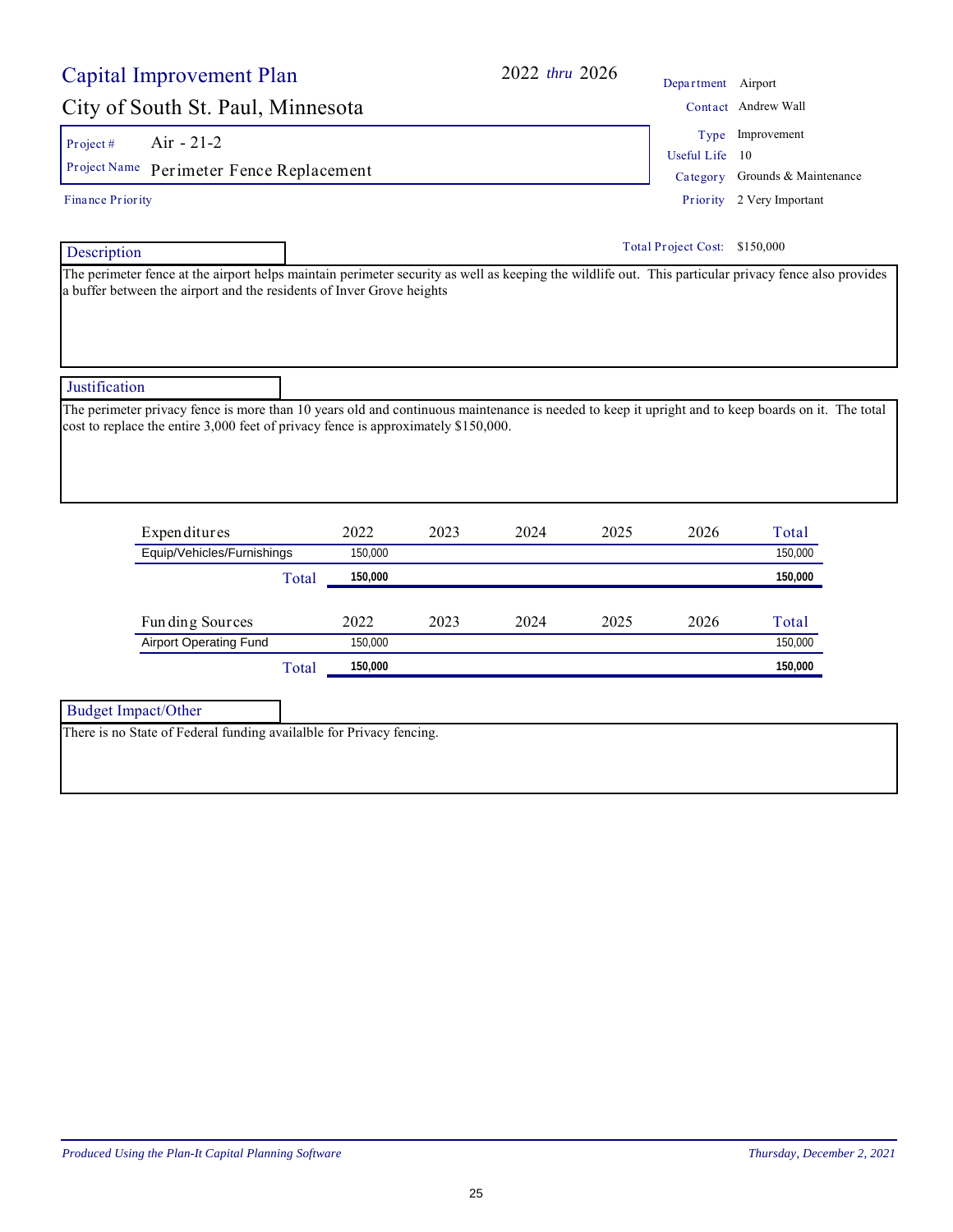# Capital Improvement Plan

2022 *thru* 2026

## City of South St. Paul, Minnesota

Department: Airport
Contact: Andrew Wall
Type: Improvement
Useful Life: 10
Category: Grounds & Maintenance
Priority: 2 Very Important

Project #: Air - 21-2
Project Name: Perimeter Fence Replacement

Finance Priority

Total Project Cost: $150,000

### Description

The perimeter fence at the airport helps maintain perimeter security as well as keeping the wildlife out. This particular privacy fence also provides a buffer between the airport and the residents of Inver Grove heights

### Justification

The perimeter privacy fence is more than 10 years old and continuous maintenance is needed to keep it upright and to keep boards on it. The total cost to replace the entire 3,000 feet of privacy fence is approximately $150,000.

| Expenditures | 2022 | 2023 | 2024 | 2025 | 2026 | Total |
|---|---|---|---|---|---|---|
| Equip/Vehicles/Furnishings | 150,000 | | | | | 150,000 |
| **Total** | **150,000** | | | | | **150,000** |

| Funding Sources | 2022 | 2023 | 2024 | 2025 | 2026 | Total |
|---|---|---|---|---|---|---|
| Airport Operating Fund | 150,000 | | | | | 150,000 |
| **Total** | **150,000** | | | | | **150,000** |

### Budget Impact/Other

There is no State of Federal funding availalble for Privacy fencing.

*Produced Using the Plan-It Capital Planning Software* *Thursday, December 2, 2021*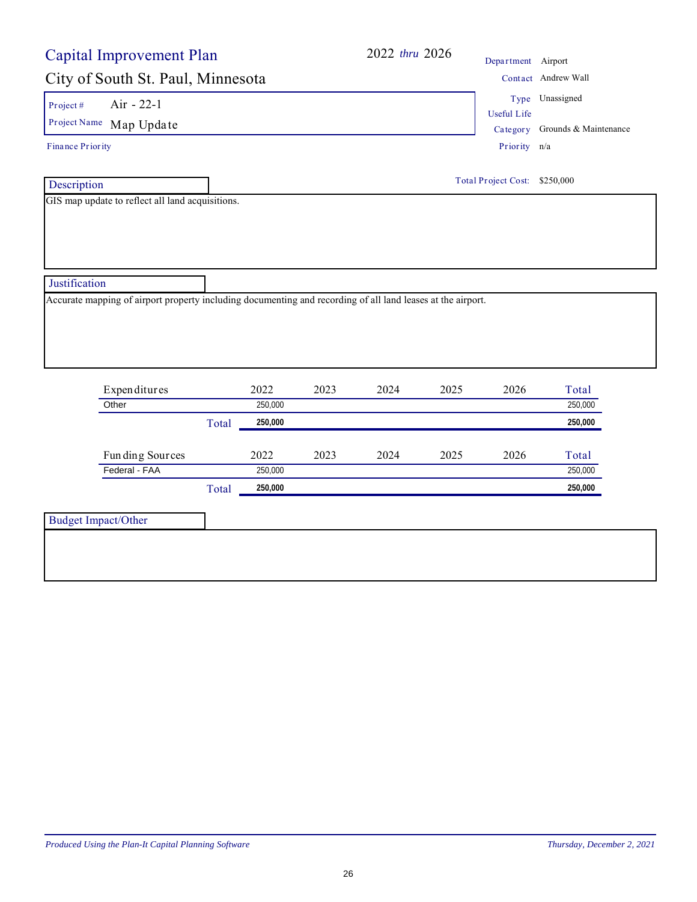# Capital Improvement Plan

## City of South St. Paul, Minnesota

2022 *thru* 2026

| | |
|---|---|
| Department | Airport |
| Contact | Andrew Wall |
| Type | Unassigned |
| Useful Life | |
| Category | Grounds & Maintenance |
| Priority | n/a |

**Project #** Air - 22-1

**Project Name** Map Update

**Finance Priority**

**Total Project Cost:** $250,000

### Description

GIS map update to reflect all land acquisitions.

### Justification

Accurate mapping of airport property including documenting and recording of all land leases at the airport.

| Expenditures | 2022 | 2023 | 2024 | 2025 | 2026 | Total |
|---|---|---|---|---|---|---|
| Other | 250,000 | | | | | 250,000 |
| **Total** | **250,000** | | | | | **250,000** |

| Funding Sources | 2022 | 2023 | 2024 | 2025 | 2026 | Total |
|---|---|---|---|---|---|---|
| Federal - FAA | 250,000 | | | | | 250,000 |
| **Total** | **250,000** | | | | | **250,000** |

### Budget Impact/Other

*Produced Using the Plan-It Capital Planning Software* — *Thursday, December 2, 2021*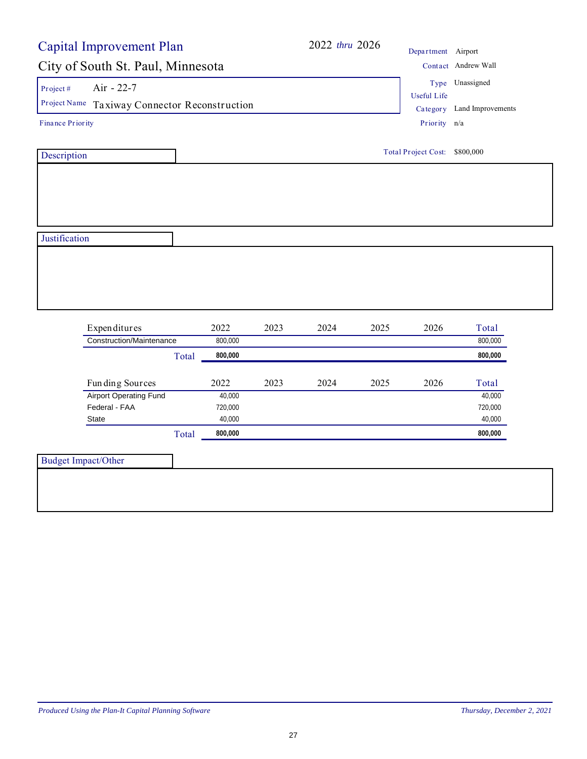# Capital Improvement Plan

## City of South St. Paul, Minnesota

2022 *thru* 2026

| | |
|---|---|
| Department | Airport |
| Contact | Andrew Wall |
| Type | Unassigned |
| Useful Life | |
| Category | Land Improvements |
| Priority | n/a |

Project # Air - 22-7

Project Name Taxiway Connector Reconstruction

Finance Priority

Total Project Cost: $800,000

### Description

### Justification

| Expenditures | 2022 | 2023 | 2024 | 2025 | 2026 | Total |
|---|---|---|---|---|---|---|
| Construction/Maintenance | 800,000 | | | | | 800,000 |
| **Total** | **800,000** | | | | | **800,000** |

| Funding Sources | 2022 | 2023 | 2024 | 2025 | 2026 | Total |
|---|---|---|---|---|---|---|
| Airport Operating Fund | 40,000 | | | | | 40,000 |
| Federal - FAA | 720,000 | | | | | 720,000 |
| State | 40,000 | | | | | 40,000 |
| **Total** | **800,000** | | | | | **800,000** |

### Budget Impact/Other

*Produced Using the Plan-It Capital Planning Software* — *Thursday, December 2, 2021*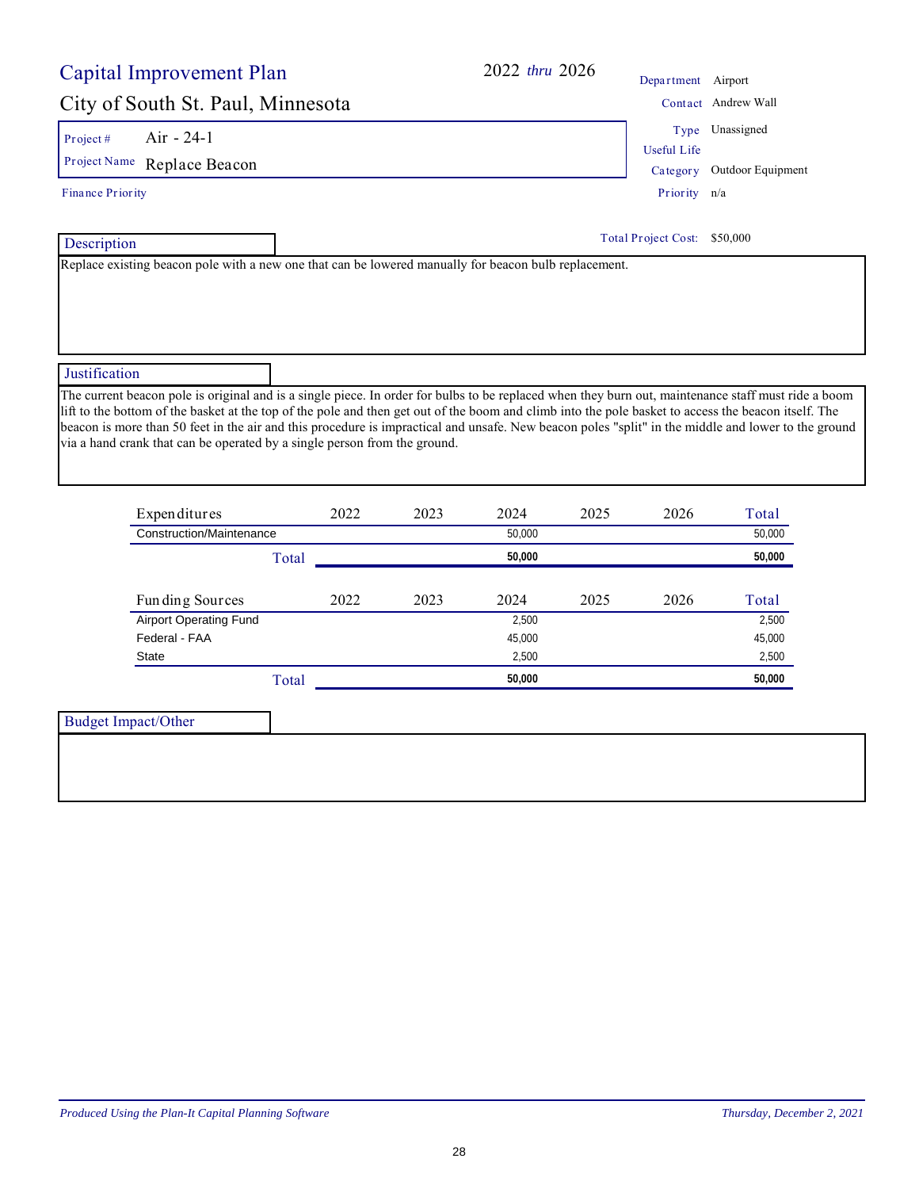# Capital Improvement Plan

**2022 *thru* 2026**

## City of South St. Paul, Minnesota

| | |
|---|---|
| Department | Airport |
| Contact | Andrew Wall |
| Type | Unassigned |
| Useful Life | |
| Category | Outdoor Equipment |
| Priority | n/a |

**Project #** Air - 24-1

**Project Name** Replace Beacon

Finance Priority

Total Project Cost: $50,000

### Description

Replace existing beacon pole with a new one that can be lowered manually for beacon bulb replacement.

### Justification

The current beacon pole is original and is a single piece. In order for bulbs to be replaced when they burn out, maintenance staff must ride a boom lift to the bottom of the basket at the top of the pole and then get out of the boom and climb into the pole basket to access the beacon itself. The beacon is more than 50 feet in the air and this procedure is impractical and unsafe. New beacon poles "split" in the middle and lower to the ground via a hand crank that can be operated by a single person from the ground.

| Expenditures | 2022 | 2023 | 2024 | 2025 | 2026 | Total |
|---|---|---|---|---|---|---|
| Construction/Maintenance | | | 50,000 | | | 50,000 |
| **Total** | | | **50,000** | | | **50,000** |

| Funding Sources | 2022 | 2023 | 2024 | 2025 | 2026 | Total |
|---|---|---|---|---|---|---|
| Airport Operating Fund | | | 2,500 | | | 2,500 |
| Federal - FAA | | | 45,000 | | | 45,000 |
| State | | | 2,500 | | | 2,500 |
| **Total** | | | **50,000** | | | **50,000** |

### Budget Impact/Other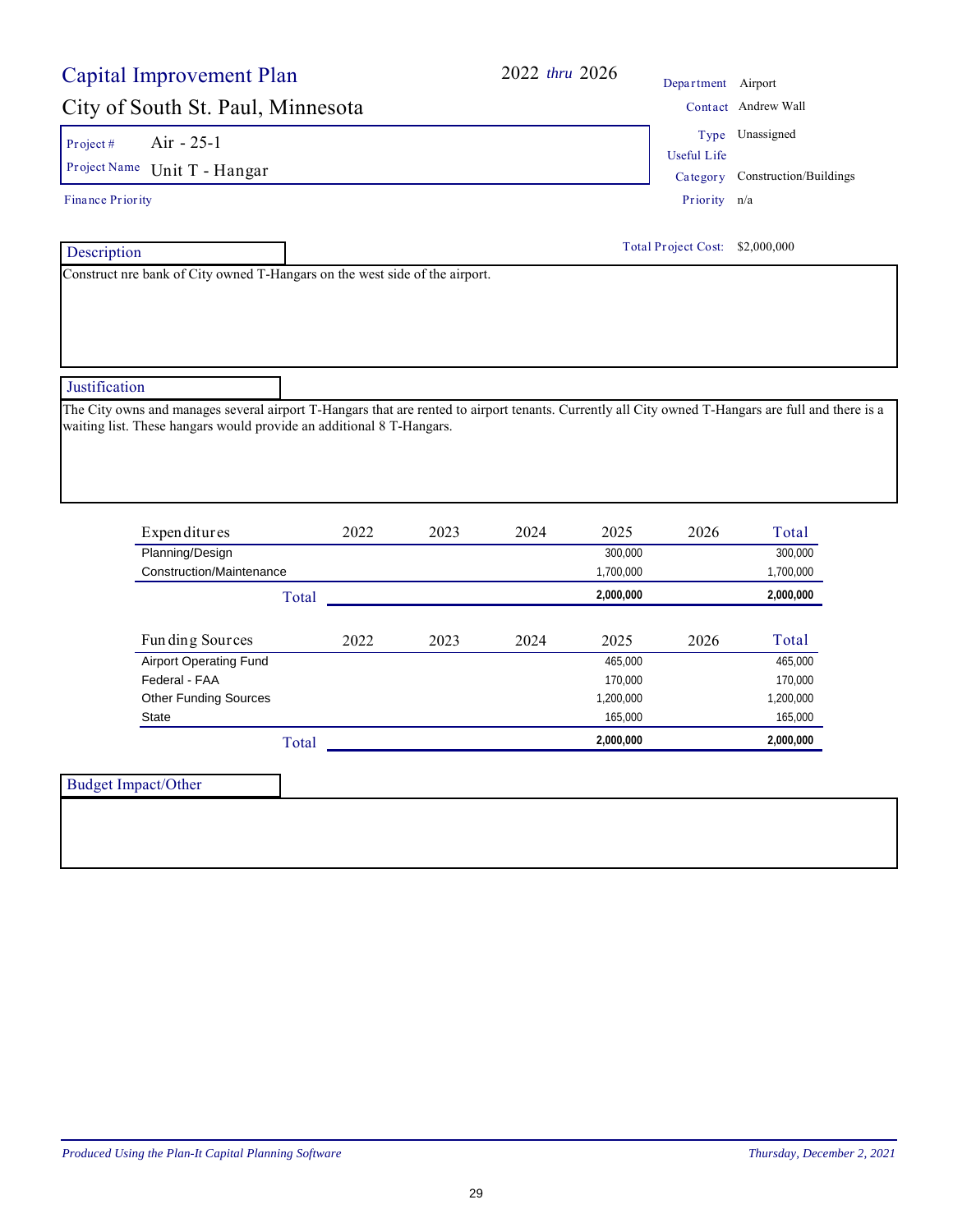# Capital Improvement Plan

**2022** *thru* **2026**

## City of South St. Paul, Minnesota

| | |
|---|---|
| Department | Airport |
| Contact | Andrew Wall |
| Type | Unassigned |
| Useful Life | |
| Category | Construction/Buildings |
| Priority | n/a |

**Project #** Air - 25-1

**Project Name** Unit T - Hangar

**Finance Priority**

**Total Project Cost:** $2,000,000

### Description

Construct nre bank of City owned T-Hangars on the west side of the airport.

### Justification

The City owns and manages several airport T-Hangars that are rented to airport tenants. Currently all City owned T-Hangars are full and there is a waiting list. These hangars would provide an additional 8 T-Hangars.

| Expenditures | 2022 | 2023 | 2024 | 2025 | 2026 | Total |
|---|---|---|---|---|---|---|
| Planning/Design | | | | 300,000 | | 300,000 |
| Construction/Maintenance | | | | 1,700,000 | | 1,700,000 |
| **Total** | | | | **2,000,000** | | **2,000,000** |

| Funding Sources | 2022 | 2023 | 2024 | 2025 | 2026 | Total |
|---|---|---|---|---|---|---|
| Airport Operating Fund | | | | 465,000 | | 465,000 |
| Federal - FAA | | | | 170,000 | | 170,000 |
| Other Funding Sources | | | | 1,200,000 | | 1,200,000 |
| State | | | | 165,000 | | 165,000 |
| **Total** | | | | **2,000,000** | | **2,000,000** |

### Budget Impact/Other

*Produced Using the Plan-It Capital Planning Software* — *Thursday, December 2, 2021*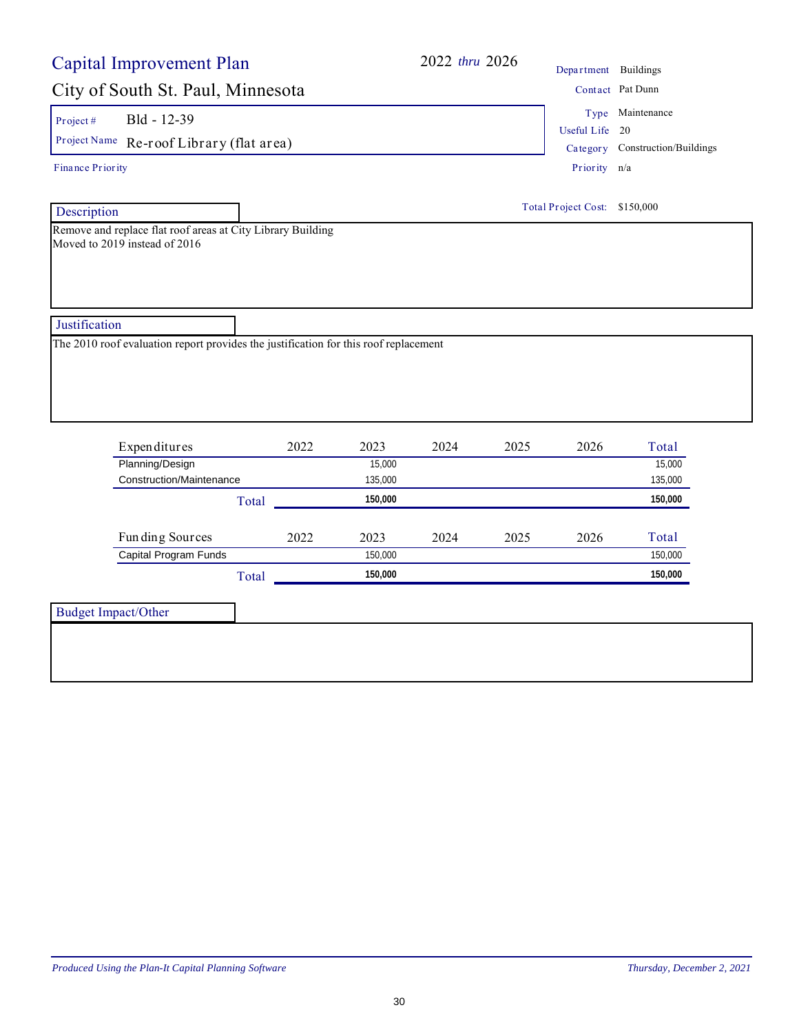# Capital Improvement Plan

## City of South St. Paul, Minnesota

2022 *thru* 2026

| | |
|---|---|
| Department | Buildings |
| Contact | Pat Dunn |
| Type | Maintenance |
| Useful Life | 20 |
| Category | Construction/Buildings |
| Priority | n/a |

**Project #** Bld - 12-39

**Project Name** Re-roof Library (flat area)

**Finance Priority**

**Total Project Cost:** $150,000

### Description

Remove and replace flat roof areas at City Library Building
Moved to 2019 instead of 2016

### Justification

The 2010 roof evaluation report provides the justification for this roof replacement

| Expenditures | 2022 | 2023 | 2024 | 2025 | 2026 | Total |
|---|---|---|---|---|---|---|
| Planning/Design | | 15,000 | | | | 15,000 |
| Construction/Maintenance | | 135,000 | | | | 135,000 |
| **Total** | | **150,000** | | | | **150,000** |

| Funding Sources | 2022 | 2023 | 2024 | 2025 | 2026 | Total |
|---|---|---|---|---|---|---|
| Capital Program Funds | | 150,000 | | | | 150,000 |
| **Total** | | **150,000** | | | | **150,000** |

### Budget Impact/Other

*Produced Using the Plan-It Capital Planning Software* — *Thursday, December 2, 2021*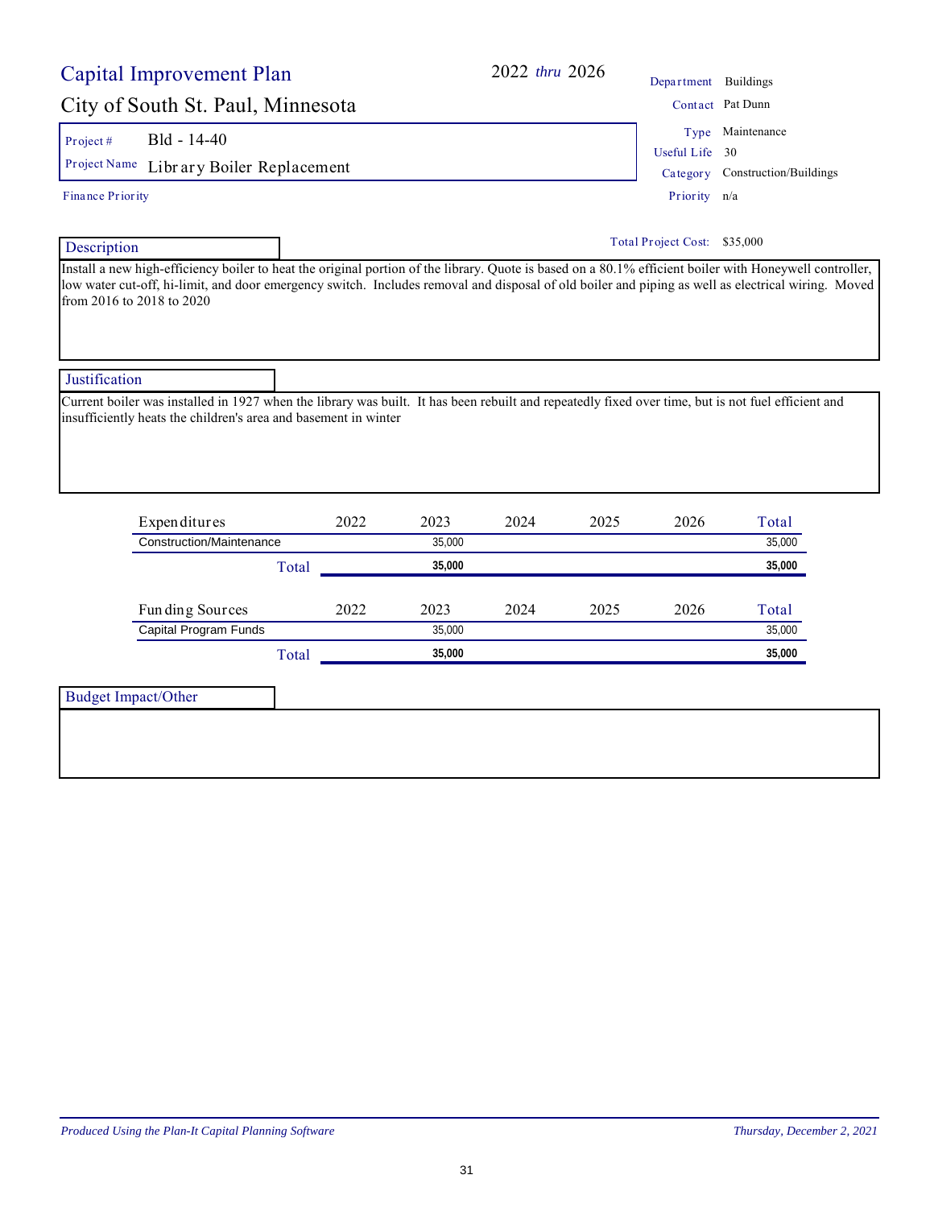# Capital Improvement Plan

**2022 *thru* 2026**

## City of South St. Paul, Minnesota

| | |
|---|---|
| Project # | Bld - 14-40 |
| Project Name | Library Boiler Replacement |
| Finance Priority | |

| | |
|---|---|
| Department | Buildings |
| Contact | Pat Dunn |
| Type | Maintenance |
| Useful Life | 30 |
| Category | Construction/Buildings |
| Priority | n/a |

**Total Project Cost:** $35,000

### Description

Install a new high-efficiency boiler to heat the original portion of the library. Quote is based on a 80.1% efficient boiler with Honeywell controller, low water cut-off, hi-limit, and door emergency switch. Includes removal and disposal of old boiler and piping as well as electrical wiring. Moved from 2016 to 2018 to 2020

### Justification

Current boiler was installed in 1927 when the library was built. It has been rebuilt and repeatedly fixed over time, but is not fuel efficient and insufficiently heats the children's area and basement in winter

| Expenditures | 2022 | 2023 | 2024 | 2025 | 2026 | Total |
|---|---|---|---|---|---|---|
| Construction/Maintenance | | 35,000 | | | | 35,000 |
| **Total** | | **35,000** | | | | **35,000** |

| Funding Sources | 2022 | 2023 | 2024 | 2025 | 2026 | Total |
|---|---|---|---|---|---|---|
| Capital Program Funds | | 35,000 | | | | 35,000 |
| **Total** | | **35,000** | | | | **35,000** |

### Budget Impact/Other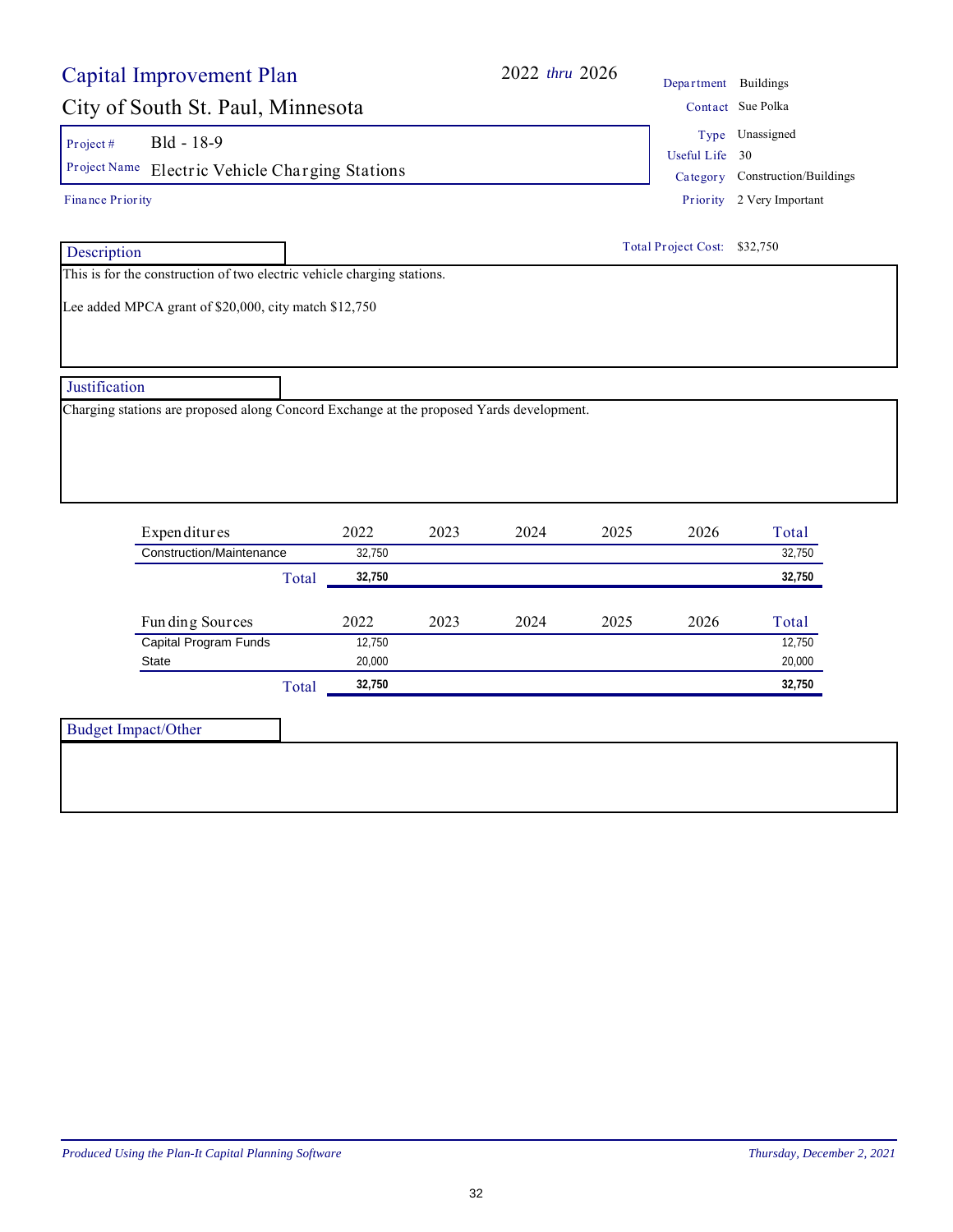# Capital Improvement Plan

## City of South St. Paul, Minnesota

2022 *thru* 2026

| | |
|---|---|
| Department | Buildings |
| Contact | Sue Polka |
| Type | Unassigned |
| Useful Life | 30 |
| Category | Construction/Buildings |
| Priority | 2 Very Important |

Project # Bld - 18-9

Project Name Electric Vehicle Charging Stations

Finance Priority

Total Project Cost: $32,750

### Description

This is for the construction of two electric vehicle charging stations.

Lee added MPCA grant of $20,000, city match $12,750

### Justification

Charging stations are proposed along Concord Exchange at the proposed Yards development.

| Expenditures | 2022 | 2023 | 2024 | 2025 | 2026 | Total |
|---|---|---|---|---|---|---|
| Construction/Maintenance | 32,750 | | | | | 32,750 |
| **Total** | **32,750** | | | | | **32,750** |

| Funding Sources | 2022 | 2023 | 2024 | 2025 | 2026 | Total |
|---|---|---|---|---|---|---|
| Capital Program Funds | 12,750 | | | | | 12,750 |
| State | 20,000 | | | | | 20,000 |
| **Total** | **32,750** | | | | | **32,750** |

### Budget Impact/Other

*Produced Using the Plan-It Capital Planning Software* *Thursday, December 2, 2021*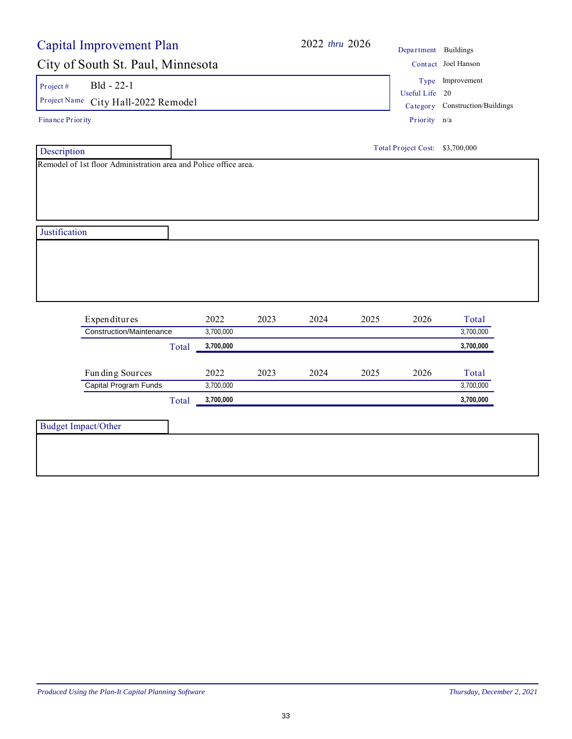# Capital Improvement Plan

## City of South St. Paul, Minnesota

2022 *thru* 2026

| | |
|---|---|
| Department | Buildings |
| Contact | Joel Hanson |
| Type | Improvement |
| Useful Life | 20 |
| Category | Construction/Buildings |
| Priority | n/a |

**Project #** Bld - 22-1

**Project Name** City Hall-2022 Remodel

**Finance Priority**

**Total Project Cost:** $3,700,000

### Description

Remodel of 1st floor Administration area and Police office area.

### Justification

| Expenditures | 2022 | 2023 | 2024 | 2025 | 2026 | Total |
|---|---|---|---|---|---|---|
| Construction/Maintenance | 3,700,000 | | | | | 3,700,000 |
| **Total** | **3,700,000** | | | | | **3,700,000** |

| Funding Sources | 2022 | 2023 | 2024 | 2025 | 2026 | Total |
|---|---|---|---|---|---|---|
| Capital Program Funds | 3,700,000 | | | | | 3,700,000 |
| **Total** | **3,700,000** | | | | | **3,700,000** |

### Budget Impact/Other

*Produced Using the Plan-It Capital Planning Software* — *Thursday, December 2, 2021*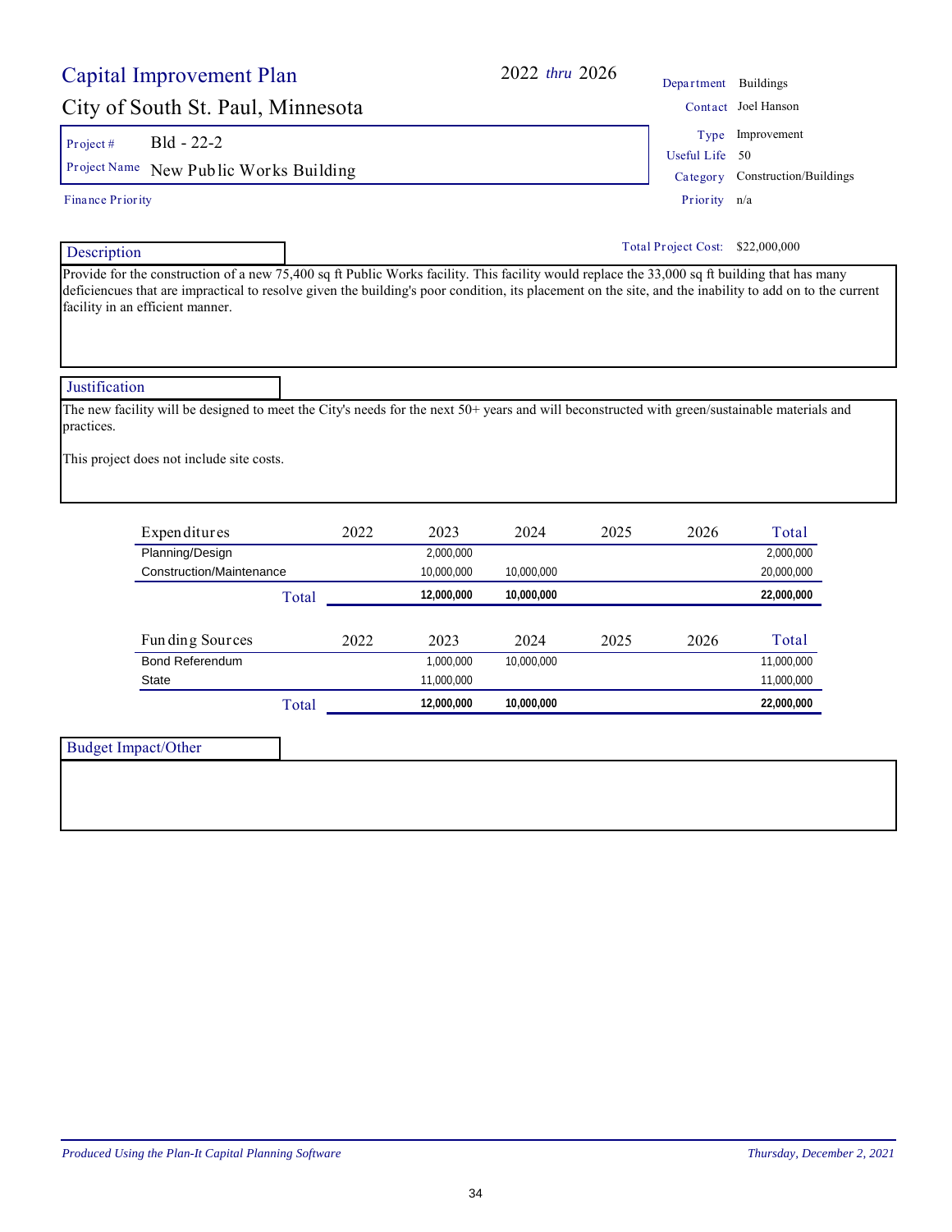# Capital Improvement Plan

**2022** *thru* **2026**

## City of South St. Paul, Minnesota

| | |
|---|---|
| Department | Buildings |
| Contact | Joel Hanson |
| Type | Improvement |
| Useful Life | 50 |
| Category | Construction/Buildings |
| Priority | n/a |

**Project #** Bld - 22-2

**Project Name** New Public Works Building

**Finance Priority**

**Total Project Cost:** $22,000,000

### Description

Provide for the construction of a new 75,400 sq ft Public Works facility. This facility would replace the 33,000 sq ft building that has many deficiencues that are impractical to resolve given the building's poor condition, its placement on the site, and the inability to add on to the current facility in an efficient manner.

### Justification

The new facility will be designed to meet the City's needs for the next 50+ years and will beconstructed with green/sustainable materials and practices.

This project does not include site costs.

| Expenditures | 2022 | 2023 | 2024 | 2025 | 2026 | Total |
|---|---|---|---|---|---|---|
| Planning/Design | | 2,000,000 | | | | 2,000,000 |
| Construction/Maintenance | | 10,000,000 | 10,000,000 | | | 20,000,000 |
| **Total** | | **12,000,000** | **10,000,000** | | | **22,000,000** |

| Funding Sources | 2022 | 2023 | 2024 | 2025 | 2026 | Total |
|---|---|---|---|---|---|---|
| Bond Referendum | | 1,000,000 | 10,000,000 | | | 11,000,000 |
| State | | 11,000,000 | | | | 11,000,000 |
| **Total** | | **12,000,000** | **10,000,000** | | | **22,000,000** |

### Budget Impact/Other

*Produced Using the Plan-It Capital Planning Software* — *Thursday, December 2, 2021*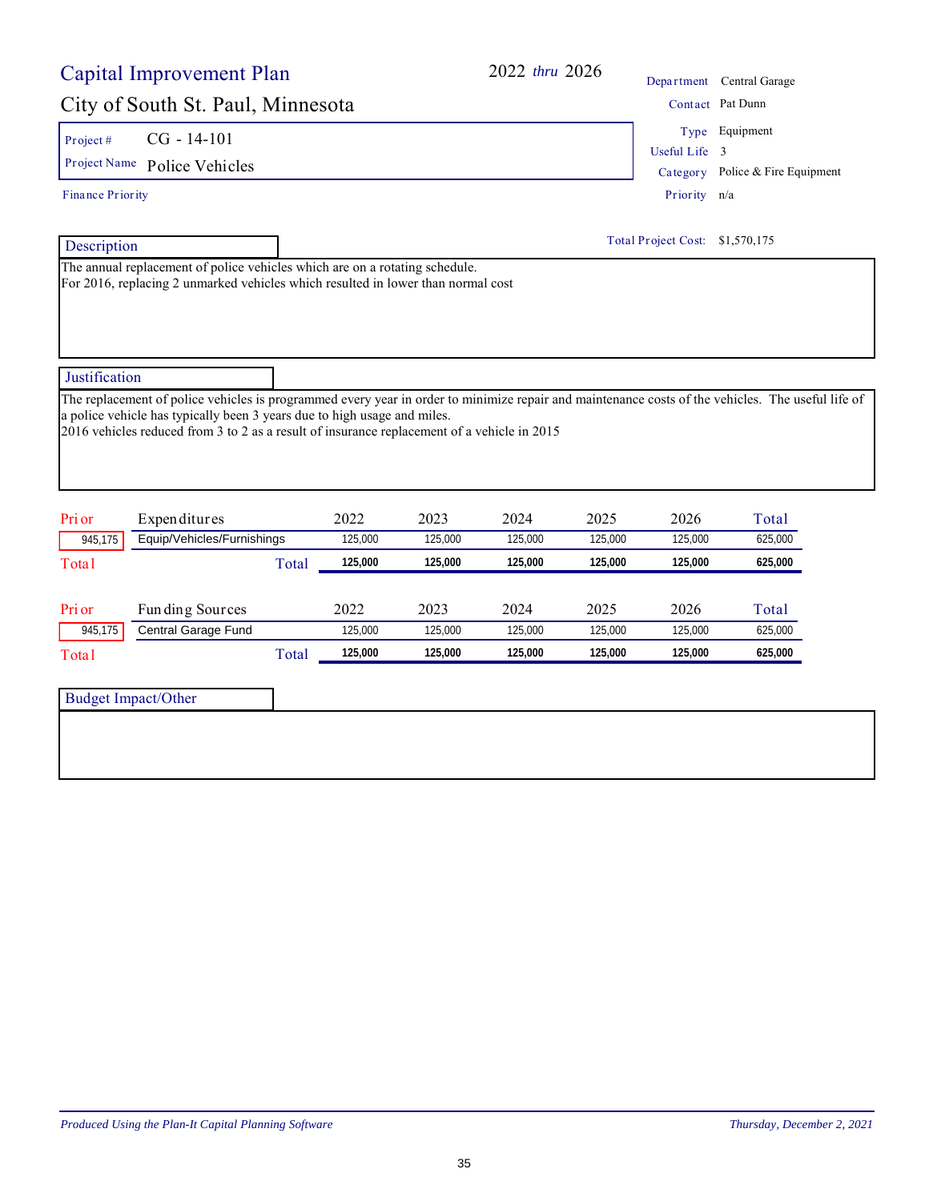# Capital Improvement Plan

2022 *thru* 2026

## City of South St. Paul, Minnesota

| | |
|---|---|
| Department | Central Garage |
| Contact | Pat Dunn |
| Type | Equipment |
| Useful Life | 3 |
| Category | Police & Fire Equipment |
| Priority | n/a |

**Project #** CG - 14-101

**Project Name** Police Vehicles

Finance Priority

Total Project Cost: $1,570,175

### Description

The annual replacement of police vehicles which are on a rotating schedule.
For 2016, replacing 2 unmarked vehicles which resulted in lower than normal cost

### Justification

The replacement of police vehicles is programmed every year in order to minimize repair and maintenance costs of the vehicles. The useful life of a police vehicle has typically been 3 years due to high usage and miles.
2016 vehicles reduced from 3 to 2 as a result of insurance replacement of a vehicle in 2015

| Prior | Expenditures | 2022 | 2023 | 2024 | 2025 | 2026 | Total |
|---|---|---|---|---|---|---|---|
| 945,175 | Equip/Vehicles/Furnishings | 125,000 | 125,000 | 125,000 | 125,000 | 125,000 | 625,000 |
| Total | Total | **125,000** | **125,000** | **125,000** | **125,000** | **125,000** | **625,000** |

| Prior | Funding Sources | 2022 | 2023 | 2024 | 2025 | 2026 | Total |
|---|---|---|---|---|---|---|---|
| 945,175 | Central Garage Fund | 125,000 | 125,000 | 125,000 | 125,000 | 125,000 | 625,000 |
| Total | Total | **125,000** | **125,000** | **125,000** | **125,000** | **125,000** | **625,000** |

### Budget Impact/Other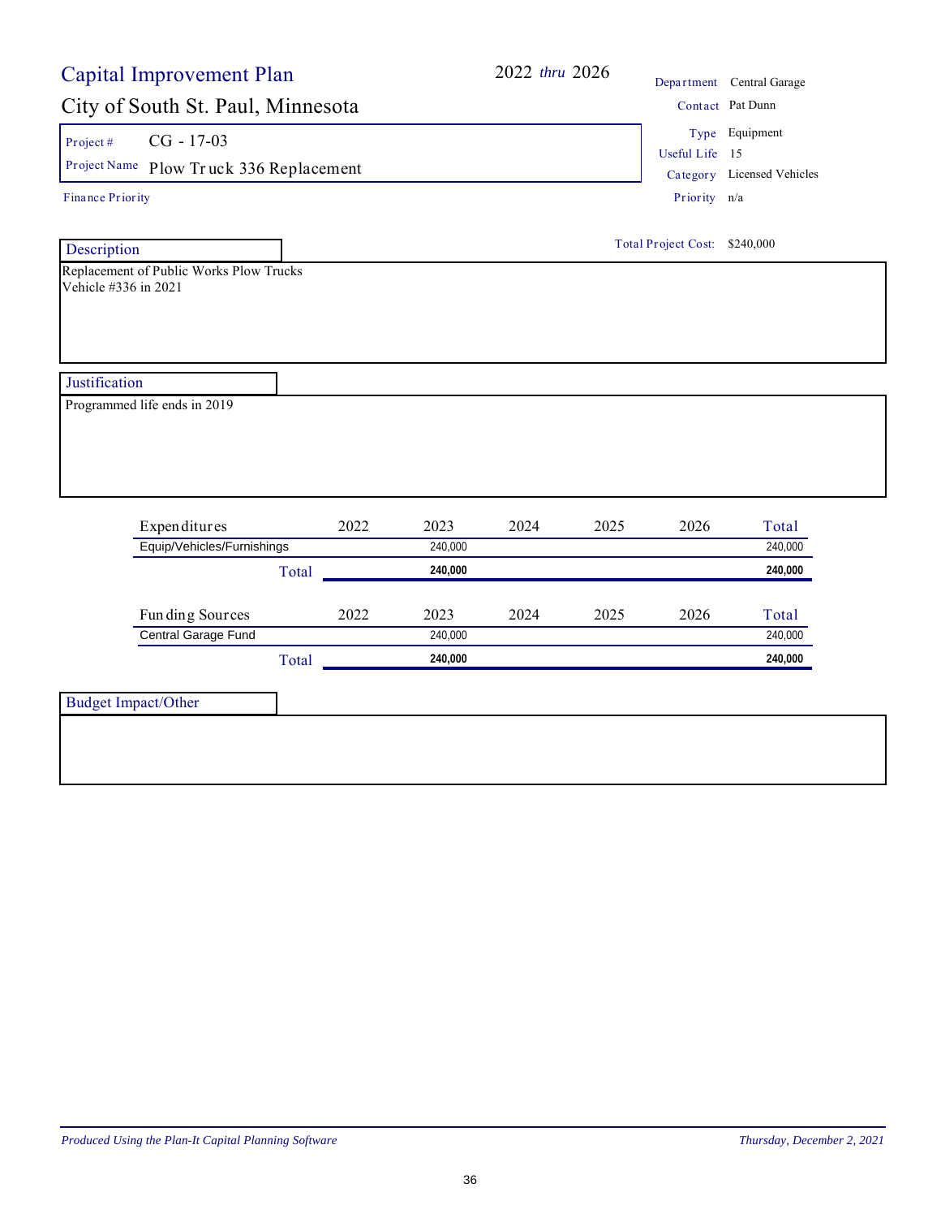# Capital Improvement Plan

**2022** *thru* **2026**

## City of South St. Paul, Minnesota

| | |
|---|---|
| Project # | CG - 17-03 |
| Project Name | Plow Truck 336 Replacement |

Finance Priority

| | |
|---|---|
| Department | Central Garage |
| Contact | Pat Dunn |
| Type | Equipment |
| Useful Life | 15 |
| Category | Licensed Vehicles |
| Priority | n/a |

Total Project Cost: $240,000

### Description

Replacement of Public Works Plow Trucks
Vehicle #336 in 2021

### Justification

Programmed life ends in 2019

| Expenditures | 2022 | 2023 | 2024 | 2025 | 2026 | Total |
|---|---|---|---|---|---|---|
| Equip/Vehicles/Furnishings | | 240,000 | | | | 240,000 |
| **Total** | | **240,000** | | | | **240,000** |

| Funding Sources | 2022 | 2023 | 2024 | 2025 | 2026 | Total |
|---|---|---|---|---|---|---|
| Central Garage Fund | | 240,000 | | | | 240,000 |
| **Total** | | **240,000** | | | | **240,000** |

### Budget Impact/Other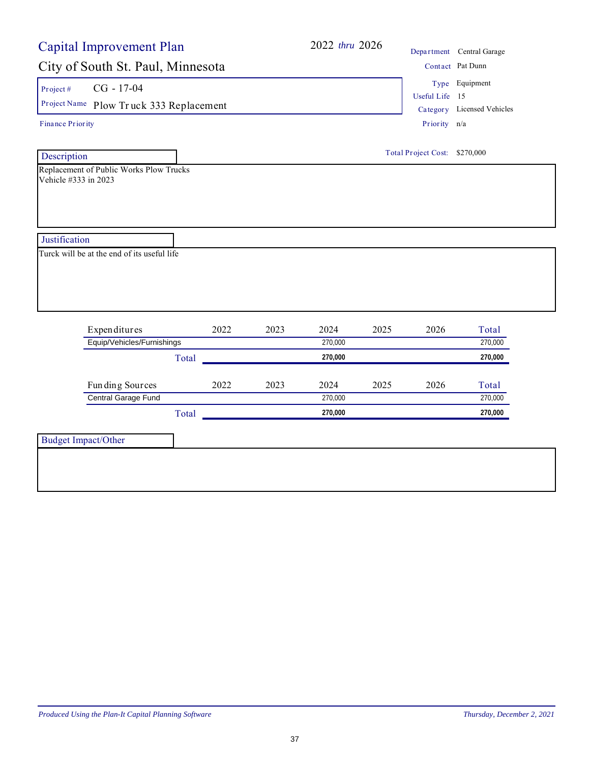# Capital Improvement Plan

## City of South St. Paul, Minnesota

2022 *thru* 2026

| | |
|---|---|
| Department | Central Garage |
| Contact | Pat Dunn |
| Type | Equipment |
| Useful Life | 15 |
| Category | Licensed Vehicles |
| Priority | n/a |

**Project #** CG - 17-04

**Project Name** Plow Truck 333 Replacement

**Finance Priority**

**Total Project Cost:** $270,000

### Description

Replacement of Public Works Plow Trucks
Vehicle #333 in 2023

### Justification

Turck will be at the end of its useful life

| Expenditures | 2022 | 2023 | 2024 | 2025 | 2026 | Total |
|---|---|---|---|---|---|---|
| Equip/Vehicles/Furnishings | | | 270,000 | | | 270,000 |
| **Total** | | | **270,000** | | | **270,000** |

| Funding Sources | 2022 | 2023 | 2024 | 2025 | 2026 | Total |
|---|---|---|---|---|---|---|
| Central Garage Fund | | | 270,000 | | | 270,000 |
| **Total** | | | **270,000** | | | **270,000** |

### Budget Impact/Other

*Produced Using the Plan-It Capital Planning Software* *Thursday, December 2, 2021*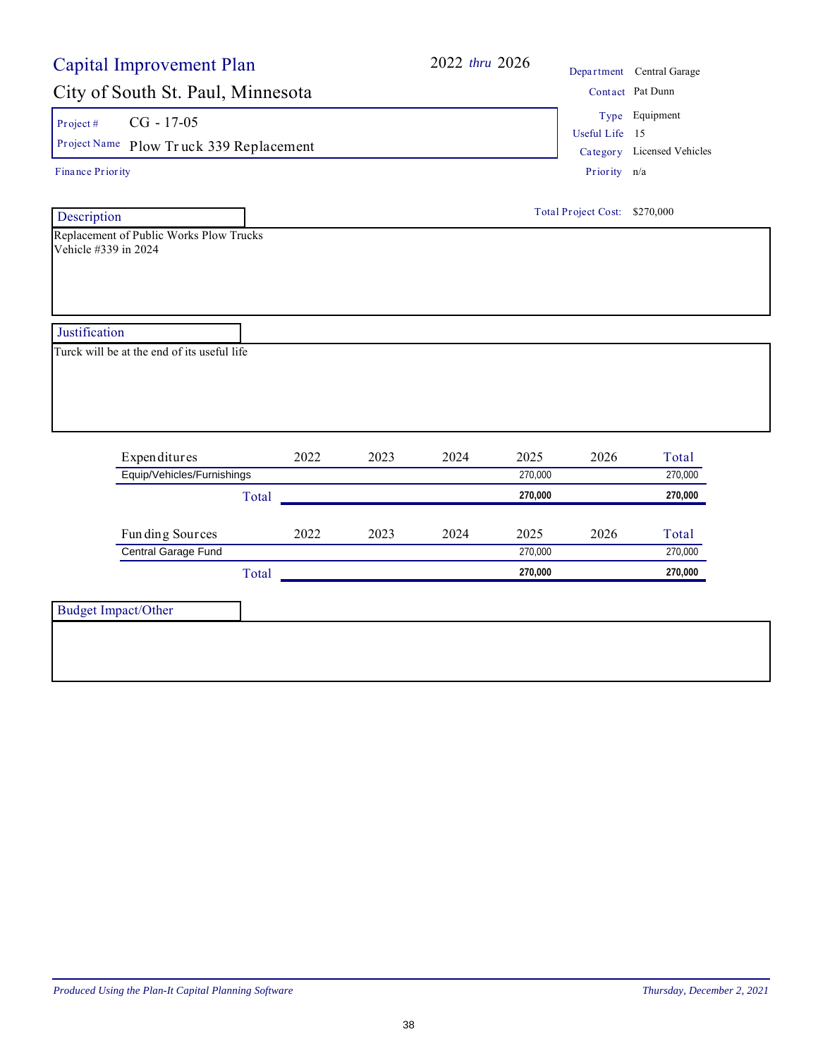# Capital Improvement Plan

## City of South St. Paul, Minnesota

**2022 *thru* 2026**

| | |
|---|---|
| Department | Central Garage |
| Contact | Pat Dunn |
| Type | Equipment |
| Useful Life | 15 |
| Category | Licensed Vehicles |
| Priority | n/a |

**Project #** CG - 17-05

**Project Name** Plow Truck 339 Replacement

**Finance Priority**

**Total Project Cost:** $270,000

### Description

Replacement of Public Works Plow Trucks
Vehicle #339 in 2024

### Justification

Turck will be at the end of its useful life

| Expenditures | 2022 | 2023 | 2024 | 2025 | 2026 | Total |
|---|---|---|---|---|---|---|
| Equip/Vehicles/Furnishings | | | | 270,000 | | 270,000 |
| **Total** | | | | **270,000** | | **270,000** |

| Funding Sources | 2022 | 2023 | 2024 | 2025 | 2026 | Total |
|---|---|---|---|---|---|---|
| Central Garage Fund | | | | 270,000 | | 270,000 |
| **Total** | | | | **270,000** | | **270,000** |

### Budget Impact/Other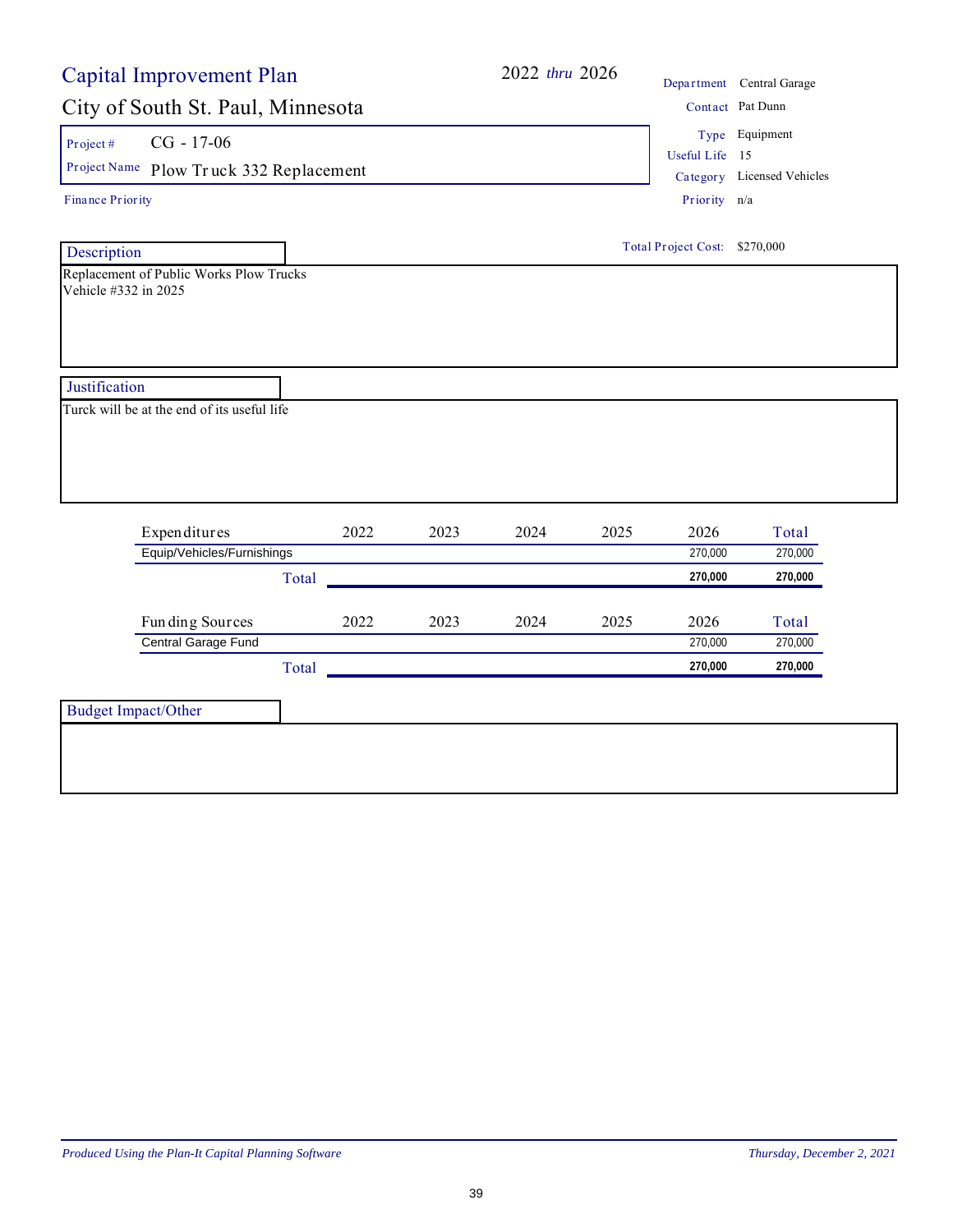# Capital Improvement Plan

## City of South St. Paul, Minnesota

2022 *thru* 2026

| | |
|---|---|
| Department | Central Garage |
| Contact | Pat Dunn |
| Type | Equipment |
| Useful Life | 15 |
| Category | Licensed Vehicles |
| Priority | n/a |

**Project #** CG - 17-06

**Project Name** Plow Truck 332 Replacement

Finance Priority

Total Project Cost: $270,000

### Description

Replacement of Public Works Plow Trucks
Vehicle #332 in 2025

### Justification

Turck will be at the end of its useful life

| Expenditures | 2022 | 2023 | 2024 | 2025 | 2026 | Total |
|---|---|---|---|---|---|---|
| Equip/Vehicles/Furnishings | | | | | 270,000 | 270,000 |
| **Total** | | | | | **270,000** | **270,000** |

| Funding Sources | 2022 | 2023 | 2024 | 2025 | 2026 | Total |
|---|---|---|---|---|---|---|
| Central Garage Fund | | | | | 270,000 | 270,000 |
| **Total** | | | | | **270,000** | **270,000** |

### Budget Impact/Other

*Produced Using the Plan-It Capital Planning Software* — *Thursday, December 2, 2021*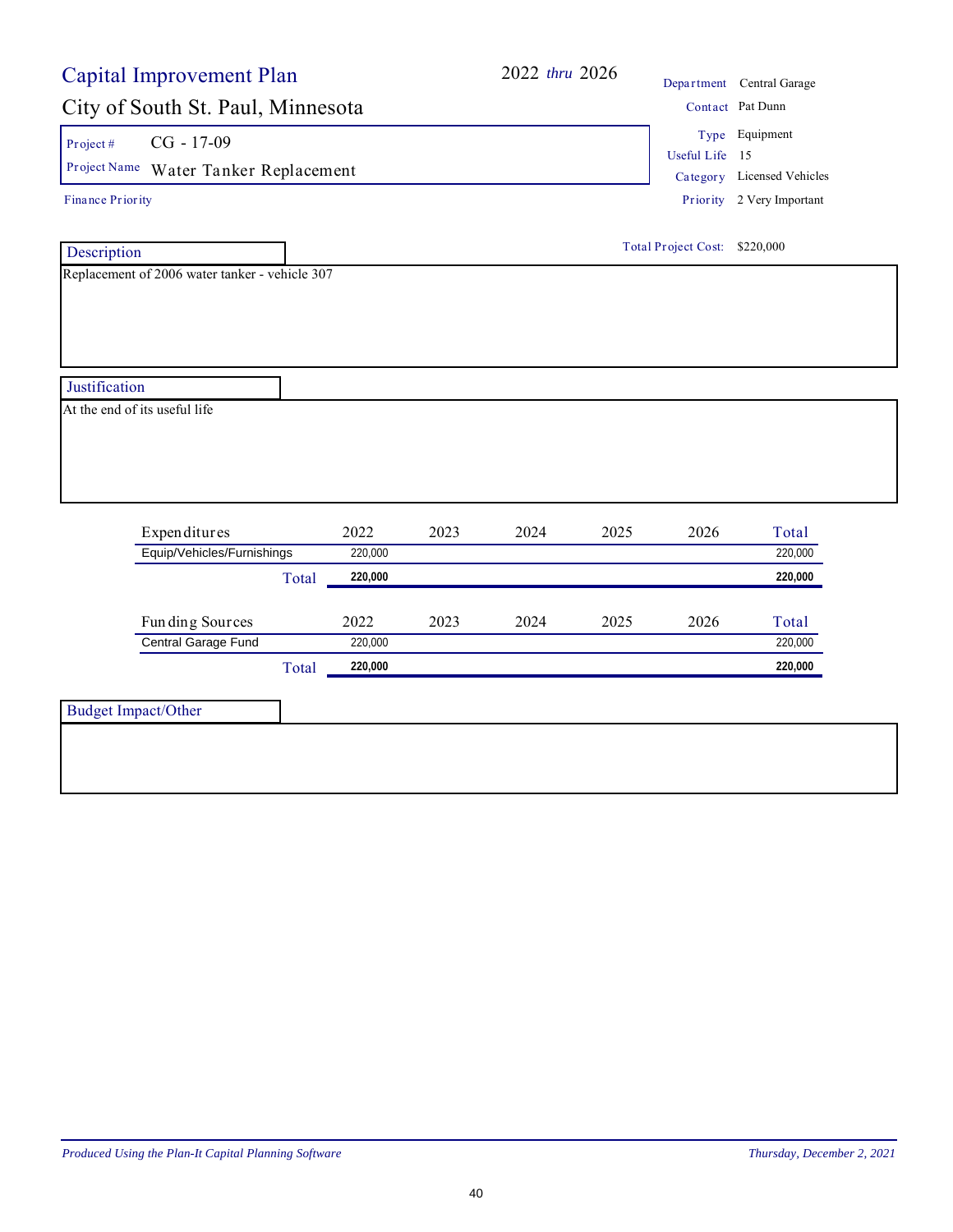# Capital Improvement Plan

## City of South St. Paul, Minnesota

2022 *thru* 2026

| | |
|---|---|
| Department | Central Garage |
| Contact | Pat Dunn |
| Type | Equipment |
| Useful Life | 15 |
| Category | Licensed Vehicles |
| Priority | 2 Very Important |

**Project #** CG - 17-09

**Project Name** Water Tanker Replacement

Finance Priority

Total Project Cost: $220,000

### Description

Replacement of 2006 water tanker - vehicle 307

### Justification

At the end of its useful life

| Expenditures | 2022 | 2023 | 2024 | 2025 | 2026 | Total |
|---|---|---|---|---|---|---|
| Equip/Vehicles/Furnishings | 220,000 | | | | | 220,000 |
| Total | **220,000** | | | | | **220,000** |

| Funding Sources | 2022 | 2023 | 2024 | 2025 | 2026 | Total |
|---|---|---|---|---|---|---|
| Central Garage Fund | 220,000 | | | | | 220,000 |
| Total | **220,000** | | | | | **220,000** |

### Budget Impact/Other

*Produced Using the Plan-It Capital Planning Software* — *Thursday, December 2, 2021*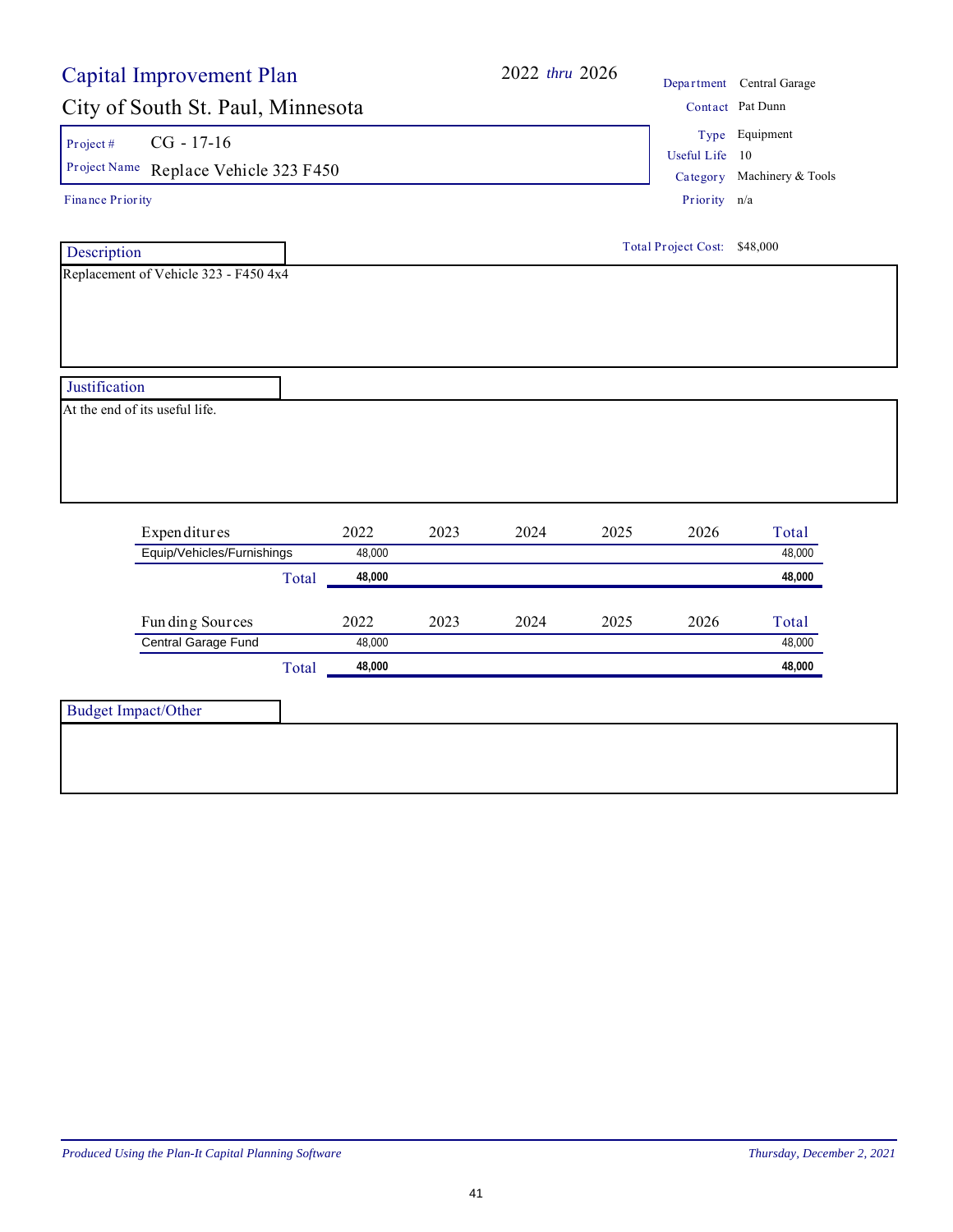# Capital Improvement Plan

## City of South St. Paul, Minnesota

**2022** *thru* **2026**

| | |
|---|---|
| Department | Central Garage |
| Contact | Pat Dunn |
| Type | Equipment |
| Useful Life | 10 |
| Category | Machinery & Tools |
| Priority | n/a |

Project # CG - 17-16

Project Name Replace Vehicle 323 F450

Finance Priority

Total Project Cost: $48,000

### Description

Replacement of Vehicle 323 - F450 4x4

### Justification

At the end of its useful life.

| Expenditures | 2022 | 2023 | 2024 | 2025 | 2026 | Total |
|---|---|---|---|---|---|---|
| Equip/Vehicles/Furnishings | 48,000 | | | | | 48,000 |
| **Total** | **48,000** | | | | | **48,000** |

| Funding Sources | 2022 | 2023 | 2024 | 2025 | 2026 | Total |
|---|---|---|---|---|---|---|
| Central Garage Fund | 48,000 | | | | | 48,000 |
| **Total** | **48,000** | | | | | **48,000** |

### Budget Impact/Other

*Produced Using the Plan-It Capital Planning Software* — *Thursday, December 2, 2021*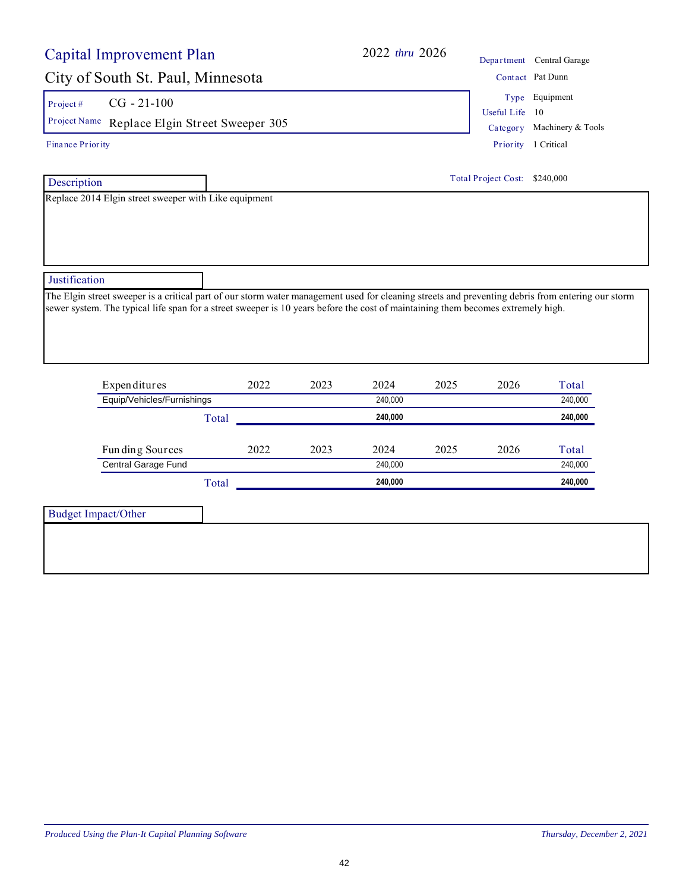# Capital Improvement Plan

## City of South St. Paul, Minnesota

2022 *thru* 2026

| | |
|---|---|
| Department | Central Garage |
| Contact | Pat Dunn |
| Type | Equipment |
| Useful Life | 10 |
| Category | Machinery & Tools |
| Priority | 1 Critical |

**Project #** CG - 21-100

**Project Name** Replace Elgin Street Sweeper 305

Finance Priority

Total Project Cost: $240,000

### Description

Replace 2014 Elgin street sweeper with Like equipment

### Justification

The Elgin street sweeper is a critical part of our storm water management used for cleaning streets and preventing debris from entering our storm sewer system. The typical life span for a street sweeper is 10 years before the cost of maintaining them becomes extremely high.

| Expenditures | 2022 | 2023 | 2024 | 2025 | 2026 | Total |
|---|---|---|---|---|---|---|
| Equip/Vehicles/Furnishings | | | 240,000 | | | 240,000 |
| **Total** | | | **240,000** | | | **240,000** |

| Funding Sources | 2022 | 2023 | 2024 | 2025 | 2026 | Total |
|---|---|---|---|---|---|---|
| Central Garage Fund | | | 240,000 | | | 240,000 |
| **Total** | | | **240,000** | | | **240,000** |

### Budget Impact/Other

*Produced Using the Plan-It Capital Planning Software* — *Thursday, December 2, 2021*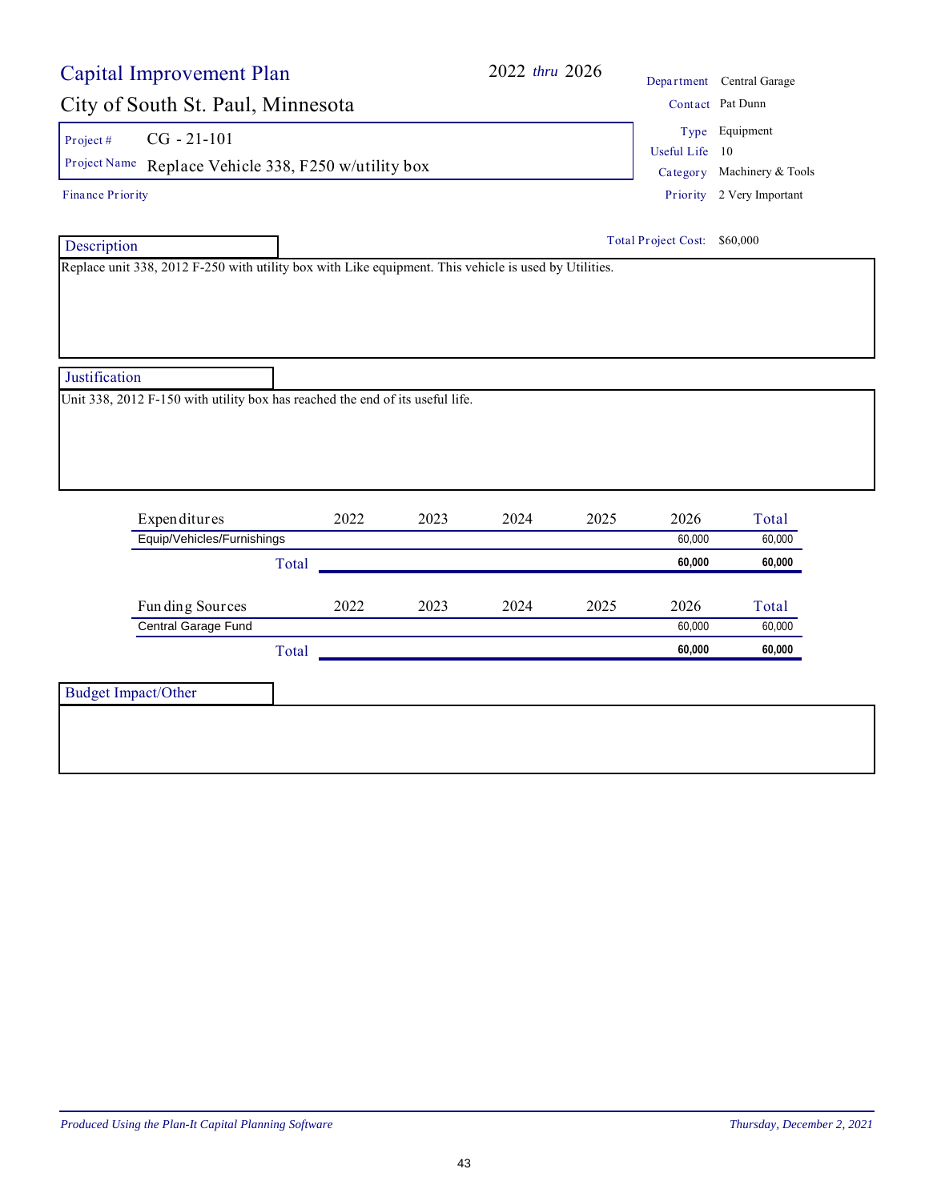# Capital Improvement Plan

**2022** *thru* **2026**

## City of South St. Paul, Minnesota

| | |
|---|---|
| Project # | CG - 21-101 |
| Project Name | Replace Vehicle 338, F250 w/utility box |

Finance Priority

| | |
|---|---|
| Department | Central Garage |
| Contact | Pat Dunn |
| Type | Equipment |
| Useful Life | 10 |
| Category | Machinery & Tools |
| Priority | 2 Very Important |

Total Project Cost: $60,000

### Description

Replace unit 338, 2012 F-250 with utility box with Like equipment. This vehicle is used by Utilities.

### Justification

Unit 338, 2012 F-150 with utility box has reached the end of its useful life.

| Expenditures | 2022 | 2023 | 2024 | 2025 | 2026 | Total |
|---|---|---|---|---|---|---|
| Equip/Vehicles/Furnishings | | | | | 60,000 | 60,000 |
| **Total** | | | | | **60,000** | **60,000** |

| Funding Sources | 2022 | 2023 | 2024 | 2025 | 2026 | Total |
|---|---|---|---|---|---|---|
| Central Garage Fund | | | | | 60,000 | 60,000 |
| **Total** | | | | | **60,000** | **60,000** |

### Budget Impact/Other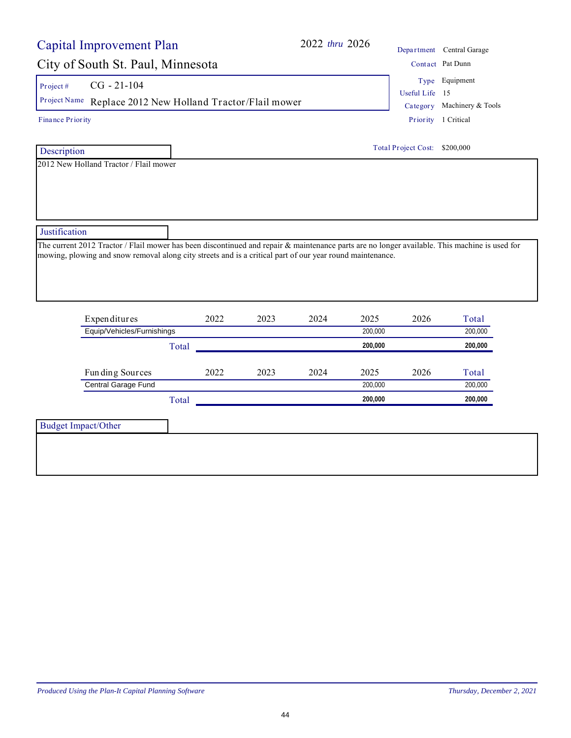# Capital Improvement Plan

**2022** *thru* **2026**

## City of South St. Paul, Minnesota

| | |
|---|---|
| Department | Central Garage |
| Contact | Pat Dunn |
| Type | Equipment |
| Useful Life | 15 |
| Category | Machinery & Tools |
| Priority | 1 Critical |

**Project #** CG - 21-104

**Project Name** Replace 2012 New Holland Tractor/Flail mower

Finance Priority

Total Project Cost: $200,000

### Description

2012 New Holland Tractor / Flail mower

### Justification

The current 2012 Tractor / Flail mower has been discontinued and repair & maintenance parts are no longer available. This machine is used for mowing, plowing and snow removal along city streets and is a critical part of our year round maintenance.

| Expenditures | 2022 | 2023 | 2024 | 2025 | 2026 | Total |
|---|---|---|---|---|---|---|
| Equip/Vehicles/Furnishings | | | | 200,000 | | 200,000 |
| **Total** | | | | **200,000** | | **200,000** |

| Funding Sources | 2022 | 2023 | 2024 | 2025 | 2026 | Total |
|---|---|---|---|---|---|---|
| Central Garage Fund | | | | 200,000 | | 200,000 |
| **Total** | | | | **200,000** | | **200,000** |

### Budget Impact/Other

*Produced Using the Plan-It Capital Planning Software* — *Thursday, December 2, 2021*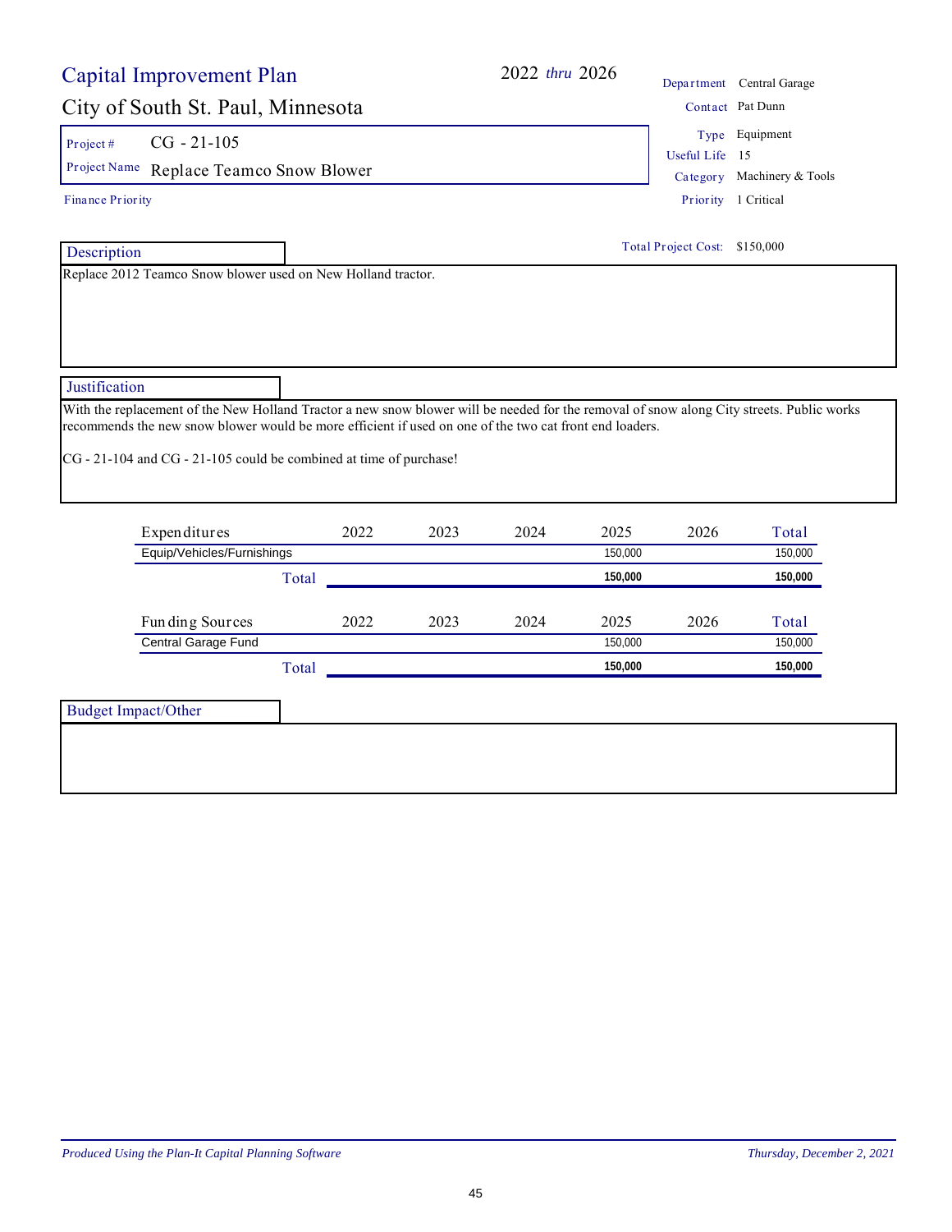# Capital Improvement Plan

## City of South St. Paul, Minnesota

2022 *thru* 2026

| | |
|---|---|
| Project # | CG - 21-105 |
| Project Name | Replace Teamco Snow Blower |

Finance Priority

| | |
|---|---|
| Department | Central Garage |
| Contact | Pat Dunn |
| Type | Equipment |
| Useful Life | 15 |
| Category | Machinery & Tools |
| Priority | 1 Critical |

Total Project Cost: $150,000

### Description

Replace 2012 Teamco Snow blower used on New Holland tractor.

### Justification

With the replacement of the New Holland Tractor a new snow blower will be needed for the removal of snow along City streets. Public works recommends the new snow blower would be more efficient if used on one of the two cat front end loaders.

CG - 21-104 and CG - 21-105 could be combined at time of purchase!

| Expenditures | 2022 | 2023 | 2024 | 2025 | 2026 | Total |
|---|---|---|---|---|---|---|
| Equip/Vehicles/Furnishings | | | | 150,000 | | 150,000 |
| **Total** | | | | **150,000** | | **150,000** |

| Funding Sources | 2022 | 2023 | 2024 | 2025 | 2026 | Total |
|---|---|---|---|---|---|---|
| Central Garage Fund | | | | 150,000 | | 150,000 |
| **Total** | | | | **150,000** | | **150,000** |

### Budget Impact/Other

*Produced Using the Plan-It Capital Planning Software* — *Thursday, December 2, 2021*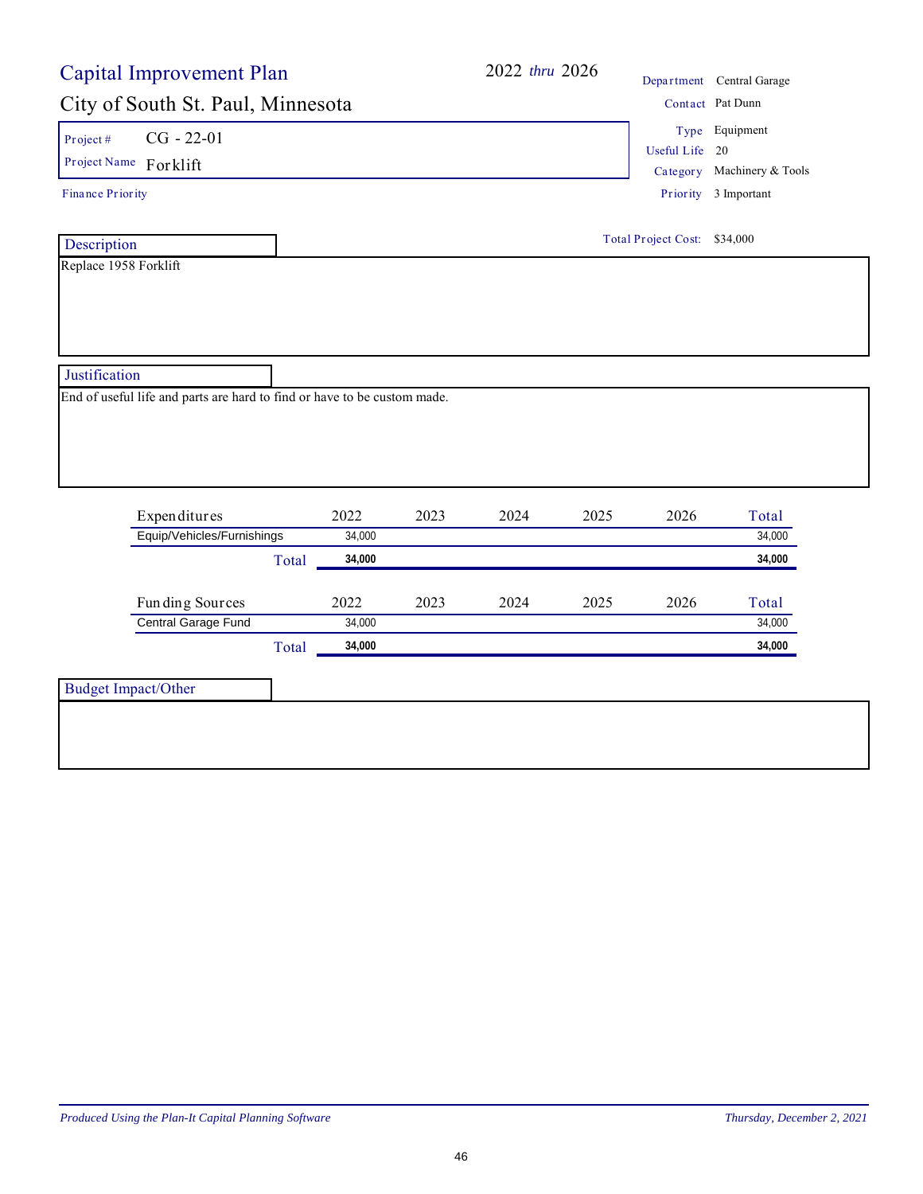# Capital Improvement Plan

## City of South St. Paul, Minnesota

2022 *thru* 2026

| | |
|---|---|
| Department | Central Garage |
| Contact | Pat Dunn |
| Type | Equipment |
| Useful Life | 20 |
| Category | Machinery & Tools |
| Priority | 3 Important |

Project # CG - 22-01

Project Name Forklift

Finance Priority

Total Project Cost: $34,000

### Description

Replace 1958 Forklift

### Justification

End of useful life and parts are hard to find or have to be custom made.

| Expenditures | 2022 | 2023 | 2024 | 2025 | 2026 | Total |
|---|---|---|---|---|---|---|
| Equip/Vehicles/Furnishings | 34,000 | | | | | 34,000 |
| **Total** | **34,000** | | | | | **34,000** |

| Funding Sources | 2022 | 2023 | 2024 | 2025 | 2026 | Total |
|---|---|---|---|---|---|---|
| Central Garage Fund | 34,000 | | | | | 34,000 |
| **Total** | **34,000** | | | | | **34,000** |

### Budget Impact/Other

*Produced Using the Plan-It Capital Planning Software*

*Thursday, December 2, 2021*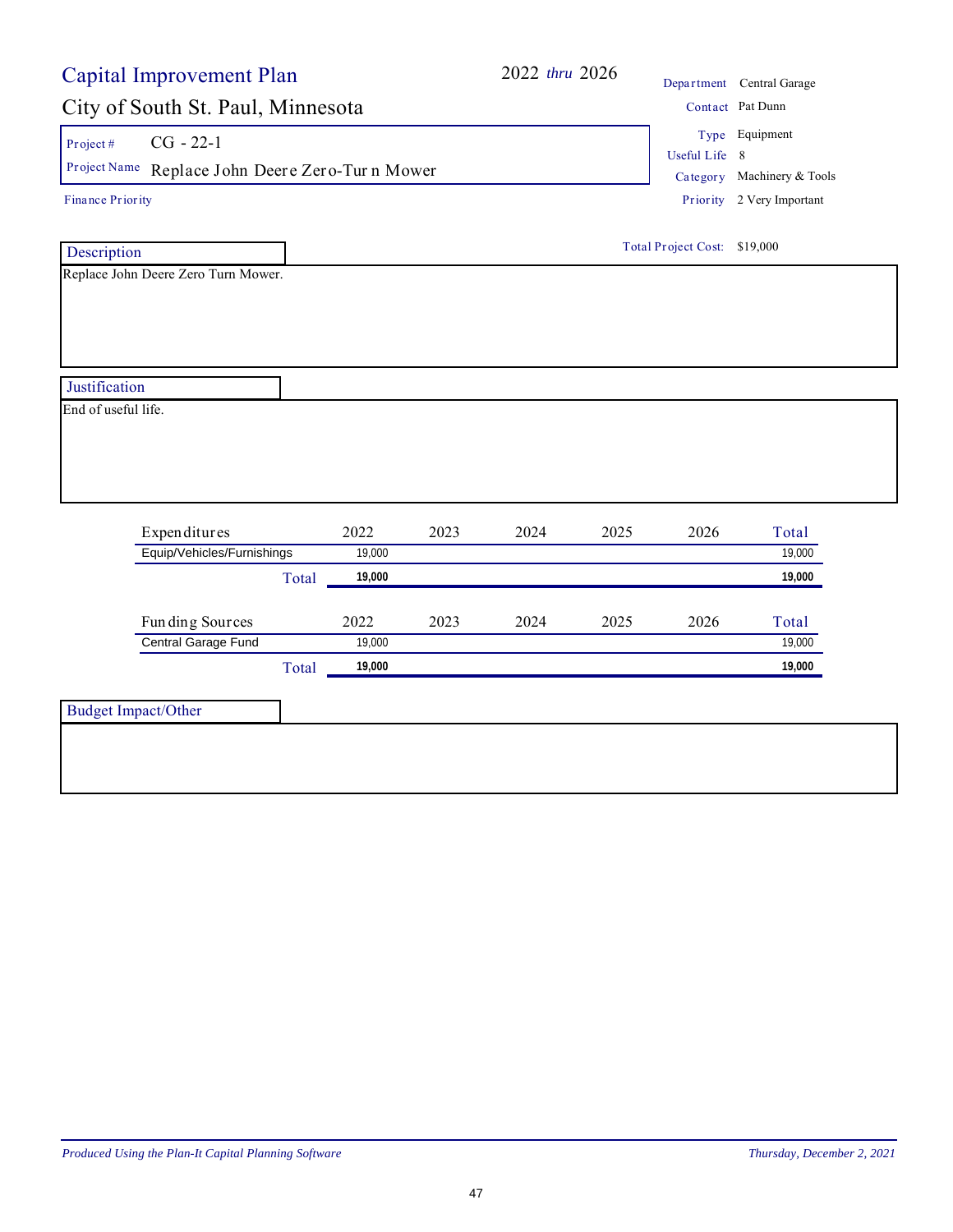# Capital Improvement Plan

## City of South St. Paul, Minnesota

2022 *thru* 2026

| | |
|---|---|
| Department | Central Garage |
| Contact | Pat Dunn |
| Type | Equipment |
| Useful Life | 8 |
| Category | Machinery & Tools |
| Priority | 2 Very Important |

**Project #** CG - 22-1

**Project Name** Replace John Deere Zero-Turn Mower

Finance Priority

Total Project Cost: $19,000

### Description

Replace John Deere Zero Turn Mower.

### Justification

End of useful life.

| Expenditures | 2022 | 2023 | 2024 | 2025 | 2026 | Total |
|---|---|---|---|---|---|---|
| Equip/Vehicles/Furnishings | 19,000 | | | | | 19,000 |
| **Total** | **19,000** | | | | | **19,000** |

| Funding Sources | 2022 | 2023 | 2024 | 2025 | 2026 | Total |
|---|---|---|---|---|---|---|
| Central Garage Fund | 19,000 | | | | | 19,000 |
| **Total** | **19,000** | | | | | **19,000** |

### Budget Impact/Other

*Produced Using the Plan-It Capital Planning Software*

*Thursday, December 2, 2021*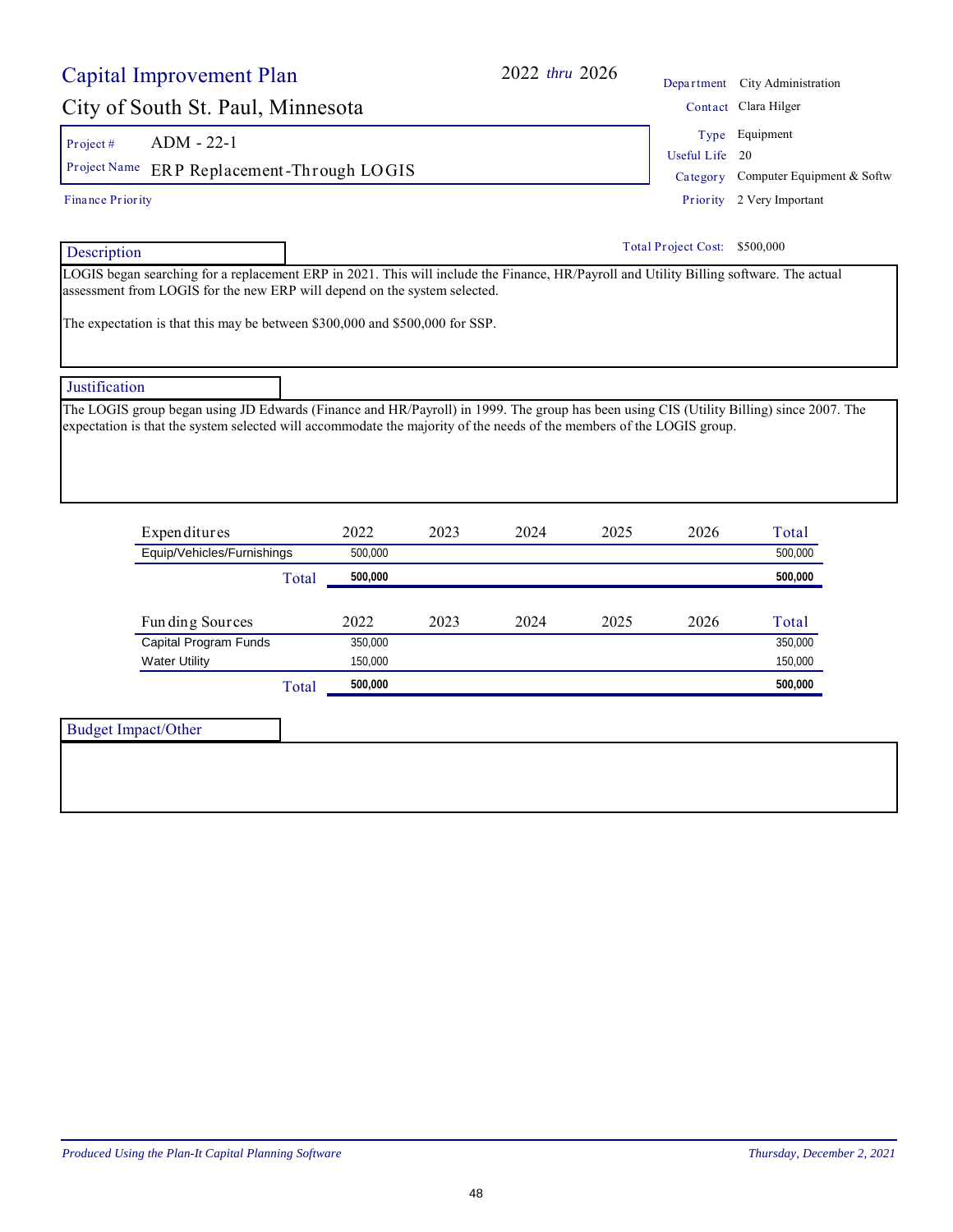# Capital Improvement Plan

**2022** *thru* **2026**

## City of South St. Paul, Minnesota

| | |
|---|---|
| Project # | ADM - 22-1 |
| Project Name | ERP Replacement-Through LOGIS |
| Finance Priority | |

| | |
|---|---|
| Department | City Administration |
| Contact | Clara Hilger |
| Type | Equipment |
| Useful Life | 20 |
| Category | Computer Equipment & Softw |
| Priority | 2 Very Important |

**Total Project Cost:** $500,000

### Description

LOGIS began searching for a replacement ERP in 2021. This will include the Finance, HR/Payroll and Utility Billing software. The actual assessment from LOGIS for the new ERP will depend on the system selected.

The expectation is that this may be between $300,000 and $500,000 for SSP.

### Justification

The LOGIS group began using JD Edwards (Finance and HR/Payroll) in 1999. The group has been using CIS (Utility Billing) since 2007. The expectation is that the system selected will accommodate the majority of the needs of the members of the LOGIS group.

| Expenditures | 2022 | 2023 | 2024 | 2025 | 2026 | Total |
|---|---|---|---|---|---|---|
| Equip/Vehicles/Furnishings | 500,000 | | | | | 500,000 |
| **Total** | **500,000** | | | | | **500,000** |

| Funding Sources | 2022 | 2023 | 2024 | 2025 | 2026 | Total |
|---|---|---|---|---|---|---|
| Capital Program Funds | 350,000 | | | | | 350,000 |
| Water Utility | 150,000 | | | | | 150,000 |
| **Total** | **500,000** | | | | | **500,000** |

### Budget Impact/Other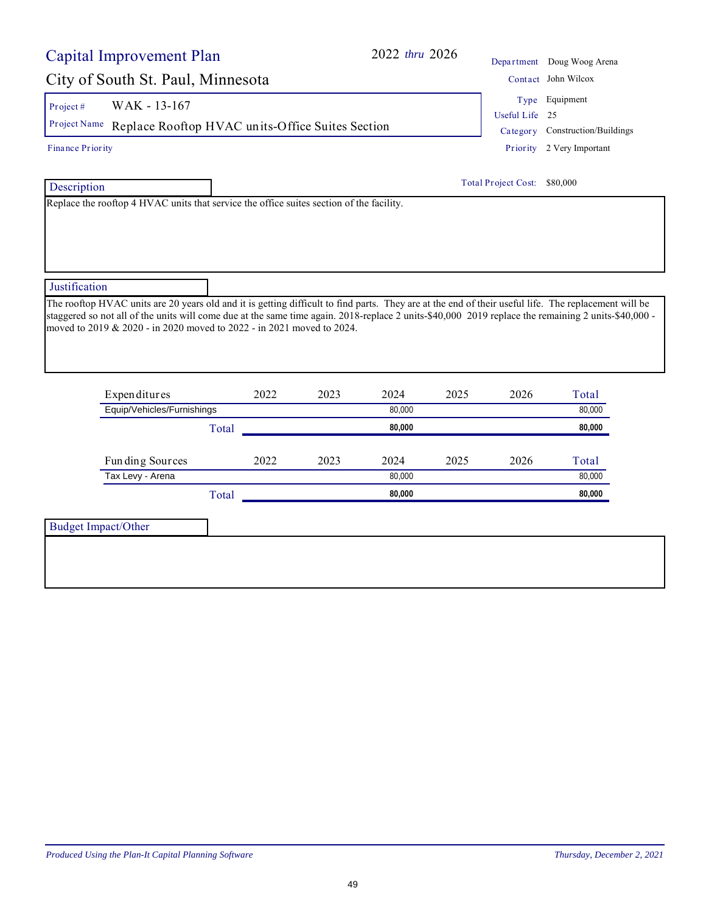# Capital Improvement Plan

**2022 *thru* 2026**

## City of South St. Paul, Minnesota

| | |
|---|---|
| Department | Doug Woog Arena |
| Contact | John Wilcox |
| Type | Equipment |
| Useful Life | 25 |
| Category | Construction/Buildings |
| Priority | 2 Very Important |

**Project #** WAK - 13-167

**Project Name** Replace Rooftop HVAC units-Office Suites Section

**Finance Priority**

**Total Project Cost:** $80,000

### Description

Replace the rooftop 4 HVAC units that service the office suites section of the facility.

### Justification

The rooftop HVAC units are 20 years old and it is getting difficult to find parts. They are at the end of their useful life. The replacement will be staggered so not all of the units will come due at the same time again. 2018-replace 2 units-$40,000 2019 replace the remaining 2 units-$40,000 - moved to 2019 & 2020 - in 2020 moved to 2022 - in 2021 moved to 2024.

| Expenditures | 2022 | 2023 | 2024 | 2025 | 2026 | Total |
|---|---|---|---|---|---|---|
| Equip/Vehicles/Furnishings | | | 80,000 | | | 80,000 |
| **Total** | | | **80,000** | | | **80,000** |

| Funding Sources | 2022 | 2023 | 2024 | 2025 | 2026 | Total |
|---|---|---|---|---|---|---|
| Tax Levy - Arena | | | 80,000 | | | 80,000 |
| **Total** | | | **80,000** | | | **80,000** |

### Budget Impact/Other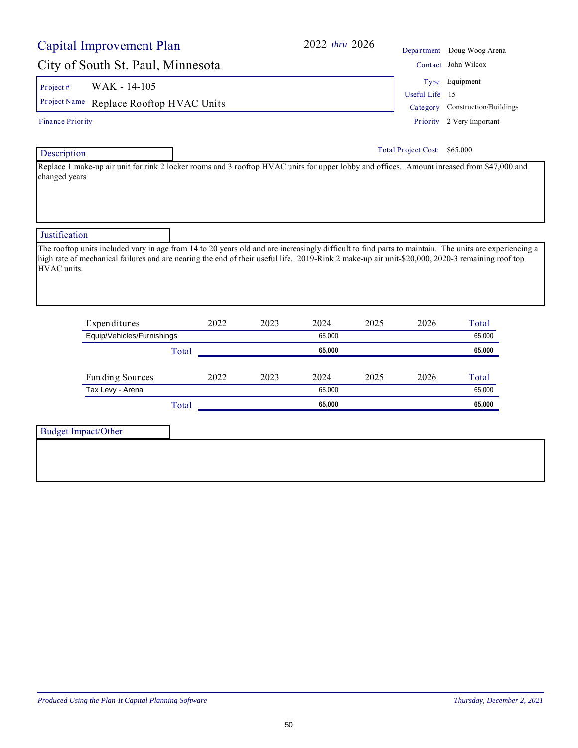# Capital Improvement Plan

## City of South St. Paul, Minnesota

2022 *thru* 2026

| | |
|---|---|
| Department | Doug Woog Arena |
| Contact | John Wilcox |
| Type | Equipment |
| Useful Life | 15 |
| Category | Construction/Buildings |
| Priority | 2 Very Important |

**Project #** WAK - 14-105

**Project Name** Replace Rooftop HVAC Units

Finance Priority

Total Project Cost: $65,000

### Description

Replace 1 make-up air unit for rink 2 locker rooms and 3 rooftop HVAC units for upper lobby and offices. Amount inreased from $47,000.and changed years

### Justification

The rooftop units included vary in age from 14 to 20 years old and are increasingly difficult to find parts to maintain. The units are experiencing a high rate of mechanical failures and are nearing the end of their useful life. 2019-Rink 2 make-up air unit-$20,000, 2020-3 remaining roof top HVAC units.

| Expenditures | 2022 | 2023 | 2024 | 2025 | 2026 | Total |
|---|---|---|---|---|---|---|
| Equip/Vehicles/Furnishings | | | 65,000 | | | 65,000 |
| **Total** | | | **65,000** | | | **65,000** |

| Funding Sources | 2022 | 2023 | 2024 | 2025 | 2026 | Total |
|---|---|---|---|---|---|---|
| Tax Levy - Arena | | | 65,000 | | | 65,000 |
| **Total** | | | **65,000** | | | **65,000** |

### Budget Impact/Other

*Produced Using the Plan-It Capital Planning Software* *Thursday, December 2, 2021*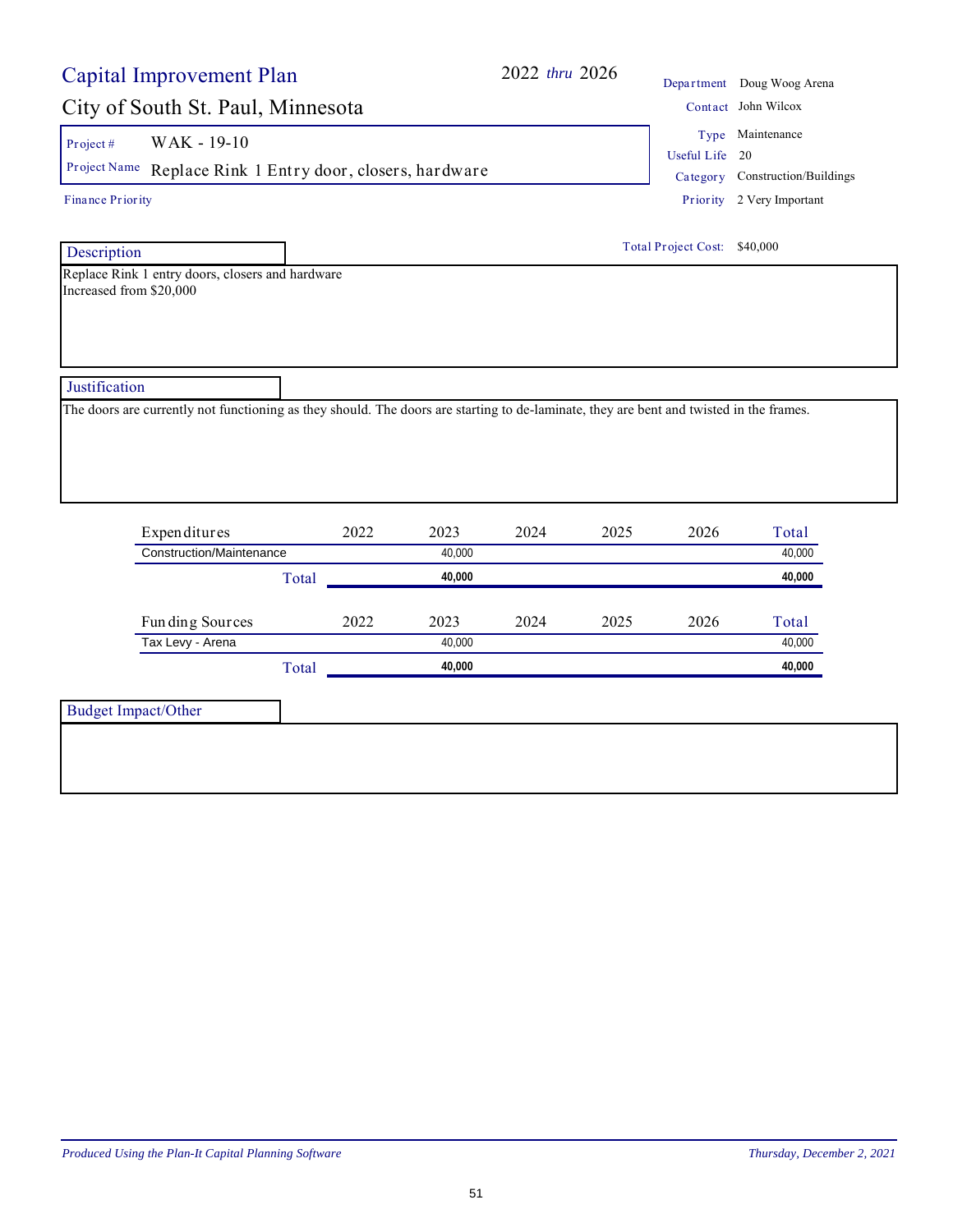# Capital Improvement Plan

## City of South St. Paul, Minnesota

2022 *thru* 2026

| | |
|---|---|
| Department | Doug Woog Arena |
| Contact | John Wilcox |
| Type | Maintenance |
| Useful Life | 20 |
| Category | Construction/Buildings |
| Priority | 2 Very Important |

Project # WAK - 19-10

Project Name Replace Rink 1 Entry door, closers, hardware

Finance Priority

Total Project Cost: $40,000

### Description

Replace Rink 1 entry doors, closers and hardware
Increased from $20,000

### Justification

The doors are currently not functioning as they should. The doors are starting to de-laminate, they are bent and twisted in the frames.

| Expenditures | 2022 | 2023 | 2024 | 2025 | 2026 | Total |
|---|---|---|---|---|---|---|
| Construction/Maintenance | | 40,000 | | | | 40,000 |
| **Total** | | **40,000** | | | | **40,000** |

| Funding Sources | 2022 | 2023 | 2024 | 2025 | 2026 | Total |
|---|---|---|---|---|---|---|
| Tax Levy - Arena | | 40,000 | | | | 40,000 |
| **Total** | | **40,000** | | | | **40,000** |

### Budget Impact/Other

*Produced Using the Plan-It Capital Planning Software* *Thursday, December 2, 2021*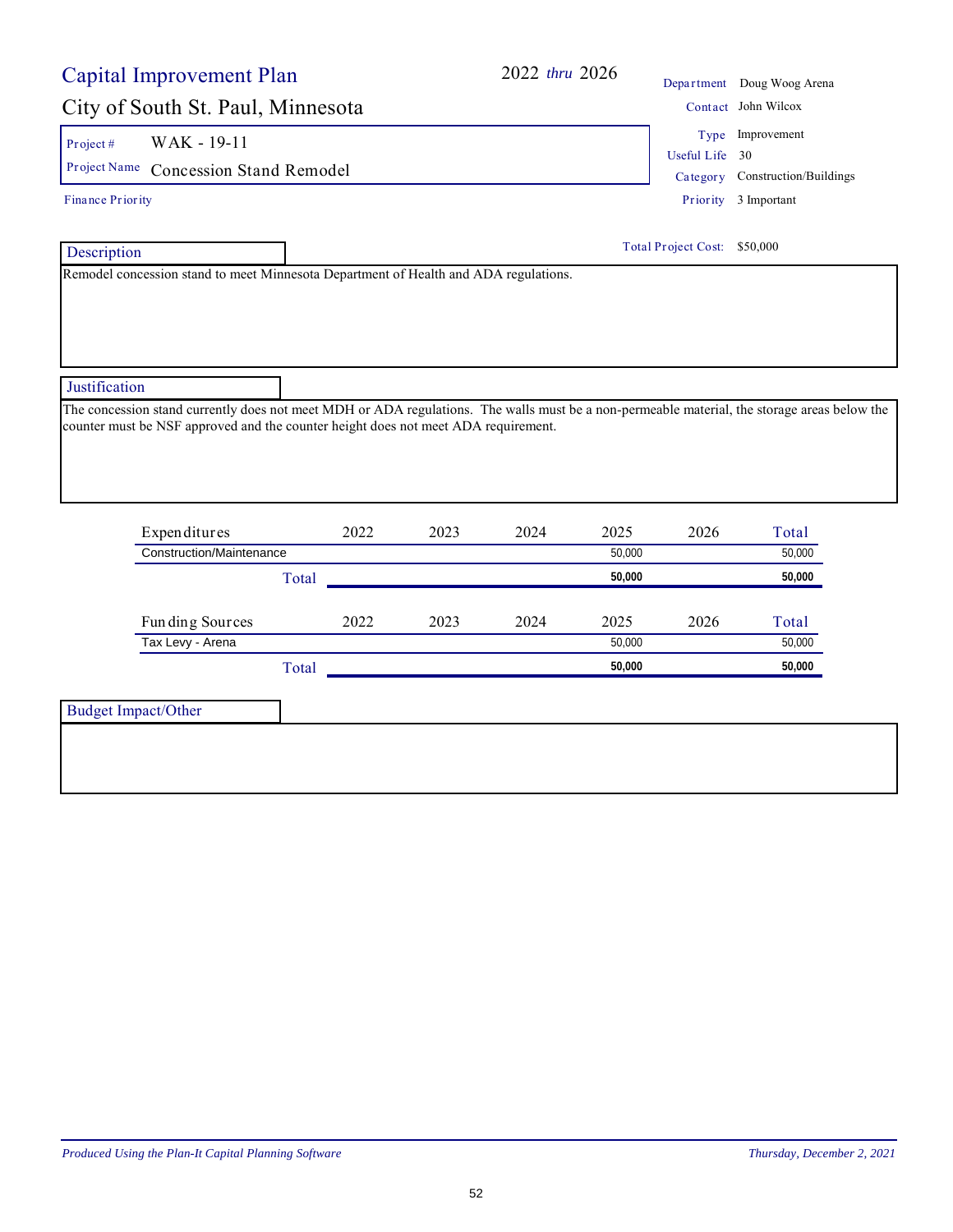# Capital Improvement Plan

**2022** *thru* **2026**

## City of South St. Paul, Minnesota

| | |
|---|---|
| Department | Doug Woog Arena |
| Contact | John Wilcox |
| Type | Improvement |
| Useful Life | 30 |
| Category | Construction/Buildings |
| Priority | 3 Important |

**Project #** WAK - 19-11

**Project Name** Concession Stand Remodel

**Finance Priority**

**Total Project Cost:** $50,000

### Description

Remodel concession stand to meet Minnesota Department of Health and ADA regulations.

### Justification

The concession stand currently does not meet MDH or ADA regulations. The walls must be a non-permeable material, the storage areas below the counter must be NSF approved and the counter height does not meet ADA requirement.

| Expenditures | 2022 | 2023 | 2024 | 2025 | 2026 | Total |
|---|---|---|---|---|---|---|
| Construction/Maintenance | | | | 50,000 | | 50,000 |
| **Total** | | | | **50,000** | | **50,000** |

| Funding Sources | 2022 | 2023 | 2024 | 2025 | 2026 | Total |
|---|---|---|---|---|---|---|
| Tax Levy - Arena | | | | 50,000 | | 50,000 |
| **Total** | | | | **50,000** | | **50,000** |

### Budget Impact/Other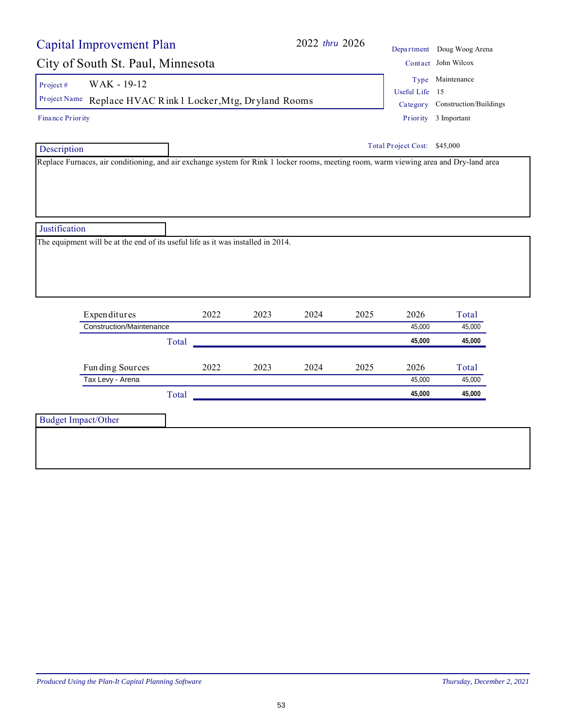# Capital Improvement Plan

**2022 *thru* 2026**

## City of South St. Paul, Minnesota

| | |
|---|---|
| Department | Doug Woog Arena |
| Contact | John Wilcox |
| Type | Maintenance |
| Useful Life | 15 |
| Category | Construction/Buildings |
| Priority | 3 Important |

**Project #** WAK - 19-12

**Project Name** Replace HVAC Rink1 Locker,Mtg, Dryland Rooms

**Finance Priority**

**Total Project Cost:** $45,000

### Description

Replace Furnaces, air conditioning, and air exchange system for Rink 1 locker rooms, meeting room, warm viewing area and Dry-land area

### Justification

The equipment will be at the end of its useful life as it was installed in 2014.

| Expenditures | 2022 | 2023 | 2024 | 2025 | 2026 | Total |
|---|---|---|---|---|---|---|
| Construction/Maintenance | | | | | 45,000 | 45,000 |
| **Total** | | | | | **45,000** | **45,000** |

| Funding Sources | 2022 | 2023 | 2024 | 2025 | 2026 | Total |
|---|---|---|---|---|---|---|
| Tax Levy - Arena | | | | | 45,000 | 45,000 |
| **Total** | | | | | **45,000** | **45,000** |

### Budget Impact/Other

*Produced Using the Plan-It Capital Planning Software* — *Thursday, December 2, 2021*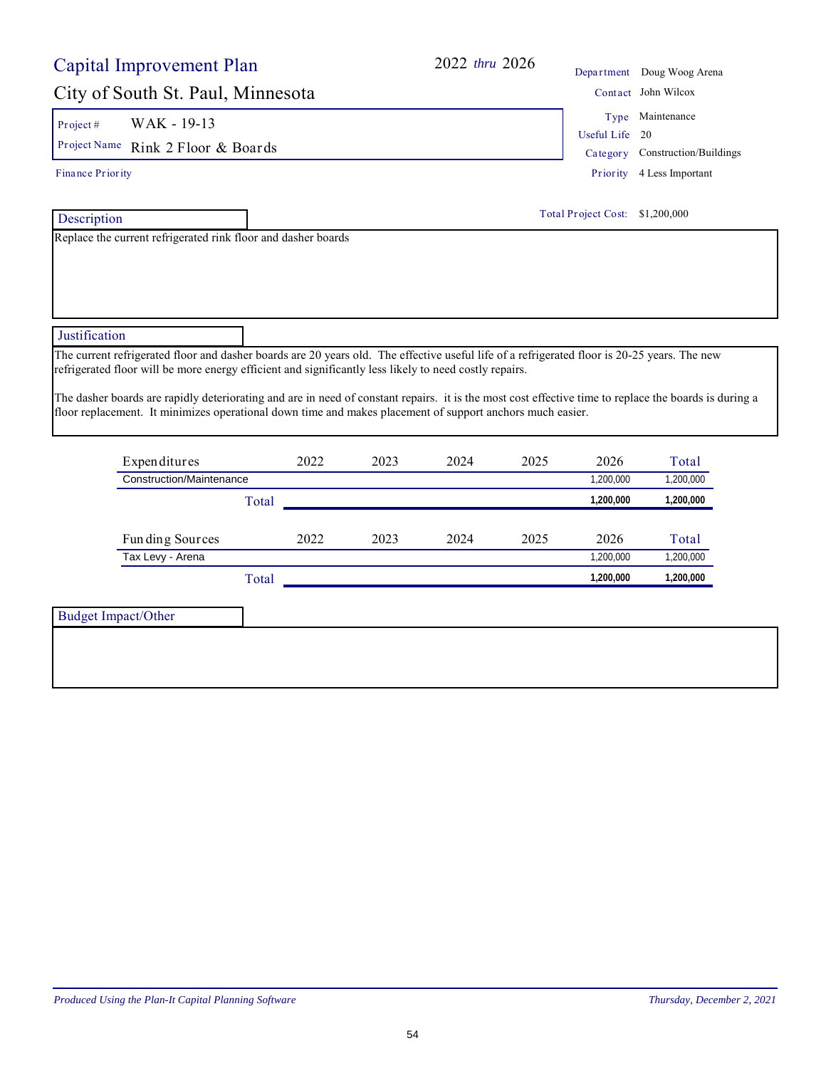# Capital Improvement Plan

## City of South St. Paul, Minnesota

2022 *thru* 2026

| | |
|---|---|
| Department | Doug Woog Arena |
| Contact | John Wilcox |
| Type | Maintenance |
| Useful Life | 20 |
| Category | Construction/Buildings |
| Priority | 4 Less Important |

**Project #** WAK - 19-13

**Project Name** Rink 2 Floor & Boards

Finance Priority

Total Project Cost: $1,200,000

### Description

Replace the current refrigerated rink floor and dasher boards

### Justification

The current refrigerated floor and dasher boards are 20 years old. The effective useful life of a refrigerated floor is 20-25 years. The new refrigerated floor will be more energy efficient and significantly less likely to need costly repairs.

The dasher boards are rapidly deteriorating and are in need of constant repairs. it is the most cost effective time to replace the boards is during a floor replacement. It minimizes operational down time and makes placement of support anchors much easier.

| Expenditures | 2022 | 2023 | 2024 | 2025 | 2026 | Total |
|---|---|---|---|---|---|---|
| Construction/Maintenance | | | | | 1,200,000 | 1,200,000 |
| **Total** | | | | | **1,200,000** | **1,200,000** |

| Funding Sources | 2022 | 2023 | 2024 | 2025 | 2026 | Total |
|---|---|---|---|---|---|---|
| Tax Levy - Arena | | | | | 1,200,000 | 1,200,000 |
| **Total** | | | | | **1,200,000** | **1,200,000** |

### Budget Impact/Other

*Produced Using the Plan-It Capital Planning Software* — *Thursday, December 2, 2021*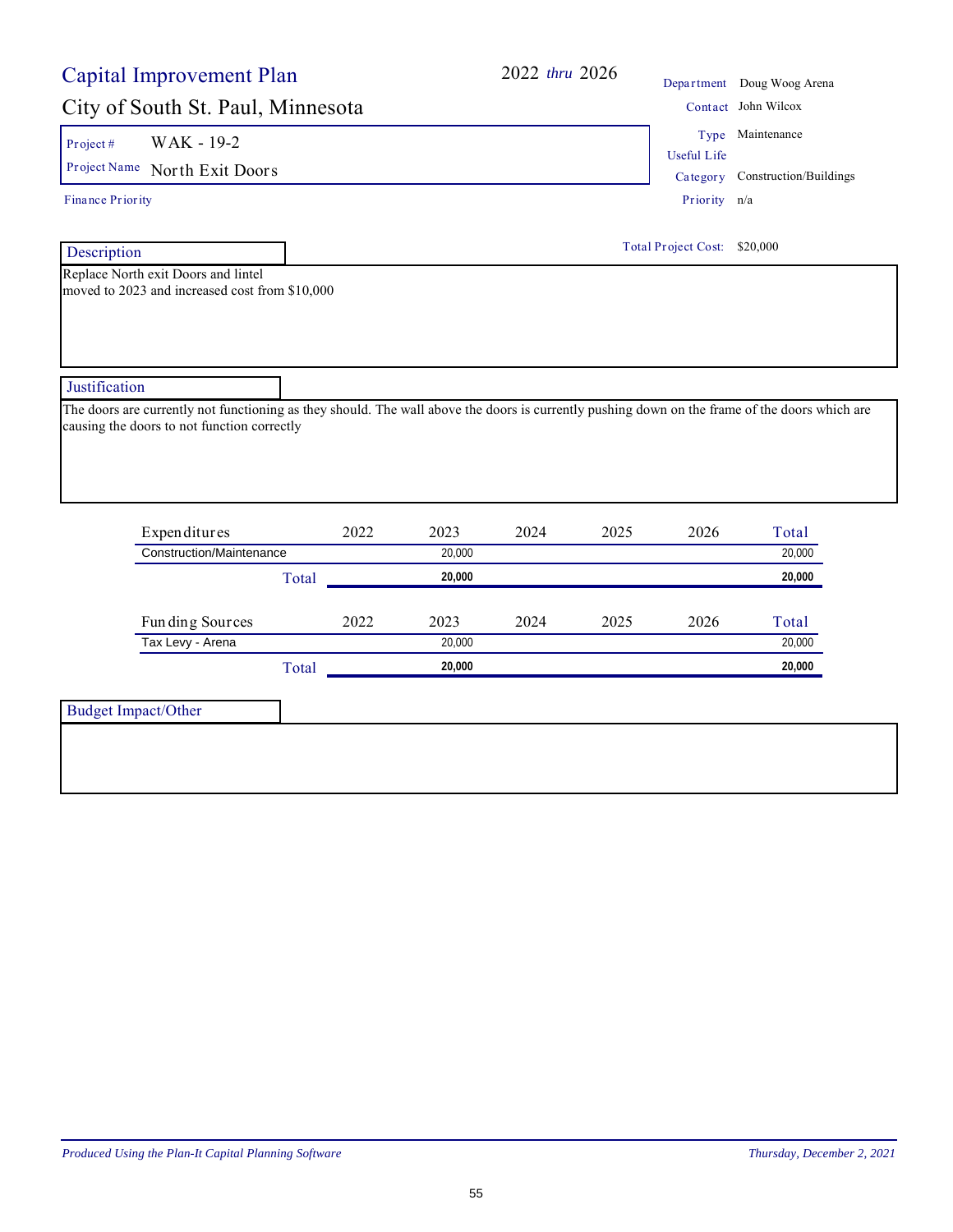# Capital Improvement Plan

## City of South St. Paul, Minnesota

**2022 *thru* 2026**

| | |
|---|---|
| Department | Doug Woog Arena |
| Contact | John Wilcox |
| Type | Maintenance |
| Useful Life | |
| Category | Construction/Buildings |
| Priority | n/a |

**Project #** WAK - 19-2

**Project Name** North Exit Doors

**Finance Priority**

**Total Project Cost:** $20,000

### Description

Replace North exit Doors and lintel
moved to 2023 and increased cost from $10,000

### Justification

The doors are currently not functioning as they should. The wall above the doors is currently pushing down on the frame of the doors which are causing the doors to not function correctly

| Expenditures | 2022 | 2023 | 2024 | 2025 | 2026 | Total |
|---|---|---|---|---|---|---|
| Construction/Maintenance | | 20,000 | | | | 20,000 |
| **Total** | | **20,000** | | | | **20,000** |

| Funding Sources | 2022 | 2023 | 2024 | 2025 | 2026 | Total |
|---|---|---|---|---|---|---|
| Tax Levy - Arena | | 20,000 | | | | 20,000 |
| **Total** | | **20,000** | | | | **20,000** |

### Budget Impact/Other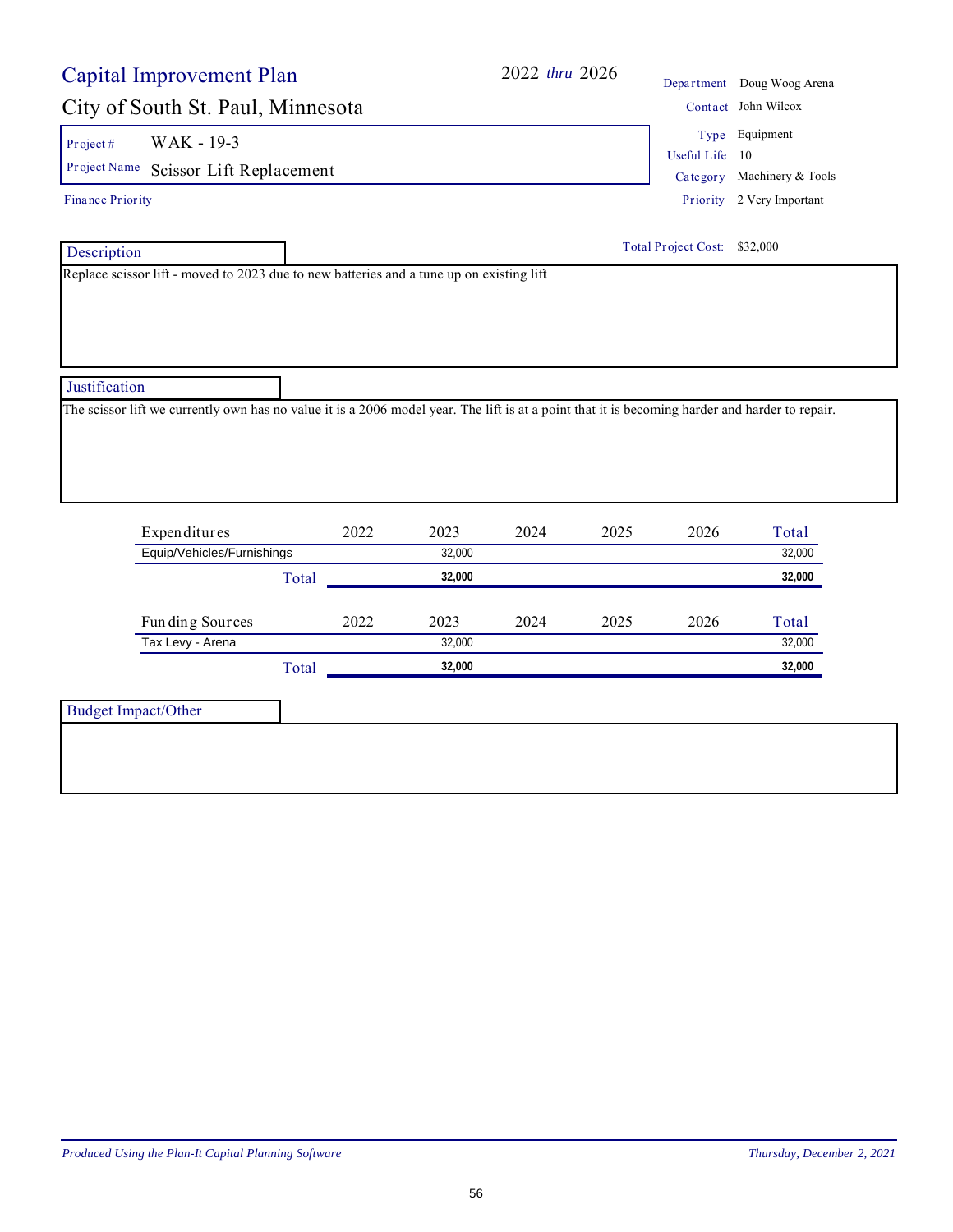# Capital Improvement Plan

**2022 *thru* 2026**

## City of South St. Paul, Minnesota

| | |
|---|---|
| Department | Doug Woog Arena |
| Contact | John Wilcox |
| Type | Equipment |
| Useful Life | 10 |
| Category | Machinery & Tools |
| Priority | 2 Very Important |

**Project #** WAK - 19-3

**Project Name** Scissor Lift Replacement

Finance Priority

**Total Project Cost:** $32,000

### Description

Replace scissor lift - moved to 2023 due to new batteries and a tune up on existing lift

### Justification

The scissor lift we currently own has no value it is a 2006 model year. The lift is at a point that it is becoming harder and harder to repair.

| Expenditures | 2022 | 2023 | 2024 | 2025 | 2026 | Total |
|---|---|---|---|---|---|---|
| Equip/Vehicles/Furnishings | | 32,000 | | | | 32,000 |
| **Total** | | **32,000** | | | | **32,000** |

| Funding Sources | 2022 | 2023 | 2024 | 2025 | 2026 | Total |
|---|---|---|---|---|---|---|
| Tax Levy - Arena | | 32,000 | | | | 32,000 |
| **Total** | | **32,000** | | | | **32,000** |

### Budget Impact/Other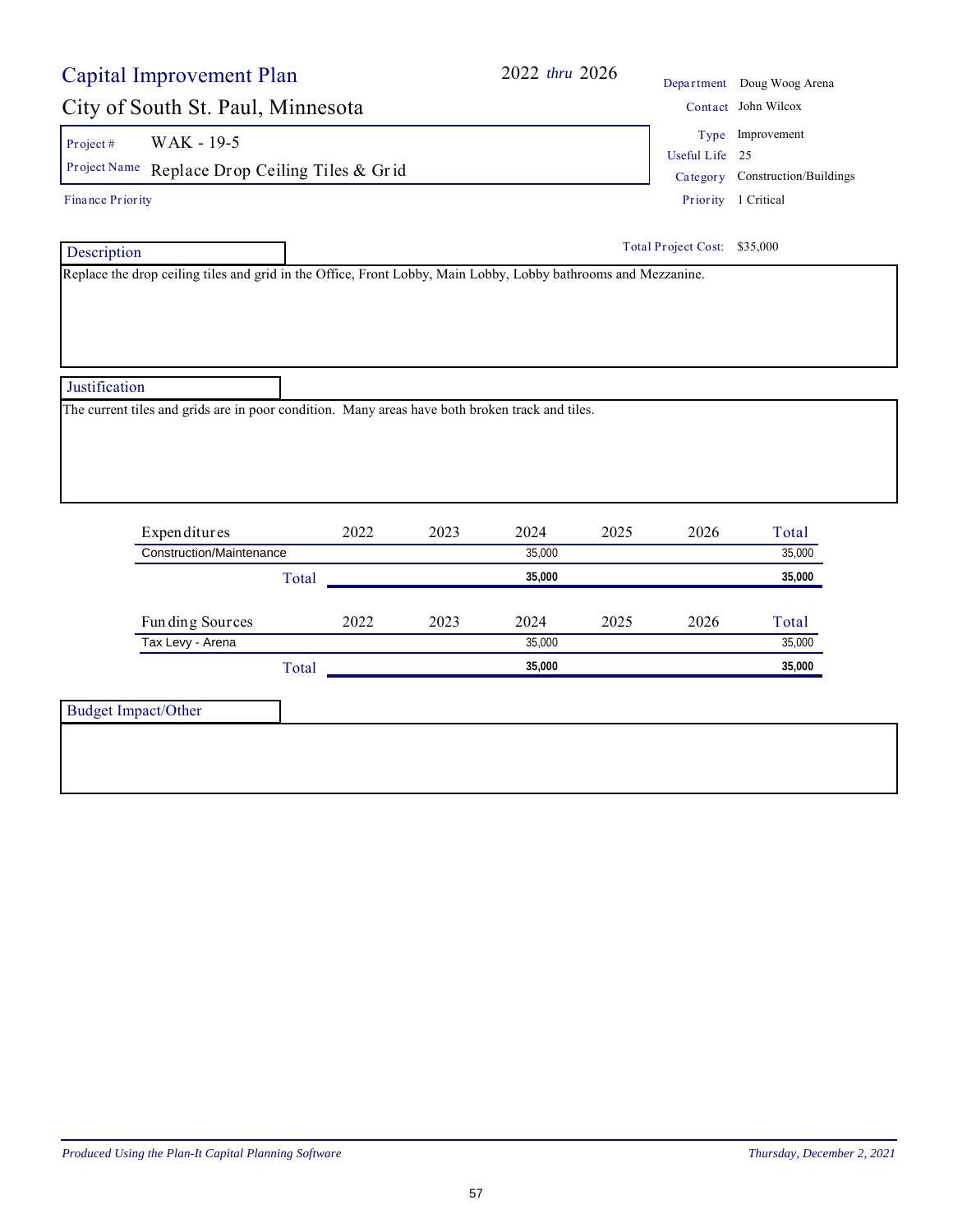# Capital Improvement Plan

## City of South St. Paul, Minnesota

**2022 *thru* 2026**

| | |
|---|---|
| Department | Doug Woog Arena |
| Contact | John Wilcox |
| Type | Improvement |
| Useful Life | 25 |
| Category | Construction/Buildings |
| Priority | 1 Critical |

Project # WAK - 19-5

Project Name Replace Drop Ceiling Tiles & Grid

Finance Priority

Total Project Cost: $35,000

### Description

Replace the drop ceiling tiles and grid in the Office, Front Lobby, Main Lobby, Lobby bathrooms and Mezzanine.

### Justification

The current tiles and grids are in poor condition. Many areas have both broken track and tiles.

| Expenditures | 2022 | 2023 | 2024 | 2025 | 2026 | Total |
|---|---|---|---|---|---|---|
| Construction/Maintenance | | | 35,000 | | | 35,000 |
| Total | | | **35,000** | | | **35,000** |

| Funding Sources | 2022 | 2023 | 2024 | 2025 | 2026 | Total |
|---|---|---|---|---|---|---|
| Tax Levy - Arena | | | 35,000 | | | 35,000 |
| Total | | | **35,000** | | | **35,000** |

### Budget Impact/Other

*Produced Using the Plan-It Capital Planning Software*

*Thursday, December 2, 2021*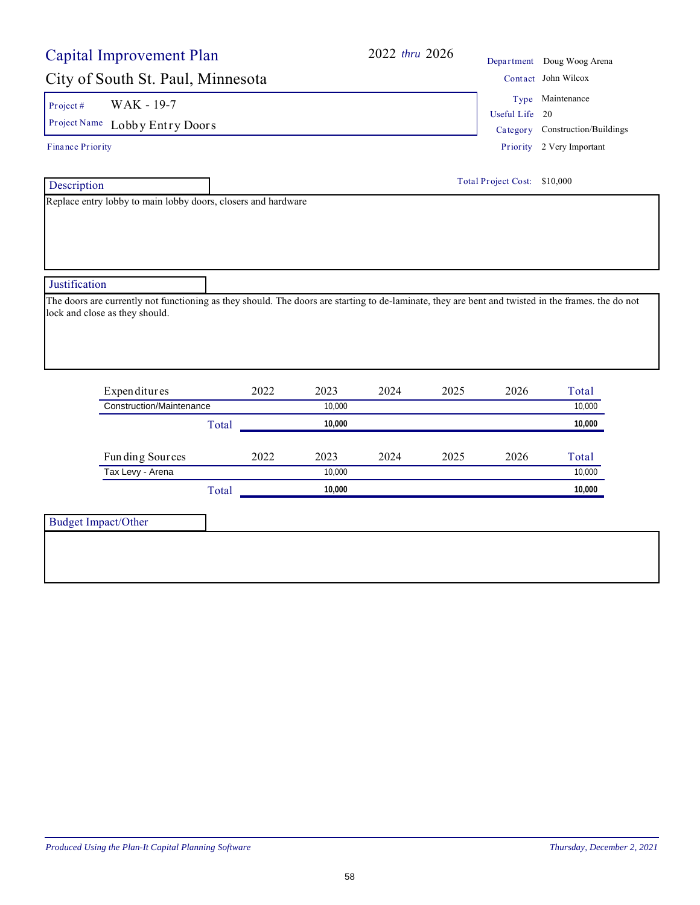# Capital Improvement Plan

## City of South St. Paul, Minnesota

2022 *thru* 2026

| | |
|---|---|
| Department | Doug Woog Arena |
| Contact | John Wilcox |
| Type | Maintenance |
| Useful Life | 20 |
| Category | Construction/Buildings |
| Priority | 2 Very Important |

Project # WAK - 19-7

Project Name Lobby Entry Doors

Finance Priority

Total Project Cost: $10,000

### Description

Replace entry lobby to main lobby doors, closers and hardware

### Justification

The doors are currently not functioning as they should. The doors are starting to de-laminate, they are bent and twisted in the frames. the do not lock and close as they should.

| Expenditures | 2022 | 2023 | 2024 | 2025 | 2026 | Total |
|---|---|---|---|---|---|---|
| Construction/Maintenance | | 10,000 | | | | 10,000 |
| **Total** | | **10,000** | | | | **10,000** |

| Funding Sources | 2022 | 2023 | 2024 | 2025 | 2026 | Total |
|---|---|---|---|---|---|---|
| Tax Levy - Arena | | 10,000 | | | | 10,000 |
| **Total** | | **10,000** | | | | **10,000** |

### Budget Impact/Other

*Produced Using the Plan-It Capital Planning Software* *Thursday, December 2, 2021*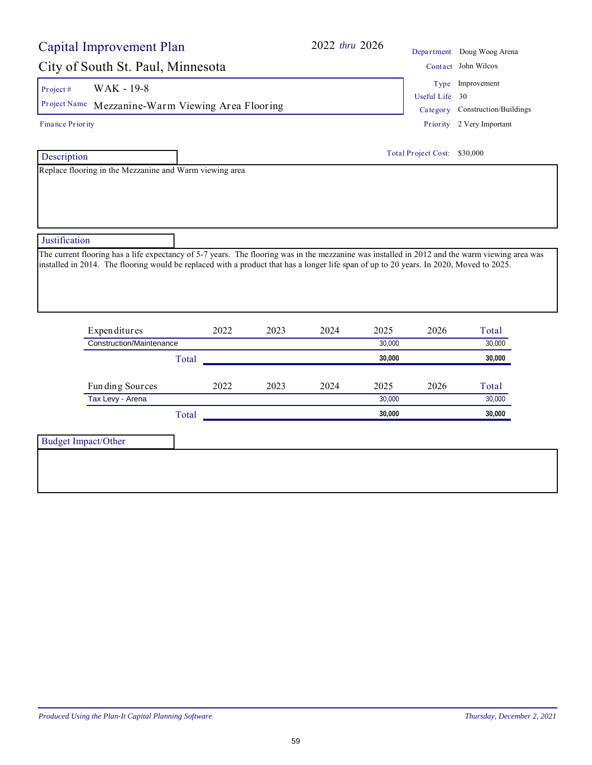# Capital Improvement Plan

## City of South St. Paul, Minnesota

2022 *thru* 2026

| | |
|---|---|
| Department | Doug Woog Arena |
| Contact | John Wilcox |
| Type | Improvement |
| Useful Life | 30 |
| Category | Construction/Buildings |
| Priority | 2 Very Important |

**Project #** WAK - 19-8

**Project Name** Mezzanine-Warm Viewing Area Flooring

Finance Priority

Total Project Cost: $30,000

### Description

Replace flooring in the Mezzanine and Warm viewing area

### Justification

The current flooring has a life expectancy of 5-7 years. The flooring was in the mezzanine was installed in 2012 and the warm viewing area was installed in 2014. The flooring would be replaced with a product that has a longer life span of up to 20 years. In 2020, Moved to 2025.

| Expenditures | 2022 | 2023 | 2024 | 2025 | 2026 | Total |
|---|---|---|---|---|---|---|
| Construction/Maintenance | | | | 30,000 | | 30,000 |
| **Total** | | | | **30,000** | | **30,000** |

| Funding Sources | 2022 | 2023 | 2024 | 2025 | 2026 | Total |
|---|---|---|---|---|---|---|
| Tax Levy - Arena | | | | 30,000 | | 30,000 |
| **Total** | | | | **30,000** | | **30,000** |

### Budget Impact/Other

*Produced Using the Plan-It Capital Planning Software* — *Thursday, December 2, 2021*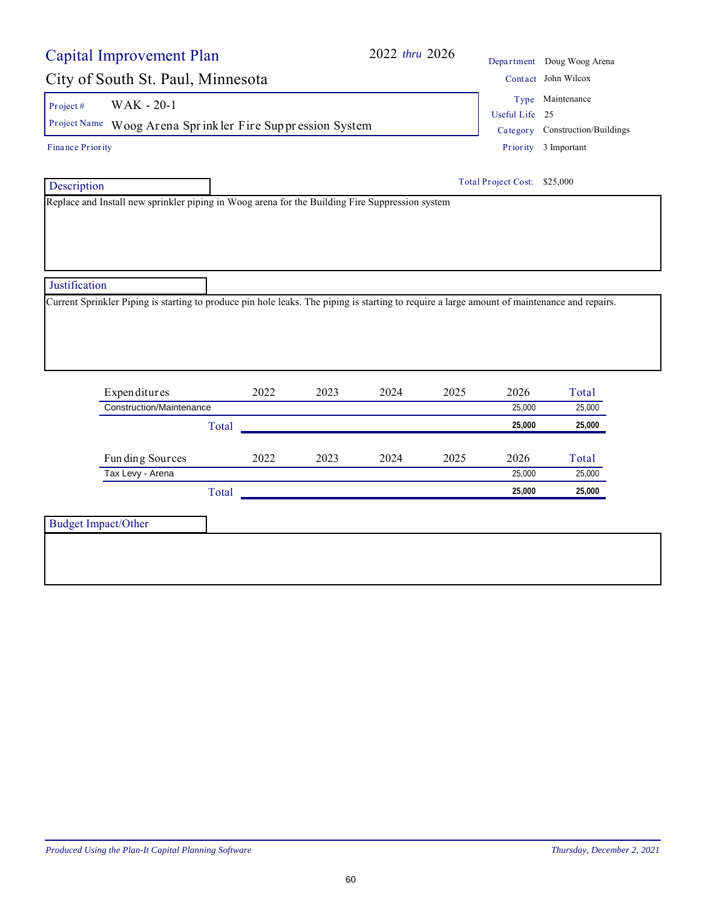# Capital Improvement Plan

## City of South St. Paul, Minnesota

**2022** *thru* **2026**

| | |
|---|---|
| Department | Doug Woog Arena |
| Contact | John Wilcox |
| Type | Maintenance |
| Useful Life | 25 |
| Category | Construction/Buildings |
| Priority | 3 Important |

**Project #** WAK - 20-1

**Project Name** Woog Arena Sprinkler Fire Suppression System

Finance Priority

Total Project Cost: $25,000

### Description

Replace and Install new sprinkler piping in Woog arena for the Building Fire Suppression system

### Justification

Current Sprinkler Piping is starting to produce pin hole leaks. The piping is starting to require a large amount of maintenance and repairs.

| Expenditures | 2022 | 2023 | 2024 | 2025 | 2026 | Total |
|---|---|---|---|---|---|---|
| Construction/Maintenance | | | | | 25,000 | 25,000 |
| Total | | | | | **25,000** | **25,000** |

| Funding Sources | 2022 | 2023 | 2024 | 2025 | 2026 | Total |
|---|---|---|---|---|---|---|
| Tax Levy - Arena | | | | | 25,000 | 25,000 |
| Total | | | | | **25,000** | **25,000** |

### Budget Impact/Other

*Produced Using the Plan-It Capital Planning Software* *Thursday, December 2, 2021*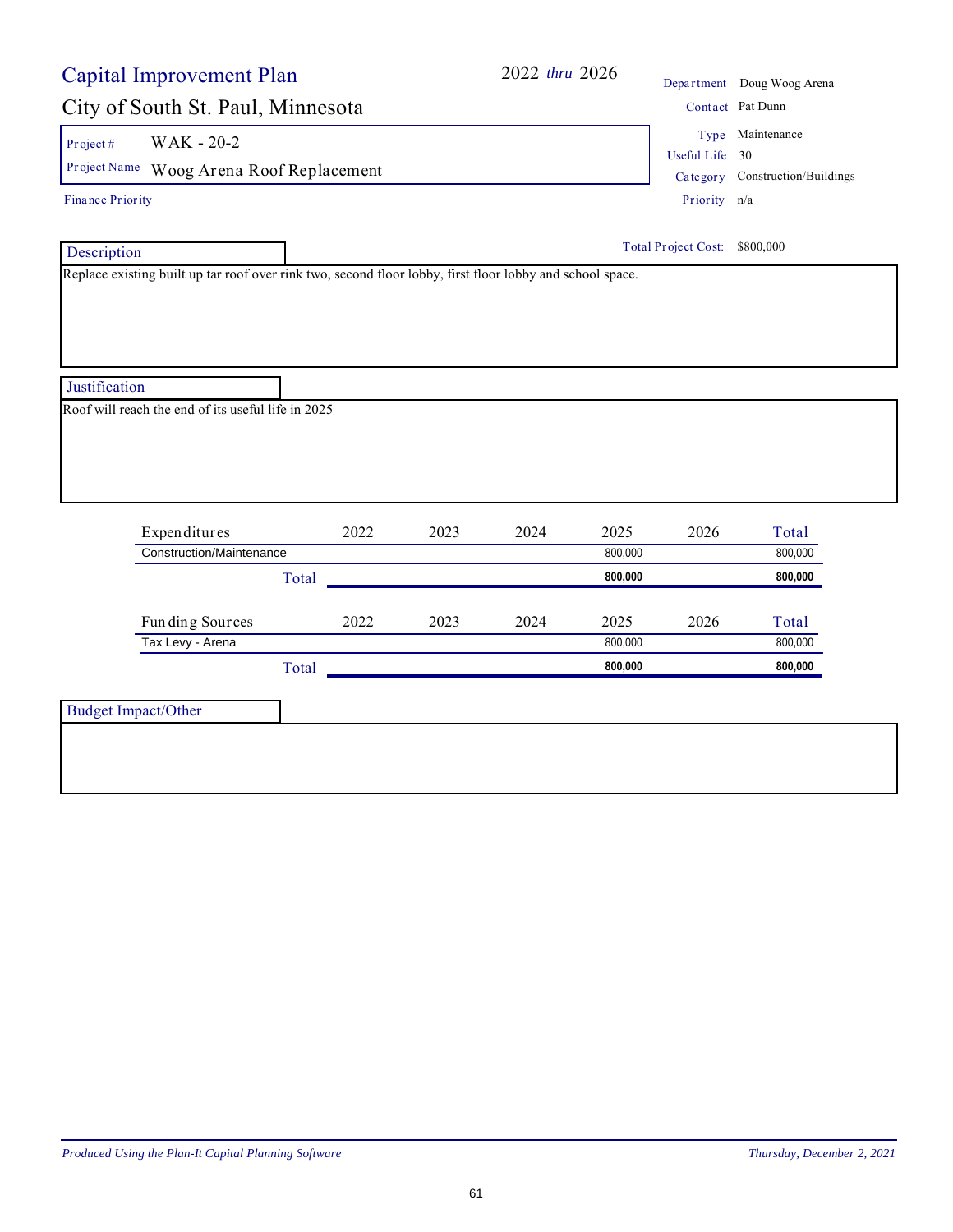# Capital Improvement Plan

## City of South St. Paul, Minnesota

**2022 *thru* 2026**

| | |
|---|---|
| Department | Doug Woog Arena |
| Contact | Pat Dunn |
| Type | Maintenance |
| Useful Life | 30 |
| Category | Construction/Buildings |
| Priority | n/a |

**Project #** WAK - 20-2

**Project Name** Woog Arena Roof Replacement

Finance Priority

**Total Project Cost:** $800,000

### Description

Replace existing built up tar roof over rink two, second floor lobby, first floor lobby and school space.

### Justification

Roof will reach the end of its useful life in 2025

| Expenditures | 2022 | 2023 | 2024 | 2025 | 2026 | Total |
|---|---|---|---|---|---|---|
| Construction/Maintenance | | | | 800,000 | | 800,000 |
| **Total** | | | | **800,000** | | **800,000** |

| Funding Sources | 2022 | 2023 | 2024 | 2025 | 2026 | Total |
|---|---|---|---|---|---|---|
| Tax Levy - Arena | | | | 800,000 | | 800,000 |
| **Total** | | | | **800,000** | | **800,000** |

### Budget Impact/Other

*Produced Using the Plan-It Capital Planning Software* — *Thursday, December 2, 2021*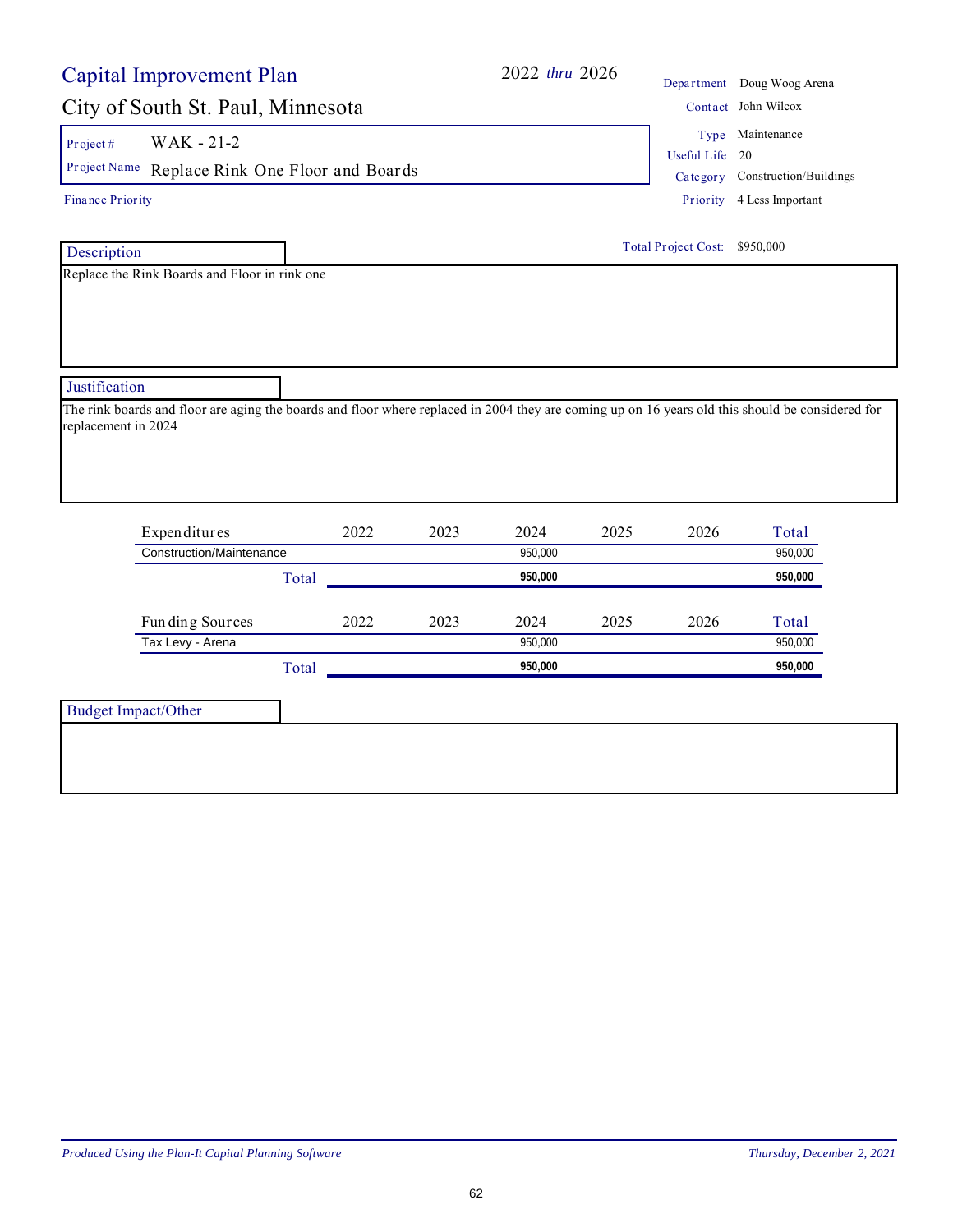# Capital Improvement Plan

## City of South St. Paul, Minnesota

2022 *thru* 2026

| | |
|---|---|
| Department | Doug Woog Arena |
| Contact | John Wilcox |
| Type | Maintenance |
| Useful Life | 20 |
| Category | Construction/Buildings |
| Priority | 4 Less Important |

**Project #** WAK - 21-2

**Project Name** Replace Rink One Floor and Boards

Finance Priority

**Total Project Cost:** $950,000

### Description

Replace the Rink Boards and Floor in rink one

### Justification

The rink boards and floor are aging the boards and floor where replaced in 2004 they are coming up on 16 years old this should be considered for replacement in 2024

| Expenditures | 2022 | 2023 | 2024 | 2025 | 2026 | Total |
|---|---|---|---|---|---|---|
| Construction/Maintenance | | | 950,000 | | | 950,000 |
| **Total** | | | **950,000** | | | **950,000** |

| Funding Sources | 2022 | 2023 | 2024 | 2025 | 2026 | Total |
|---|---|---|---|---|---|---|
| Tax Levy - Arena | | | 950,000 | | | 950,000 |
| **Total** | | | **950,000** | | | **950,000** |

### Budget Impact/Other

*Produced Using the Plan-It Capital Planning Software* *Thursday, December 2, 2021*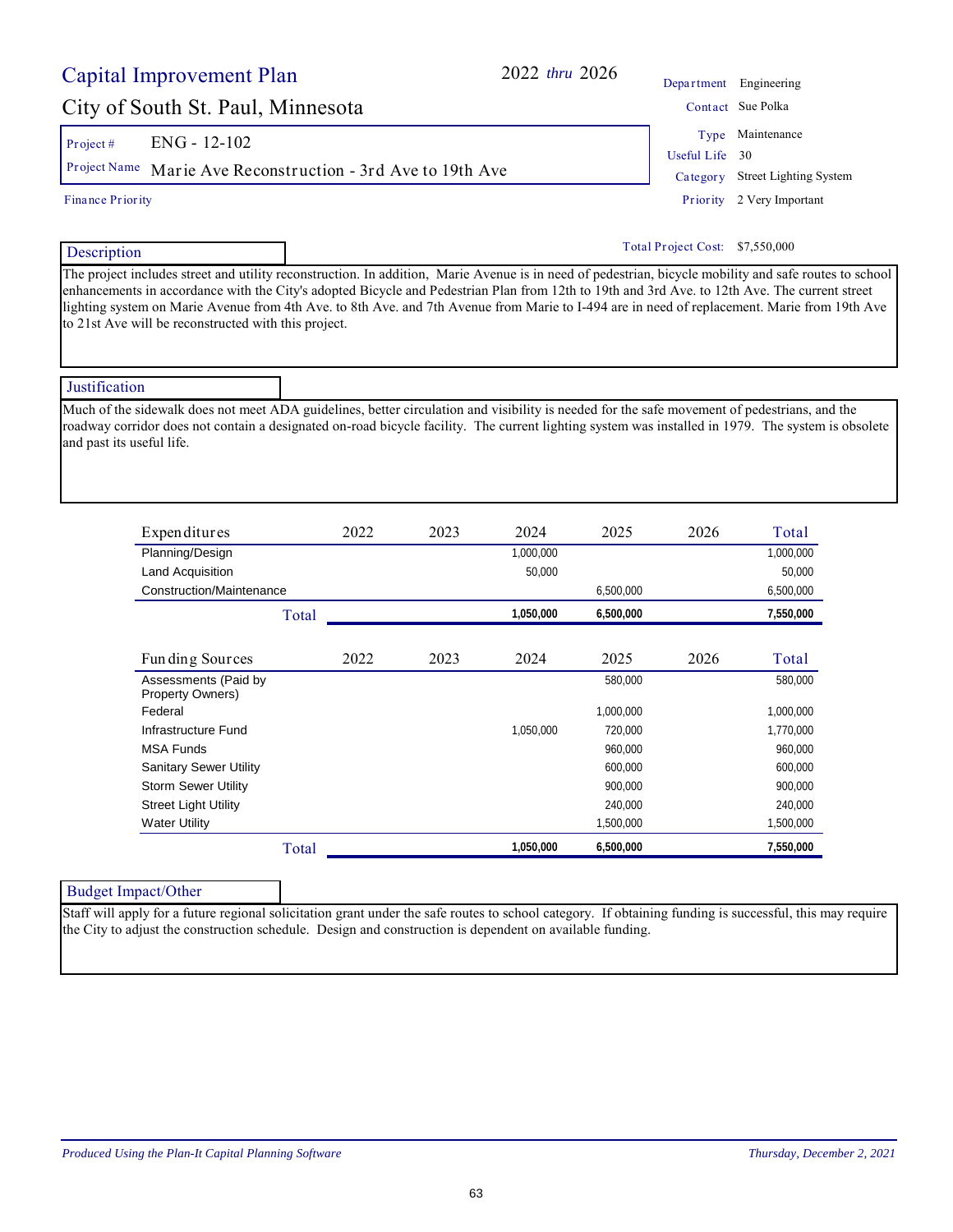# Capital Improvement Plan

**2022 *thru* 2026**

## City of South St. Paul, Minnesota

| | |
|---|---|
| Department | Engineering |
| Contact | Sue Polka |
| Type | Maintenance |
| Useful Life | 30 |
| Category | Street Lighting System |
| Priority | 2 Very Important |

**Project #** ENG - 12-102

**Project Name** Marie Ave Reconstruction - 3rd Ave to 19th Ave

**Finance Priority**

**Total Project Cost:** $7,550,000

### Description

The project includes street and utility reconstruction. In addition, Marie Avenue is in need of pedestrian, bicycle mobility and safe routes to school enhancements in accordance with the City's adopted Bicycle and Pedestrian Plan from 12th to 19th and 3rd Ave. to 12th Ave. The current street lighting system on Marie Avenue from 4th Ave. to 8th Ave. and 7th Avenue from Marie to I-494 are in need of replacement. Marie from 19th Ave to 21st Ave will be reconstructed with this project.

### Justification

Much of the sidewalk does not meet ADA guidelines, better circulation and visibility is needed for the safe movement of pedestrians, and the roadway corridor does not contain a designated on-road bicycle facility. The current lighting system was installed in 1979. The system is obsolete and past its useful life.

| Expenditures | 2022 | 2023 | 2024 | 2025 | 2026 | Total |
|---|---|---|---|---|---|---|
| Planning/Design | | | 1,000,000 | | | 1,000,000 |
| Land Acquisition | | | 50,000 | | | 50,000 |
| Construction/Maintenance | | | | 6,500,000 | | 6,500,000 |
| **Total** | | | **1,050,000** | **6,500,000** | | **7,550,000** |

| Funding Sources | 2022 | 2023 | 2024 | 2025 | 2026 | Total |
|---|---|---|---|---|---|---|
| Assessments (Paid by Property Owners) | | | | 580,000 | | 580,000 |
| Federal | | | | 1,000,000 | | 1,000,000 |
| Infrastructure Fund | | | 1,050,000 | 720,000 | | 1,770,000 |
| MSA Funds | | | | 960,000 | | 960,000 |
| Sanitary Sewer Utility | | | | 600,000 | | 600,000 |
| Storm Sewer Utility | | | | 900,000 | | 900,000 |
| Street Light Utility | | | | 240,000 | | 240,000 |
| Water Utility | | | | 1,500,000 | | 1,500,000 |
| **Total** | | | **1,050,000** | **6,500,000** | | **7,550,000** |

### Budget Impact/Other

Staff will apply for a future regional solicitation grant under the safe routes to school category. If obtaining funding is successful, this may require the City to adjust the construction schedule. Design and construction is dependent on available funding.

*Produced Using the Plan-It Capital Planning Software* — *Thursday, December 2, 2021*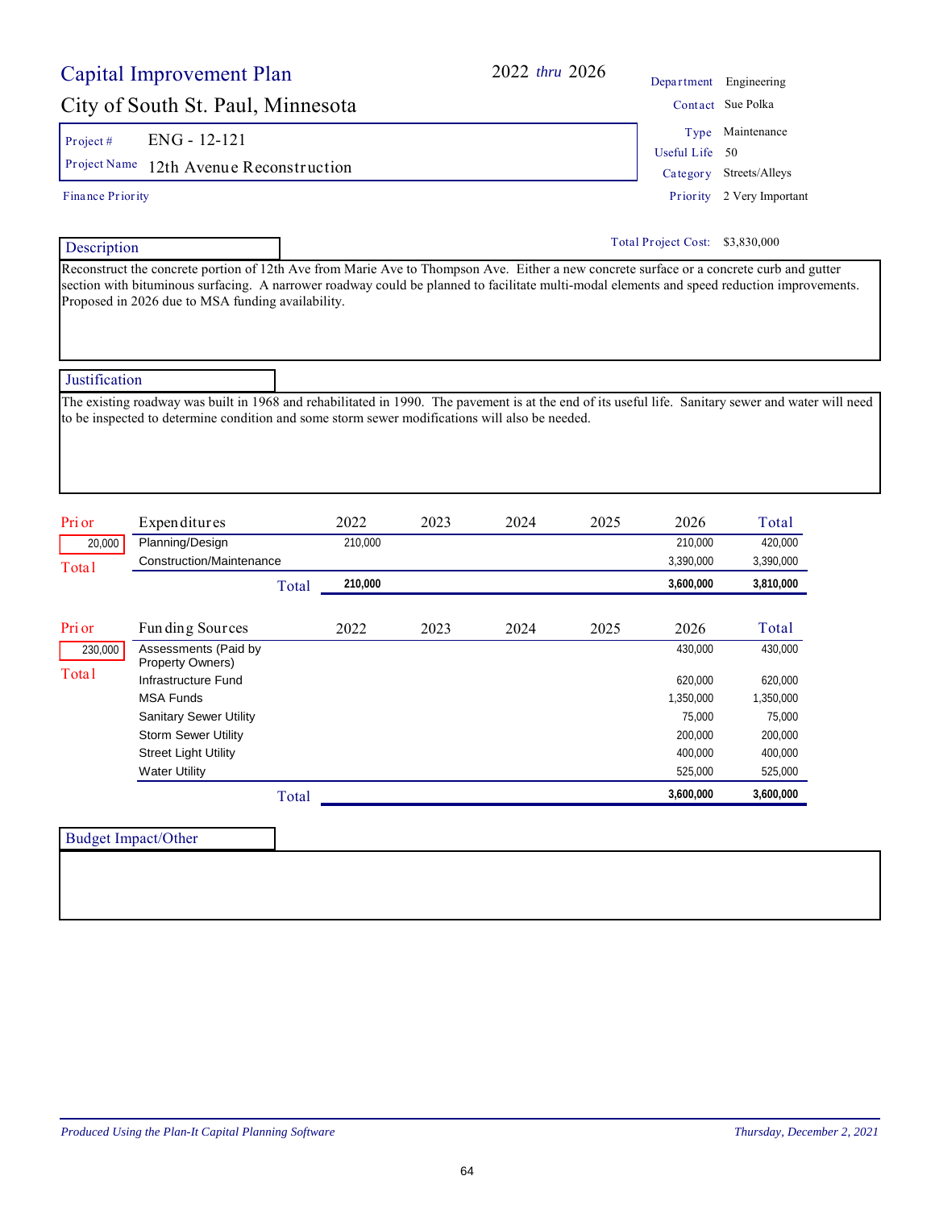# Capital Improvement Plan

**2022 *thru* 2026**

## City of South St. Paul, Minnesota

| | |
|---|---|
| Project # | ENG - 12-121 |
| Project Name | 12th Avenue Reconstruction |
| Finance Priority | |

| | |
|---|---|
| Department | Engineering |
| Contact | Sue Polka |
| Type | Maintenance |
| Useful Life | 50 |
| Category | Streets/Alleys |
| Priority | 2 Very Important |

**Total Project Cost:** $3,830,000

### Description

Reconstruct the concrete portion of 12th Ave from Marie Ave to Thompson Ave. Either a new concrete surface or a concrete curb and gutter section with bituminous surfacing. A narrower roadway could be planned to facilitate multi-modal elements and speed reduction improvements. Proposed in 2026 due to MSA funding availability.

### Justification

The existing roadway was built in 1968 and rehabilitated in 1990. The pavement is at the end of its useful life. Sanitary sewer and water will need to be inspected to determine condition and some storm sewer modifications will also be needed.

| Prior | Expenditures | 2022 | 2023 | 2024 | 2025 | 2026 | Total |
|---|---|---|---|---|---|---|---|
| 20,000 | Planning/Design | 210,000 | | | | 210,000 | 420,000 |
| Total | Construction/Maintenance | | | | | 3,390,000 | 3,390,000 |
| | **Total** | **210,000** | | | | **3,600,000** | **3,810,000** |

| Prior | Funding Sources | 2022 | 2023 | 2024 | 2025 | 2026 | Total |
|---|---|---|---|---|---|---|---|
| 230,000 | Assessments (Paid by Property Owners) | | | | | 430,000 | 430,000 |
| Total | Infrastructure Fund | | | | | 620,000 | 620,000 |
| | MSA Funds | | | | | 1,350,000 | 1,350,000 |
| | Sanitary Sewer Utility | | | | | 75,000 | 75,000 |
| | Storm Sewer Utility | | | | | 200,000 | 200,000 |
| | Street Light Utility | | | | | 400,000 | 400,000 |
| | Water Utility | | | | | 525,000 | 525,000 |
| | **Total** | | | | | **3,600,000** | **3,600,000** |

### Budget Impact/Other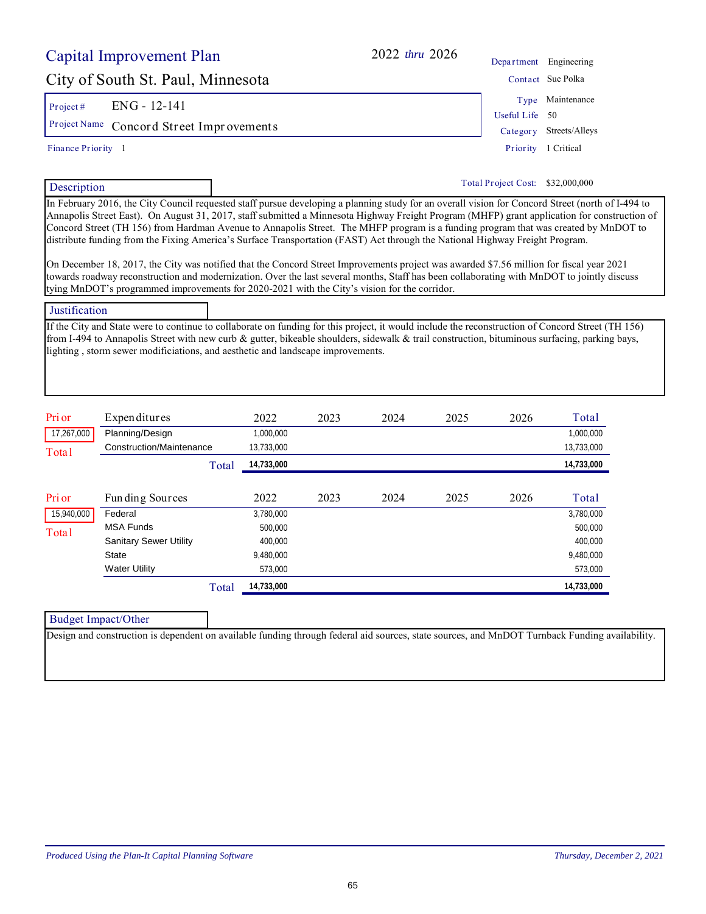# Capital Improvement Plan

2022 *thru* 2026

## City of South St. Paul, Minnesota

| | |
|---|---|
| Department | Engineering |
| Contact | Sue Polka |
| Type | Maintenance |
| Useful Life | 50 |
| Category | Streets/Alleys |
| Priority | 1 Critical |

Project # ENG - 12-141

Project Name Concord Street Improvements

Finance Priority 1

Total Project Cost: $32,000,000

### Description

In February 2016, the City Council requested staff pursue developing a planning study for an overall vision for Concord Street (north of I-494 to Annapolis Street East). On August 31, 2017, staff submitted a Minnesota Highway Freight Program (MHFP) grant application for construction of Concord Street (TH 156) from Hardman Avenue to Annapolis Street. The MHFP program is a funding program that was created by MnDOT to distribute funding from the Fixing America's Surface Transportation (FAST) Act through the National Highway Freight Program.

On December 18, 2017, the City was notified that the Concord Street Improvements project was awarded $7.56 million for fiscal year 2021 towards roadway reconstruction and modernization. Over the last several months, Staff has been collaborating with MnDOT to jointly discuss tying MnDOT's programmed improvements for 2020-2021 with the City's vision for the corridor.

### Justification

If the City and State were to continue to collaborate on funding for this project, it would include the reconstruction of Concord Street (TH 156) from I-494 to Annapolis Street with new curb & gutter, bikeable shoulders, sidewalk & trail construction, bituminous surfacing, parking bays, lighting , storm sewer modificiations, and aesthetic and landscape improvements.

| Prior | Expenditures | 2022 | 2023 | 2024 | 2025 | 2026 | Total |
|---|---|---|---|---|---|---|---|
| 17,267,000 | Planning/Design | 1,000,000 | | | | | 1,000,000 |
| Total | Construction/Maintenance | 13,733,000 | | | | | 13,733,000 |
| | **Total** | **14,733,000** | | | | | **14,733,000** |

| Prior | Funding Sources | 2022 | 2023 | 2024 | 2025 | 2026 | Total |
|---|---|---|---|---|---|---|---|
| 15,940,000 | Federal | 3,780,000 | | | | | 3,780,000 |
| Total | MSA Funds | 500,000 | | | | | 500,000 |
| | Sanitary Sewer Utility | 400,000 | | | | | 400,000 |
| | State | 9,480,000 | | | | | 9,480,000 |
| | Water Utility | 573,000 | | | | | 573,000 |
| | **Total** | **14,733,000** | | | | | **14,733,000** |

### Budget Impact/Other

Design and construction is dependent on available funding through federal aid sources, state sources, and MnDOT Turnback Funding availability.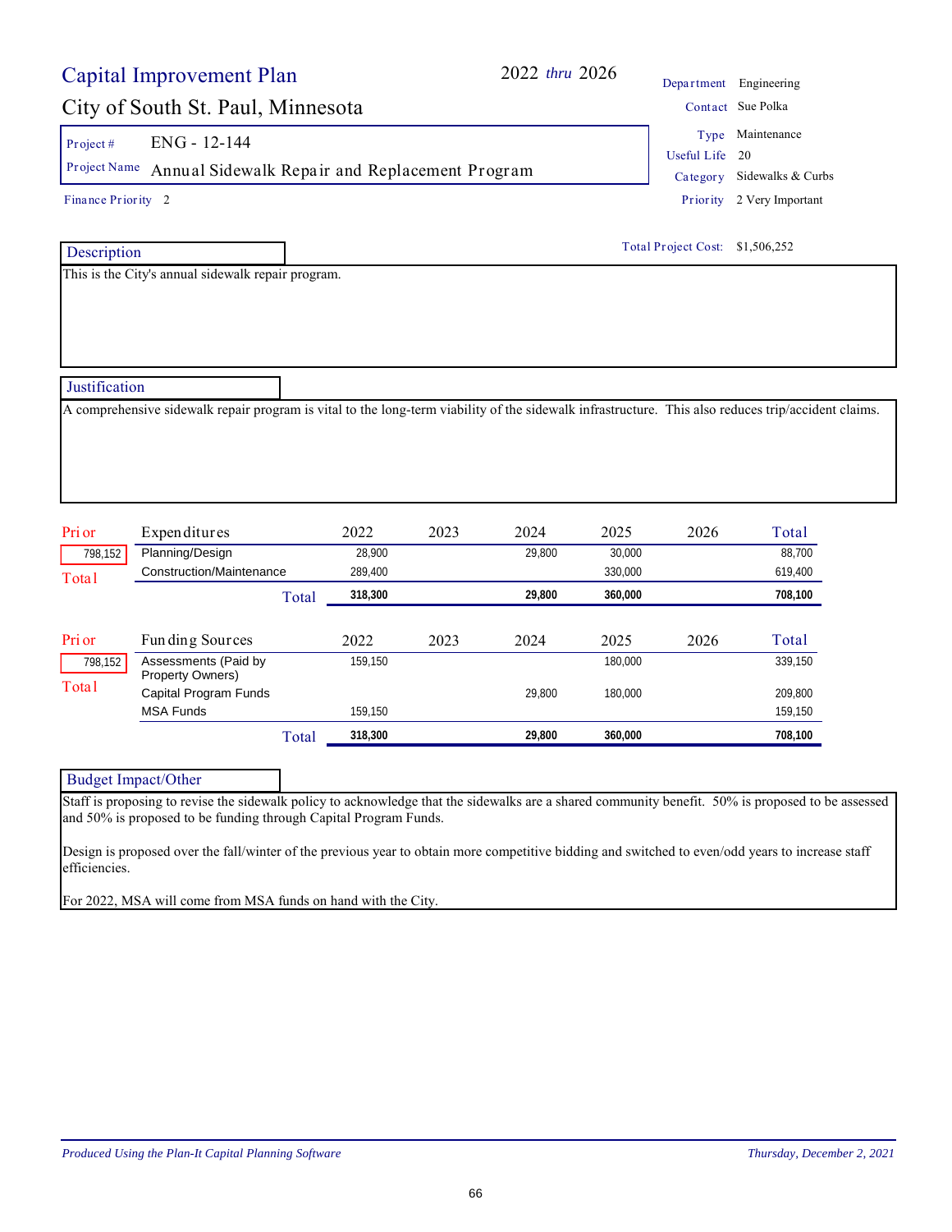# Capital Improvement Plan

**2022** *thru* **2026**

## City of South St. Paul, Minnesota

| | |
|---|---|
| Department | Engineering |
| Contact | Sue Polka |
| Type | Maintenance |
| Useful Life | 20 |
| Category | Sidewalks & Curbs |
| Priority | 2 Very Important |

**Project #** ENG - 12-144

**Project Name** Annual Sidewalk Repair and Replacement Program

**Finance Priority** 2

**Total Project Cost:** $1,506,252

### Description

This is the City's annual sidewalk repair program.

### Justification

A comprehensive sidewalk repair program is vital to the long-term viability of the sidewalk infrastructure. This also reduces trip/accident claims.

| Prior | Expenditures | 2022 | 2023 | 2024 | 2025 | 2026 | Total |
|---|---|---|---|---|---|---|---|
| 798,152 | Planning/Design | 28,900 | | 29,800 | 30,000 | | 88,700 |
| Total | Construction/Maintenance | 289,400 | | | 330,000 | | 619,400 |
| | **Total** | **318,300** | | **29,800** | **360,000** | | **708,100** |

| Prior | Funding Sources | 2022 | 2023 | 2024 | 2025 | 2026 | Total |
|---|---|---|---|---|---|---|---|
| 798,152 | Assessments (Paid by Property Owners) | 159,150 | | | 180,000 | | 339,150 |
| Total | Capital Program Funds | | | 29,800 | 180,000 | | 209,800 |
| | MSA Funds | 159,150 | | | | | 159,150 |
| | **Total** | **318,300** | | **29,800** | **360,000** | | **708,100** |

### Budget Impact/Other

Staff is proposing to revise the sidewalk policy to acknowledge that the sidewalks are a shared community benefit. 50% is proposed to be assessed and 50% is proposed to be funding through Capital Program Funds.

Design is proposed over the fall/winter of the previous year to obtain more competitive bidding and switched to even/odd years to increase staff efficiencies.

For 2022, MSA will come from MSA funds on hand with the City.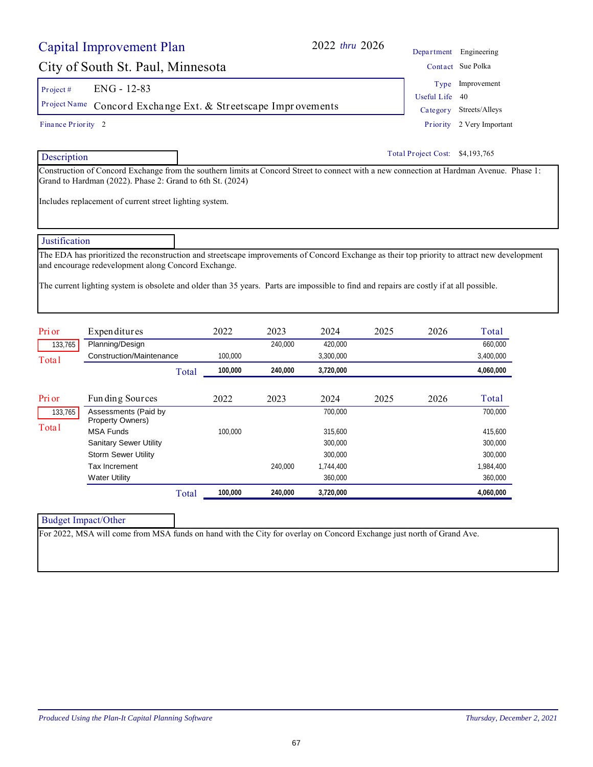# Capital Improvement Plan

## City of South St. Paul, Minnesota

2022 *thru* 2026

| | |
|---|---|
| Department | Engineering |
| Contact | Sue Polka |
| Type | Improvement |
| Useful Life | 40 |
| Category | Streets/Alleys |
| Priority | 2 Very Important |

**Project #** ENG - 12-83

**Project Name** Concord Exchange Ext. & Streetscape Improvements

**Finance Priority** 2

**Total Project Cost:** $4,193,765

### Description

Construction of Concord Exchange from the southern limits at Concord Street to connect with a new connection at Hardman Avenue. Phase 1: Grand to Hardman (2022). Phase 2: Grand to 6th St. (2024)

Includes replacement of current street lighting system.

### Justification

The EDA has prioritized the reconstruction and streetscape improvements of Concord Exchange as their top priority to attract new development and encourage redevelopment along Concord Exchange.

The current lighting system is obsolete and older than 35 years. Parts are impossible to find and repairs are costly if at all possible.

| Prior | Expenditures | 2022 | 2023 | 2024 | 2025 | 2026 | Total |
|---|---|---|---|---|---|---|---|
| 133,765 | Planning/Design | | 240,000 | 420,000 | | | 660,000 |
| Total | Construction/Maintenance | 100,000 | | 3,300,000 | | | 3,400,000 |
| | **Total** | **100,000** | **240,000** | **3,720,000** | | | **4,060,000** |

| Prior | Funding Sources | 2022 | 2023 | 2024 | 2025 | 2026 | Total |
|---|---|---|---|---|---|---|---|
| 133,765 | Assessments (Paid by Property Owners) | | | 700,000 | | | 700,000 |
| Total | MSA Funds | 100,000 | | 315,600 | | | 415,600 |
| | Sanitary Sewer Utility | | | 300,000 | | | 300,000 |
| | Storm Sewer Utility | | | 300,000 | | | 300,000 |
| | Tax Increment | | 240,000 | 1,744,400 | | | 1,984,400 |
| | Water Utility | | | 360,000 | | | 360,000 |
| | **Total** | **100,000** | **240,000** | **3,720,000** | | | **4,060,000** |

### Budget Impact/Other

For 2022, MSA will come from MSA funds on hand with the City for overlay on Concord Exchange just north of Grand Ave.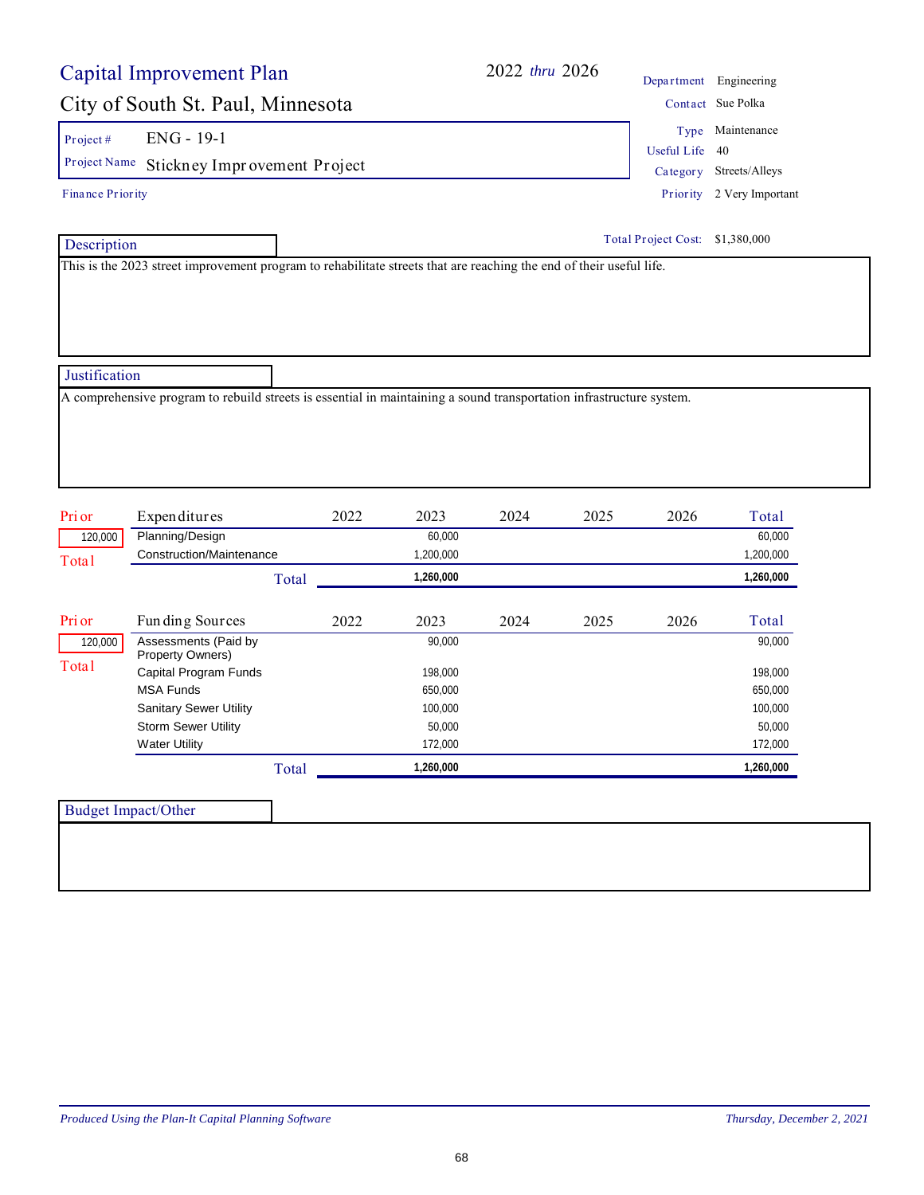# Capital Improvement Plan

## City of South St. Paul, Minnesota

2022 *thru* 2026

| | |
|---|---|
| Department | Engineering |
| Contact | Sue Polka |
| Type | Maintenance |
| Useful Life | 40 |
| Category | Streets/Alleys |
| Priority | 2 Very Important |

**Project #** ENG - 19-1

**Project Name** Stickney Improvement Project

Finance Priority

Total Project Cost: $1,380,000

### Description

This is the 2023 street improvement program to rehabilitate streets that are reaching the end of their useful life.

### Justification

A comprehensive program to rebuild streets is essential in maintaining a sound transportation infrastructure system.

| Prior | Expenditures | 2022 | 2023 | 2024 | 2025 | 2026 | Total |
|---|---|---|---|---|---|---|---|
| 120,000 | Planning/Design | | 60,000 | | | | 60,000 |
| Total | Construction/Maintenance | | 1,200,000 | | | | 1,200,000 |
| | **Total** | | **1,260,000** | | | | **1,260,000** |

| Prior | Funding Sources | 2022 | 2023 | 2024 | 2025 | 2026 | Total |
|---|---|---|---|---|---|---|---|
| 120,000 | Assessments (Paid by Property Owners) | | 90,000 | | | | 90,000 |
| Total | Capital Program Funds | | 198,000 | | | | 198,000 |
| | MSA Funds | | 650,000 | | | | 650,000 |
| | Sanitary Sewer Utility | | 100,000 | | | | 100,000 |
| | Storm Sewer Utility | | 50,000 | | | | 50,000 |
| | Water Utility | | 172,000 | | | | 172,000 |
| | **Total** | | **1,260,000** | | | | **1,260,000** |

### Budget Impact/Other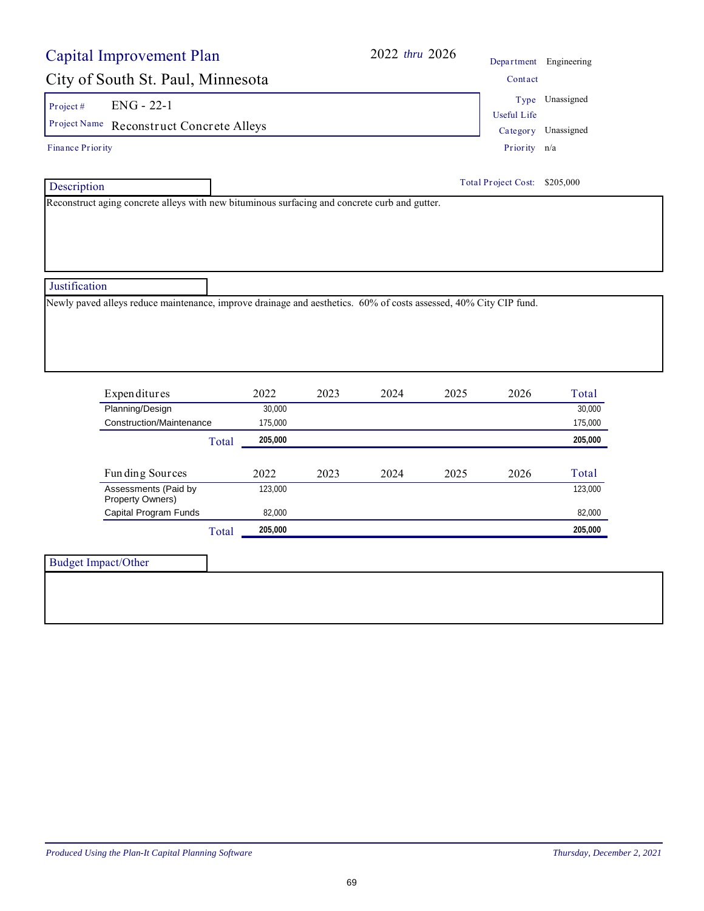# Capital Improvement Plan

## City of South St. Paul, Minnesota

2022 *thru* 2026

| | |
|---|---|
| Department | Engineering |
| Contact | |
| Type | Unassigned |
| Useful Life | |
| Category | Unassigned |
| Priority | n/a |

**Project #** ENG - 22-1

**Project Name** Reconstruct Concrete Alleys

Finance Priority

Total Project Cost: $205,000

### Description

Reconstruct aging concrete alleys with new bituminous surfacing and concrete curb and gutter.

### Justification

Newly paved alleys reduce maintenance, improve drainage and aesthetics. 60% of costs assessed, 40% City CIP fund.

| Expenditures | 2022 | 2023 | 2024 | 2025 | 2026 | Total |
|---|---|---|---|---|---|---|
| Planning/Design | 30,000 | | | | | 30,000 |
| Construction/Maintenance | 175,000 | | | | | 175,000 |
| **Total** | **205,000** | | | | | **205,000** |

| Funding Sources | 2022 | 2023 | 2024 | 2025 | 2026 | Total |
|---|---|---|---|---|---|---|
| Assessments (Paid by Property Owners) | 123,000 | | | | | 123,000 |
| Capital Program Funds | 82,000 | | | | | 82,000 |
| **Total** | **205,000** | | | | | **205,000** |

### Budget Impact/Other

*Produced Using the Plan-It Capital Planning Software* — *Thursday, December 2, 2021*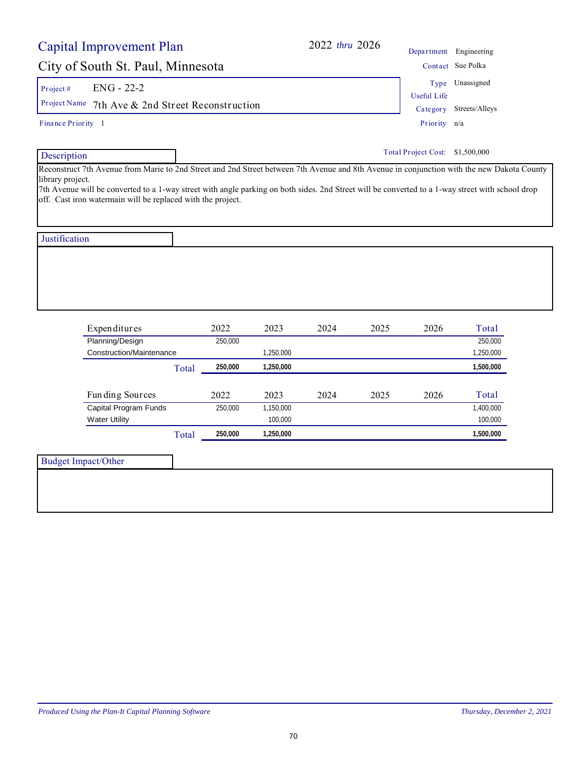# Capital Improvement Plan

2022 *thru* 2026

## City of South St. Paul, Minnesota

| | |
|---|---|
| Department | Engineering |
| Contact | Sue Polka |
| Type | Unassigned |
| Useful Life | |
| Category | Streets/Alleys |
| Priority | n/a |

**Project #** ENG - 22-2

**Project Name** 7th Ave & 2nd Street Reconstruction

**Finance Priority** 1

**Total Project Cost:** $1,500,000

### Description

Reconstruct 7th Avenue from Marie to 2nd Street and 2nd Street between 7th Avenue and 8th Avenue in conjunction with the new Dakota County library project.

7th Avenue will be converted to a 1-way street with angle parking on both sides. 2nd Street will be converted to a 1-way street with school drop off. Cast iron watermain will be replaced with the project.

### Justification

| Expenditures | 2022 | 2023 | 2024 | 2025 | 2026 | Total |
|---|---|---|---|---|---|---|
| Planning/Design | 250,000 | | | | | 250,000 |
| Construction/Maintenance | | 1,250,000 | | | | 1,250,000 |
| **Total** | **250,000** | **1,250,000** | | | | **1,500,000** |

| Funding Sources | 2022 | 2023 | 2024 | 2025 | 2026 | Total |
|---|---|---|---|---|---|---|
| Capital Program Funds | 250,000 | 1,150,000 | | | | 1,400,000 |
| Water Utility | | 100,000 | | | | 100,000 |
| **Total** | **250,000** | **1,250,000** | | | | **1,500,000** |

### Budget Impact/Other

*Produced Using the Plan-It Capital Planning Software*

*Thursday, December 2, 2021*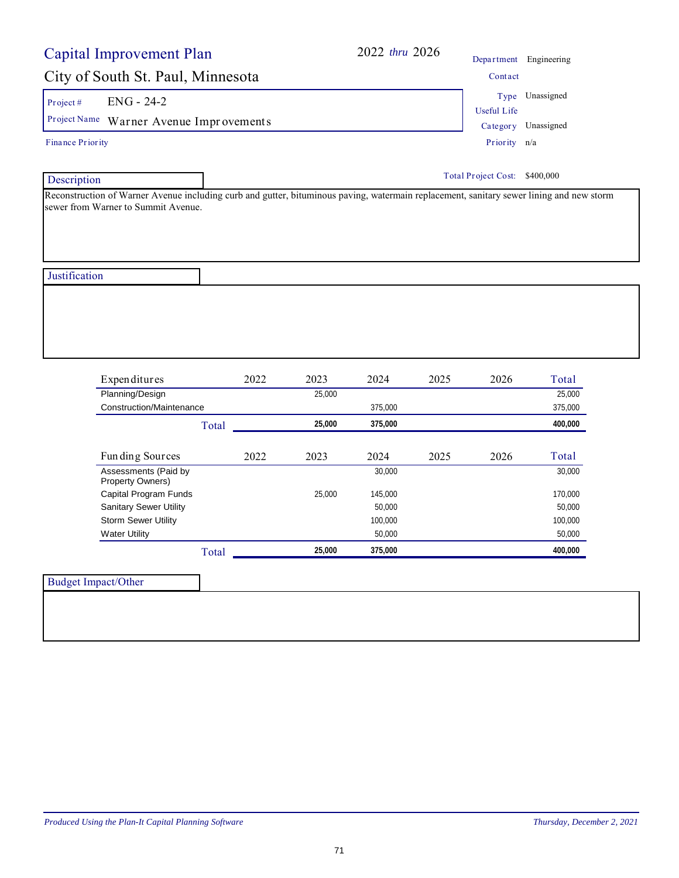# Capital Improvement Plan

## City of South St. Paul, Minnesota

**2022 *thru* 2026**

| | |
|---|---|
| Department | Engineering |
| Contact | |
| Type | Unassigned |
| Useful Life | |
| Category | Unassigned |
| Priority | n/a |

**Project #** ENG - 24-2

**Project Name** Warner Avenue Improvements

**Finance Priority**

**Total Project Cost:** $400,000

### Description

Reconstruction of Warner Avenue including curb and gutter, bituminous paving, watermain replacement, sanitary sewer lining and new storm sewer from Warner to Summit Avenue.

### Justification

| Expenditures | 2022 | 2023 | 2024 | 2025 | 2026 | Total |
|---|---|---|---|---|---|---|
| Planning/Design | | 25,000 | | | | 25,000 |
| Construction/Maintenance | | | 375,000 | | | 375,000 |
| **Total** | | **25,000** | **375,000** | | | **400,000** |

| Funding Sources | 2022 | 2023 | 2024 | 2025 | 2026 | Total |
|---|---|---|---|---|---|---|
| Assessments (Paid by Property Owners) | | | 30,000 | | | 30,000 |
| Capital Program Funds | | 25,000 | 145,000 | | | 170,000 |
| Sanitary Sewer Utility | | | 50,000 | | | 50,000 |
| Storm Sewer Utility | | | 100,000 | | | 100,000 |
| Water Utility | | | 50,000 | | | 50,000 |
| **Total** | | **25,000** | **375,000** | | | **400,000** |

### Budget Impact/Other

*Produced Using the Plan-It Capital Planning Software* — *Thursday, December 2, 2021*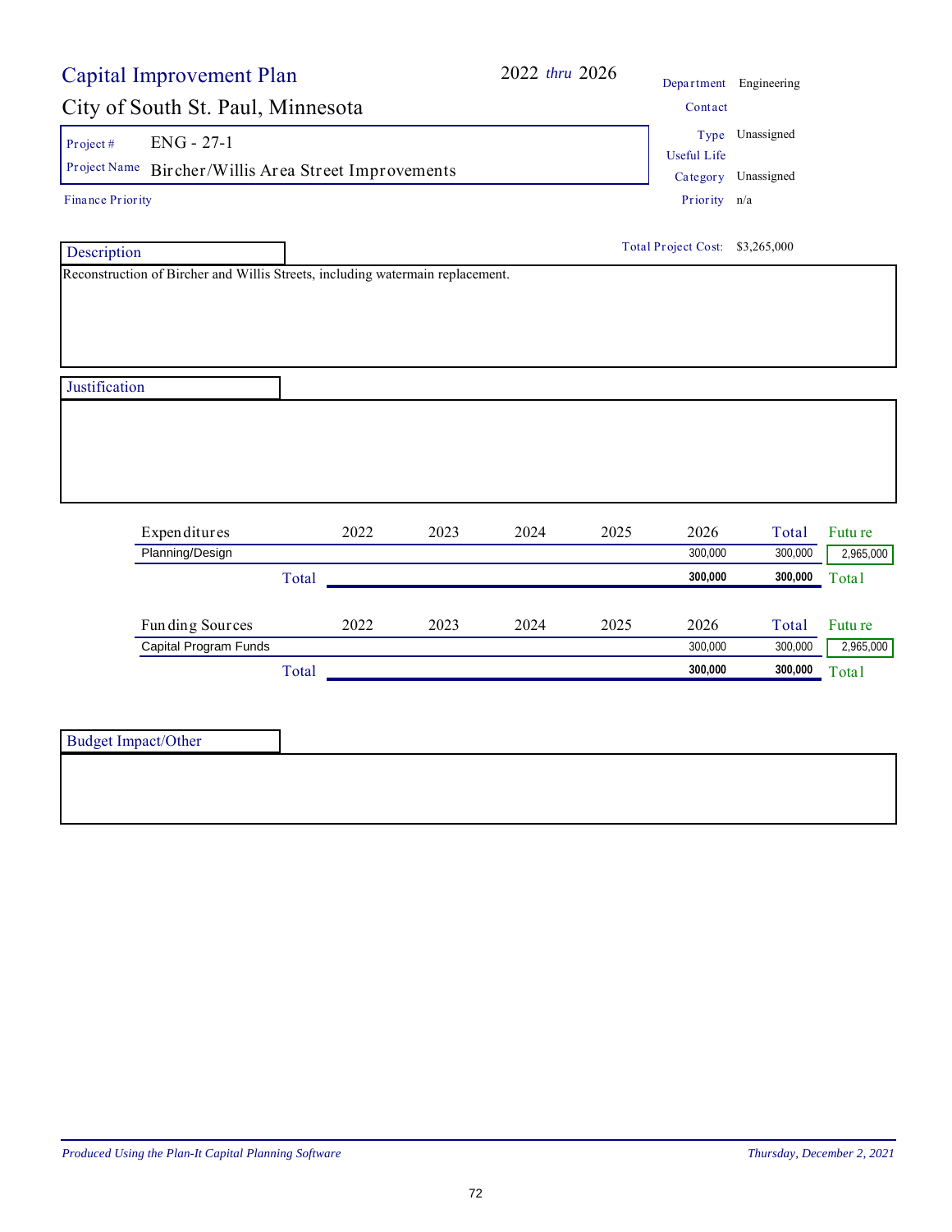# Capital Improvement Plan

## City of South St. Paul, Minnesota

2022 *thru* 2026

| | |
|---|---|
| Project # | ENG - 27-1 |
| Project Name | Bircher/Willis Area Street Improvements |
| Finance Priority | |

| | |
|---|---|
| Department | Engineering |
| Contact | |
| Type | Unassigned |
| Useful Life | |
| Category | Unassigned |
| Priority | n/a |

Total Project Cost: $3,265,000

### Description

Reconstruction of Bircher and Willis Streets, including watermain replacement.

### Justification

| Expenditures | 2022 | 2023 | 2024 | 2025 | 2026 | Total | Future |
|---|---|---|---|---|---|---|---|
| Planning/Design | | | | | 300,000 | 300,000 | 2,965,000 |
| Total | | | | | **300,000** | **300,000** | Total |

| Funding Sources | 2022 | 2023 | 2024 | 2025 | 2026 | Total | Future |
|---|---|---|---|---|---|---|---|
| Capital Program Funds | | | | | 300,000 | 300,000 | 2,965,000 |
| Total | | | | | **300,000** | **300,000** | Total |

### Budget Impact/Other

*Produced Using the Plan-It Capital Planning Software* — *Thursday, December 2, 2021*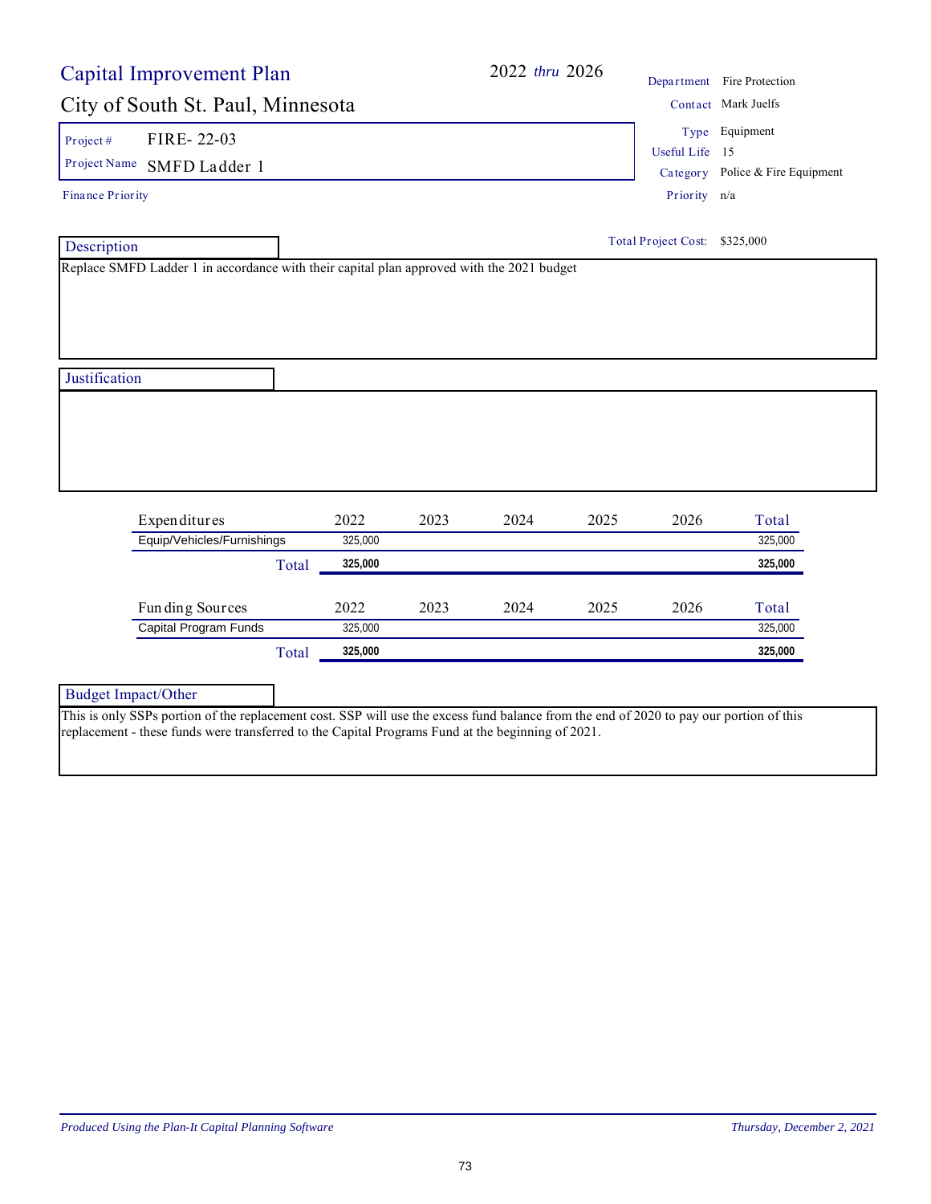# Capital Improvement Plan

## City of South St. Paul, Minnesota

**2022 *thru* 2026**

| | |
|---|---|
| Department | Fire Protection |
| Contact | Mark Juelfs |
| Type | Equipment |
| Useful Life | 15 |
| Category | Police & Fire Equipment |
| Priority | n/a |

**Project #** FIRE- 22-03

**Project Name** SMFD Ladder 1

**Finance Priority**

**Total Project Cost:** $325,000

### Description

Replace SMFD Ladder 1 in accordance with their capital plan approved with the 2021 budget

### Justification

| Expenditures | 2022 | 2023 | 2024 | 2025 | 2026 | Total |
|---|---|---|---|---|---|---|
| Equip/Vehicles/Furnishings | 325,000 | | | | | 325,000 |
| **Total** | **325,000** | | | | | **325,000** |

| Funding Sources | 2022 | 2023 | 2024 | 2025 | 2026 | Total |
|---|---|---|---|---|---|---|
| Capital Program Funds | 325,000 | | | | | 325,000 |
| **Total** | **325,000** | | | | | **325,000** |

### Budget Impact/Other

This is only SSPs portion of the replacement cost. SSP will use the excess fund balance from the end of 2020 to pay our portion of this replacement - these funds were transferred to the Capital Programs Fund at the beginning of 2021.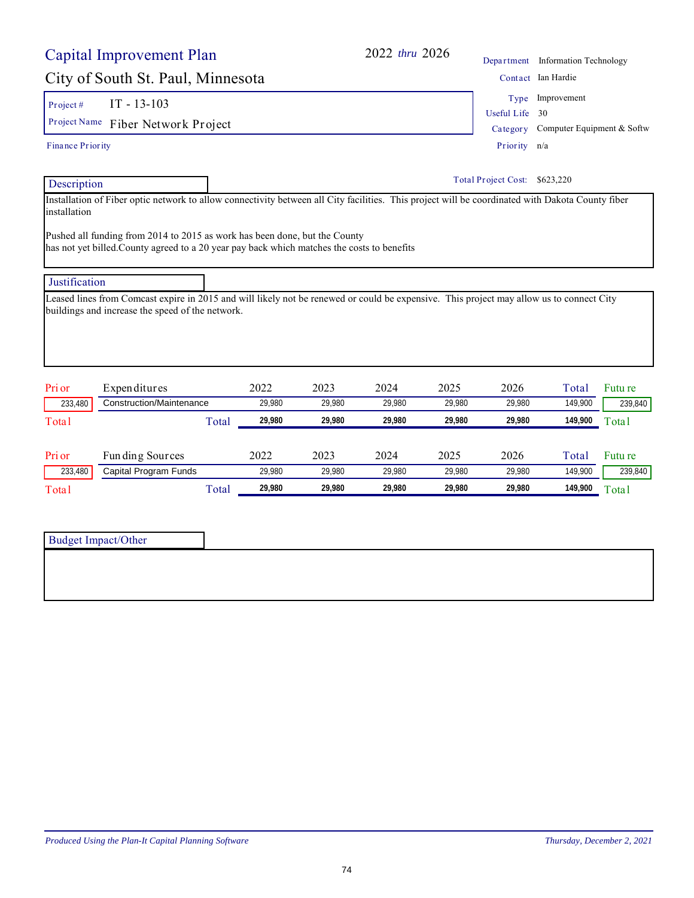# Capital Improvement Plan

## City of South St. Paul, Minnesota

2022 *thru* 2026

| | |
|---|---|
| Department | Information Technology |
| Contact | Ian Hardie |
| Type | Improvement |
| Useful Life | 30 |
| Category | Computer Equipment & Softw |
| Priority | n/a |

**Project #** IT - 13-103

**Project Name** Fiber Network Project

Finance Priority

Total Project Cost: $623,220

### Description

Installation of Fiber optic network to allow connectivity between all City facilities. This project will be coordinated with Dakota County fiber installation

Pushed all funding from 2014 to 2015 as work has been done, but the County has not yet billed.County agreed to a 20 year pay back which matches the costs to benefits

### Justification

Leased lines from Comcast expire in 2015 and will likely not be renewed or could be expensive. This project may allow us to connect City buildings and increase the speed of the network.

| Prior | Expenditures | 2022 | 2023 | 2024 | 2025 | 2026 | Total | Future |
|---|---|---|---|---|---|---|---|---|
| 233,480 | Construction/Maintenance | 29,980 | 29,980 | 29,980 | 29,980 | 29,980 | 149,900 | 239,840 |
| Total | Total | **29,980** | **29,980** | **29,980** | **29,980** | **29,980** | **149,900** | Total |

| Prior | Funding Sources | 2022 | 2023 | 2024 | 2025 | 2026 | Total | Future |
|---|---|---|---|---|---|---|---|---|
| 233,480 | Capital Program Funds | 29,980 | 29,980 | 29,980 | 29,980 | 29,980 | 149,900 | 239,840 |
| Total | Total | **29,980** | **29,980** | **29,980** | **29,980** | **29,980** | **149,900** | Total |

### Budget Impact/Other

*Produced Using the Plan-It Capital Planning Software* — *Thursday, December 2, 2021*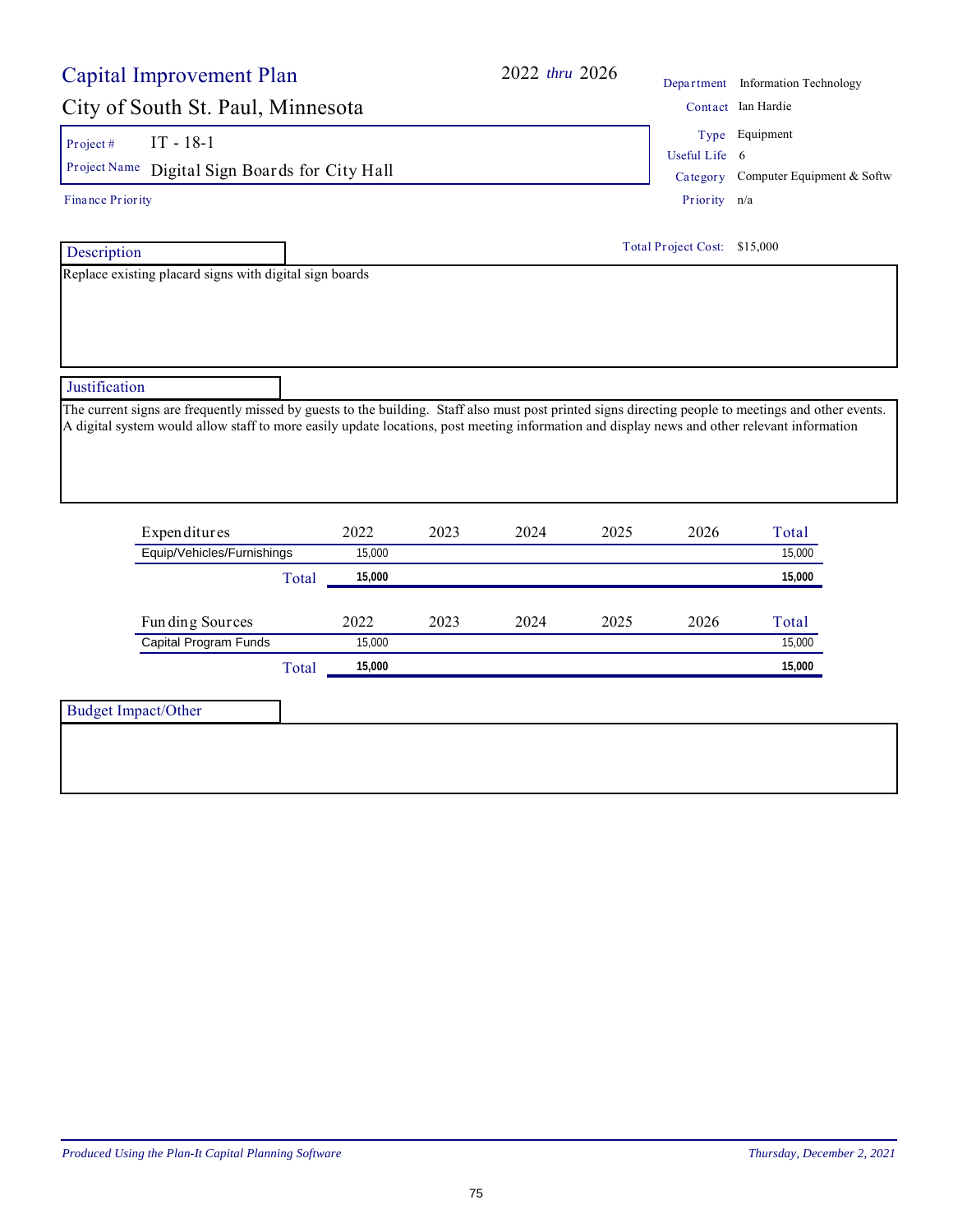# Capital Improvement Plan

**2022** *thru* **2026**

## City of South St. Paul, Minnesota

| | |
|---|---|
| Department | Information Technology |
| Contact | Ian Hardie |
| Type | Equipment |
| Useful Life | 6 |
| Category | Computer Equipment & Softw |
| Priority | n/a |

**Project #** IT - 18-1

**Project Name** Digital Sign Boards for City Hall

**Finance Priority**

**Total Project Cost:** $15,000

### Description

Replace existing placard signs with digital sign boards

### Justification

The current signs are frequently missed by guests to the building. Staff also must post printed signs directing people to meetings and other events. A digital system would allow staff to more easily update locations, post meeting information and display news and other relevant information

| Expenditures | 2022 | 2023 | 2024 | 2025 | 2026 | Total |
|---|---|---|---|---|---|---|
| Equip/Vehicles/Furnishings | 15,000 | | | | | 15,000 |
| **Total** | **15,000** | | | | | **15,000** |

| Funding Sources | 2022 | 2023 | 2024 | 2025 | 2026 | Total |
|---|---|---|---|---|---|---|
| Capital Program Funds | 15,000 | | | | | 15,000 |
| **Total** | **15,000** | | | | | **15,000** |

### Budget Impact/Other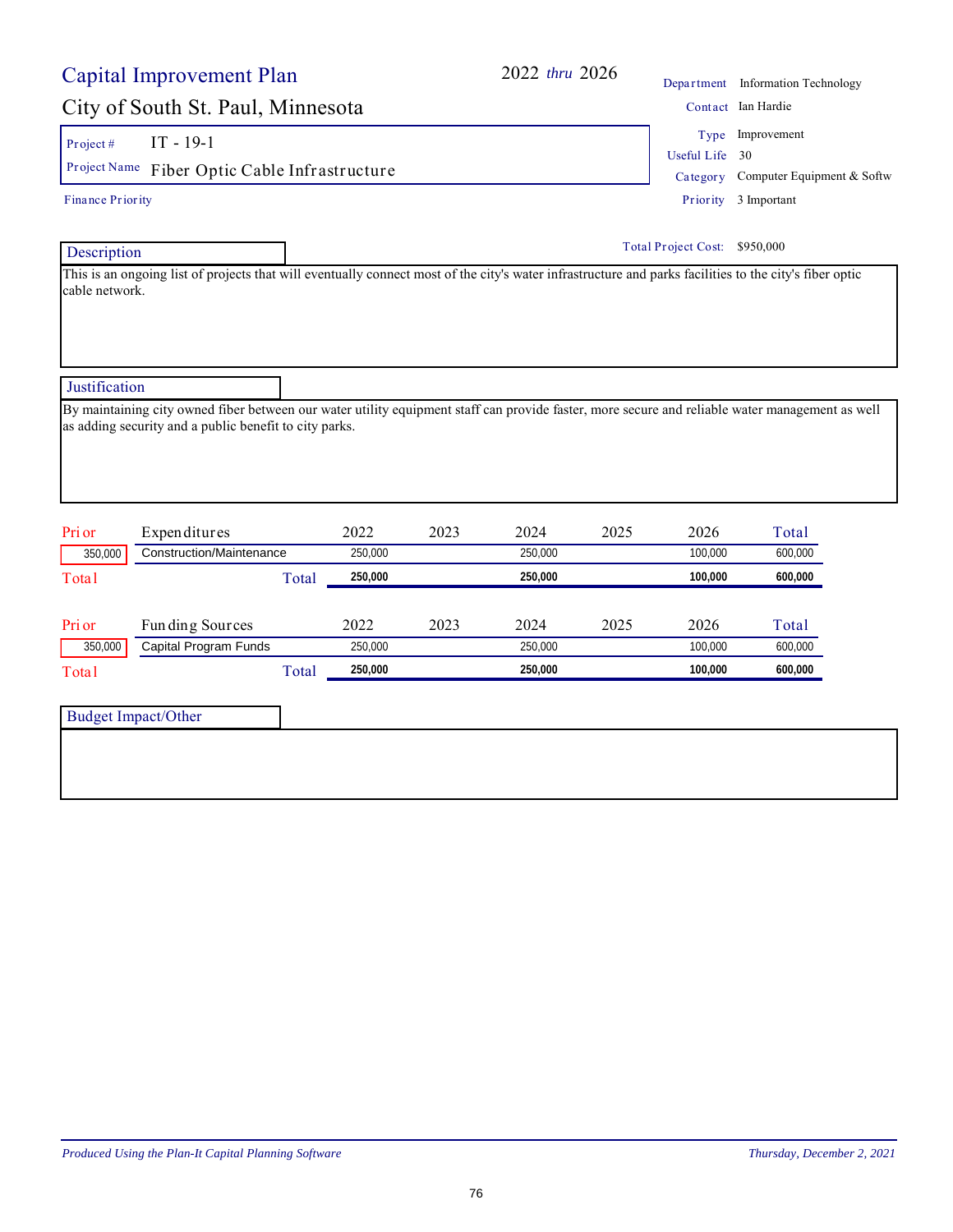# Capital Improvement Plan

## City of South St. Paul, Minnesota

2022 *thru* 2026

| | |
|---|---|
| Department | Information Technology |
| Contact | Ian Hardie |
| Type | Improvement |
| Useful Life | 30 |
| Category | Computer Equipment & Softw |
| Priority | 3 Important |

**Project #** IT - 19-1

**Project Name** Fiber Optic Cable Infrastructure

Finance Priority

**Total Project Cost:** $950,000

### Description

This is an ongoing list of projects that will eventually connect most of the city's water infrastructure and parks facilities to the city's fiber optic cable network.

### Justification

By maintaining city owned fiber between our water utility equipment staff can provide faster, more secure and reliable water management as well as adding security and a public benefit to city parks.

| Prior | Expenditures | 2022 | 2023 | 2024 | 2025 | 2026 | Total |
|---|---|---|---|---|---|---|---|
| 350,000 | Construction/Maintenance | 250,000 | | 250,000 | | 100,000 | 600,000 |
| Total | Total | **250,000** | | **250,000** | | **100,000** | **600,000** |

| Prior | Funding Sources | 2022 | 2023 | 2024 | 2025 | 2026 | Total |
|---|---|---|---|---|---|---|---|
| 350,000 | Capital Program Funds | 250,000 | | 250,000 | | 100,000 | 600,000 |
| Total | Total | **250,000** | | **250,000** | | **100,000** | **600,000** |

### Budget Impact/Other

*Produced Using the Plan-It Capital Planning Software* *Thursday, December 2, 2021*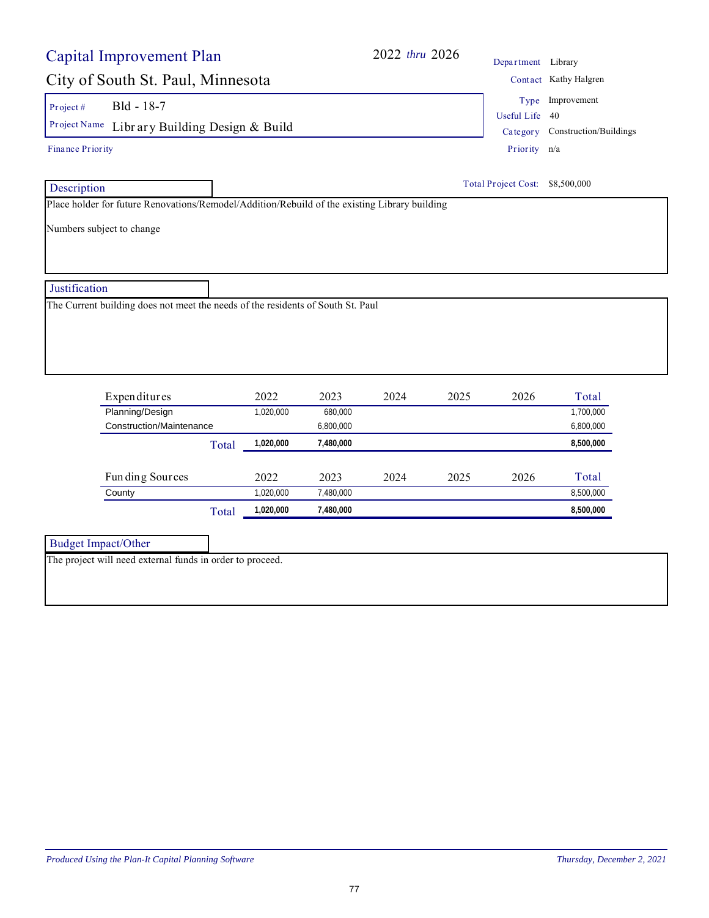# Capital Improvement Plan

## City of South St. Paul, Minnesota

2022 *thru* 2026

| | |
|---|---|
| Department | Library |
| Contact | Kathy Halgren |
| Type | Improvement |
| Useful Life | 40 |
| Category | Construction/Buildings |
| Priority | n/a |

Project # Bld - 18-7

Project Name Library Building Design & Build

Finance Priority

Total Project Cost: $8,500,000

### Description

Place holder for future Renovations/Remodel/Addition/Rebuild of the existing Library building

Numbers subject to change

### Justification

The Current building does not meet the needs of the residents of South St. Paul

| Expenditures | 2022 | 2023 | 2024 | 2025 | 2026 | Total |
|---|---|---|---|---|---|---|
| Planning/Design | 1,020,000 | 680,000 | | | | 1,700,000 |
| Construction/Maintenance | | 6,800,000 | | | | 6,800,000 |
| **Total** | **1,020,000** | **7,480,000** | | | | **8,500,000** |

| Funding Sources | 2022 | 2023 | 2024 | 2025 | 2026 | Total |
|---|---|---|---|---|---|---|
| County | 1,020,000 | 7,480,000 | | | | 8,500,000 |
| **Total** | **1,020,000** | **7,480,000** | | | | **8,500,000** |

### Budget Impact/Other

The project will need external funds in order to proceed.

*Produced Using the Plan-It Capital Planning Software* *Thursday, December 2, 2021*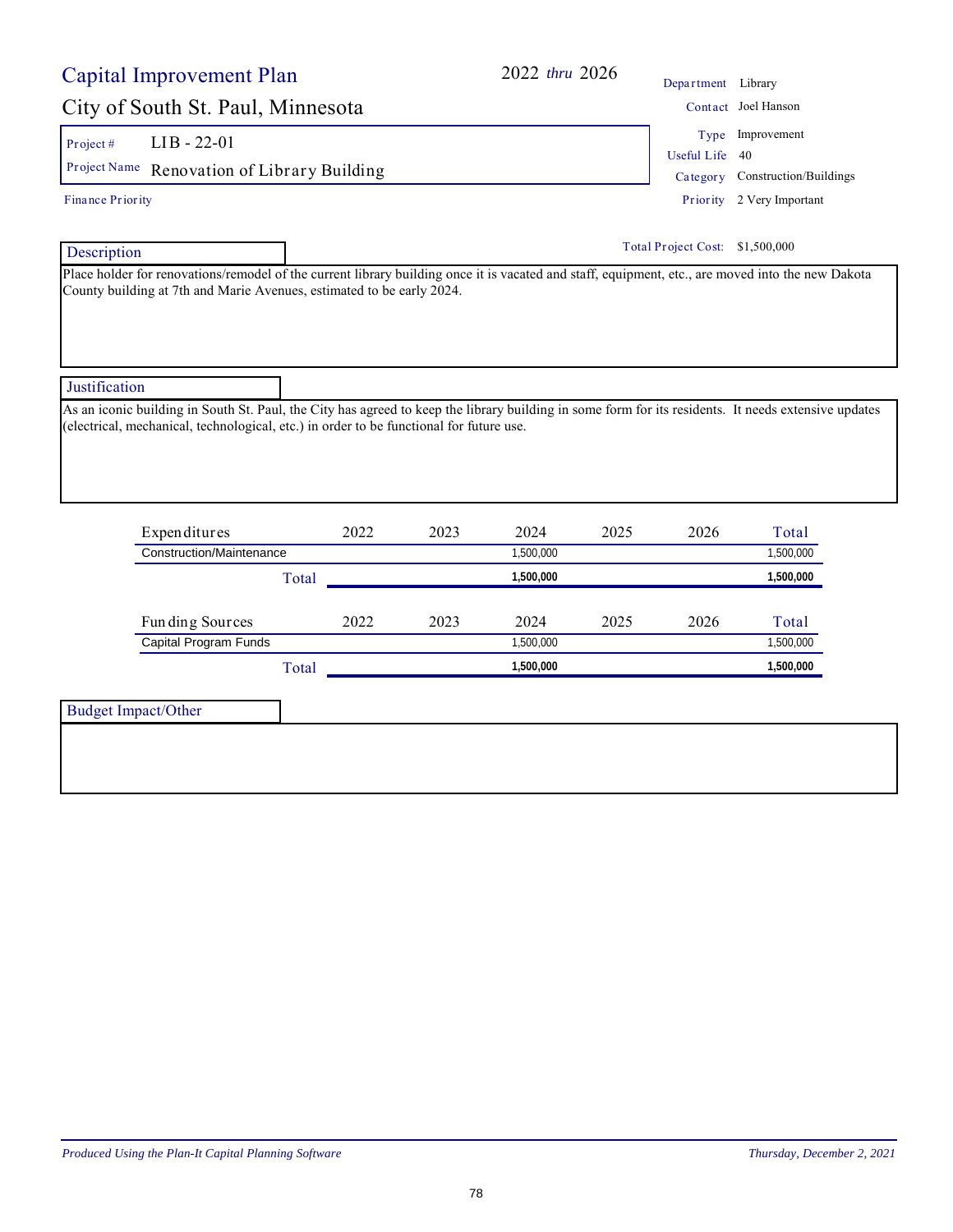# Capital Improvement Plan

## City of South St. Paul, Minnesota

2022 *thru* 2026

| | |
|---|---|
| Department | Library |
| Contact | Joel Hanson |
| Type | Improvement |
| Useful Life | 40 |
| Category | Construction/Buildings |
| Priority | 2 Very Important |

**Project #** LIB - 22-01

**Project Name** Renovation of Library Building

Finance Priority

**Total Project Cost:** $1,500,000

### Description

Place holder for renovations/remodel of the current library building once it is vacated and staff, equipment, etc., are moved into the new Dakota County building at 7th and Marie Avenues, estimated to be early 2024.

### Justification

As an iconic building in South St. Paul, the City has agreed to keep the library building in some form for its residents. It needs extensive updates (electrical, mechanical, technological, etc.) in order to be functional for future use.

| Expenditures | 2022 | 2023 | 2024 | 2025 | 2026 | Total |
|---|---|---|---|---|---|---|
| Construction/Maintenance | | | 1,500,000 | | | 1,500,000 |
| **Total** | | | **1,500,000** | | | **1,500,000** |

| Funding Sources | 2022 | 2023 | 2024 | 2025 | 2026 | Total |
|---|---|---|---|---|---|---|
| Capital Program Funds | | | 1,500,000 | | | 1,500,000 |
| **Total** | | | **1,500,000** | | | **1,500,000** |

### Budget Impact/Other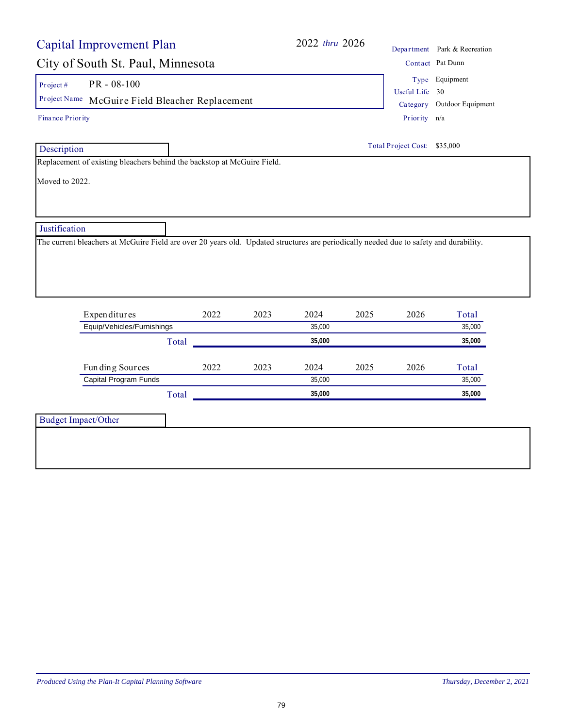# Capital Improvement Plan

## City of South St. Paul, Minnesota

**2022** *thru* **2026**

| | |
|---|---|
| Department | Park & Recreation |
| Contact | Pat Dunn |
| Type | Equipment |
| Useful Life | 30 |
| Category | Outdoor Equipment |
| Priority | n/a |

**Project #** PR - 08-100

**Project Name** McGuire Field Bleacher Replacement

**Finance Priority**

**Total Project Cost:** $35,000

### Description

Replacement of existing bleachers behind the backstop at McGuire Field.

Moved to 2022.

### Justification

The current bleachers at McGuire Field are over 20 years old. Updated structures are periodically needed due to safety and durability.

| Expenditures | 2022 | 2023 | 2024 | 2025 | 2026 | Total |
|---|---|---|---|---|---|---|
| Equip/Vehicles/Furnishings | | | 35,000 | | | 35,000 |
| **Total** | | | **35,000** | | | **35,000** |

| Funding Sources | 2022 | 2023 | 2024 | 2025 | 2026 | Total |
|---|---|---|---|---|---|---|
| Capital Program Funds | | | 35,000 | | | 35,000 |
| **Total** | | | **35,000** | | | **35,000** |

### Budget Impact/Other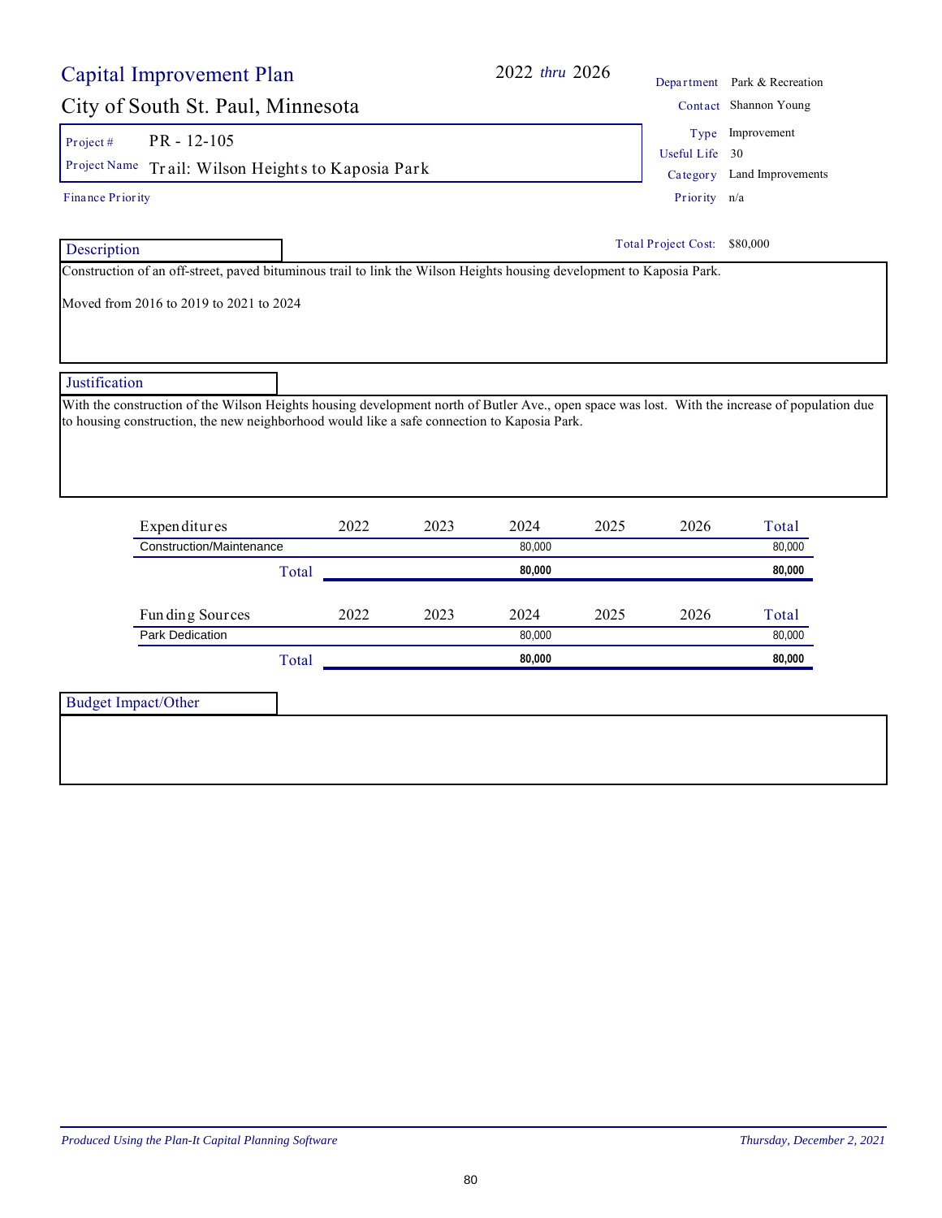# Capital Improvement Plan

2022 *thru* 2026

## City of South St. Paul, Minnesota

| | |
|---|---|
| Project # | PR - 12-105 |
| Project Name | Trail: Wilson Heights to Kaposia Park |

Finance Priority

| | |
|---|---|
| Department | Park & Recreation |
| Contact | Shannon Young |
| Type | Improvement |
| Useful Life | 30 |
| Category | Land Improvements |
| Priority | n/a |

**Total Project Cost:** $80,000

### Description

Construction of an off-street, paved bituminous trail to link the Wilson Heights housing development to Kaposia Park.

Moved from 2016 to 2019 to 2021 to 2024

### Justification

With the construction of the Wilson Heights housing development north of Butler Ave., open space was lost. With the increase of population due to housing construction, the new neighborhood would like a safe connection to Kaposia Park.

| Expenditures | 2022 | 2023 | 2024 | 2025 | 2026 | Total |
|---|---|---|---|---|---|---|
| Construction/Maintenance | | | 80,000 | | | 80,000 |
| **Total** | | | **80,000** | | | **80,000** |

| Funding Sources | 2022 | 2023 | 2024 | 2025 | 2026 | Total |
|---|---|---|---|---|---|---|
| Park Dedication | | | 80,000 | | | 80,000 |
| **Total** | | | **80,000** | | | **80,000** |

### Budget Impact/Other

*Produced Using the Plan-It Capital Planning Software* — *Thursday, December 2, 2021*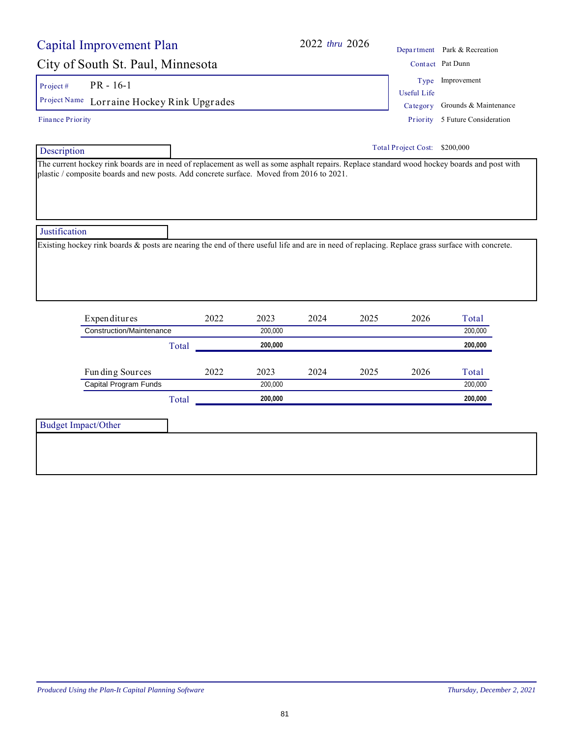# Capital Improvement Plan

## City of South St. Paul, Minnesota

**2022 *thru* 2026**

| | |
|---|---|
| Project # | PR - 16-1 |
| Project Name | Lorraine Hockey Rink Upgrades |
| Finance Priority | |

| | |
|---|---|
| Department | Park & Recreation |
| Contact | Pat Dunn |
| Type | Improvement |
| Useful Life | |
| Category | Grounds & Maintenance |
| Priority | 5 Future Consideration |

**Total Project Cost:** $200,000

### Description

The current hockey rink boards are in need of replacement as well as some asphalt repairs. Replace standard wood hockey boards and post with plastic / composite boards and new posts. Add concrete surface. Moved from 2016 to 2021.

### Justification

Existing hockey rink boards & posts are nearing the end of there useful life and are in need of replacing. Replace grass surface with concrete.

| Expenditures | 2022 | 2023 | 2024 | 2025 | 2026 | Total |
|---|---|---|---|---|---|---|
| Construction/Maintenance | | 200,000 | | | | 200,000 |
| **Total** | | **200,000** | | | | **200,000** |

| Funding Sources | 2022 | 2023 | 2024 | 2025 | 2026 | Total |
|---|---|---|---|---|---|---|
| Capital Program Funds | | 200,000 | | | | 200,000 |
| **Total** | | **200,000** | | | | **200,000** |

### Budget Impact/Other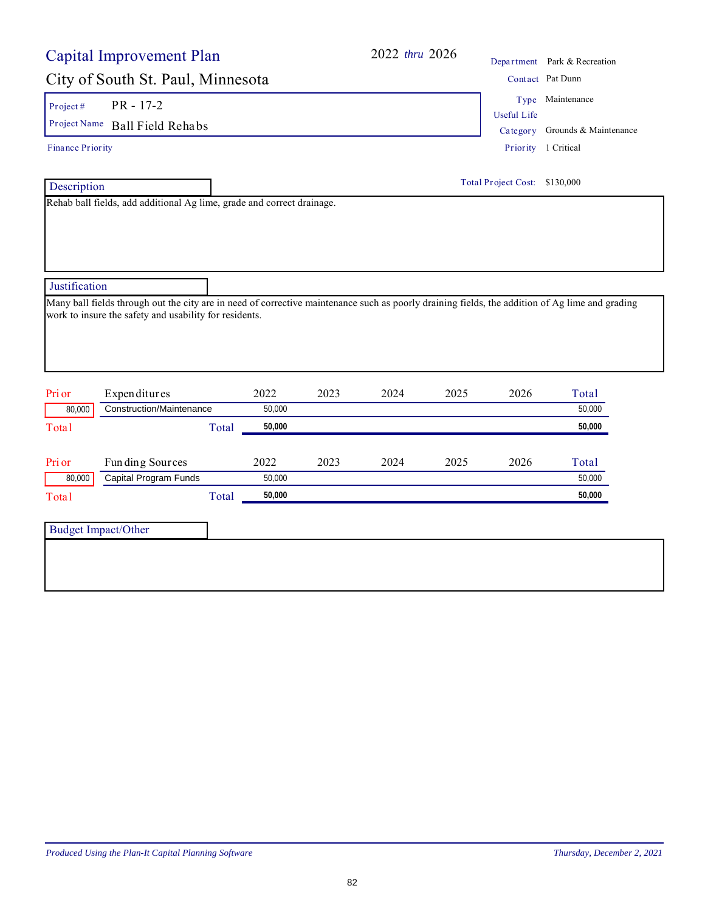# Capital Improvement Plan

## City of South St. Paul, Minnesota

**2022 *thru* 2026**

| | |
|---|---|
| Department | Park & Recreation |
| Contact | Pat Dunn |
| Type | Maintenance |
| Useful Life | |
| Category | Grounds & Maintenance |
| Priority | 1 Critical |

**Project #** PR - 17-2

**Project Name** Ball Field Rehabs

**Finance Priority**

**Total Project Cost:** $130,000

### Description

Rehab ball fields, add additional Ag lime, grade and correct drainage.

### Justification

Many ball fields through out the city are in need of corrective maintenance such as poorly draining fields, the addition of Ag lime and grading work to insure the safety and usability for residents.

| Prior | Expenditures | 2022 | 2023 | 2024 | 2025 | 2026 | Total |
|---|---|---|---|---|---|---|---|
| 80,000 | Construction/Maintenance | 50,000 | | | | | 50,000 |
| Total | Total | **50,000** | | | | | **50,000** |

| Prior | Funding Sources | 2022 | 2023 | 2024 | 2025 | 2026 | Total |
|---|---|---|---|---|---|---|---|
| 80,000 | Capital Program Funds | 50,000 | | | | | 50,000 |
| Total | Total | **50,000** | | | | | **50,000** |

### Budget Impact/Other

*Produced Using the Plan-It Capital Planning Software* — *Thursday, December 2, 2021*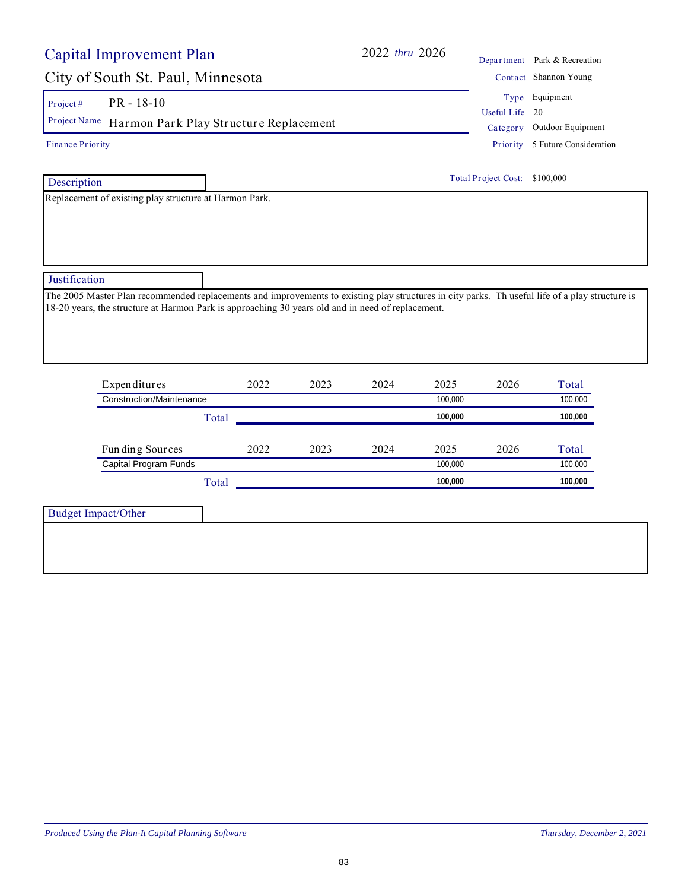# Capital Improvement Plan

2022 *thru* 2026

## City of South St. Paul, Minnesota

Department: Park & Recreation
Contact: Shannon Young
Type: Equipment
Useful Life: 20
Category: Outdoor Equipment
Priority: 5 Future Consideration

Project #: PR - 18-10
Project Name: Harmon Park Play Structure Replacement

Finance Priority

Total Project Cost: $100,000

### Description

Replacement of existing play structure at Harmon Park.

### Justification

The 2005 Master Plan recommended replacements and improvements to existing play structures in city parks. Th useful life of a play structure is 18-20 years, the structure at Harmon Park is approaching 30 years old and in need of replacement.

| Expenditures | 2022 | 2023 | 2024 | 2025 | 2026 | Total |
|---|---|---|---|---|---|---|
| Construction/Maintenance | | | | 100,000 | | 100,000 |
| **Total** | | | | **100,000** | | **100,000** |

| Funding Sources | 2022 | 2023 | 2024 | 2025 | 2026 | Total |
|---|---|---|---|---|---|---|
| Capital Program Funds | | | | 100,000 | | 100,000 |
| **Total** | | | | **100,000** | | **100,000** |

### Budget Impact/Other

*Produced Using the Plan-It Capital Planning Software* — *Thursday, December 2, 2021*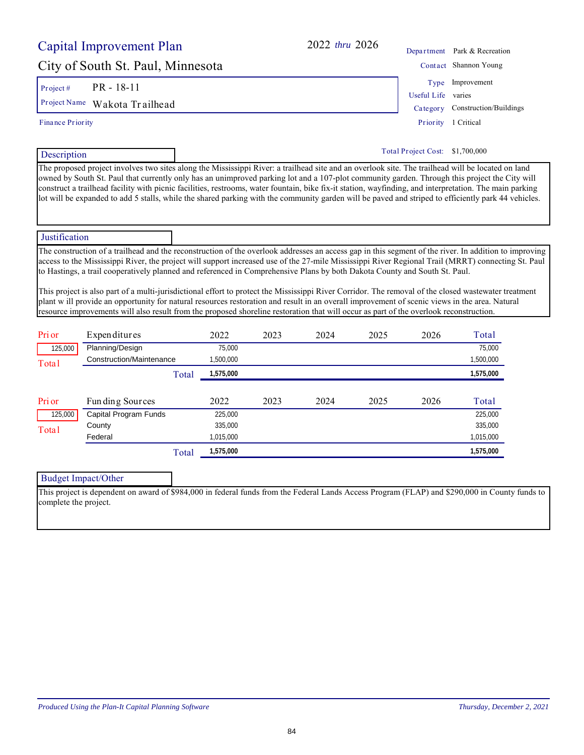# Capital Improvement Plan

**2022** *thru* **2026**

## City of South St. Paul, Minnesota

| | |
|---|---|
| Department | Park & Recreation |
| Contact | Shannon Young |
| Type | Improvement |
| Useful Life | varies |
| Category | Construction/Buildings |
| Priority | 1 Critical |

**Project #** PR - 18-11

**Project Name** Wakota Trailhead

Finance Priority

**Total Project Cost:** $1,700,000

### Description

The proposed project involves two sites along the Mississippi River: a trailhead site and an overlook site. The trailhead will be located on land owned by South St. Paul that currently only has an unimproved parking lot and a 107-plot community garden. Through this project the City will construct a trailhead facility with picnic facilities, restrooms, water fountain, bike fix-it station, wayfinding, and interpretation. The main parking lot will be expanded to add 5 stalls, while the shared parking with the community garden will be paved and striped to efficiently park 44 vehicles.

### Justification

The construction of a trailhead and the reconstruction of the overlook addresses an access gap in this segment of the river. In addition to improving access to the Mississippi River, the project will support increased use of the 27-mile Mississippi River Regional Trail (MRRT) connecting St. Paul to Hastings, a trail cooperatively planned and referenced in Comprehensive Plans by both Dakota County and South St. Paul.

This project is also part of a multi-jurisdictional effort to protect the Mississippi River Corridor. The removal of the closed wastewater treatment plant w ill provide an opportunity for natural resources restoration and result in an overall improvement of scenic views in the area. Natural resource improvements will also result from the proposed shoreline restoration that will occur as part of the overlook reconstruction.

| Prior | Expenditures | 2022 | 2023 | 2024 | 2025 | 2026 | Total |
|---|---|---|---|---|---|---|---|
| 125,000 | Planning/Design | 75,000 | | | | | 75,000 |
| Total | Construction/Maintenance | 1,500,000 | | | | | 1,500,000 |
| | **Total** | **1,575,000** | | | | | **1,575,000** |

| Prior | Funding Sources | 2022 | 2023 | 2024 | 2025 | 2026 | Total |
|---|---|---|---|---|---|---|---|
| 125,000 | Capital Program Funds | 225,000 | | | | | 225,000 |
| Total | County | 335,000 | | | | | 335,000 |
| | Federal | 1,015,000 | | | | | 1,015,000 |
| | **Total** | **1,575,000** | | | | | **1,575,000** |

### Budget Impact/Other

This project is dependent on award of $984,000 in federal funds from the Federal Lands Access Program (FLAP) and $290,000 in County funds to complete the project.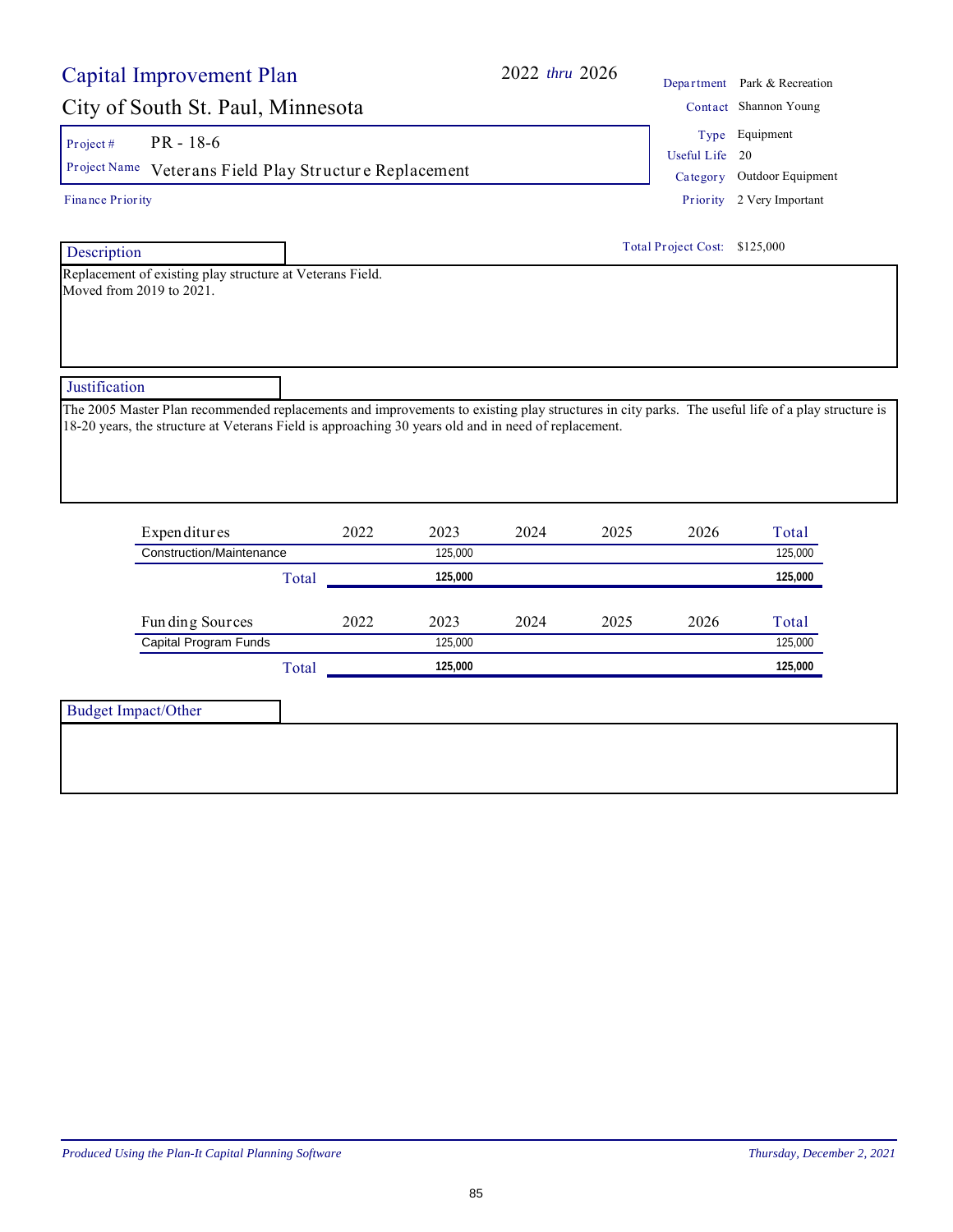# Capital Improvement Plan

2022 *thru* 2026

## City of South St. Paul, Minnesota

Project # PR - 18-6

Project Name Veterans Field Play Structure Replacement

Finance Priority

Department Park & Recreation
Contact Shannon Young
Type Equipment
Useful Life 20
Category Outdoor Equipment
Priority 2 Very Important

Total Project Cost: $125,000

### Description

Replacement of existing play structure at Veterans Field.
Moved from 2019 to 2021.

### Justification

The 2005 Master Plan recommended replacements and improvements to existing play structures in city parks. The useful life of a play structure is 18-20 years, the structure at Veterans Field is approaching 30 years old and in need of replacement.

| Expenditures | 2022 | 2023 | 2024 | 2025 | 2026 | Total |
|---|---|---|---|---|---|---|
| Construction/Maintenance | | 125,000 | | | | 125,000 |
| Total | | **125,000** | | | | **125,000** |

| Funding Sources | 2022 | 2023 | 2024 | 2025 | 2026 | Total |
|---|---|---|---|---|---|---|
| Capital Program Funds | | 125,000 | | | | 125,000 |
| Total | | **125,000** | | | | **125,000** |

### Budget Impact/Other

*Produced Using the Plan-It Capital Planning Software* *Thursday, December 2, 2021*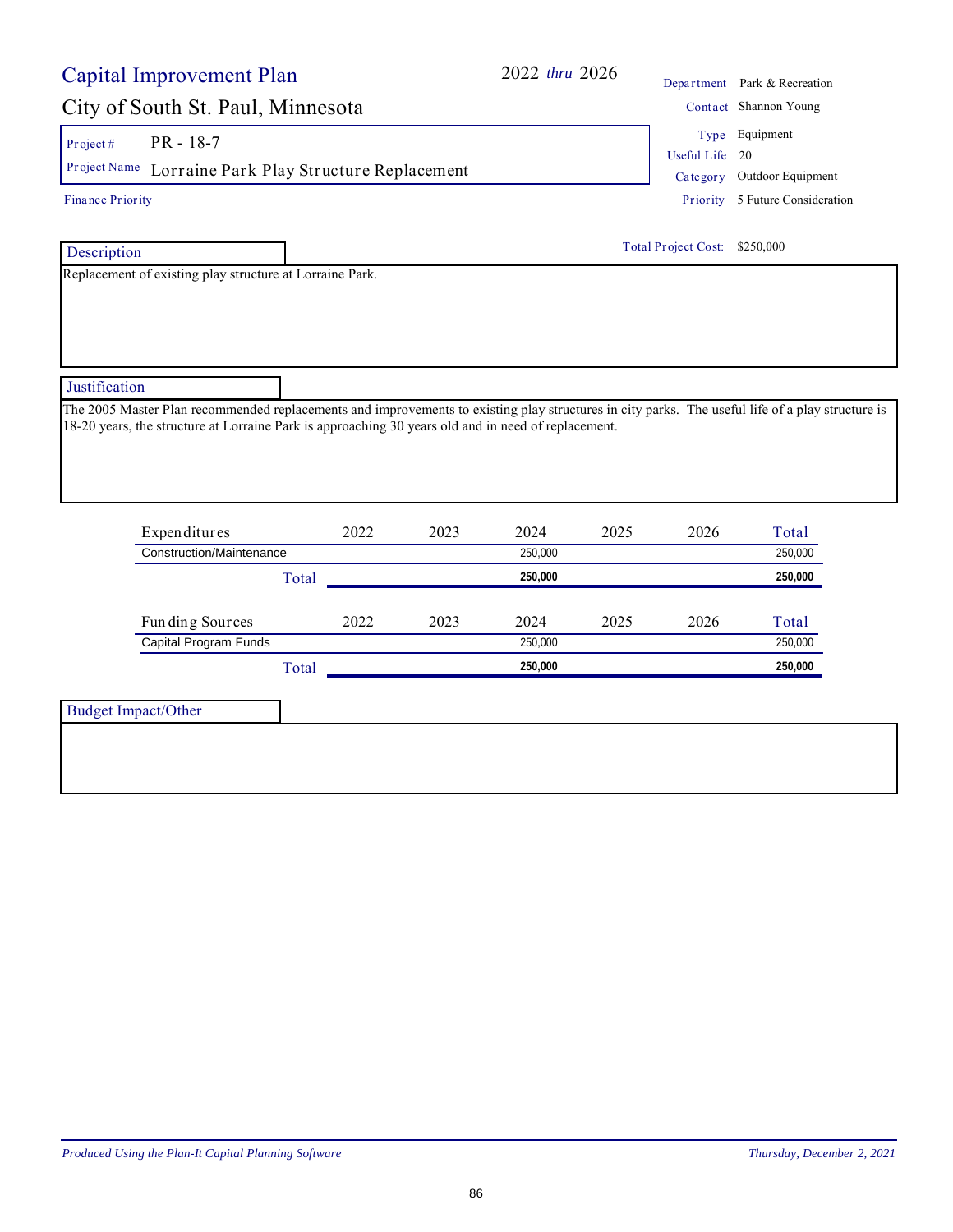# Capital Improvement Plan

## City of South St. Paul, Minnesota

2022 *thru* 2026

| | |
|---|---|
| Department | Park & Recreation |
| Contact | Shannon Young |
| Type | Equipment |
| Useful Life | 20 |
| Category | Outdoor Equipment |
| Priority | 5 Future Consideration |

**Project #** PR - 18-7

**Project Name** Lorraine Park Play Structure Replacement

Finance Priority

Total Project Cost: $250,000

### Description

Replacement of existing play structure at Lorraine Park.

### Justification

The 2005 Master Plan recommended replacements and improvements to existing play structures in city parks. The useful life of a play structure is 18-20 years, the structure at Lorraine Park is approaching 30 years old and in need of replacement.

| Expenditures | 2022 | 2023 | 2024 | 2025 | 2026 | Total |
|---|---|---|---|---|---|---|
| Construction/Maintenance | | | 250,000 | | | 250,000 |
| **Total** | | | **250,000** | | | **250,000** |

| Funding Sources | 2022 | 2023 | 2024 | 2025 | 2026 | Total |
|---|---|---|---|---|---|---|
| Capital Program Funds | | | 250,000 | | | 250,000 |
| **Total** | | | **250,000** | | | **250,000** |

### Budget Impact/Other

*Produced Using the Plan-It Capital Planning Software* — *Thursday, December 2, 2021*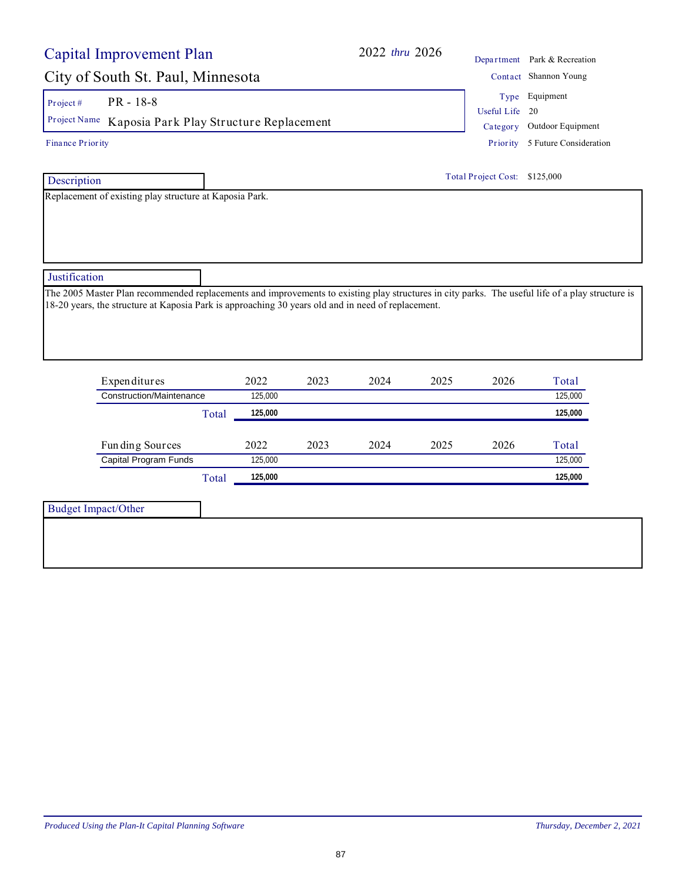# Capital Improvement Plan

## City of South St. Paul, Minnesota

2022 *thru* 2026

| | |
|---|---|
| Department | Park & Recreation |
| Contact | Shannon Young |
| Type | Equipment |
| Useful Life | 20 |
| Category | Outdoor Equipment |
| Priority | 5 Future Consideration |

**Project #** PR - 18-8

**Project Name** Kaposia Park Play Structure Replacement

Finance Priority

Total Project Cost: $125,000

### Description

Replacement of existing play structure at Kaposia Park.

### Justification

The 2005 Master Plan recommended replacements and improvements to existing play structures in city parks. The useful life of a play structure is 18-20 years, the structure at Kaposia Park is approaching 30 years old and in need of replacement.

| Expenditures | 2022 | 2023 | 2024 | 2025 | 2026 | Total |
|---|---|---|---|---|---|---|
| Construction/Maintenance | 125,000 | | | | | 125,000 |
| **Total** | **125,000** | | | | | **125,000** |

| Funding Sources | 2022 | 2023 | 2024 | 2025 | 2026 | Total |
|---|---|---|---|---|---|---|
| Capital Program Funds | 125,000 | | | | | 125,000 |
| **Total** | **125,000** | | | | | **125,000** |

### Budget Impact/Other

*Produced Using the Plan-It Capital Planning Software* — *Thursday, December 2, 2021*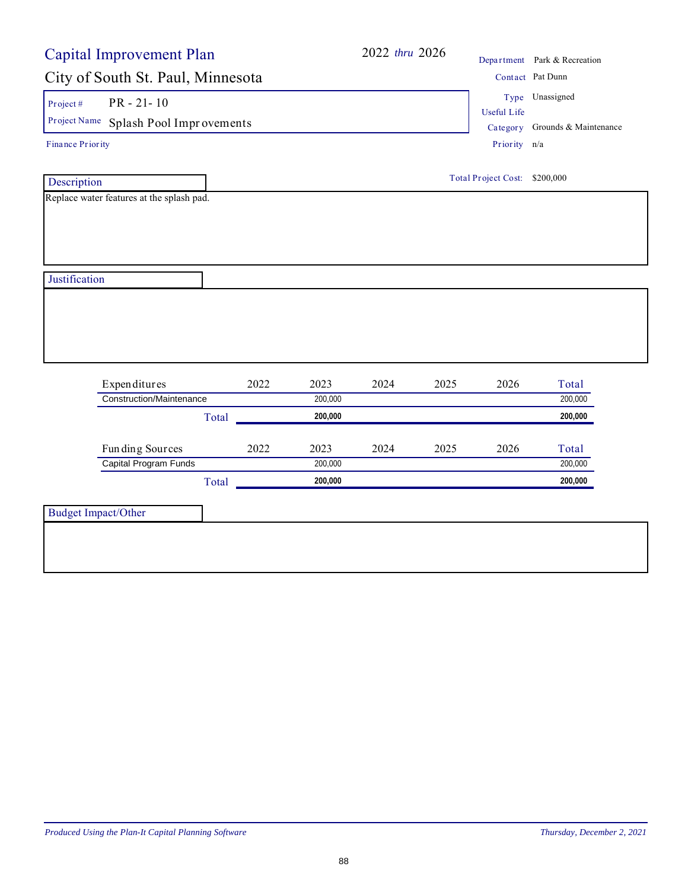# Capital Improvement Plan

## City of South St. Paul, Minnesota

2022 *thru* 2026

| | |
|---|---|
| Department | Park & Recreation |
| Contact | Pat Dunn |
| Type | Unassigned |
| Useful Life | |
| Category | Grounds & Maintenance |
| Priority | n/a |

**Project #** PR - 21- 10

**Project Name** Splash Pool Improvements

Finance Priority

Total Project Cost: $200,000

### Description

Replace water features at the splash pad.

### Justification

| Expenditures | 2022 | 2023 | 2024 | 2025 | 2026 | Total |
|---|---|---|---|---|---|---|
| Construction/Maintenance | | 200,000 | | | | 200,000 |
| Total | | **200,000** | | | | **200,000** |

| Funding Sources | 2022 | 2023 | 2024 | 2025 | 2026 | Total |
|---|---|---|---|---|---|---|
| Capital Program Funds | | 200,000 | | | | 200,000 |
| Total | | **200,000** | | | | **200,000** |

### Budget Impact/Other

*Produced Using the Plan-It Capital Planning Software*

*Thursday, December 2, 2021*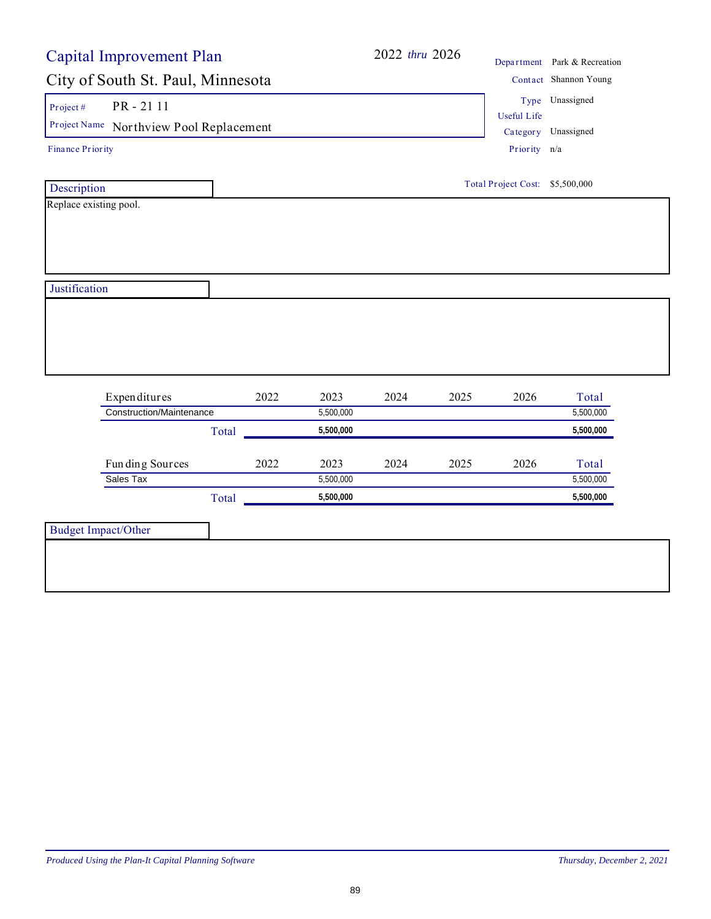# Capital Improvement Plan

## City of South St. Paul, Minnesota

2022 *thru* 2026

| | |
|---|---|
| Department | Park & Recreation |
| Contact | Shannon Young |
| Type | Unassigned |
| Useful Life | |
| Category | Unassigned |
| Priority | n/a |

**Project #** PR - 21 11

**Project Name** Northview Pool Replacement

Finance Priority

Total Project Cost: $5,500,000

### Description

Replace existing pool.

### Justification

| Expenditures | 2022 | 2023 | 2024 | 2025 | 2026 | Total |
|---|---|---|---|---|---|---|
| Construction/Maintenance | | 5,500,000 | | | | 5,500,000 |
| **Total** | | **5,500,000** | | | | **5,500,000** |

| Funding Sources | 2022 | 2023 | 2024 | 2025 | 2026 | Total |
|---|---|---|---|---|---|---|
| Sales Tax | | 5,500,000 | | | | 5,500,000 |
| **Total** | | **5,500,000** | | | | **5,500,000** |

### Budget Impact/Other

*Produced Using the Plan-It Capital Planning Software*

*Thursday, December 2, 2021*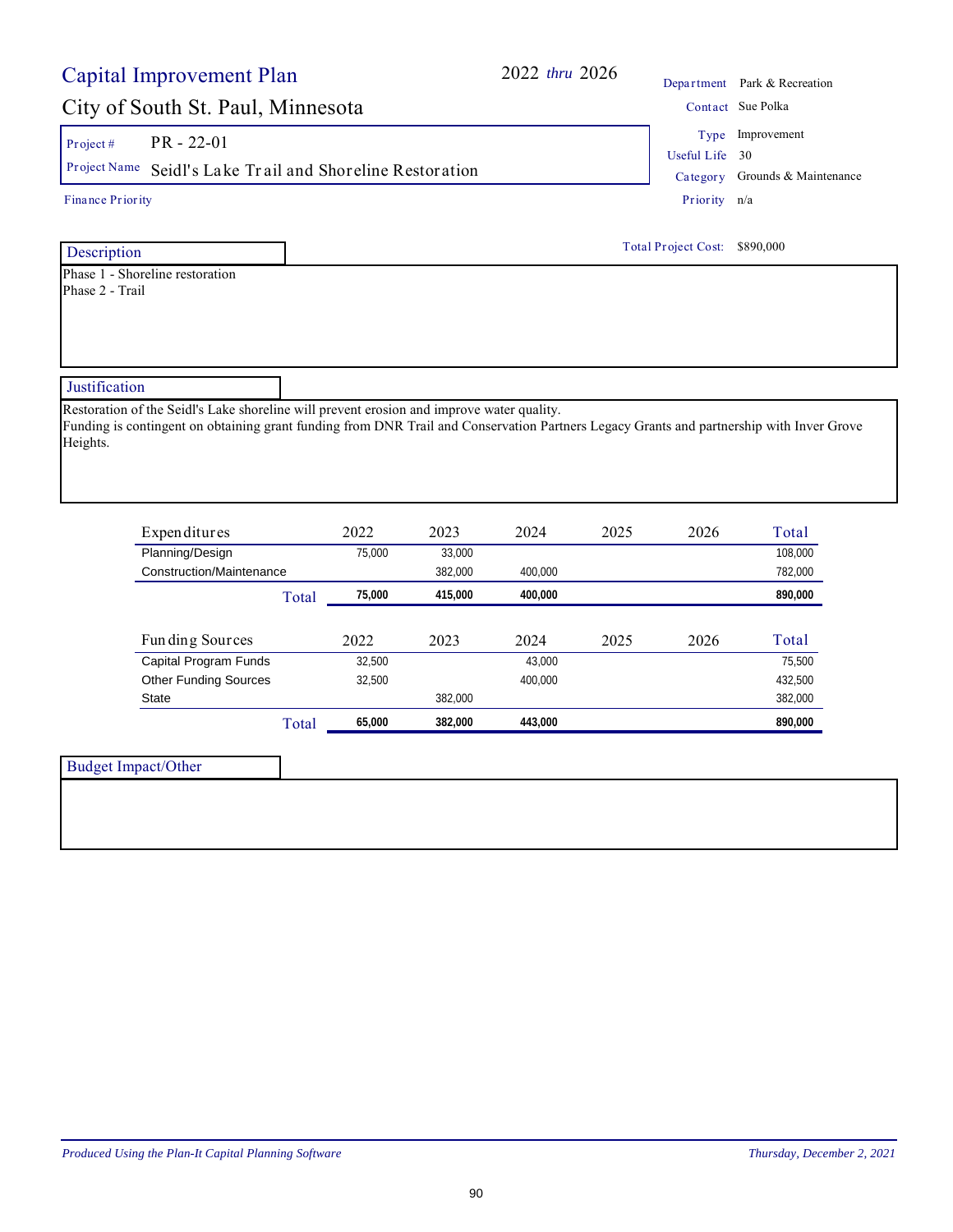# Capital Improvement Plan

## City of South St. Paul, Minnesota

2022 *thru* 2026

| | |
|---|---|
| Department | Park & Recreation |
| Contact | Sue Polka |
| Type | Improvement |
| Useful Life | 30 |
| Category | Grounds & Maintenance |
| Priority | n/a |

**Project #** PR - 22-01

**Project Name** Seidl's Lake Trail and Shoreline Restoration

Finance Priority

**Total Project Cost:** $890,000

### Description

Phase 1 - Shoreline restoration
Phase 2 - Trail

### Justification

Restoration of the Seidl's Lake shoreline will prevent erosion and improve water quality.
Funding is contingent on obtaining grant funding from DNR Trail and Conservation Partners Legacy Grants and partnership with Inver Grove Heights.

| Expenditures | 2022 | 2023 | 2024 | 2025 | 2026 | Total |
|---|---|---|---|---|---|---|
| Planning/Design | 75,000 | 33,000 | | | | 108,000 |
| Construction/Maintenance | | 382,000 | 400,000 | | | 782,000 |
| **Total** | **75,000** | **415,000** | **400,000** | | | **890,000** |

| Funding Sources | 2022 | 2023 | 2024 | 2025 | 2026 | Total |
|---|---|---|---|---|---|---|
| Capital Program Funds | 32,500 | | 43,000 | | | 75,500 |
| Other Funding Sources | 32,500 | | 400,000 | | | 432,500 |
| State | | 382,000 | | | | 382,000 |
| **Total** | **65,000** | **382,000** | **443,000** | | | **890,000** |

### Budget Impact/Other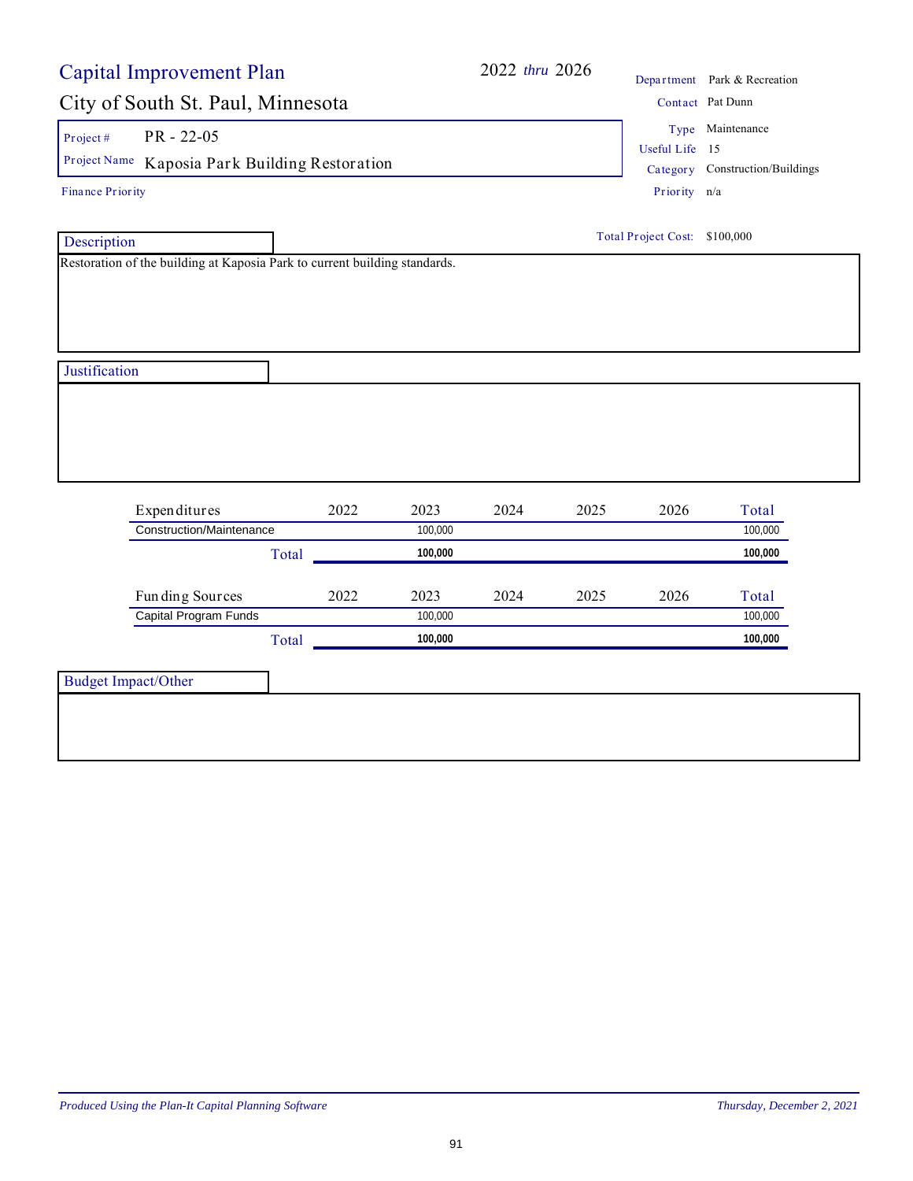# Capital Improvement Plan

## City of South St. Paul, Minnesota

2022 *thru* 2026

| | |
|---|---|
| Department | Park & Recreation |
| Contact | Pat Dunn |
| Type | Maintenance |
| Useful Life | 15 |
| Category | Construction/Buildings |
| Priority | n/a |

**Project #** PR - 22-05

**Project Name** Kaposia Park Building Restoration

Finance Priority

Total Project Cost: $100,000

### Description

Restoration of the building at Kaposia Park to current building standards.

### Justification

| Expenditures | 2022 | 2023 | 2024 | 2025 | 2026 | Total |
|---|---|---|---|---|---|---|
| Construction/Maintenance | | 100,000 | | | | 100,000 |
| **Total** | | **100,000** | | | | **100,000** |

| Funding Sources | 2022 | 2023 | 2024 | 2025 | 2026 | Total |
|---|---|---|---|---|---|---|
| Capital Program Funds | | 100,000 | | | | 100,000 |
| **Total** | | **100,000** | | | | **100,000** |

### Budget Impact/Other

*Produced Using the Plan-It Capital Planning Software*

*Thursday, December 2, 2021*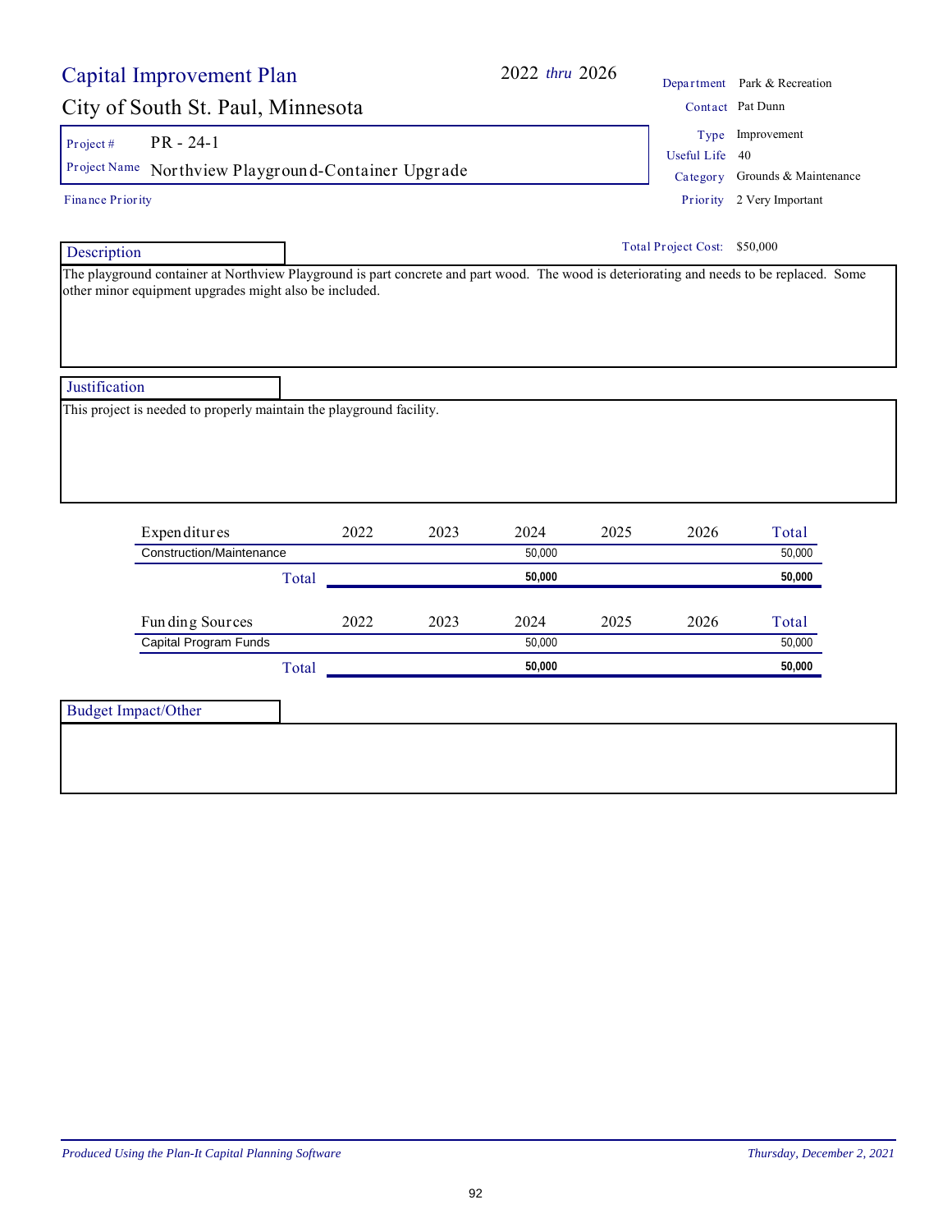# Capital Improvement Plan

**2022** *thru* **2026**

## City of South St. Paul, Minnesota

| | |
|---|---|
| Department | Park & Recreation |
| Contact | Pat Dunn |
| Type | Improvement |
| Useful Life | 40 |
| Category | Grounds & Maintenance |
| Priority | 2 Very Important |

**Project #** PR - 24-1

**Project Name** Northview Playground-Container Upgrade

**Finance Priority**

**Total Project Cost:** $50,000

### Description

The playground container at Northview Playground is part concrete and part wood. The wood is deteriorating and needs to be replaced. Some other minor equipment upgrades might also be included.

### Justification

This project is needed to properly maintain the playground facility.

| Expenditures | 2022 | 2023 | 2024 | 2025 | 2026 | Total |
|---|---|---|---|---|---|---|
| Construction/Maintenance | | | 50,000 | | | 50,000 |
| **Total** | | | **50,000** | | | **50,000** |

| Funding Sources | 2022 | 2023 | 2024 | 2025 | 2026 | Total |
|---|---|---|---|---|---|---|
| Capital Program Funds | | | 50,000 | | | 50,000 |
| **Total** | | | **50,000** | | | **50,000** |

### Budget Impact/Other

*Produced Using the Plan-It Capital Planning Software* — *Thursday, December 2, 2021*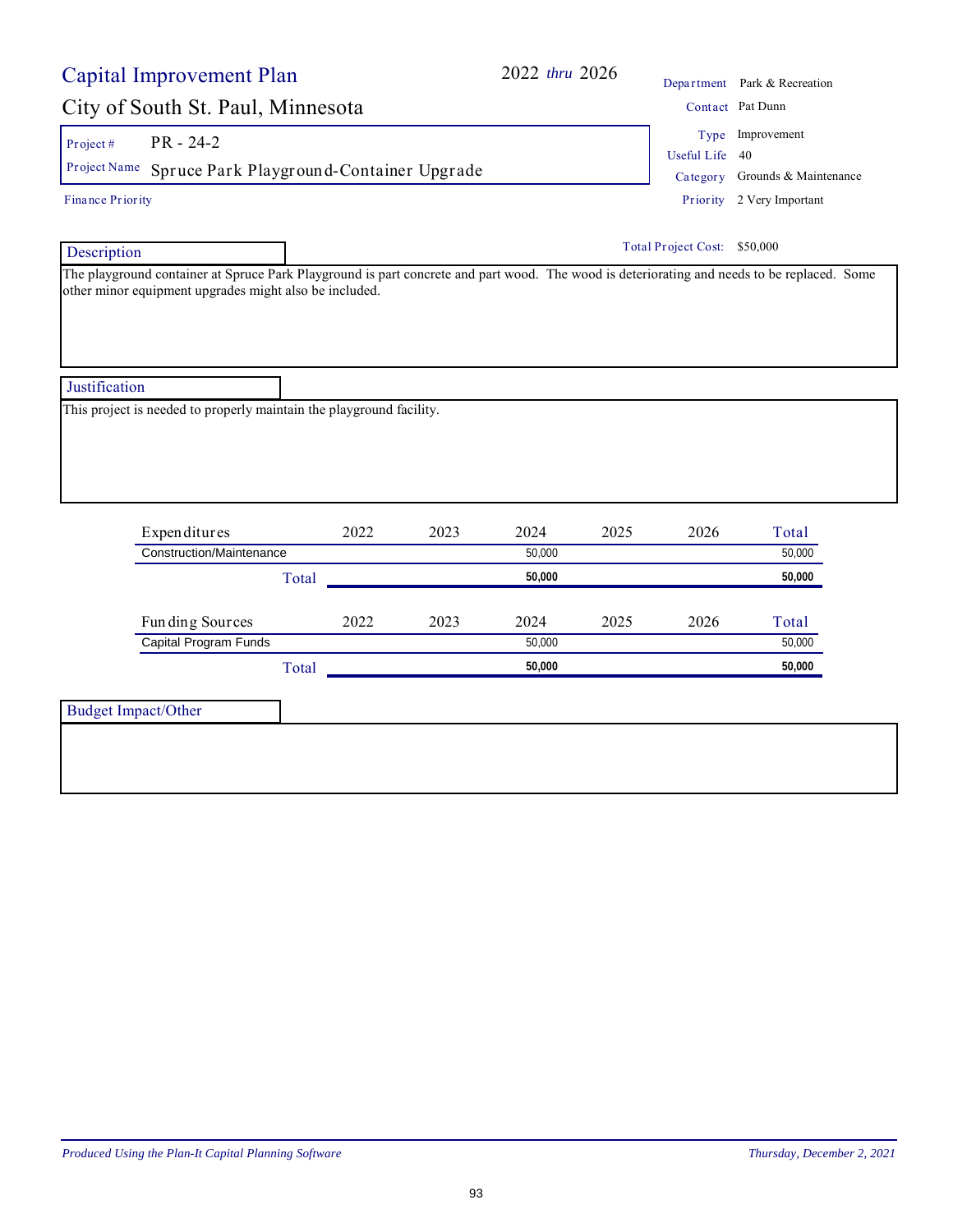# Capital Improvement Plan

2022 *thru* 2026

## City of South St. Paul, Minnesota

| | |
|---|---|
| Department | Park & Recreation |
| Contact | Pat Dunn |
| Type | Improvement |
| Useful Life | 40 |
| Category | Grounds & Maintenance |
| Priority | 2 Very Important |

**Project #** PR - 24-2

**Project Name** Spruce Park Playground-Container Upgrade

**Finance Priority**

**Total Project Cost:** $50,000

### Description

The playground container at Spruce Park Playground is part concrete and part wood. The wood is deteriorating and needs to be replaced. Some other minor equipment upgrades might also be included.

### Justification

This project is needed to properly maintain the playground facility.

| Expenditures | 2022 | 2023 | 2024 | 2025 | 2026 | Total |
|---|---|---|---|---|---|---|
| Construction/Maintenance | | | 50,000 | | | 50,000 |
| **Total** | | | **50,000** | | | **50,000** |

| Funding Sources | 2022 | 2023 | 2024 | 2025 | 2026 | Total |
|---|---|---|---|---|---|---|
| Capital Program Funds | | | 50,000 | | | 50,000 |
| **Total** | | | **50,000** | | | **50,000** |

### Budget Impact/Other

*Produced Using the Plan-It Capital Planning Software* *Thursday, December 2, 2021*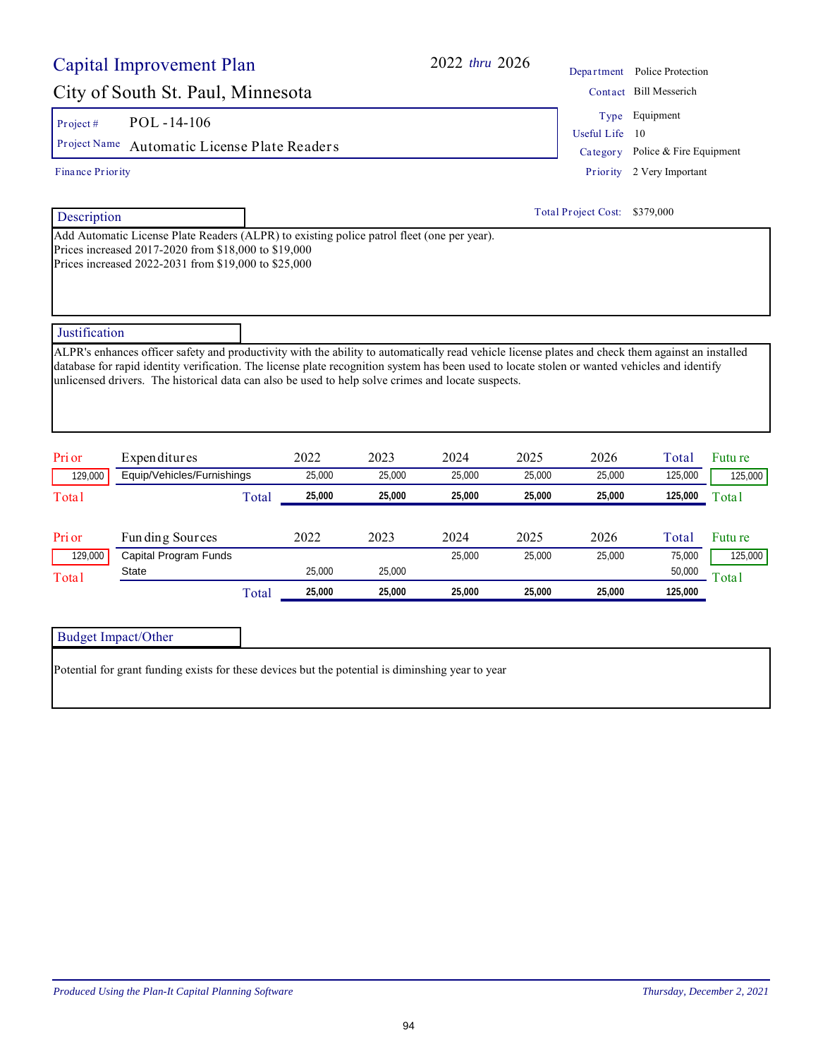# Capital Improvement Plan

## City of South St. Paul, Minnesota

2022 *thru* 2026

| | |
|---|---|
| Department | Police Protection |
| Contact | Bill Messerich |
| Type | Equipment |
| Useful Life | 10 |
| Category | Police & Fire Equipment |
| Priority | 2 Very Important |

**Project #** POL -14-106

**Project Name** Automatic License Plate Readers

Finance Priority

Total Project Cost: $379,000

### Description

Add Automatic License Plate Readers (ALPR) to existing police patrol fleet (one per year).
Prices increased 2017-2020 from $18,000 to $19,000
Prices increased 2022-2031 from $19,000 to $25,000

### Justification

ALPR's enhances officer safety and productivity with the ability to automatically read vehicle license plates and check them against an installed database for rapid identity verification. The license plate recognition system has been used to locate stolen or wanted vehicles and identify unlicensed drivers. The historical data can also be used to help solve crimes and locate suspects.

| Prior | Expenditures | 2022 | 2023 | 2024 | 2025 | 2026 | Total | Future |
|---|---|---|---|---|---|---|---|---|
| 129,000 | Equip/Vehicles/Furnishings | 25,000 | 25,000 | 25,000 | 25,000 | 25,000 | 125,000 | 125,000 |
| Total | Total | **25,000** | **25,000** | **25,000** | **25,000** | **25,000** | **125,000** | Total |

| Prior | Funding Sources | 2022 | 2023 | 2024 | 2025 | 2026 | Total | Future |
|---|---|---|---|---|---|---|---|---|
| 129,000 | Capital Program Funds | | | 25,000 | 25,000 | 25,000 | 75,000 | 125,000 |
| Total | State | 25,000 | 25,000 | | | | 50,000 | Total |
| | Total | **25,000** | **25,000** | **25,000** | **25,000** | **25,000** | **125,000** | |

### Budget Impact/Other

Potential for grant funding exists for these devices but the potential is diminshing year to year

*Produced Using the Plan-It Capital Planning Software* *Thursday, December 2, 2021*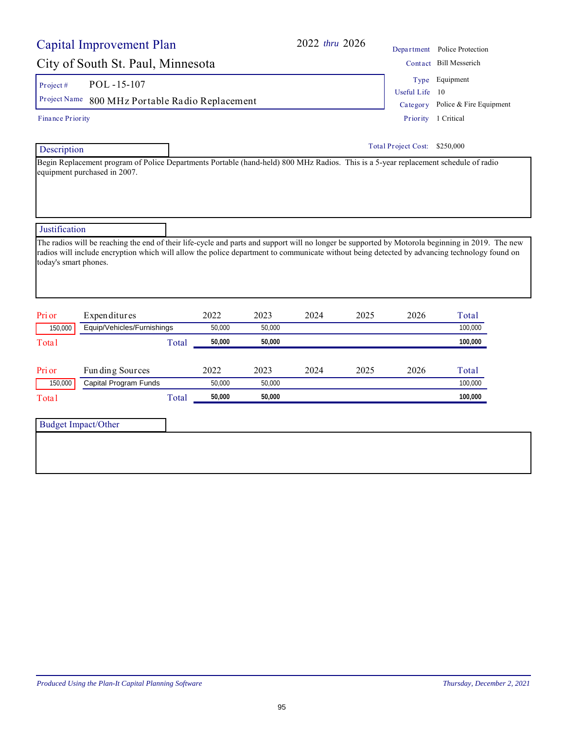# Capital Improvement Plan

**2022 *thru* 2026**

## City of South St. Paul, Minnesota

| | |
|---|---|
| Project # | POL -15-107 |
| Project Name | 800 MHz Portable Radio Replacement |

Finance Priority

| | |
|---|---|
| Department | Police Protection |
| Contact | Bill Messerich |
| Type | Equipment |
| Useful Life | 10 |
| Category | Police & Fire Equipment |
| Priority | 1 Critical |

Total Project Cost: $250,000

### Description

Begin Replacement program of Police Departments Portable (hand-held) 800 MHz Radios. This is a 5-year replacement schedule of radio equipment purchased in 2007.

### Justification

The radios will be reaching the end of their life-cycle and parts and support will no longer be supported by Motorola beginning in 2019. The new radios will include encryption which will allow the police department to communicate without being detected by advancing technology found on today's smart phones.

| Prior | Expenditures | 2022 | 2023 | 2024 | 2025 | 2026 | Total |
|---|---|---|---|---|---|---|---|
| 150,000 | Equip/Vehicles/Furnishings | 50,000 | 50,000 | | | | 100,000 |
| Total | Total | **50,000** | **50,000** | | | | **100,000** |

| Prior | Funding Sources | 2022 | 2023 | 2024 | 2025 | 2026 | Total |
|---|---|---|---|---|---|---|---|
| 150,000 | Capital Program Funds | 50,000 | 50,000 | | | | 100,000 |
| Total | Total | **50,000** | **50,000** | | | | **100,000** |

### Budget Impact/Other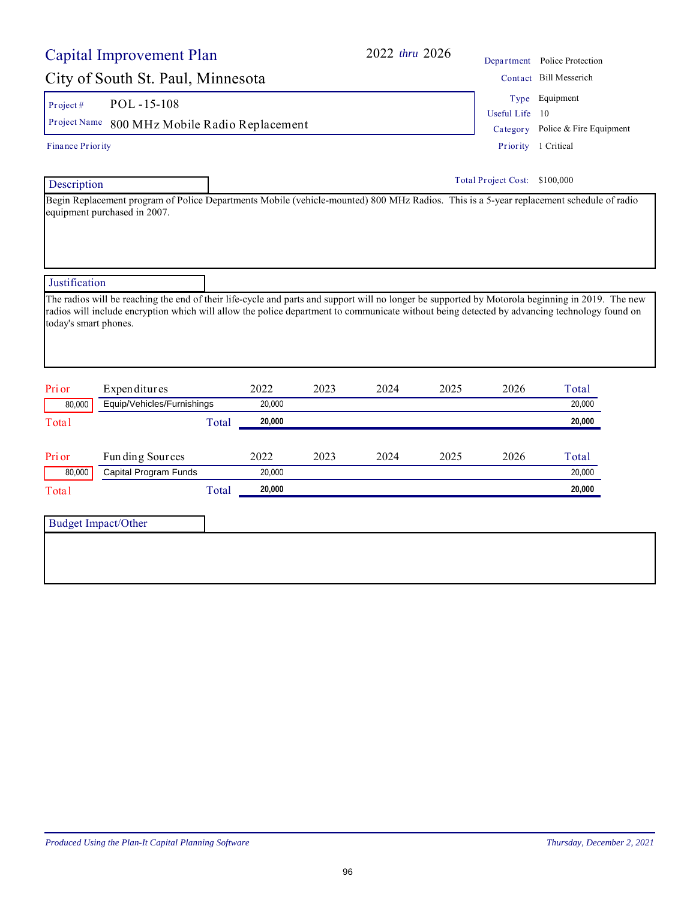# Capital Improvement Plan

## City of South St. Paul, Minnesota

2022 *thru* 2026

| | |
|---|---|
| Department | Police Protection |
| Contact | Bill Messerich |
| Type | Equipment |
| Useful Life | 10 |
| Category | Police & Fire Equipment |
| Priority | 1 Critical |

**Project #** POL -15-108

**Project Name** 800 MHz Mobile Radio Replacement

Finance Priority

**Total Project Cost:** $100,000

### Description

Begin Replacement program of Police Departments Mobile (vehicle-mounted) 800 MHz Radios. This is a 5-year replacement schedule of radio equipment purchased in 2007.

### Justification

The radios will be reaching the end of their life-cycle and parts and support will no longer be supported by Motorola beginning in 2019. The new radios will include encryption which will allow the police department to communicate without being detected by advancing technology found on today's smart phones.

| Prior | Expenditures | 2022 | 2023 | 2024 | 2025 | 2026 | Total |
|---|---|---|---|---|---|---|---|
| 80,000 | Equip/Vehicles/Furnishings | 20,000 | | | | | 20,000 |
| Total | Total | **20,000** | | | | | **20,000** |

| Prior | Funding Sources | 2022 | 2023 | 2024 | 2025 | 2026 | Total |
|---|---|---|---|---|---|---|---|
| 80,000 | Capital Program Funds | 20,000 | | | | | 20,000 |
| Total | Total | **20,000** | | | | | **20,000** |

### Budget Impact/Other

*Produced Using the Plan-It Capital Planning Software* — *Thursday, December 2, 2021*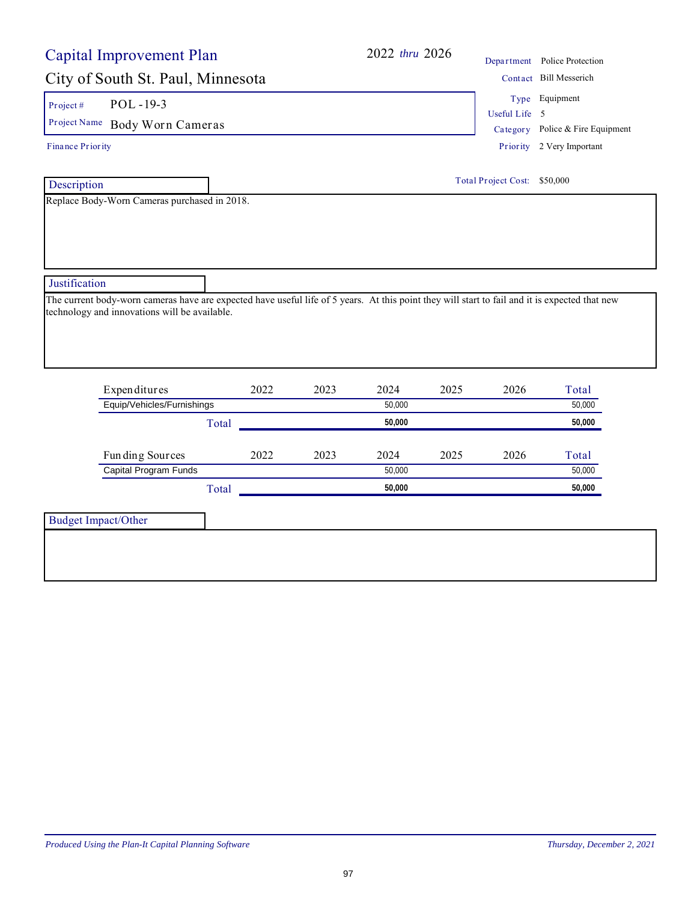# Capital Improvement Plan

## City of South St. Paul, Minnesota

2022 *thru* 2026

| | |
|---|---|
| Department | Police Protection |
| Contact | Bill Messerich |
| Type | Equipment |
| Useful Life | 5 |
| Category | Police & Fire Equipment |
| Priority | 2 Very Important |

**Project #** POL -19-3

**Project Name** Body Worn Cameras

Finance Priority

**Total Project Cost:** $50,000

### Description

Replace Body-Worn Cameras purchased in 2018.

### Justification

The current body-worn cameras have are expected have useful life of 5 years. At this point they will start to fail and it is expected that new technology and innovations will be available.

| Expenditures | 2022 | 2023 | 2024 | 2025 | 2026 | Total |
|---|---|---|---|---|---|---|
| Equip/Vehicles/Furnishings | | | 50,000 | | | 50,000 |
| **Total** | | | **50,000** | | | **50,000** |

| Funding Sources | 2022 | 2023 | 2024 | 2025 | 2026 | Total |
|---|---|---|---|---|---|---|
| Capital Program Funds | | | 50,000 | | | 50,000 |
| **Total** | | | **50,000** | | | **50,000** |

### Budget Impact/Other

*Produced Using the Plan-It Capital Planning Software* — *Thursday, December 2, 2021*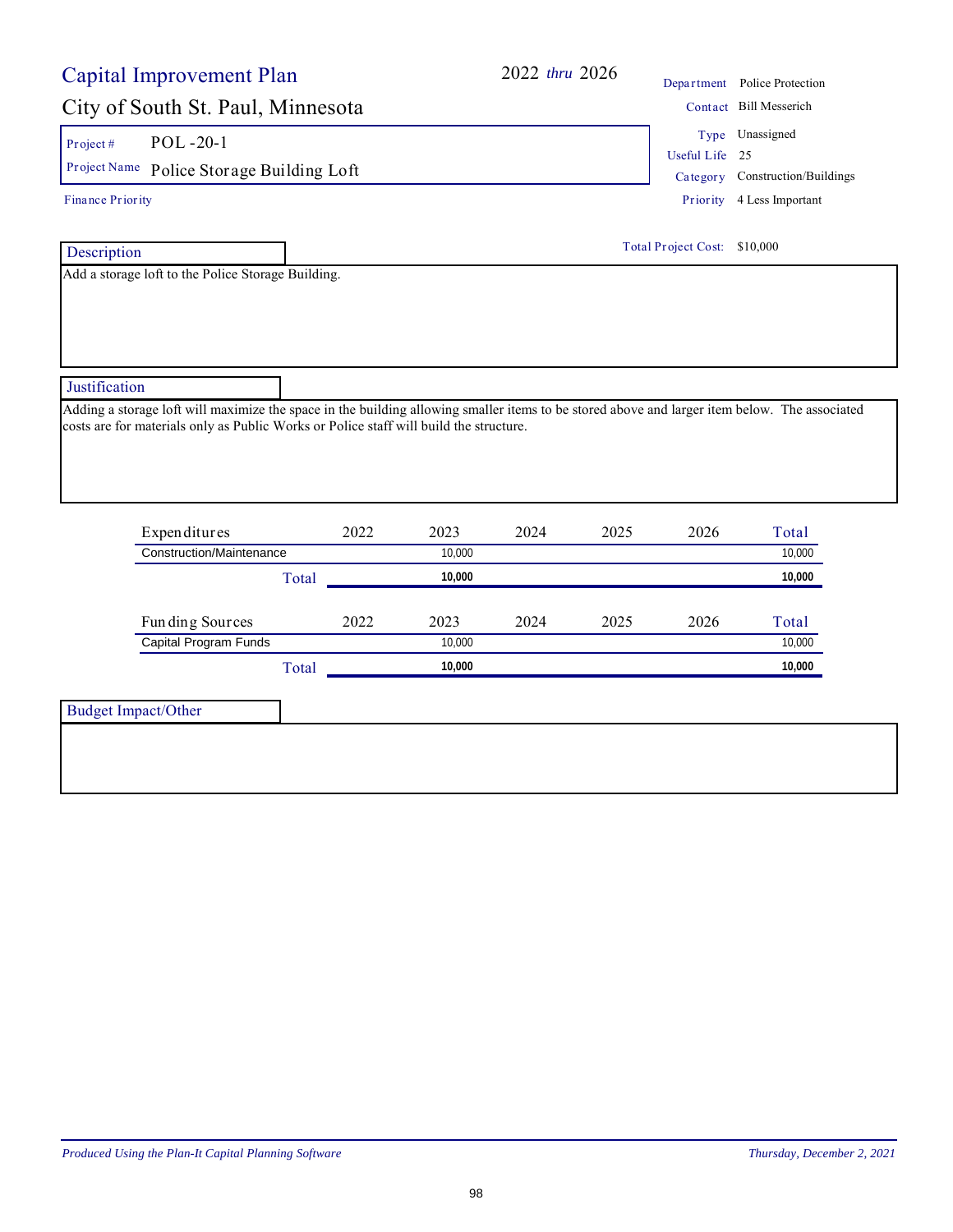# Capital Improvement Plan

**2022** *thru* **2026**

## City of South St. Paul, Minnesota

| | |
|---|---|
| Project # | POL -20-1 |
| Project Name | Police Storage Building Loft |

Finance Priority

| | |
|---|---|
| Department | Police Protection |
| Contact | Bill Messerich |
| Type | Unassigned |
| Useful Life | 25 |
| Category | Construction/Buildings |
| Priority | 4 Less Important |

Total Project Cost: $10,000

### Description

Add a storage loft to the Police Storage Building.

### Justification

Adding a storage loft will maximize the space in the building allowing smaller items to be stored above and larger item below. The associated costs are for materials only as Public Works or Police staff will build the structure.

| Expenditures | 2022 | 2023 | 2024 | 2025 | 2026 | Total |
|---|---|---|---|---|---|---|
| Construction/Maintenance | | 10,000 | | | | 10,000 |
| **Total** | | **10,000** | | | | **10,000** |

| Funding Sources | 2022 | 2023 | 2024 | 2025 | 2026 | Total |
|---|---|---|---|---|---|---|
| Capital Program Funds | | 10,000 | | | | 10,000 |
| **Total** | | **10,000** | | | | **10,000** |

### Budget Impact/Other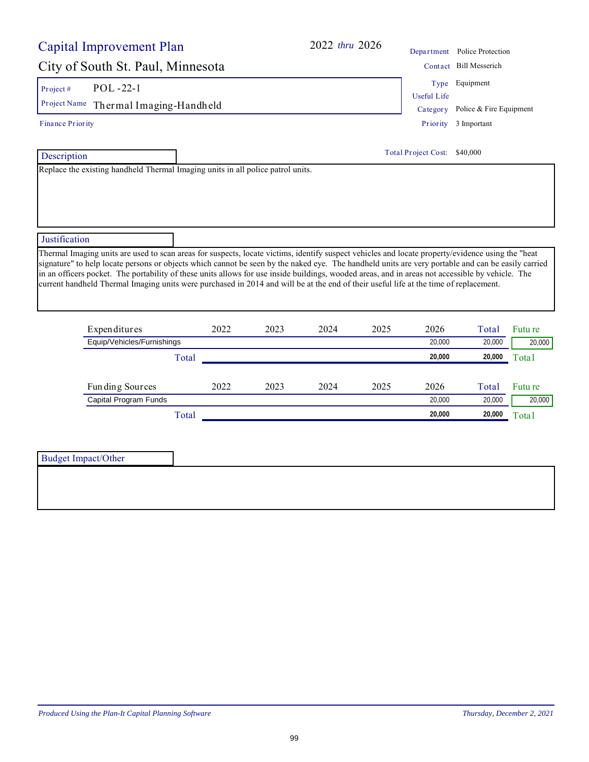# Capital Improvement Plan

## City of South St. Paul, Minnesota

**2022 *thru* 2026**

| | |
|---|---|
| Department | Police Protection |
| Contact | Bill Messerich |
| Type | Equipment |
| Useful Life | |
| Category | Police & Fire Equipment |
| Priority | 3 Important |

Project # POL-22-1

Project Name Thermal Imaging-Handheld

Finance Priority

Total Project Cost: $40,000

### Description

Replace the existing handheld Thermal Imaging units in all police patrol units.

### Justification

Thermal Imaging units are used to scan areas for suspects, locate victims, identify suspect vehicles and locate property/evidence using the "heat signature" to help locate persons or objects which cannot be seen by the naked eye. The handheld units are very portable and can be easily carried in an officers pocket. The portability of these units allows for use inside buildings, wooded areas, and in areas not accessible by vehicle. The current handheld Thermal Imaging units were purchased in 2014 and will be at the end of their useful life at the time of replacement.

| Expenditures | 2022 | 2023 | 2024 | 2025 | 2026 | Total | Future |
|---|---|---|---|---|---|---|---|
| Equip/Vehicles/Furnishings | | | | | 20,000 | 20,000 | 20,000 |
| Total | | | | | 20,000 | 20,000 | Total |

| Funding Sources | 2022 | 2023 | 2024 | 2025 | 2026 | Total | Future |
|---|---|---|---|---|---|---|---|
| Capital Program Funds | | | | | 20,000 | 20,000 | 20,000 |
| Total | | | | | 20,000 | 20,000 | Total |

### Budget Impact/Other

*Produced Using the Plan-It Capital Planning Software* — *Thursday, December 2, 2021*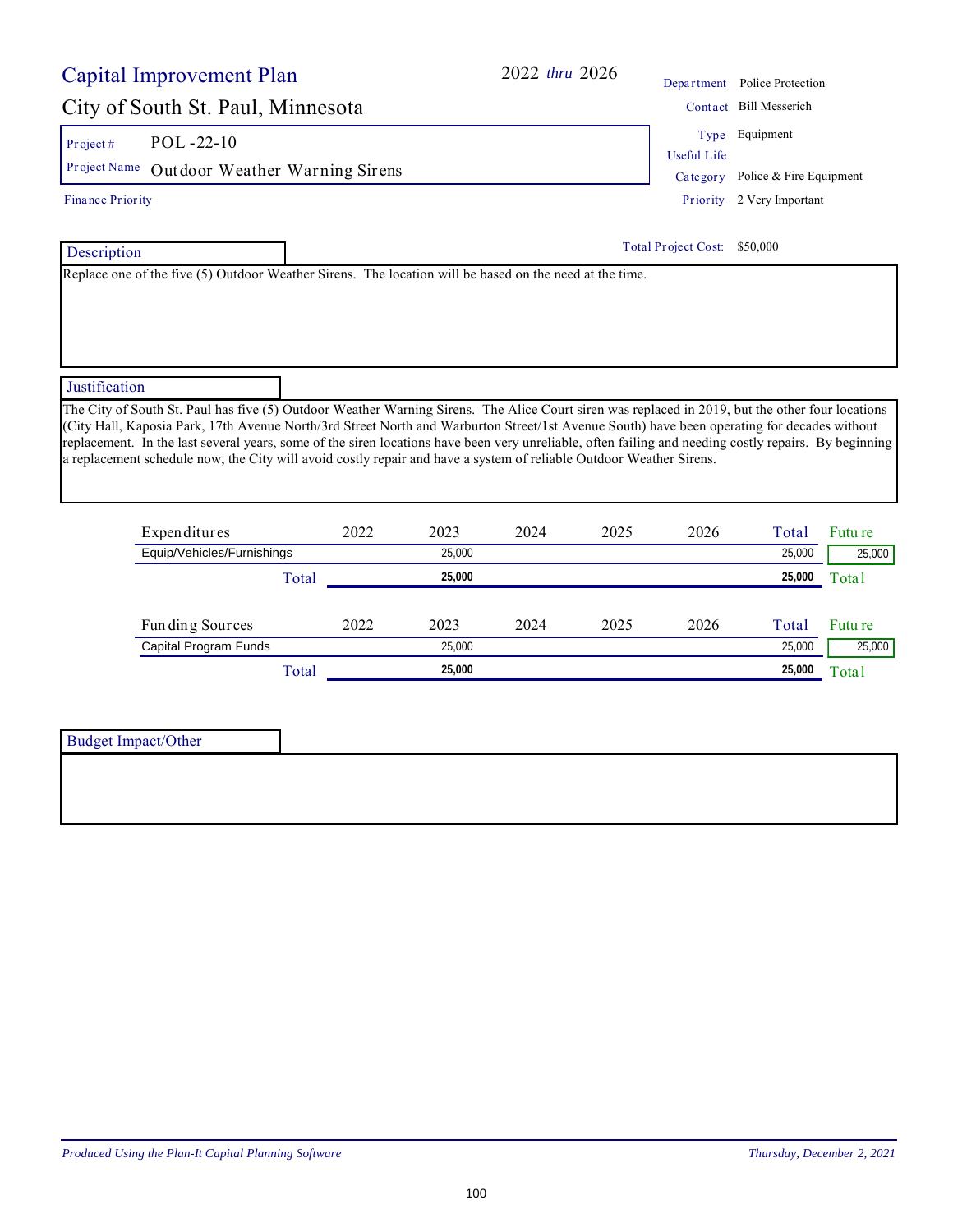# Capital Improvement Plan

## City of South St. Paul, Minnesota

2022 *thru* 2026

| | |
|---|---|
| Department | Police Protection |
| Contact | Bill Messerich |
| Type | Equipment |
| Useful Life | |
| Category | Police & Fire Equipment |
| Priority | 2 Very Important |

**Project #** POL-22-10

**Project Name** Outdoor Weather Warning Sirens

Finance Priority

Total Project Cost: $50,000

### Description

Replace one of the five (5) Outdoor Weather Sirens. The location will be based on the need at the time.

### Justification

The City of South St. Paul has five (5) Outdoor Weather Warning Sirens. The Alice Court siren was replaced in 2019, but the other four locations (City Hall, Kaposia Park, 17th Avenue North/3rd Street North and Warburton Street/1st Avenue South) have been operating for decades without replacement. In the last several years, some of the siren locations have been very unreliable, often failing and needing costly repairs. By beginning a replacement schedule now, the City will avoid costly repair and have a system of reliable Outdoor Weather Sirens.

| Expenditures | 2022 | 2023 | 2024 | 2025 | 2026 | Total | Future |
|---|---|---|---|---|---|---|---|
| Equip/Vehicles/Furnishings | | 25,000 | | | | 25,000 | 25,000 |
| **Total** | | **25,000** | | | | **25,000** | Total |

| Funding Sources | 2022 | 2023 | 2024 | 2025 | 2026 | Total | Future |
|---|---|---|---|---|---|---|---|
| Capital Program Funds | | 25,000 | | | | 25,000 | 25,000 |
| **Total** | | **25,000** | | | | **25,000** | Total |

### Budget Impact/Other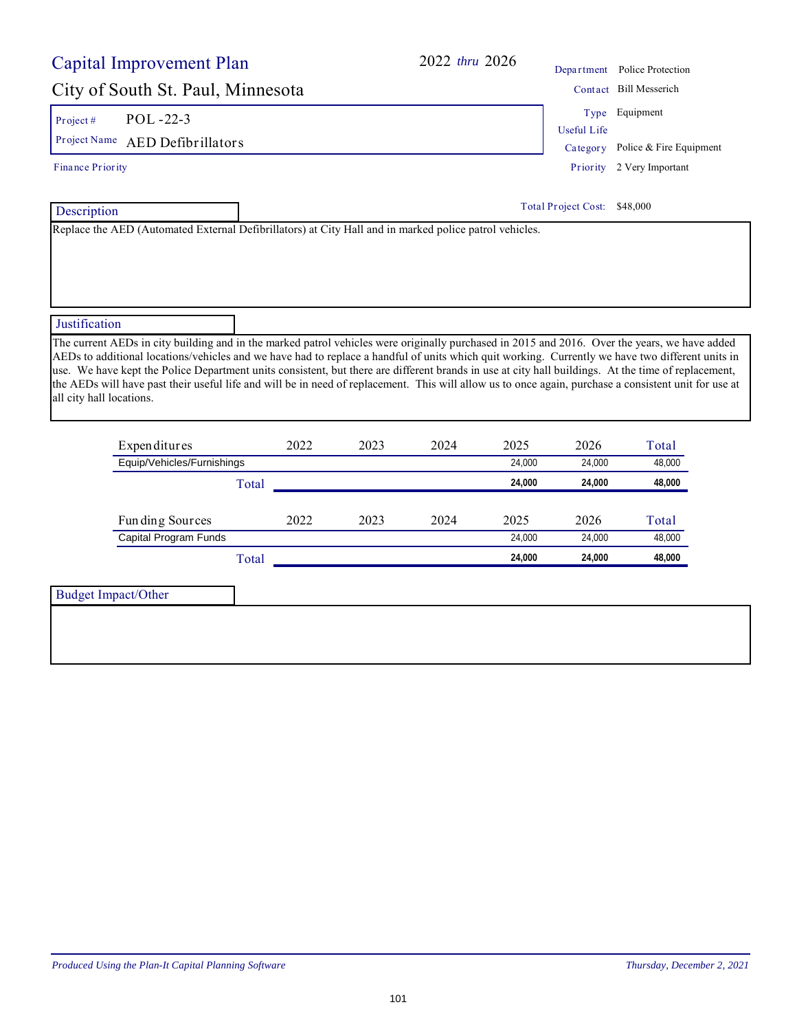# Capital Improvement Plan

**2022 *thru* 2026**

## City of South St. Paul, Minnesota

| | |
|---|---|
| Department | Police Protection |
| Contact | Bill Messerich |
| Type | Equipment |
| Useful Life | |
| Category | Police & Fire Equipment |
| Priority | 2 Very Important |

**Project #** POL -22-3

**Project Name** AED Defibrillators

**Finance Priority**

**Total Project Cost:** $48,000

### Description

Replace the AED (Automated External Defibrillators) at City Hall and in marked police patrol vehicles.

### Justification

The current AEDs in city building and in the marked patrol vehicles were originally purchased in 2015 and 2016. Over the years, we have added AEDs to additional locations/vehicles and we have had to replace a handful of units which quit working. Currently we have two different units in use. We have kept the Police Department units consistent, but there are different brands in use at city hall buildings. At the time of replacement, the AEDs will have past their useful life and will be in need of replacement. This will allow us to once again, purchase a consistent unit for use at all city hall locations.

| Expenditures | 2022 | 2023 | 2024 | 2025 | 2026 | Total |
|---|---|---|---|---|---|---|
| Equip/Vehicles/Furnishings | | | | 24,000 | 24,000 | 48,000 |
| **Total** | | | | **24,000** | **24,000** | **48,000** |

| Funding Sources | 2022 | 2023 | 2024 | 2025 | 2026 | Total |
|---|---|---|---|---|---|---|
| Capital Program Funds | | | | 24,000 | 24,000 | 48,000 |
| **Total** | | | | **24,000** | **24,000** | **48,000** |

### Budget Impact/Other

*Produced Using the Plan-It Capital Planning Software* — *Thursday, December 2, 2021*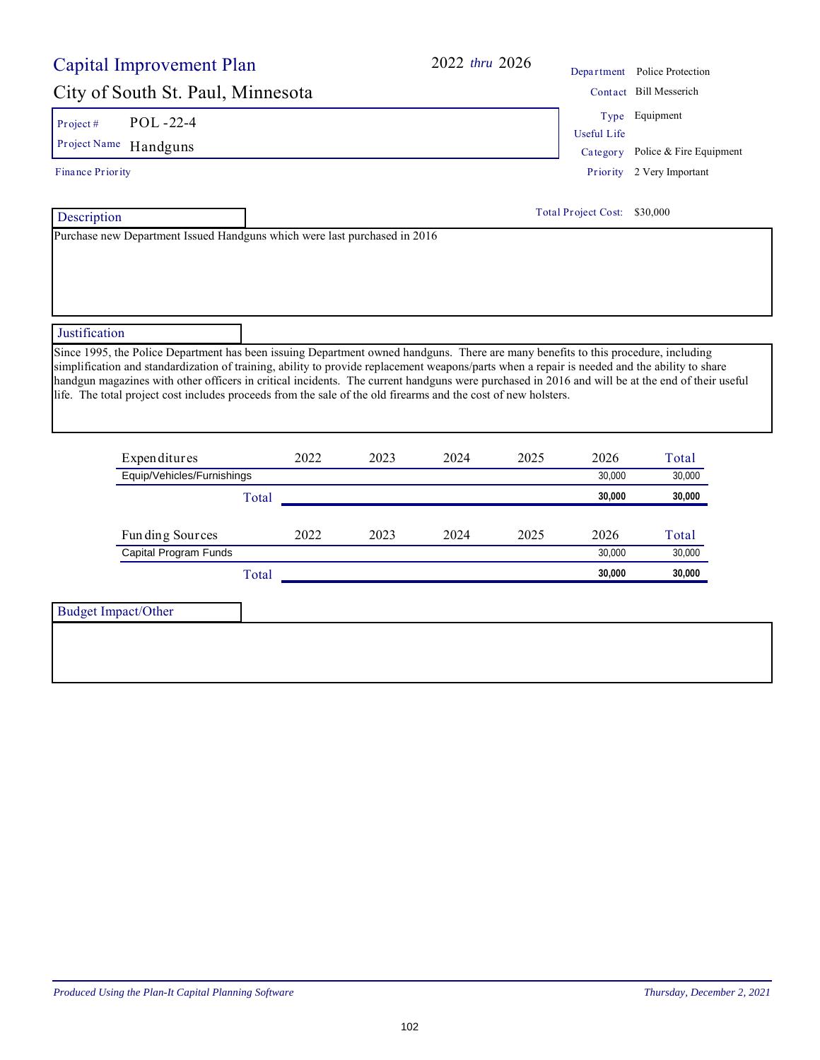# Capital Improvement Plan

2022 *thru* 2026

## City of South St. Paul, Minnesota

| | |
|---|---|
| Department | Police Protection |
| Contact | Bill Messerich |
| Type | Equipment |
| Useful Life | |
| Category | Police & Fire Equipment |
| Priority | 2 Very Important |

Project # POL -22-4

Project Name Handguns

Finance Priority

Total Project Cost: $30,000

### Description

Purchase new Department Issued Handguns which were last purchased in 2016

### Justification

Since 1995, the Police Department has been issuing Department owned handguns. There are many benefits to this procedure, including simplification and standardization of training, ability to provide replacement weapons/parts when a repair is needed and the ability to share handgun magazines with other officers in critical incidents. The current handguns were purchased in 2016 and will be at the end of their useful life. The total project cost includes proceeds from the sale of the old firearms and the cost of new holsters.

| Expenditures | 2022 | 2023 | 2024 | 2025 | 2026 | Total |
|---|---|---|---|---|---|---|
| Equip/Vehicles/Furnishings | | | | | 30,000 | 30,000 |
| **Total** | | | | | **30,000** | **30,000** |

| Funding Sources | 2022 | 2023 | 2024 | 2025 | 2026 | Total |
|---|---|---|---|---|---|---|
| Capital Program Funds | | | | | 30,000 | 30,000 |
| **Total** | | | | | **30,000** | **30,000** |

### Budget Impact/Other

*Produced Using the Plan-It Capital Planning Software* *Thursday, December 2, 2021*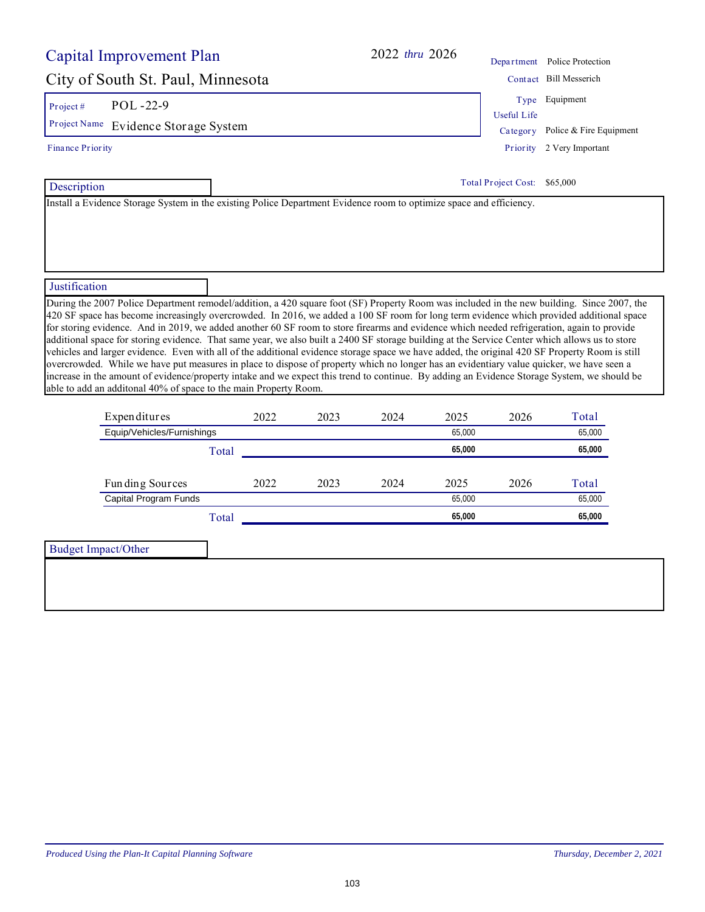# Capital Improvement Plan

2022 *thru* 2026

## City of South St. Paul, Minnesota

| | |
|---|---|
| Project # | POL -22-9 |
| Project Name | Evidence Storage System |
| Finance Priority | |

| | |
|---|---|
| Department | Police Protection |
| Contact | Bill Messerich |
| Type | Equipment |
| Useful Life | |
| Category | Police & Fire Equipment |
| Priority | 2 Very Important |

Total Project Cost: $65,000

### Description

Install a Evidence Storage System in the existing Police Department Evidence room to optimize space and efficiency.

### Justification

During the 2007 Police Department remodel/addition, a 420 square foot (SF) Property Room was included in the new building. Since 2007, the 420 SF space has become increasingly overcrowded. In 2016, we added a 100 SF room for long term evidence which provided additional space for storing evidence. And in 2019, we added another 60 SF room to store firearms and evidence which needed refrigeration, again to provide additional space for storing evidence. That same year, we also built a 2400 SF storage building at the Service Center which allows us to store vehicles and larger evidence. Even with all of the additional evidence storage space we have added, the original 420 SF Property Room is still overcrowded. While we have put measures in place to dispose of property which no longer has an evidentiary value quicker, we have seen a increase in the amount of evidence/property intake and we expect this trend to continue. By adding an Evidence Storage System, we should be able to add an additonal 40% of space to the main Property Room.

| Expenditures | 2022 | 2023 | 2024 | 2025 | 2026 | Total |
|---|---|---|---|---|---|---|
| Equip/Vehicles/Furnishings | | | | 65,000 | | 65,000 |
| **Total** | | | | **65,000** | | **65,000** |

| Funding Sources | 2022 | 2023 | 2024 | 2025 | 2026 | Total |
|---|---|---|---|---|---|---|
| Capital Program Funds | | | | 65,000 | | 65,000 |
| **Total** | | | | **65,000** | | **65,000** |

### Budget Impact/Other

*Produced Using the Plan-It Capital Planning Software* — *Thursday, December 2, 2021*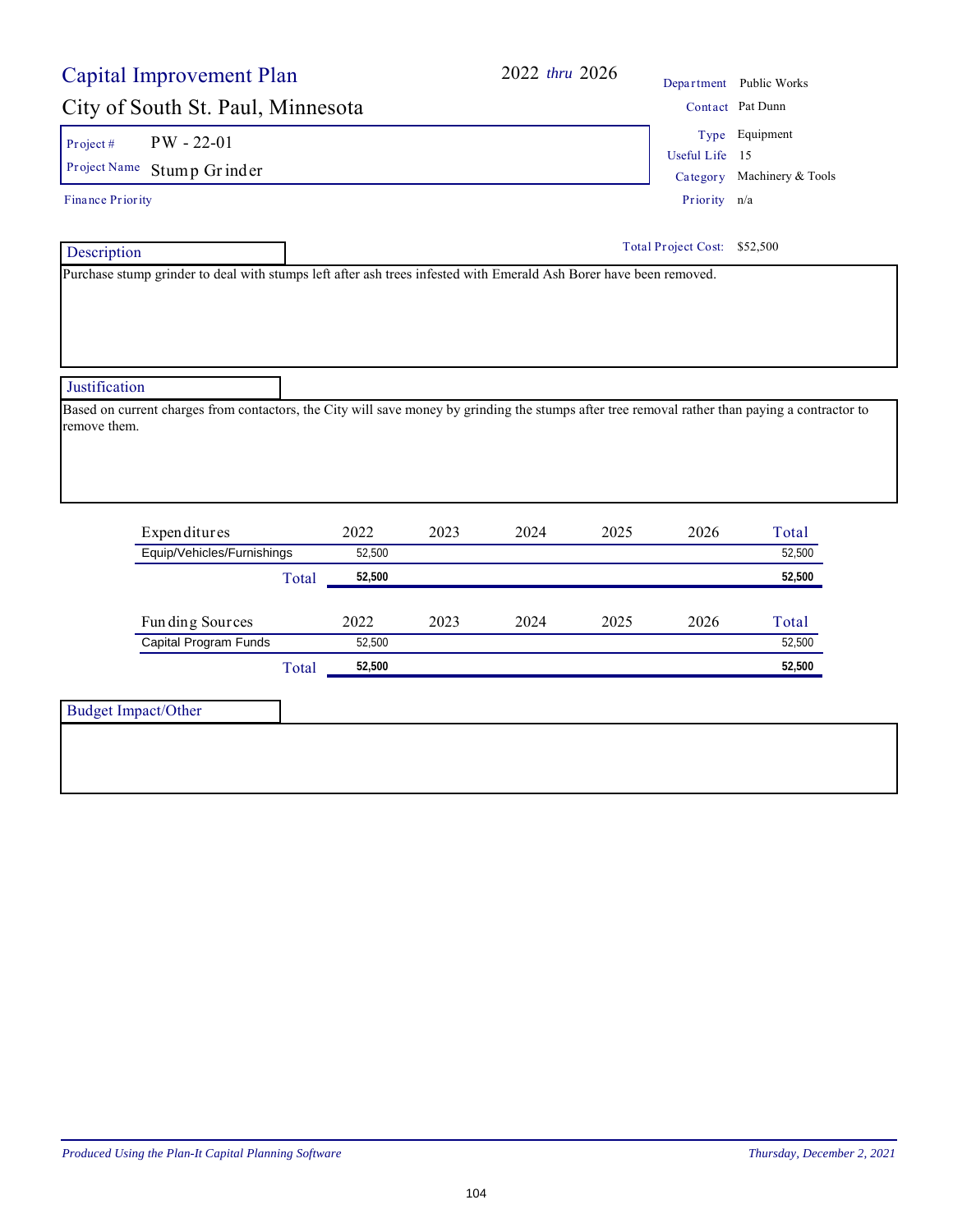# Capital Improvement Plan

## City of South St. Paul, Minnesota

**2022 *thru* 2026**

| | |
|---|---|
| Department | Public Works |
| Contact | Pat Dunn |
| Type | Equipment |
| Useful Life | 15 |
| Category | Machinery & Tools |
| Priority | n/a |

**Project #** PW - 22-01

**Project Name** Stump Grinder

**Finance Priority**

**Total Project Cost:** $52,500

### Description

Purchase stump grinder to deal with stumps left after ash trees infested with Emerald Ash Borer have been removed.

### Justification

Based on current charges from contactors, the City will save money by grinding the stumps after tree removal rather than paying a contractor to remove them.

| Expenditures | 2022 | 2023 | 2024 | 2025 | 2026 | Total |
|---|---|---|---|---|---|---|
| Equip/Vehicles/Furnishings | 52,500 | | | | | 52,500 |
| **Total** | **52,500** | | | | | **52,500** |

| Funding Sources | 2022 | 2023 | 2024 | 2025 | 2026 | Total |
|---|---|---|---|---|---|---|
| Capital Program Funds | 52,500 | | | | | 52,500 |
| **Total** | **52,500** | | | | | **52,500** |

### Budget Impact/Other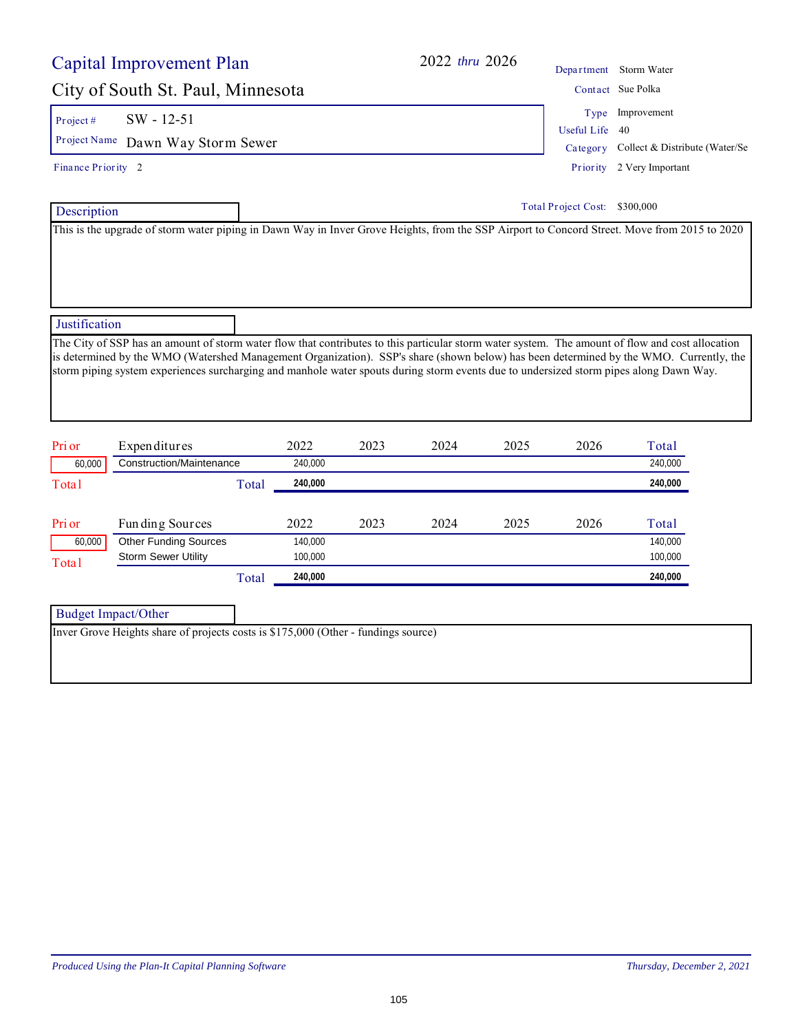# Capital Improvement Plan

**2022 *thru* 2026**

## City of South St. Paul, Minnesota

| | |
|---|---|
| Project # | SW - 12-51 |
| Project Name | Dawn Way Storm Sewer |
| Finance Priority | 2 |

| | |
|---|---|
| Department | Storm Water |
| Contact | Sue Polka |
| Type | Improvement |
| Useful Life | 40 |
| Category | Collect & Distribute (Water/Se |
| Priority | 2 Very Important |

**Total Project Cost:** $300,000

### Description

This is the upgrade of storm water piping in Dawn Way in Inver Grove Heights, from the SSP Airport to Concord Street. Move from 2015 to 2020

### Justification

The City of SSP has an amount of storm water flow that contributes to this particular storm water system. The amount of flow and cost allocation is determined by the WMO (Watershed Management Organization). SSP's share (shown below) has been determined by the WMO. Currently, the storm piping system experiences surcharging and manhole water spouts during storm events due to undersized storm pipes along Dawn Way.

| Prior | Expenditures | 2022 | 2023 | 2024 | 2025 | 2026 | Total |
|---|---|---|---|---|---|---|---|
| 60,000 | Construction/Maintenance | 240,000 | | | | | 240,000 |
| Total | Total | **240,000** | | | | | **240,000** |

| Prior | Funding Sources | 2022 | 2023 | 2024 | 2025 | 2026 | Total |
|---|---|---|---|---|---|---|---|
| 60,000 | Other Funding Sources | 140,000 | | | | | 140,000 |
| Total | Storm Sewer Utility | 100,000 | | | | | 100,000 |
| | Total | **240,000** | | | | | **240,000** |

### Budget Impact/Other

Inver Grove Heights share of projects costs is $175,000 (Other - fundings source)

*Produced Using the Plan-It Capital Planning Software* *Thursday, December 2, 2021*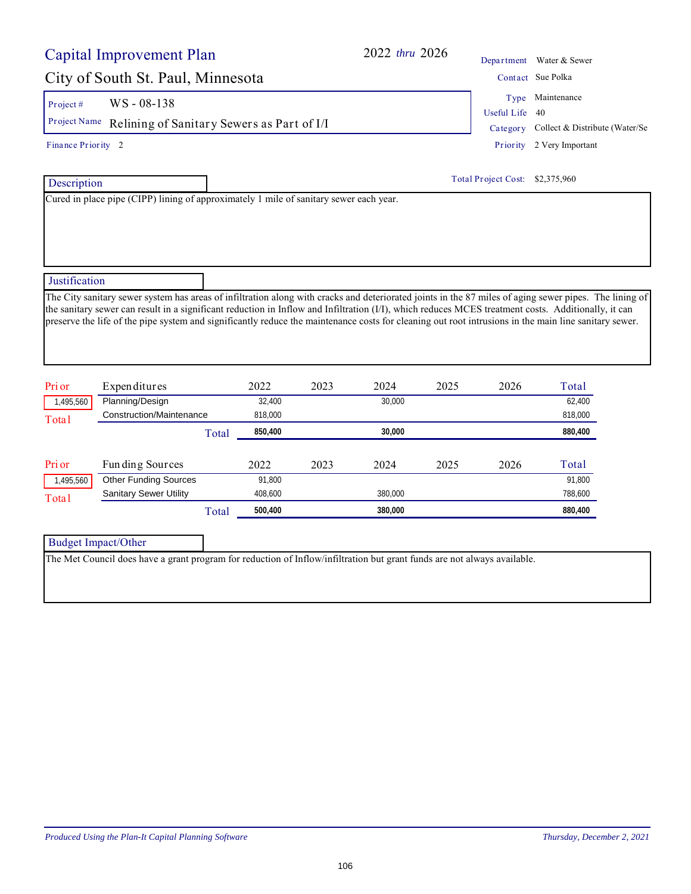# Capital Improvement Plan

## City of South St. Paul, Minnesota

2022 *thru* 2026

| | |
|---|---|
| Department | Water & Sewer |
| Contact | Sue Polka |
| Type | Maintenance |
| Useful Life | 40 |
| Category | Collect & Distribute (Water/Se |
| Priority | 2 Very Important |

**Project #** WS - 08-138

**Project Name** Relining of Sanitary Sewers as Part of I/I

**Finance Priority** 2

**Total Project Cost:** $2,375,960

### Description

Cured in place pipe (CIPP) lining of approximately 1 mile of sanitary sewer each year.

### Justification

The City sanitary sewer system has areas of infiltration along with cracks and deteriorated joints in the 87 miles of aging sewer pipes. The lining of the sanitary sewer can result in a significant reduction in Inflow and Infiltration (I/I), which reduces MCES treatment costs. Additionally, it can preserve the life of the pipe system and significantly reduce the maintenance costs for cleaning out root intrusions in the main line sanitary sewer.

| Prior | Expenditures | 2022 | 2023 | 2024 | 2025 | 2026 | Total |
|---|---|---|---|---|---|---|---|
| 1,495,560 | Planning/Design | 32,400 | | 30,000 | | | 62,400 |
| Total | Construction/Maintenance | 818,000 | | | | | 818,000 |
| | **Total** | **850,400** | | **30,000** | | | **880,400** |

| Prior | Funding Sources | 2022 | 2023 | 2024 | 2025 | 2026 | Total |
|---|---|---|---|---|---|---|---|
| 1,495,560 | Other Funding Sources | 91,800 | | | | | 91,800 |
| Total | Sanitary Sewer Utility | 408,600 | | 380,000 | | | 788,600 |
| | **Total** | **500,400** | | **380,000** | | | **880,400** |

### Budget Impact/Other

The Met Council does have a grant program for reduction of Inflow/infiltration but grant funds are not always available.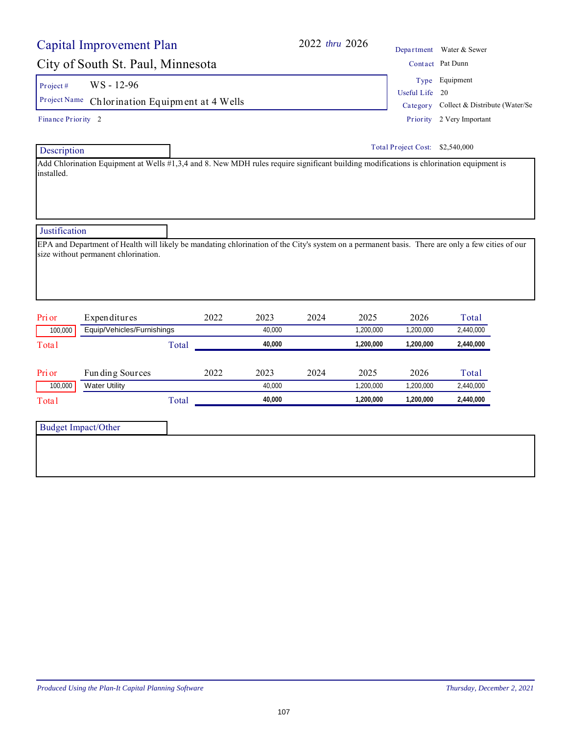# Capital Improvement Plan

**2022** *thru* **2026**

## City of South St. Paul, Minnesota

| | |
|---|---|
| Department | Water & Sewer |
| Contact | Pat Dunn |
| Type | Equipment |
| Useful Life | 20 |
| Category | Collect & Distribute (Water/Se |
| Priority | 2 Very Important |

**Project #** WS - 12-96

**Project Name** Chlorination Equipment at 4 Wells

**Finance Priority** 2

**Total Project Cost:** $2,540,000

### Description

Add Chlorination Equipment at Wells #1,3,4 and 8. New MDH rules require significant building modifications is chlorination equipment is installed.

### Justification

EPA and Department of Health will likely be mandating chlorination of the City's system on a permanent basis. There are only a few cities of our size without permanent chlorination.

| Prior | Expenditures | 2022 | 2023 | 2024 | 2025 | 2026 | Total |
|---|---|---|---|---|---|---|---|
| 100,000 | Equip/Vehicles/Furnishings | | 40,000 | | 1,200,000 | 1,200,000 | 2,440,000 |
| Total | Total | | **40,000** | | **1,200,000** | **1,200,000** | **2,440,000** |

| Prior | Funding Sources | 2022 | 2023 | 2024 | 2025 | 2026 | Total |
|---|---|---|---|---|---|---|---|
| 100,000 | Water Utility | | 40,000 | | 1,200,000 | 1,200,000 | 2,440,000 |
| Total | Total | | **40,000** | | **1,200,000** | **1,200,000** | **2,440,000** |

### Budget Impact/Other

*Produced Using the Plan-It Capital Planning Software* — *Thursday, December 2, 2021*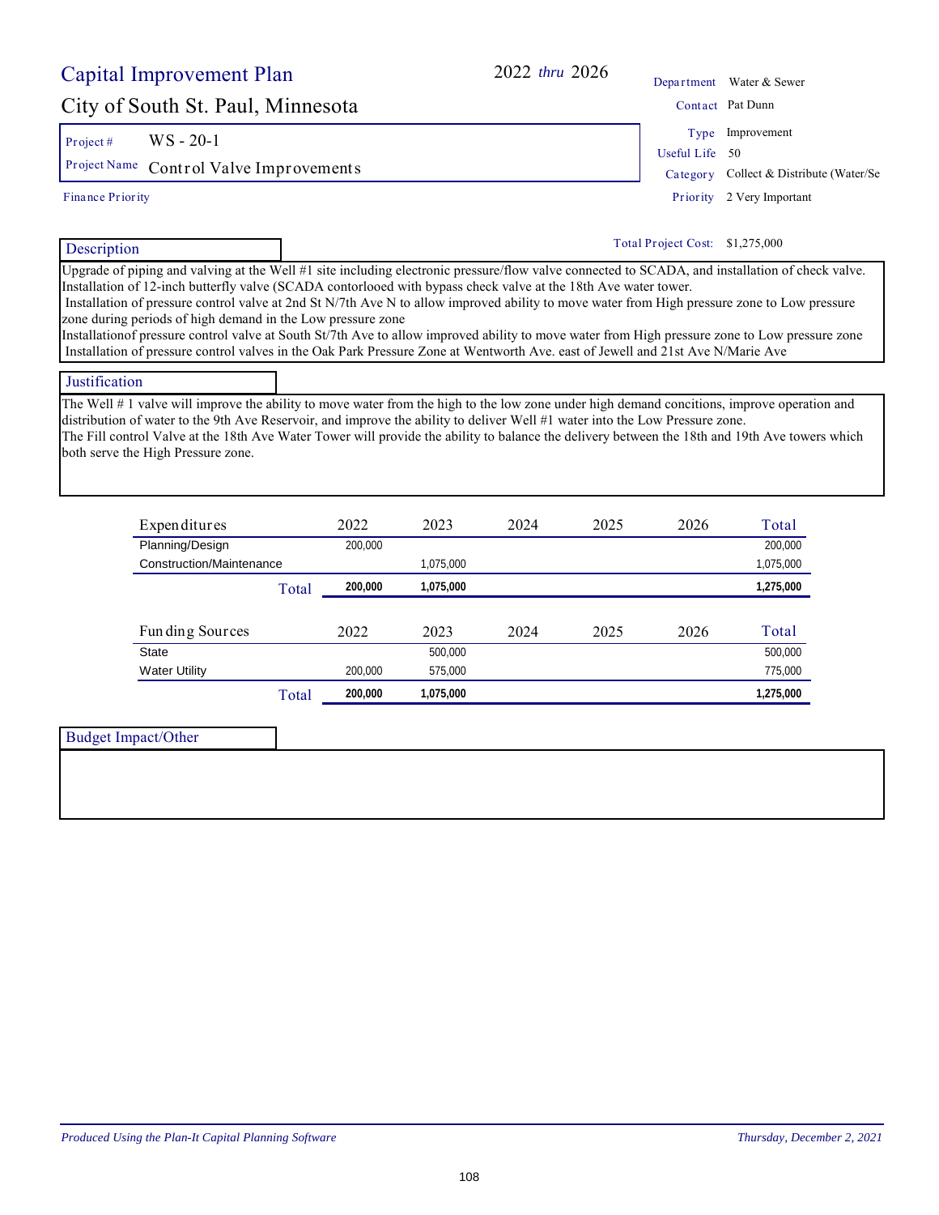# Capital Improvement Plan

## City of South St. Paul, Minnesota

**2022 *thru* 2026**

| | |
|---|---|
| Department | Water & Sewer |
| Contact | Pat Dunn |
| Type | Improvement |
| Useful Life | 50 |
| Category | Collect & Distribute (Water/Se |
| Priority | 2 Very Important |

**Project #** WS - 20-1

**Project Name** Control Valve Improvements

**Finance Priority**

**Total Project Cost:** $1,275,000

### Description

Upgrade of piping and valving at the Well #1 site including electronic pressure/flow valve connected to SCADA, and installation of check valve. Installation of 12-inch butterfly valve (SCADA contorlooed with bypass check valve at the 18th Ave water tower.
Installation of pressure control valve at 2nd St N/7th Ave N to allow improved ability to move water from High pressure zone to Low pressure zone during periods of high demand in the Low pressure zone
Installationof pressure control valve at South St/7th Ave to allow improved ability to move water from High pressure zone to Low pressure zone
Installation of pressure control valves in the Oak Park Pressure Zone at Wentworth Ave. east of Jewell and 21st Ave N/Marie Ave

### Justification

The Well # 1 valve will improve the ability to move water from the high to the low zone under high demand concitions, improve operation and distribution of water to the 9th Ave Reservoir, and improve the ability to deliver Well #1 water into the Low Pressure zone.
The Fill control Valve at the 18th Ave Water Tower will provide the ability to balance the delivery between the 18th and 19th Ave towers which both serve the High Pressure zone.

| Expenditures | 2022 | 2023 | 2024 | 2025 | 2026 | Total |
|---|---|---|---|---|---|---|
| Planning/Design | 200,000 | | | | | 200,000 |
| Construction/Maintenance | | 1,075,000 | | | | 1,075,000 |
| **Total** | **200,000** | **1,075,000** | | | | **1,275,000** |

| Funding Sources | 2022 | 2023 | 2024 | 2025 | 2026 | Total |
|---|---|---|---|---|---|---|
| State | | 500,000 | | | | 500,000 |
| Water Utility | 200,000 | 575,000 | | | | 775,000 |
| **Total** | **200,000** | **1,075,000** | | | | **1,275,000** |

### Budget Impact/Other

*Produced Using the Plan-It Capital Planning Software* *Thursday, December 2, 2021*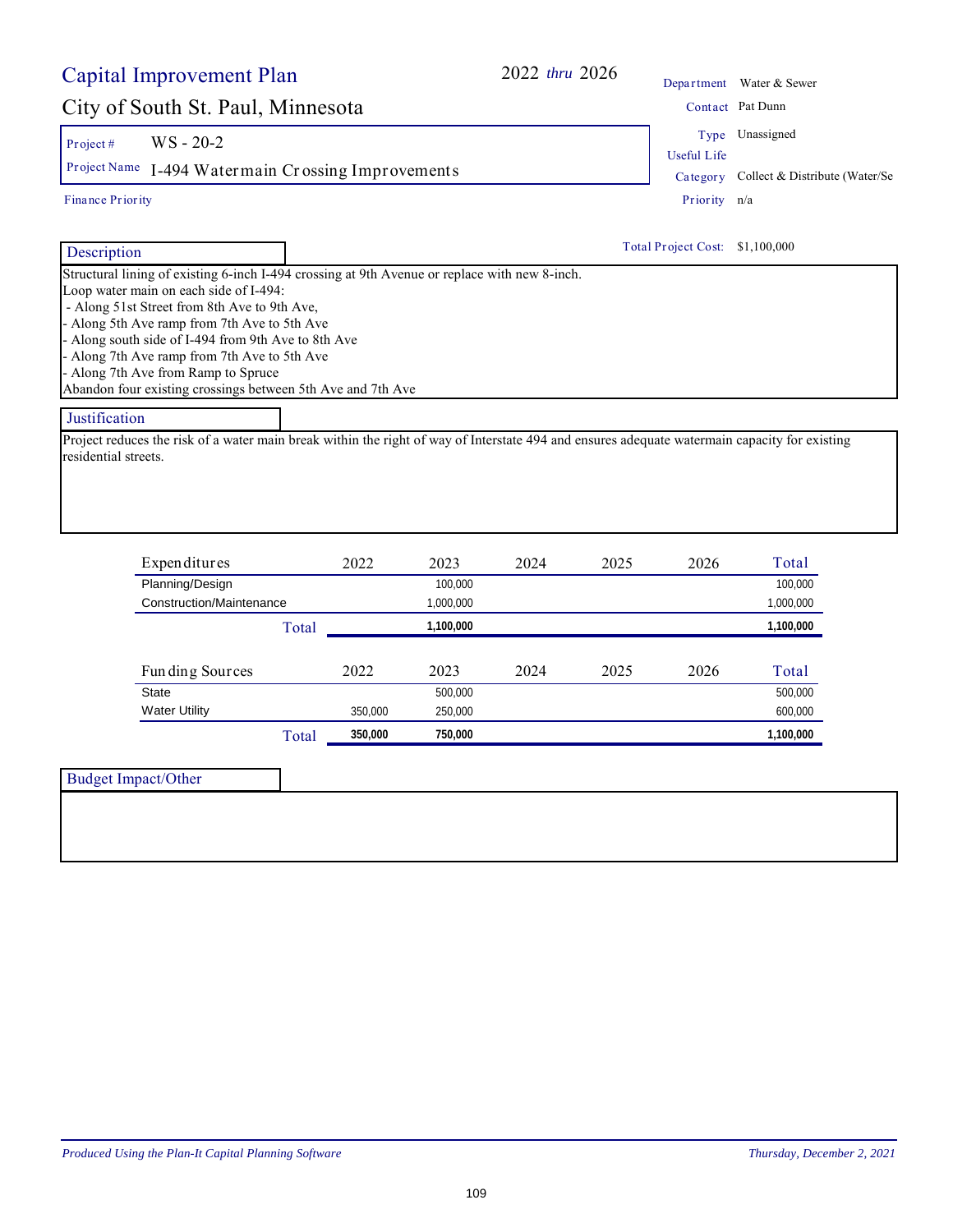# Capital Improvement Plan

**2022 *thru* 2026**

## City of South St. Paul, Minnesota

| | |
|---|---|
| Department | Water & Sewer |
| Contact | Pat Dunn |
| Type | Unassigned |
| Useful Life | |
| Category | Collect & Distribute (Water/Se |
| Priority | n/a |

**Project #** WS - 20-2

**Project Name** I-494 Watermain Crossing Improvements

Finance Priority

**Total Project Cost:** $1,100,000

### Description

Structural lining of existing 6-inch I-494 crossing at 9th Avenue or replace with new 8-inch.
Loop water main on each side of I-494:
- Along 51st Street from 8th Ave to 9th Ave,
- Along 5th Ave ramp from 7th Ave to 5th Ave
- Along south side of I-494 from 9th Ave to 8th Ave
- Along 7th Ave ramp from 7th Ave to 5th Ave
- Along 7th Ave from Ramp to Spruce

Abandon four existing crossings between 5th Ave and 7th Ave

### Justification

Project reduces the risk of a water main break within the right of way of Interstate 494 and ensures adequate watermain capacity for existing residential streets.

| Expenditures | 2022 | 2023 | 2024 | 2025 | 2026 | Total |
|---|---|---|---|---|---|---|
| Planning/Design | | 100,000 | | | | 100,000 |
| Construction/Maintenance | | 1,000,000 | | | | 1,000,000 |
| **Total** | | **1,100,000** | | | | **1,100,000** |

| Funding Sources | 2022 | 2023 | 2024 | 2025 | 2026 | Total |
|---|---|---|---|---|---|---|
| State | | 500,000 | | | | 500,000 |
| Water Utility | 350,000 | 250,000 | | | | 600,000 |
| **Total** | **350,000** | **750,000** | | | | **1,100,000** |

### Budget Impact/Other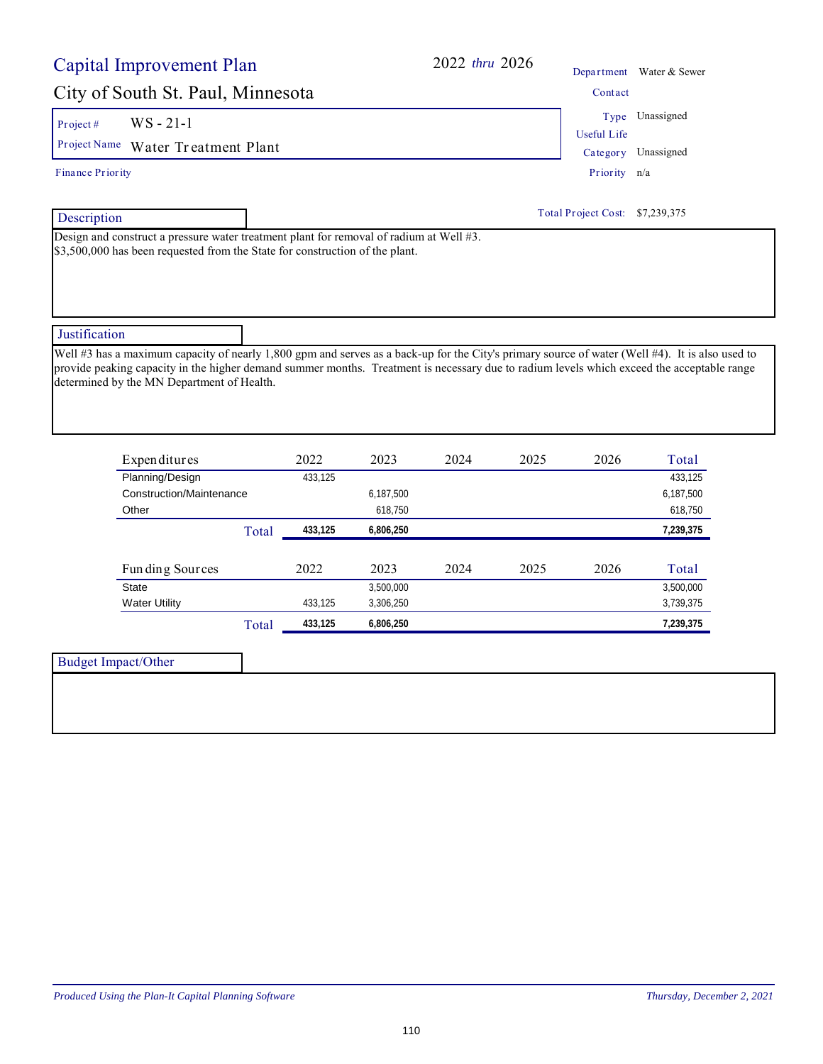# Capital Improvement Plan

## City of South St. Paul, Minnesota

2022 *thru* 2026

| | |
|---|---|
| Project # | WS - 21-1 |
| Project Name | Water Treatment Plant |
| Finance Priority | |

| | |
|---|---|
| Department | Water & Sewer |
| Contact | |
| Type | Unassigned |
| Useful Life | |
| Category | Unassigned |
| Priority | n/a |

Total Project Cost: $7,239,375

### Description

Design and construct a pressure water treatment plant for removal of radium at Well #3.
$3,500,000 has been requested from the State for construction of the plant.

### Justification

Well #3 has a maximum capacity of nearly 1,800 gpm and serves as a back-up for the City's primary source of water (Well #4). It is also used to provide peaking capacity in the higher demand summer months. Treatment is necessary due to radium levels which exceed the acceptable range determined by the MN Department of Health.

| Expenditures | 2022 | 2023 | 2024 | 2025 | 2026 | Total |
|---|---|---|---|---|---|---|
| Planning/Design | 433,125 | | | | | 433,125 |
| Construction/Maintenance | | 6,187,500 | | | | 6,187,500 |
| Other | | 618,750 | | | | 618,750 |
| **Total** | **433,125** | **6,806,250** | | | | **7,239,375** |

| Funding Sources | 2022 | 2023 | 2024 | 2025 | 2026 | Total |
|---|---|---|---|---|---|---|
| State | | 3,500,000 | | | | 3,500,000 |
| Water Utility | 433,125 | 3,306,250 | | | | 3,739,375 |
| **Total** | **433,125** | **6,806,250** | | | | **7,239,375** |

### Budget Impact/Other

*Produced Using the Plan-It Capital Planning Software*

*Thursday, December 2, 2021*